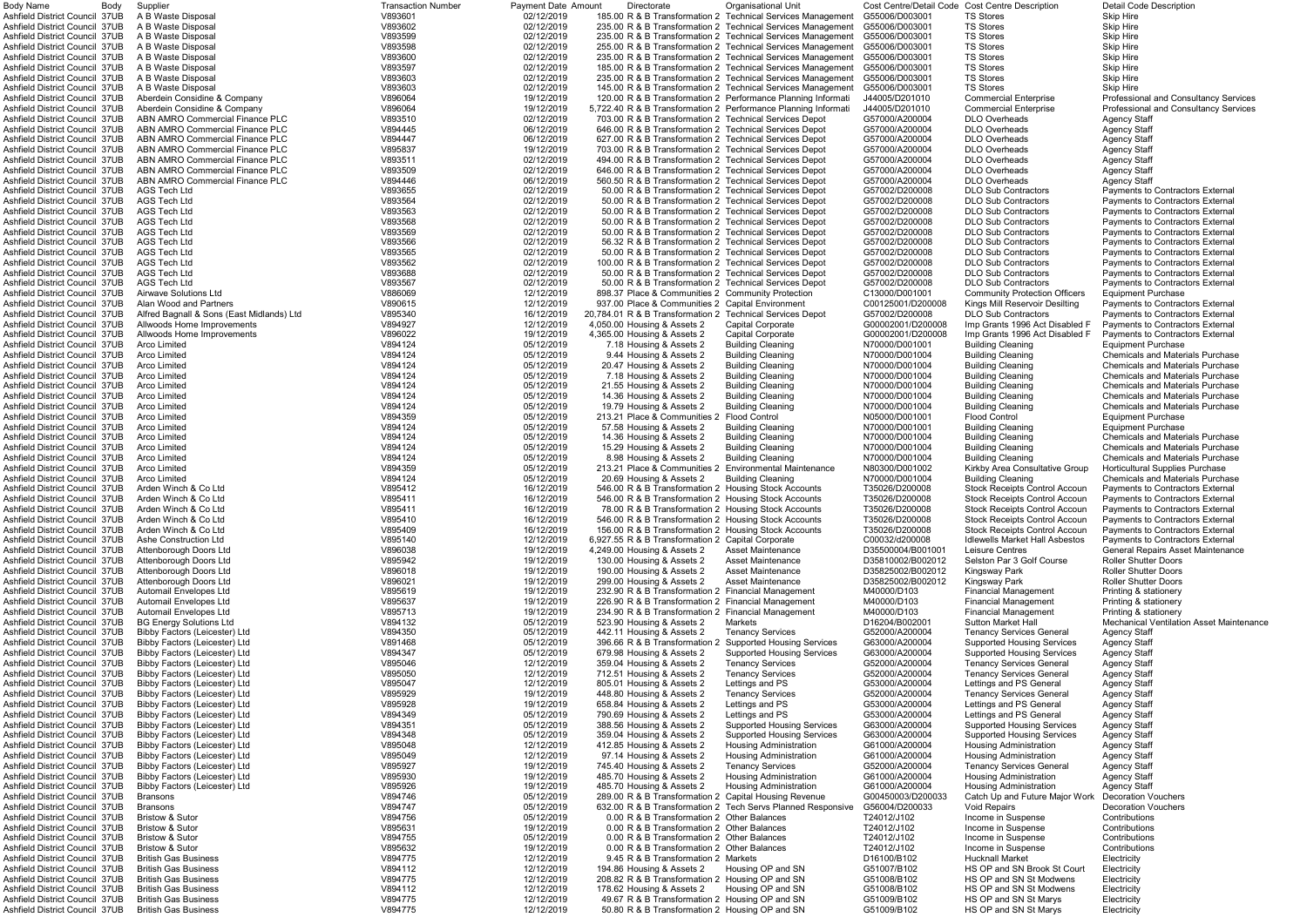| Body Name | Body | Supplier | Transaction Number | Payment Date | Amount | Directorate | Organisational Unit | Cost Centre/Detail Code | Cost Centre Description | Detail Code Description |
|---|---|---|---|---|---|---|---|---|---|---|
| Ashfield District Council | 37UB | A B Waste Disposal | V893601 | 02/12/2019 | 185.00 | R & B Transformation 2 | Technical Services Management | G55006/D003001 | TS Stores | Skip Hire |
| Ashfield District Council | 37UB | A B Waste Disposal | V893602 | 02/12/2019 | 235.00 | R & B Transformation 2 | Technical Services Management | G55006/D003001 | TS Stores | Skip Hire |
| Ashfield District Council | 37UB | A B Waste Disposal | V893599 | 02/12/2019 | 235.00 | R & B Transformation 2 | Technical Services Management | G55006/D003001 | TS Stores | Skip Hire |
| Ashfield District Council | 37UB | A B Waste Disposal | V893598 | 02/12/2019 | 255.00 | R & B Transformation 2 | Technical Services Management | G55006/D003001 | TS Stores | Skip Hire |
| Ashfield District Council | 37UB | A B Waste Disposal | V893600 | 02/12/2019 | 235.00 | R & B Transformation 2 | Technical Services Management | G55006/D003001 | TS Stores | Skip Hire |
| Ashfield District Council | 37UB | A B Waste Disposal | V893597 | 02/12/2019 | 185.00 | R & B Transformation 2 | Technical Services Management | G55006/D003001 | TS Stores | Skip Hire |
| Ashfield District Council | 37UB | A B Waste Disposal | V893603 | 02/12/2019 | 235.00 | R & B Transformation 2 | Technical Services Management | G55006/D003001 | TS Stores | Skip Hire |
| Ashfield District Council | 37UB | A B Waste Disposal | V893603 | 02/12/2019 | 145.00 | R & B Transformation 2 | Technical Services Management | G55006/D003001 | TS Stores | Skip Hire |
| Ashfield District Council | 37UB | Aberdein Considine & Company | V896064 | 19/12/2019 | 120.00 | R & B Transformation 2 | Performance Planning Informati | J44005/D201010 | Commercial Enterprise | Professional and Consultancy Services |
| Ashfield District Council | 37UB | Aberdein Considine & Company | V896064 | 19/12/2019 | 5,722.40 | R & B Transformation 2 | Performance Planning Informati | J44005/D201010 | Commercial Enterprise | Professional and Consultancy Services |
| Ashfield District Council | 37UB | ABN AMRO Commercial Finance PLC | V893510 | 02/12/2019 | 703.00 | R & B Transformation 2 | Technical Services Depot | G57000/A200004 | DLO Overheads | Agency Staff |
| Ashfield District Council | 37UB | ABN AMRO Commercial Finance PLC | V894445 | 06/12/2019 | 646.00 | R & B Transformation 2 | Technical Services Depot | G57000/A200004 | DLO Overheads | Agency Staff |
| Ashfield District Council | 37UB | ABN AMRO Commercial Finance PLC | V894447 | 06/12/2019 | 627.00 | R & B Transformation 2 | Technical Services Depot | G57000/A200004 | DLO Overheads | Agency Staff |
| Ashfield District Council | 37UB | ABN AMRO Commercial Finance PLC | V895837 | 19/12/2019 | 703.00 | R & B Transformation 2 | Technical Services Depot | G57000/A200004 | DLO Overheads | Agency Staff |
| Ashfield District Council | 37UB | ABN AMRO Commercial Finance PLC | V893511 | 02/12/2019 | 494.00 | R & B Transformation 2 | Technical Services Depot | G57000/A200004 | DLO Overheads | Agency Staff |
| Ashfield District Council | 37UB | ABN AMRO Commercial Finance PLC | V893509 | 02/12/2019 | 646.00 | R & B Transformation 2 | Technical Services Depot | G57000/A200004 | DLO Overheads | Agency Staff |
| Ashfield District Council | 37UB | ABN AMRO Commercial Finance PLC | V894446 | 06/12/2019 | 560.50 | R & B Transformation 2 | Technical Services Depot | G57000/A200004 | DLO Overheads | Agency Staff |
| Ashfield District Council | 37UB | AGS Tech Ltd | V893655 | 02/12/2019 | 50.00 | R & B Transformation 2 | Technical Services Depot | G57002/D200008 | DLO Sub Contractors | Payments to Contractors External |
| Ashfield District Council | 37UB | AGS Tech Ltd | V893564 | 02/12/2019 | 50.00 | R & B Transformation 2 | Technical Services Depot | G57002/D200008 | DLO Sub Contractors | Payments to Contractors External |
| Ashfield District Council | 37UB | AGS Tech Ltd | V893563 | 02/12/2019 | 50.00 | R & B Transformation 2 | Technical Services Depot | G57002/D200008 | DLO Sub Contractors | Payments to Contractors External |
| Ashfield District Council | 37UB | AGS Tech Ltd | V893568 | 02/12/2019 | 50.00 | R & B Transformation 2 | Technical Services Depot | G57002/D200008 | DLO Sub Contractors | Payments to Contractors External |
| Ashfield District Council | 37UB | AGS Tech Ltd | V893569 | 02/12/2019 | 50.00 | R & B Transformation 2 | Technical Services Depot | G57002/D200008 | DLO Sub Contractors | Payments to Contractors External |
| Ashfield District Council | 37UB | AGS Tech Ltd | V893566 | 02/12/2019 | 56.32 | R & B Transformation 2 | Technical Services Depot | G57002/D200008 | DLO Sub Contractors | Payments to Contractors External |
| Ashfield District Council | 37UB | AGS Tech Ltd | V893565 | 02/12/2019 | 50.00 | R & B Transformation 2 | Technical Services Depot | G57002/D200008 | DLO Sub Contractors | Payments to Contractors External |
| Ashfield District Council | 37UB | AGS Tech Ltd | V893562 | 02/12/2019 | 100.00 | R & B Transformation 2 | Technical Services Depot | G57002/D200008 | DLO Sub Contractors | Payments to Contractors External |
| Ashfield District Council | 37UB | AGS Tech Ltd | V893688 | 02/12/2019 | 50.00 | R & B Transformation 2 | Technical Services Depot | G57002/D200008 | DLO Sub Contractors | Payments to Contractors External |
| Ashfield District Council | 37UB | AGS Tech Ltd | V893567 | 02/12/2019 | 50.00 | R & B Transformation 2 | Technical Services Depot | G57002/D200008 | DLO Sub Contractors | Payments to Contractors External |
| Ashfield District Council | 37UB | Airwave Solutions Ltd | V886069 | 12/12/2019 | 898.37 | Place & Communities 2 | Community Protection | C13000/D001001 | Community Protection Officers | Equipment Purchase |
| Ashfield District Council | 37UB | Alan Wood and Partners | V890615 | 12/12/2019 | 937.00 | Place & Communities 2 | Capital Environment | C00125001/D200008 | Kings Mill Reservoir Desilting | Payments to Contractors External |
| Ashfield District Council | 37UB | Alfred Bagnall & Sons (East Midlands) Ltd | V895340 | 16/12/2019 | 20,784.01 | R & B Transformation 2 | Technical Services Depot | G57002/D200008 | DLO Sub Contractors | Payments to Contractors External |
| Ashfield District Council | 37UB | Allwoods Home Improvements | V894927 | 12/12/2019 | 4,050.00 | Housing & Assets 2 | Capital Corporate | G00002001/D200008 | Imp Grants 1996 Act Disabled F | Payments to Contractors External |
| Ashfield District Council | 37UB | Allwoods Home Improvements | V896022 | 19/12/2019 | 4,365.00 | Housing & Assets 2 | Capital Corporate | G00002001/D200008 | Imp Grants 1996 Act Disabled F | Payments to Contractors External |
| Ashfield District Council | 37UB | Arco Limited | V894124 | 05/12/2019 | 7.18 | Housing & Assets 2 | Building Cleaning | N70000/D001001 | Building Cleaning | Equipment Purchase |
| Ashfield District Council | 37UB | Arco Limited | V894124 | 05/12/2019 | 9.44 | Housing & Assets 2 | Building Cleaning | N70000/D001004 | Building Cleaning | Chemicals and Materials Purchase |
| Ashfield District Council | 37UB | Arco Limited | V894124 | 05/12/2019 | 20.47 | Housing & Assets 2 | Building Cleaning | N70000/D001004 | Building Cleaning | Chemicals and Materials Purchase |
| Ashfield District Council | 37UB | Arco Limited | V894124 | 05/12/2019 | 7.18 | Housing & Assets 2 | Building Cleaning | N70000/D001004 | Building Cleaning | Chemicals and Materials Purchase |
| Ashfield District Council | 37UB | Arco Limited | V894124 | 05/12/2019 | 21.55 | Housing & Assets 2 | Building Cleaning | N70000/D001004 | Building Cleaning | Chemicals and Materials Purchase |
| Ashfield District Council | 37UB | Arco Limited | V894124 | 05/12/2019 | 14.36 | Housing & Assets 2 | Building Cleaning | N70000/D001004 | Building Cleaning | Chemicals and Materials Purchase |
| Ashfield District Council | 37UB | Arco Limited | V894124 | 05/12/2019 | 19.79 | Housing & Assets 2 | Building Cleaning | N70000/D001004 | Building Cleaning | Chemicals and Materials Purchase |
| Ashfield District Council | 37UB | Arco Limited | V894359 | 05/12/2019 | 213.21 | Place & Communities 2 | Flood Control | N05000/D001001 | Flood Control | Equipment Purchase |
| Ashfield District Council | 37UB | Arco Limited | V894124 | 05/12/2019 | 57.58 | Housing & Assets 2 | Building Cleaning | N70000/D001001 | Building Cleaning | Equipment Purchase |
| Ashfield District Council | 37UB | Arco Limited | V894124 | 05/12/2019 | 14.36 | Housing & Assets 2 | Building Cleaning | N70000/D001004 | Building Cleaning | Chemicals and Materials Purchase |
| Ashfield District Council | 37UB | Arco Limited | V894124 | 05/12/2019 | 15.29 | Housing & Assets 2 | Building Cleaning | N70000/D001004 | Building Cleaning | Chemicals and Materials Purchase |
| Ashfield District Council | 37UB | Arco Limited | V894124 | 05/12/2019 | 8.98 | Housing & Assets 2 | Building Cleaning | N70000/D001004 | Building Cleaning | Chemicals and Materials Purchase |
| Ashfield District Council | 37UB | Arco Limited | V894359 | 05/12/2019 | 213.21 | Place & Communities 2 | Environmental Maintenance | N80300/D001002 | Kirkby Area Consultative Group | Horticultural Supplies Purchase |
| Ashfield District Council | 37UB | Arco Limited | V894124 | 05/12/2019 | 20.69 | Housing & Assets 2 | Building Cleaning | N70000/D001004 | Building Cleaning | Chemicals and Materials Purchase |
| Ashfield District Council | 37UB | Arden Winch & Co Ltd | V895412 | 16/12/2019 | 546.00 | R & B Transformation 2 | Housing Stock Accounts | T35026/D200008 | Stock Receipts Control Accoun | Payments to Contractors External |
| Ashfield District Council | 37UB | Arden Winch & Co Ltd | V895411 | 16/12/2019 | 546.00 | R & B Transformation 2 | Housing Stock Accounts | T35026/D200008 | Stock Receipts Control Accoun | Payments to Contractors External |
| Ashfield District Council | 37UB | Arden Winch & Co Ltd | V895411 | 16/12/2019 | 78.00 | R & B Transformation 2 | Housing Stock Accounts | T35026/D200008 | Stock Receipts Control Accoun | Payments to Contractors External |
| Ashfield District Council | 37UB | Arden Winch & Co Ltd | V895410 | 16/12/2019 | 546.00 | R & B Transformation 2 | Housing Stock Accounts | T35026/D200008 | Stock Receipts Control Accoun | Payments to Contractors External |
| Ashfield District Council | 37UB | Arden Winch & Co Ltd | V895409 | 16/12/2019 | 156.00 | R & B Transformation 2 | Housing Stock Accounts | T35026/D200008 | Stock Receipts Control Accoun | Payments to Contractors External |
| Ashfield District Council | 37UB | Ashe Construction Ltd | V895140 | 12/12/2019 | 6,927.55 | R & B Transformation 2 | Capital Corporate | C00032/d200008 | Idlewells Market Hall Asbestos | Payments to Contractors External |
| Ashfield District Council | 37UB | Attenborough Doors Ltd | V896038 | 19/12/2019 | 4,249.00 | Housing & Assets 2 | Asset Maintenance | D35500004/B001001 | Leisure Centres | General Repairs Asset Maintenance |
| Ashfield District Council | 37UB | Attenborough Doors Ltd | V895942 | 19/12/2019 | 130.00 | Housing & Assets 2 | Asset Maintenance | D35810002/B002012 | Selston Par 3 Golf Course | Roller Shutter Doors |
| Ashfield District Council | 37UB | Attenborough Doors Ltd | V896018 | 19/12/2019 | 190.00 | Housing & Assets 2 | Asset Maintenance | D35825002/B002012 | Kingsway Park | Roller Shutter Doors |
| Ashfield District Council | 37UB | Attenborough Doors Ltd | V896021 | 19/12/2019 | 299.00 | Housing & Assets 2 | Asset Maintenance | D35825002/B002012 | Kingsway Park | Roller Shutter Doors |
| Ashfield District Council | 37UB | Automail Envelopes Ltd | V895619 | 19/12/2019 | 232.90 | R & B Transformation 2 | Financial Management | M40000/D103 | Financial Management | Printing & stationery |
| Ashfield District Council | 37UB | Automail Envelopes Ltd | V895637 | 19/12/2019 | 226.90 | R & B Transformation 2 | Financial Management | M40000/D103 | Financial Management | Printing & stationery |
| Ashfield District Council | 37UB | Automail Envelopes Ltd | V895713 | 19/12/2019 | 234.90 | R & B Transformation 2 | Financial Management | M40000/D103 | Financial Management | Printing & stationery |
| Ashfield District Council | 37UB | BG Energy Solutions Ltd | V894132 | 05/12/2019 | 523.90 | Housing & Assets 2 | Markets | D16204/B002001 | Sutton Market Hall | Mechanical Ventilation Asset Maintenance |
| Ashfield District Council | 37UB | Bibby Factors (Leicester) Ltd | V894350 | 05/12/2019 | 442.11 | Housing & Assets 2 | Tenancy Services | G52000/A200004 | Tenancy Services General | Agency Staff |
| Ashfield District Council | 37UB | Bibby Factors (Leicester) Ltd | V891468 | 05/12/2019 | 396.66 | R & B Transformation 2 | Supported Housing Services | G63000/A200004 | Supported Housing Services | Agency Staff |
| Ashfield District Council | 37UB | Bibby Factors (Leicester) Ltd | V894347 | 05/12/2019 | 679.98 | Housing & Assets 2 | Supported Housing Services | G63000/A200004 | Supported Housing Services | Agency Staff |
| Ashfield District Council | 37UB | Bibby Factors (Leicester) Ltd | V895046 | 12/12/2019 | 359.04 | Housing & Assets 2 | Tenancy Services | G52000/A200004 | Tenancy Services General | Agency Staff |
| Ashfield District Council | 37UB | Bibby Factors (Leicester) Ltd | V895050 | 12/12/2019 | 712.51 | Housing & Assets 2 | Tenancy Services | G52000/A200004 | Tenancy Services General | Agency Staff |
| Ashfield District Council | 37UB | Bibby Factors (Leicester) Ltd | V895047 | 12/12/2019 | 805.01 | Housing & Assets 2 | Lettings and PS | G53000/A200004 | Lettings and PS General | Agency Staff |
| Ashfield District Council | 37UB | Bibby Factors (Leicester) Ltd | V895929 | 19/12/2019 | 448.80 | Housing & Assets 2 | Tenancy Services | G52000/A200004 | Tenancy Services General | Agency Staff |
| Ashfield District Council | 37UB | Bibby Factors (Leicester) Ltd | V895928 | 19/12/2019 | 658.84 | Housing & Assets 2 | Lettings and PS | G53000/A200004 | Lettings and PS General | Agency Staff |
| Ashfield District Council | 37UB | Bibby Factors (Leicester) Ltd | V894349 | 05/12/2019 | 790.69 | Housing & Assets 2 | Lettings and PS | G53000/A200004 | Lettings and PS General | Agency Staff |
| Ashfield District Council | 37UB | Bibby Factors (Leicester) Ltd | V894351 | 05/12/2019 | 388.56 | Housing & Assets 2 | Supported Housing Services | G63000/A200004 | Supported Housing Services | Agency Staff |
| Ashfield District Council | 37UB | Bibby Factors (Leicester) Ltd | V894348 | 05/12/2019 | 359.04 | Housing & Assets 2 | Supported Housing Services | G63000/A200004 | Supported Housing Services | Agency Staff |
| Ashfield District Council | 37UB | Bibby Factors (Leicester) Ltd | V895048 | 12/12/2019 | 412.85 | Housing & Assets 2 | Housing Administration | G61000/A200004 | Housing Administration | Agency Staff |
| Ashfield District Council | 37UB | Bibby Factors (Leicester) Ltd | V895049 | 12/12/2019 | 97.14 | Housing & Assets 2 | Housing Administration | G61000/A200004 | Housing Administration | Agency Staff |
| Ashfield District Council | 37UB | Bibby Factors (Leicester) Ltd | V895927 | 19/12/2019 | 745.40 | Housing & Assets 2 | Tenancy Services | G52000/A200004 | Tenancy Services General | Agency Staff |
| Ashfield District Council | 37UB | Bibby Factors (Leicester) Ltd | V895930 | 19/12/2019 | 485.70 | Housing & Assets 2 | Housing Administration | G61000/A200004 | Housing Administration | Agency Staff |
| Ashfield District Council | 37UB | Bibby Factors (Leicester) Ltd | V895926 | 19/12/2019 | 485.70 | Housing & Assets 2 | Housing Administration | G61000/A200004 | Housing Administration | Agency Staff |
| Ashfield District Council | 37UB | Bransons | V894746 | 05/12/2019 | 289.00 | R & B Transformation 2 | Capital Housing Revenue | G00450003/D200033 | Catch Up and Future Major Work | Decoration Vouchers |
| Ashfield District Council | 37UB | Bransons | V894747 | 05/12/2019 | 632.00 | R & B Transformation 2 | Tech Servs Planned Responsive | G56004/D200033 | Void Repairs | Decoration Vouchers |
| Ashfield District Council | 37UB | Bristow & Sutor | V894756 | 05/12/2019 | 0.00 | R & B Transformation 2 | Other Balances | T24012/J102 | Income in Suspense | Contributions |
| Ashfield District Council | 37UB | Bristow & Sutor | V895631 | 19/12/2019 | 0.00 | R & B Transformation 2 | Other Balances | T24012/J102 | Income in Suspense | Contributions |
| Ashfield District Council | 37UB | Bristow & Sutor | V894755 | 05/12/2019 | 0.00 | R & B Transformation 2 | Other Balances | T24012/J102 | Income in Suspense | Contributions |
| Ashfield District Council | 37UB | Bristow & Sutor | V895632 | 19/12/2019 | 0.00 | R & B Transformation 2 | Other Balances | T24012/J102 | Income in Suspense | Contributions |
| Ashfield District Council | 37UB | British Gas Business | V894775 | 12/12/2019 | 9.45 | R & B Transformation 2 | Markets | D16100/B102 | Hucknall Market | Electricity |
| Ashfield District Council | 37UB | British Gas Business | V894112 | 12/12/2019 | 194.86 | Housing & Assets 2 | Housing OP and SN | G51007/B102 | HS OP and SN Brook St Court | Electricity |
| Ashfield District Council | 37UB | British Gas Business | V894775 | 12/12/2019 | 208.82 | R & B Transformation 2 | Housing OP and SN | G51008/B102 | HS OP and SN St Modwens | Electricity |
| Ashfield District Council | 37UB | British Gas Business | V894112 | 12/12/2019 | 178.62 | Housing & Assets 2 | Housing OP and SN | G51008/B102 | HS OP and SN St Modwens | Electricity |
| Ashfield District Council | 37UB | British Gas Business | V894775 | 12/12/2019 | 49.67 | R & B Transformation 2 | Housing OP and SN | G51009/B102 | HS OP and SN St Marys | Electricity |
| Ashfield District Council | 37UB | British Gas Business | V894775 | 12/12/2019 | 50.80 | R & B Transformation 2 | Housing OP and SN | G51009/B102 | HS OP and SN St Marys | Electricity |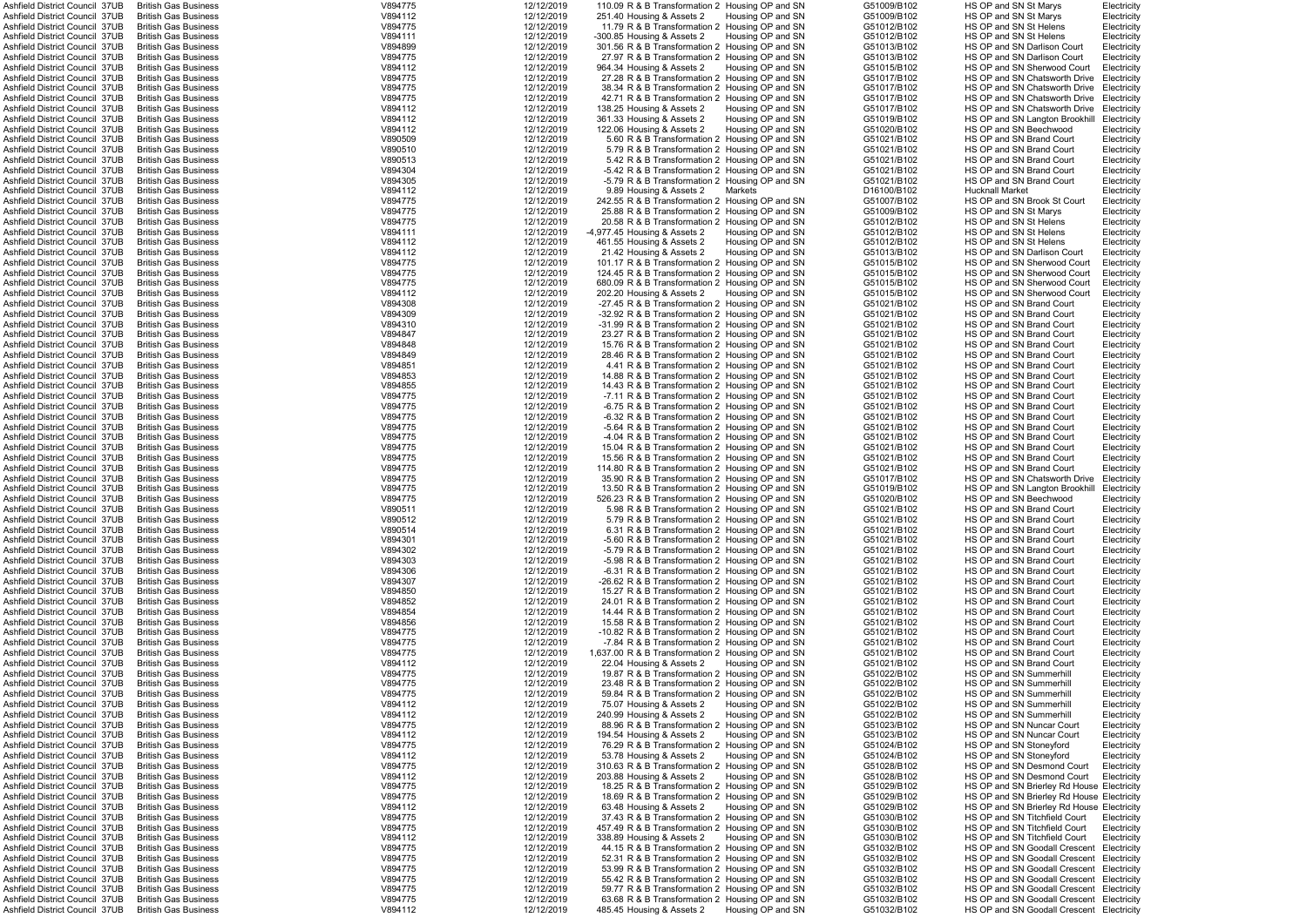| | | | | | | | | | | |
|---|---|---|---|---|---|---|---|---|---|---|
| Ashfield District Council | 37UB | British Gas Business | V894775 | 12/12/2019 | 110.09 | R & B Transformation 2 | Housing OP and SN | G51009/B102 | HS OP and SN St Marys | Electricity |
| Ashfield District Council | 37UB | British Gas Business | V894112 | 12/12/2019 | 251.40 | Housing & Assets 2 | Housing OP and SN | G51009/B102 | HS OP and SN St Marys | Electricity |
| Ashfield District Council | 37UB | British Gas Business | V894775 | 12/12/2019 | 11.79 | R & B Transformation 2 | Housing OP and SN | G51012/B102 | HS OP and SN St Helens | Electricity |
| Ashfield District Council | 37UB | British Gas Business | V894111 | 12/12/2019 | -300.85 | Housing & Assets 2 | Housing OP and SN | G51012/B102 | HS OP and SN St Helens | Electricity |
| Ashfield District Council | 37UB | British Gas Business | V894899 | 12/12/2019 | 301.56 | R & B Transformation 2 | Housing OP and SN | G51013/B102 | HS OP and SN Darlison Court | Electricity |
| Ashfield District Council | 37UB | British Gas Business | V894775 | 12/12/2019 | 27.97 | R & B Transformation 2 | Housing OP and SN | G51013/B102 | HS OP and SN Darlison Court | Electricity |
| Ashfield District Council | 37UB | British Gas Business | V894112 | 12/12/2019 | 964.34 | Housing & Assets 2 | Housing OP and SN | G51015/B102 | HS OP and SN Sherwood Court | Electricity |
| Ashfield District Council | 37UB | British Gas Business | V894775 | 12/12/2019 | 27.28 | R & B Transformation 2 | Housing OP and SN | G51017/B102 | HS OP and SN Chatsworth Drive | Electricity |
| Ashfield District Council | 37UB | British Gas Business | V894775 | 12/12/2019 | 38.34 | R & B Transformation 2 | Housing OP and SN | G51017/B102 | HS OP and SN Chatsworth Drive | Electricity |
| Ashfield District Council | 37UB | British Gas Business | V894775 | 12/12/2019 | 42.71 | R & B Transformation 2 | Housing OP and SN | G51017/B102 | HS OP and SN Chatsworth Drive | Electricity |
| Ashfield District Council | 37UB | British Gas Business | V894112 | 12/12/2019 | 138.25 | Housing & Assets 2 | Housing OP and SN | G51017/B102 | HS OP and SN Chatsworth Drive | Electricity |
| Ashfield District Council | 37UB | British Gas Business | V894112 | 12/12/2019 | 361.33 | Housing & Assets 2 | Housing OP and SN | G51019/B102 | HS OP and SN Langton Brookhill | Electricity |
| Ashfield District Council | 37UB | British Gas Business | V894112 | 12/12/2019 | 122.06 | Housing & Assets 2 | Housing OP and SN | G51020/B102 | HS OP and SN Beechwood | Electricity |
| Ashfield District Council | 37UB | British Gas Business | V890509 | 12/12/2019 | 5.60 | R & B Transformation 2 | Housing OP and SN | G51021/B102 | HS OP and SN Brand Court | Electricity |
| Ashfield District Council | 37UB | British Gas Business | V890510 | 12/12/2019 | 5.79 | R & B Transformation 2 | Housing OP and SN | G51021/B102 | HS OP and SN Brand Court | Electricity |
| Ashfield District Council | 37UB | British Gas Business | V890513 | 12/12/2019 | 5.42 | R & B Transformation 2 | Housing OP and SN | G51021/B102 | HS OP and SN Brand Court | Electricity |
| Ashfield District Council | 37UB | British Gas Business | V894304 | 12/12/2019 | -5.42 | R & B Transformation 2 | Housing OP and SN | G51021/B102 | HS OP and SN Brand Court | Electricity |
| Ashfield District Council | 37UB | British Gas Business | V894305 | 12/12/2019 | -5.79 | R & B Transformation 2 | Housing OP and SN | G51021/B102 | HS OP and SN Brand Court | Electricity |
| Ashfield District Council | 37UB | British Gas Business | V894112 | 12/12/2019 | 9.89 | Housing & Assets 2 | Markets | D16100/B102 | Hucknall Market | Electricity |
| Ashfield District Council | 37UB | British Gas Business | V894775 | 12/12/2019 | 242.55 | R & B Transformation 2 | Housing OP and SN | G51007/B102 | HS OP and SN Brook St Court | Electricity |
| Ashfield District Council | 37UB | British Gas Business | V894775 | 12/12/2019 | 25.88 | R & B Transformation 2 | Housing OP and SN | G51009/B102 | HS OP and SN St Marys | Electricity |
| Ashfield District Council | 37UB | British Gas Business | V894775 | 12/12/2019 | 20.58 | R & B Transformation 2 | Housing OP and SN | G51012/B102 | HS OP and SN St Helens | Electricity |
| Ashfield District Council | 37UB | British Gas Business | V894111 | 12/12/2019 | -4,977.45 | Housing & Assets 2 | Housing OP and SN | G51012/B102 | HS OP and SN St Helens | Electricity |
| Ashfield District Council | 37UB | British Gas Business | V894112 | 12/12/2019 | 461.55 | Housing & Assets 2 | Housing OP and SN | G51012/B102 | HS OP and SN St Helens | Electricity |
| Ashfield District Council | 37UB | British Gas Business | V894112 | 12/12/2019 | 21.42 | Housing & Assets 2 | Housing OP and SN | G51013/B102 | HS OP and SN Darlison Court | Electricity |
| Ashfield District Council | 37UB | British Gas Business | V894775 | 12/12/2019 | 101.17 | R & B Transformation 2 | Housing OP and SN | G51015/B102 | HS OP and SN Sherwood Court | Electricity |
| Ashfield District Council | 37UB | British Gas Business | V894775 | 12/12/2019 | 124.45 | R & B Transformation 2 | Housing OP and SN | G51015/B102 | HS OP and SN Sherwood Court | Electricity |
| Ashfield District Council | 37UB | British Gas Business | V894775 | 12/12/2019 | 680.09 | R & B Transformation 2 | Housing OP and SN | G51015/B102 | HS OP and SN Sherwood Court | Electricity |
| Ashfield District Council | 37UB | British Gas Business | V894112 | 12/12/2019 | 202.20 | Housing & Assets 2 | Housing OP and SN | G51015/B102 | HS OP and SN Sherwood Court | Electricity |
| Ashfield District Council | 37UB | British Gas Business | V894308 | 12/12/2019 | -27.45 | R & B Transformation 2 | Housing OP and SN | G51021/B102 | HS OP and SN Brand Court | Electricity |
| Ashfield District Council | 37UB | British Gas Business | V894309 | 12/12/2019 | -32.92 | R & B Transformation 2 | Housing OP and SN | G51021/B102 | HS OP and SN Brand Court | Electricity |
| Ashfield District Council | 37UB | British Gas Business | V894310 | 12/12/2019 | -31.99 | R & B Transformation 2 | Housing OP and SN | G51021/B102 | HS OP and SN Brand Court | Electricity |
| Ashfield District Council | 37UB | British Gas Business | V894847 | 12/12/2019 | 23.27 | R & B Transformation 2 | Housing OP and SN | G51021/B102 | HS OP and SN Brand Court | Electricity |
| Ashfield District Council | 37UB | British Gas Business | V894848 | 12/12/2019 | 15.76 | R & B Transformation 2 | Housing OP and SN | G51021/B102 | HS OP and SN Brand Court | Electricity |
| Ashfield District Council | 37UB | British Gas Business | V894849 | 12/12/2019 | 28.46 | R & B Transformation 2 | Housing OP and SN | G51021/B102 | HS OP and SN Brand Court | Electricity |
| Ashfield District Council | 37UB | British Gas Business | V894851 | 12/12/2019 | 4.41 | R & B Transformation 2 | Housing OP and SN | G51021/B102 | HS OP and SN Brand Court | Electricity |
| Ashfield District Council | 37UB | British Gas Business | V894853 | 12/12/2019 | 14.88 | R & B Transformation 2 | Housing OP and SN | G51021/B102 | HS OP and SN Brand Court | Electricity |
| Ashfield District Council | 37UB | British Gas Business | V894855 | 12/12/2019 | 14.43 | R & B Transformation 2 | Housing OP and SN | G51021/B102 | HS OP and SN Brand Court | Electricity |
| Ashfield District Council | 37UB | British Gas Business | V894775 | 12/12/2019 | -7.11 | R & B Transformation 2 | Housing OP and SN | G51021/B102 | HS OP and SN Brand Court | Electricity |
| Ashfield District Council | 37UB | British Gas Business | V894775 | 12/12/2019 | -6.75 | R & B Transformation 2 | Housing OP and SN | G51021/B102 | HS OP and SN Brand Court | Electricity |
| Ashfield District Council | 37UB | British Gas Business | V894775 | 12/12/2019 | -6.32 | R & B Transformation 2 | Housing OP and SN | G51021/B102 | HS OP and SN Brand Court | Electricity |
| Ashfield District Council | 37UB | British Gas Business | V894775 | 12/12/2019 | -5.64 | R & B Transformation 2 | Housing OP and SN | G51021/B102 | HS OP and SN Brand Court | Electricity |
| Ashfield District Council | 37UB | British Gas Business | V894775 | 12/12/2019 | -4.04 | R & B Transformation 2 | Housing OP and SN | G51021/B102 | HS OP and SN Brand Court | Electricity |
| Ashfield District Council | 37UB | British Gas Business | V894775 | 12/12/2019 | 15.04 | R & B Transformation 2 | Housing OP and SN | G51021/B102 | HS OP and SN Brand Court | Electricity |
| Ashfield District Council | 37UB | British Gas Business | V894775 | 12/12/2019 | 15.56 | R & B Transformation 2 | Housing OP and SN | G51021/B102 | HS OP and SN Brand Court | Electricity |
| Ashfield District Council | 37UB | British Gas Business | V894775 | 12/12/2019 | 114.80 | R & B Transformation 2 | Housing OP and SN | G51021/B102 | HS OP and SN Brand Court | Electricity |
| Ashfield District Council | 37UB | British Gas Business | V894775 | 12/12/2019 | 35.90 | R & B Transformation 2 | Housing OP and SN | G51017/B102 | HS OP and SN Chatsworth Drive | Electricity |
| Ashfield District Council | 37UB | British Gas Business | V894775 | 12/12/2019 | 13.50 | R & B Transformation 2 | Housing OP and SN | G51019/B102 | HS OP and SN Langton Brookhill | Electricity |
| Ashfield District Council | 37UB | British Gas Business | V894775 | 12/12/2019 | 526.23 | R & B Transformation 2 | Housing OP and SN | G51020/B102 | HS OP and SN Beechwood | Electricity |
| Ashfield District Council | 37UB | British Gas Business | V890511 | 12/12/2019 | 5.98 | R & B Transformation 2 | Housing OP and SN | G51021/B102 | HS OP and SN Brand Court | Electricity |
| Ashfield District Council | 37UB | British Gas Business | V890512 | 12/12/2019 | 5.79 | R & B Transformation 2 | Housing OP and SN | G51021/B102 | HS OP and SN Brand Court | Electricity |
| Ashfield District Council | 37UB | British Gas Business | V890514 | 12/12/2019 | 6.31 | R & B Transformation 2 | Housing OP and SN | G51021/B102 | HS OP and SN Brand Court | Electricity |
| Ashfield District Council | 37UB | British Gas Business | V894301 | 12/12/2019 | -5.60 | R & B Transformation 2 | Housing OP and SN | G51021/B102 | HS OP and SN Brand Court | Electricity |
| Ashfield District Council | 37UB | British Gas Business | V894302 | 12/12/2019 | -5.79 | R & B Transformation 2 | Housing OP and SN | G51021/B102 | HS OP and SN Brand Court | Electricity |
| Ashfield District Council | 37UB | British Gas Business | V894303 | 12/12/2019 | -5.98 | R & B Transformation 2 | Housing OP and SN | G51021/B102 | HS OP and SN Brand Court | Electricity |
| Ashfield District Council | 37UB | British Gas Business | V894306 | 12/12/2019 | -6.31 | R & B Transformation 2 | Housing OP and SN | G51021/B102 | HS OP and SN Brand Court | Electricity |
| Ashfield District Council | 37UB | British Gas Business | V894307 | 12/12/2019 | -26.62 | R & B Transformation 2 | Housing OP and SN | G51021/B102 | HS OP and SN Brand Court | Electricity |
| Ashfield District Council | 37UB | British Gas Business | V894850 | 12/12/2019 | 15.27 | R & B Transformation 2 | Housing OP and SN | G51021/B102 | HS OP and SN Brand Court | Electricity |
| Ashfield District Council | 37UB | British Gas Business | V894852 | 12/12/2019 | 24.01 | R & B Transformation 2 | Housing OP and SN | G51021/B102 | HS OP and SN Brand Court | Electricity |
| Ashfield District Council | 37UB | British Gas Business | V894854 | 12/12/2019 | 14.44 | R & B Transformation 2 | Housing OP and SN | G51021/B102 | HS OP and SN Brand Court | Electricity |
| Ashfield District Council | 37UB | British Gas Business | V894856 | 12/12/2019 | 15.58 | R & B Transformation 2 | Housing OP and SN | G51021/B102 | HS OP and SN Brand Court | Electricity |
| Ashfield District Council | 37UB | British Gas Business | V894775 | 12/12/2019 | -10.82 | R & B Transformation 2 | Housing OP and SN | G51021/B102 | HS OP and SN Brand Court | Electricity |
| Ashfield District Council | 37UB | British Gas Business | V894775 | 12/12/2019 | -7.84 | R & B Transformation 2 | Housing OP and SN | G51021/B102 | HS OP and SN Brand Court | Electricity |
| Ashfield District Council | 37UB | British Gas Business | V894775 | 12/12/2019 | 1,637.00 | R & B Transformation 2 | Housing OP and SN | G51021/B102 | HS OP and SN Brand Court | Electricity |
| Ashfield District Council | 37UB | British Gas Business | V894112 | 12/12/2019 | 22.04 | Housing & Assets 2 | Housing OP and SN | G51021/B102 | HS OP and SN Brand Court | Electricity |
| Ashfield District Council | 37UB | British Gas Business | V894775 | 12/12/2019 | 19.87 | R & B Transformation 2 | Housing OP and SN | G51022/B102 | HS OP and SN Summerhill | Electricity |
| Ashfield District Council | 37UB | British Gas Business | V894775 | 12/12/2019 | 23.48 | R & B Transformation 2 | Housing OP and SN | G51022/B102 | HS OP and SN Summerhill | Electricity |
| Ashfield District Council | 37UB | British Gas Business | V894775 | 12/12/2019 | 59.84 | R & B Transformation 2 | Housing OP and SN | G51022/B102 | HS OP and SN Summerhill | Electricity |
| Ashfield District Council | 37UB | British Gas Business | V894112 | 12/12/2019 | 75.07 | Housing & Assets 2 | Housing OP and SN | G51022/B102 | HS OP and SN Summerhill | Electricity |
| Ashfield District Council | 37UB | British Gas Business | V894112 | 12/12/2019 | 240.99 | Housing & Assets 2 | Housing OP and SN | G51022/B102 | HS OP and SN Summerhill | Electricity |
| Ashfield District Council | 37UB | British Gas Business | V894775 | 12/12/2019 | 88.96 | R & B Transformation 2 | Housing OP and SN | G51023/B102 | HS OP and SN Nuncar Court | Electricity |
| Ashfield District Council | 37UB | British Gas Business | V894112 | 12/12/2019 | 194.54 | Housing & Assets 2 | Housing OP and SN | G51023/B102 | HS OP and SN Nuncar Court | Electricity |
| Ashfield District Council | 37UB | British Gas Business | V894775 | 12/12/2019 | 76.29 | R & B Transformation 2 | Housing OP and SN | G51024/B102 | HS OP and SN Stoneyford | Electricity |
| Ashfield District Council | 37UB | British Gas Business | V894112 | 12/12/2019 | 53.78 | Housing & Assets 2 | Housing OP and SN | G51024/B102 | HS OP and SN Stoneyford | Electricity |
| Ashfield District Council | 37UB | British Gas Business | V894775 | 12/12/2019 | 310.63 | R & B Transformation 2 | Housing OP and SN | G51028/B102 | HS OP and SN Desmond Court | Electricity |
| Ashfield District Council | 37UB | British Gas Business | V894112 | 12/12/2019 | 203.88 | Housing & Assets 2 | Housing OP and SN | G51028/B102 | HS OP and SN Desmond Court | Electricity |
| Ashfield District Council | 37UB | British Gas Business | V894775 | 12/12/2019 | 18.25 | R & B Transformation 2 | Housing OP and SN | G51029/B102 | HS OP and SN Brierley Rd House | Electricity |
| Ashfield District Council | 37UB | British Gas Business | V894775 | 12/12/2019 | 18.69 | R & B Transformation 2 | Housing OP and SN | G51029/B102 | HS OP and SN Brierley Rd House | Electricity |
| Ashfield District Council | 37UB | British Gas Business | V894112 | 12/12/2019 | 63.48 | Housing & Assets 2 | Housing OP and SN | G51029/B102 | HS OP and SN Brierley Rd House | Electricity |
| Ashfield District Council | 37UB | British Gas Business | V894775 | 12/12/2019 | 37.43 | R & B Transformation 2 | Housing OP and SN | G51030/B102 | HS OP and SN Titchfield Court | Electricity |
| Ashfield District Council | 37UB | British Gas Business | V894775 | 12/12/2019 | 457.49 | R & B Transformation 2 | Housing OP and SN | G51030/B102 | HS OP and SN Titchfield Court | Electricity |
| Ashfield District Council | 37UB | British Gas Business | V894112 | 12/12/2019 | 338.89 | Housing & Assets 2 | Housing OP and SN | G51030/B102 | HS OP and SN Titchfield Court | Electricity |
| Ashfield District Council | 37UB | British Gas Business | V894775 | 12/12/2019 | 44.15 | R & B Transformation 2 | Housing OP and SN | G51032/B102 | HS OP and SN Goodall Crescent | Electricity |
| Ashfield District Council | 37UB | British Gas Business | V894775 | 12/12/2019 | 52.31 | R & B Transformation 2 | Housing OP and SN | G51032/B102 | HS OP and SN Goodall Crescent | Electricity |
| Ashfield District Council | 37UB | British Gas Business | V894775 | 12/12/2019 | 53.99 | R & B Transformation 2 | Housing OP and SN | G51032/B102 | HS OP and SN Goodall Crescent | Electricity |
| Ashfield District Council | 37UB | British Gas Business | V894775 | 12/12/2019 | 55.42 | R & B Transformation 2 | Housing OP and SN | G51032/B102 | HS OP and SN Goodall Crescent | Electricity |
| Ashfield District Council | 37UB | British Gas Business | V894775 | 12/12/2019 | 59.77 | R & B Transformation 2 | Housing OP and SN | G51032/B102 | HS OP and SN Goodall Crescent | Electricity |
| Ashfield District Council | 37UB | British Gas Business | V894775 | 12/12/2019 | 63.68 | R & B Transformation 2 | Housing OP and SN | G51032/B102 | HS OP and SN Goodall Crescent | Electricity |
| Ashfield District Council | 37UB | British Gas Business | V894112 | 12/12/2019 | 485.45 | Housing & Assets 2 | Housing OP and SN | G51032/B102 | HS OP and SN Goodall Crescent | Electricity |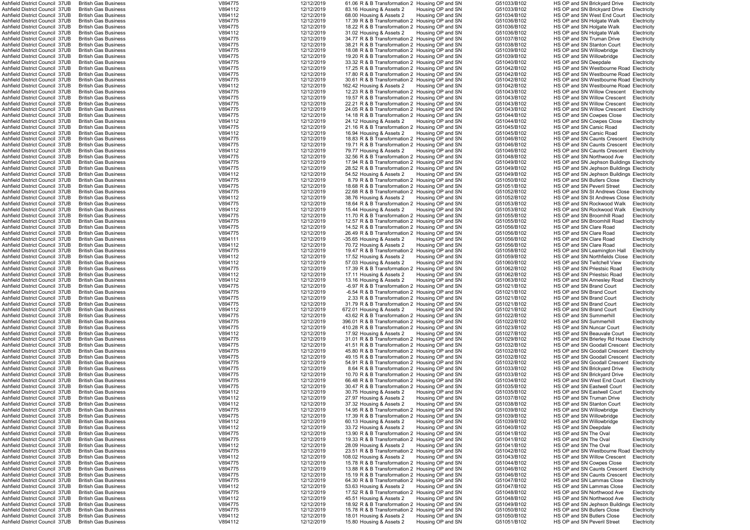| | | | | | | | | | |
|---|---|---|---|---|---|---|---|---|---|
| Ashfield District Council 37UB | British Gas Business | V894775 | 12/12/2019 | 61.06 | R & B Transformation 2 | Housing OP and SN | G51033/B102 | HS OP and SN Brickyard Drive | Electricity |
| Ashfield District Council 37UB | British Gas Business | V894112 | 12/12/2019 | 83.16 | Housing & Assets 2 | Housing OP and SN | G51033/B102 | HS OP and SN Brickyard Drive | Electricity |
| Ashfield District Council 37UB | British Gas Business | V894112 | 12/12/2019 | 68.00 | Housing & Assets 2 | Housing OP and SN | G51034/B102 | HS OP and SN West End Court | Electricity |
| Ashfield District Council 37UB | British Gas Business | V894775 | 12/12/2019 | 17.39 | R & B Transformation 2 | Housing OP and SN | G51036/B102 | HS OP and SN Holgate Walk | Electricity |
| Ashfield District Council 37UB | British Gas Business | V894775 | 12/12/2019 | 18.22 | R & B Transformation 2 | Housing OP and SN | G51036/B102 | HS OP and SN Holgate Walk | Electricity |
| Ashfield District Council 37UB | British Gas Business | V894112 | 12/12/2019 | 31.02 | Housing & Assets 2 | Housing OP and SN | G51036/B102 | HS OP and SN Holgate Walk | Electricity |
| Ashfield District Council 37UB | British Gas Business | V894775 | 12/12/2019 | 34.77 | R & B Transformation 2 | Housing OP and SN | G51037/B102 | HS OP and SN Truman Drive | Electricity |
| Ashfield District Council 37UB | British Gas Business | V894775 | 12/12/2019 | 38.21 | R & B Transformation 2 | Housing OP and SN | G51038/B102 | HS OP and SN Stanton Court | Electricity |
| Ashfield District Council 37UB | British Gas Business | V894775 | 12/12/2019 | 18.08 | R & B Transformation 2 | Housing OP and SN | G51039/B102 | HS OP and SN Willowbridge | Electricity |
| Ashfield District Council 37UB | British Gas Business | V894775 | 12/12/2019 | 19.20 | R & B Transformation 2 | Housing OP and SN | G51039/B102 | HS OP and SN Willowbridge | Electricity |
| Ashfield District Council 37UB | British Gas Business | V894775 | 12/12/2019 | 33.32 | R & B Transformation 2 | Housing OP and SN | G51040/B102 | HS OP and SN Deepdale | Electricity |
| Ashfield District Council 37UB | British Gas Business | V894775 | 12/12/2019 | 17.25 | R & B Transformation 2 | Housing OP and SN | G51042/B102 | HS OP and SN Westbourne Road | Electricity |
| Ashfield District Council 37UB | British Gas Business | V894775 | 12/12/2019 | 17.80 | R & B Transformation 2 | Housing OP and SN | G51042/B102 | HS OP and SN Westbourne Road | Electricity |
| Ashfield District Council 37UB | British Gas Business | V894775 | 12/12/2019 | 30.61 | R & B Transformation 2 | Housing OP and SN | G51042/B102 | HS OP and SN Westbourne Road | Electricity |
| Ashfield District Council 37UB | British Gas Business | V894112 | 12/12/2019 | 162.42 | Housing & Assets 2 | Housing OP and SN | G51042/B102 | HS OP and SN Westbourne Road | Electricity |
| Ashfield District Council 37UB | British Gas Business | V894775 | 12/12/2019 | 12.23 | R & B Transformation 2 | Housing OP and SN | G51043/B102 | HS OP and SN Willow Crescent | Electricity |
| Ashfield District Council 37UB | British Gas Business | V894775 | 12/12/2019 | 19.57 | R & B Transformation 2 | Housing OP and SN | G51043/B102 | HS OP and SN Willow Crescent | Electricity |
| Ashfield District Council 37UB | British Gas Business | V894775 | 12/12/2019 | 22.21 | R & B Transformation 2 | Housing OP and SN | G51043/B102 | HS OP and SN Willow Crescent | Electricity |
| Ashfield District Council 37UB | British Gas Business | V894775 | 12/12/2019 | 24.05 | R & B Transformation 2 | Housing OP and SN | G51043/B102 | HS OP and SN Willow Crescent | Electricity |
| Ashfield District Council 37UB | British Gas Business | V894775 | 12/12/2019 | 14.18 | R & B Transformation 2 | Housing OP and SN | G51044/B102 | HS OP and SN Cowpes Close | Electricity |
| Ashfield District Council 37UB | British Gas Business | V894112 | 12/12/2019 | 24.12 | Housing & Assets 2 | Housing OP and SN | G51044/B102 | HS OP and SN Cowpes Close | Electricity |
| Ashfield District Council 37UB | British Gas Business | V894775 | 12/12/2019 | 21.16 | R & B Transformation 2 | Housing OP and SN | G51045/B102 | HS OP and SN Carsic Road | Electricity |
| Ashfield District Council 37UB | British Gas Business | V894112 | 12/12/2019 | 16.94 | Housing & Assets 2 | Housing OP and SN | G51045/B102 | HS OP and SN Carsic Road | Electricity |
| Ashfield District Council 37UB | British Gas Business | V894775 | 12/12/2019 | 18.83 | R & B Transformation 2 | Housing OP and SN | G51046/B102 | HS OP and SN Caunts Crescent | Electricity |
| Ashfield District Council 37UB | British Gas Business | V894775 | 12/12/2019 | 19.71 | R & B Transformation 2 | Housing OP and SN | G51046/B102 | HS OP and SN Caunts Crescent | Electricity |
| Ashfield District Council 37UB | British Gas Business | V894112 | 12/12/2019 | 79.77 | Housing & Assets 2 | Housing OP and SN | G51046/B102 | HS OP and SN Caunts Crescent | Electricity |
| Ashfield District Council 37UB | British Gas Business | V894775 | 12/12/2019 | 32.56 | R & B Transformation 2 | Housing OP and SN | G51048/B102 | HS OP and SN Northwood Ave | Electricity |
| Ashfield District Council 37UB | British Gas Business | V894775 | 12/12/2019 | 17.94 | R & B Transformation 2 | Housing OP and SN | G51049/B102 | HS OP and SN Jephson Buildings | Electricity |
| Ashfield District Council 37UB | British Gas Business | V894775 | 12/12/2019 | 28.52 | R & B Transformation 2 | Housing OP and SN | G51049/B102 | HS OP and SN Jephson Buildings | Electricity |
| Ashfield District Council 37UB | British Gas Business | V894112 | 12/12/2019 | 54.52 | Housing & Assets 2 | Housing OP and SN | G51049/B102 | HS OP and SN Jephson Buildings | Electricity |
| Ashfield District Council 37UB | British Gas Business | V894775 | 12/12/2019 | 8.79 | R & B Transformation 2 | Housing OP and SN | G51050/B102 | HS OP and SN Butlers Close | Electricity |
| Ashfield District Council 37UB | British Gas Business | V894775 | 12/12/2019 | 18.68 | R & B Transformation 2 | Housing OP and SN | G51051/B102 | HS OP and SN Peveril Street | Electricity |
| Ashfield District Council 37UB | British Gas Business | V894775 | 12/12/2019 | 22.68 | R & B Transformation 2 | Housing OP and SN | G51052/B102 | HS OP and SN St Andrews Close | Electricity |
| Ashfield District Council 37UB | British Gas Business | V894112 | 12/12/2019 | 38.76 | Housing & Assets 2 | Housing OP and SN | G51052/B102 | HS OP and SN St Andrews Close | Electricity |
| Ashfield District Council 37UB | British Gas Business | V894775 | 12/12/2019 | 18.64 | R & B Transformation 2 | Housing OP and SN | G51053/B102 | HS OP and SN Rockwood Walk | Electricity |
| Ashfield District Council 37UB | British Gas Business | V894112 | 12/12/2019 | 15.44 | Housing & Assets 2 | Housing OP and SN | G51053/B102 | HS OP and SN Rockwood Walk | Electricity |
| Ashfield District Council 37UB | British Gas Business | V894775 | 12/12/2019 | 11.70 | R & B Transformation 2 | Housing OP and SN | G51055/B102 | HS OP and SN Broomhill Road | Electricity |
| Ashfield District Council 37UB | British Gas Business | V894775 | 12/12/2019 | 12.57 | R & B Transformation 2 | Housing OP and SN | G51055/B102 | HS OP and SN Broomhill Road | Electricity |
| Ashfield District Council 37UB | British Gas Business | V894775 | 12/12/2019 | 14.52 | R & B Transformation 2 | Housing OP and SN | G51056/B102 | HS OP and SN Clare Road | Electricity |
| Ashfield District Council 37UB | British Gas Business | V894775 | 12/12/2019 | 26.49 | R & B Transformation 2 | Housing OP and SN | G51056/B102 | HS OP and SN Clare Road | Electricity |
| Ashfield District Council 37UB | British Gas Business | V894111 | 12/12/2019 | -35.65 | Housing & Assets 2 | Housing OP and SN | G51056/B102 | HS OP and SN Clare Road | Electricity |
| Ashfield District Council 37UB | British Gas Business | V894112 | 12/12/2019 | 70.72 | Housing & Assets 2 | Housing OP and SN | G51056/B102 | HS OP and SN Clare Road | Electricity |
| Ashfield District Council 37UB | British Gas Business | V894775 | 12/12/2019 | 19.47 | R & B Transformation 2 | Housing OP and SN | G51058/B102 | HS OP and SN Leamington Hall | Electricity |
| Ashfield District Council 37UB | British Gas Business | V894112 | 12/12/2019 | 17.52 | Housing & Assets 2 | Housing OP and SN | G51059/B102 | HS OP and SN Northfields Close | Electricity |
| Ashfield District Council 37UB | British Gas Business | V894112 | 12/12/2019 | 57.03 | Housing & Assets 2 | Housing OP and SN | G51060/B102 | HS OP and SN Twitchell View | Electricity |
| Ashfield District Council 37UB | British Gas Business | V894775 | 12/12/2019 | 17.39 | R & B Transformation 2 | Housing OP and SN | G51062/B102 | HS OP and SN Priestsic Road | Electricity |
| Ashfield District Council 37UB | British Gas Business | V894112 | 12/12/2019 | 17.11 | Housing & Assets 2 | Housing OP and SN | G51062/B102 | HS OP and SN Priestsic Road | Electricity |
| Ashfield District Council 37UB | British Gas Business | V894112 | 12/12/2019 | 13.16 | Housing & Assets 2 | Housing OP and SN | G51063/B102 | HS OP and SN Annesley Road | Electricity |
| Ashfield District Council 37UB | British Gas Business | V894775 | 12/12/2019 | -6.97 | R & B Transformation 2 | Housing OP and SN | G51021/B102 | HS OP and SN Brand Court | Electricity |
| Ashfield District Council 37UB | British Gas Business | V894775 | 12/12/2019 | -6.54 | R & B Transformation 2 | Housing OP and SN | G51021/B102 | HS OP and SN Brand Court | Electricity |
| Ashfield District Council 37UB | British Gas Business | V894775 | 12/12/2019 | 2.33 | R & B Transformation 2 | Housing OP and SN | G51021/B102 | HS OP and SN Brand Court | Electricity |
| Ashfield District Council 37UB | British Gas Business | V894775 | 12/12/2019 | 31.79 | R & B Transformation 2 | Housing OP and SN | G51021/B102 | HS OP and SN Brand Court | Electricity |
| Ashfield District Council 37UB | British Gas Business | V894112 | 12/12/2019 | 672.01 | Housing & Assets 2 | Housing OP and SN | G51021/B102 | HS OP and SN Brand Court | Electricity |
| Ashfield District Council 37UB | British Gas Business | V894775 | 12/12/2019 | 43.62 | R & B Transformation 2 | Housing OP and SN | G51022/B102 | HS OP and SN Summerhill | Electricity |
| Ashfield District Council 37UB | British Gas Business | V894775 | 12/12/2019 | 396.01 | R & B Transformation 2 | Housing OP and SN | G51022/B102 | HS OP and SN Summerhill | Electricity |
| Ashfield District Council 37UB | British Gas Business | V894775 | 12/12/2019 | 410.28 | R & B Transformation 2 | Housing OP and SN | G51023/B102 | HS OP and SN Nuncar Court | Electricity |
| Ashfield District Council 37UB | British Gas Business | V894112 | 12/12/2019 | 17.92 | Housing & Assets 2 | Housing OP and SN | G51027/B102 | HS OP and SN Beauvale Court | Electricity |
| Ashfield District Council 37UB | British Gas Business | V894775 | 12/12/2019 | 31.01 | R & B Transformation 2 | Housing OP and SN | G51029/B102 | HS OP and SN Brierley Rd House | Electricity |
| Ashfield District Council 37UB | British Gas Business | V894775 | 12/12/2019 | 41.51 | R & B Transformation 2 | Housing OP and SN | G51032/B102 | HS OP and SN Goodall Crescent | Electricity |
| Ashfield District Council 37UB | British Gas Business | V894775 | 12/12/2019 | 45.80 | R & B Transformation 2 | Housing OP and SN | G51032/B102 | HS OP and SN Goodall Crescent | Electricity |
| Ashfield District Council 37UB | British Gas Business | V894775 | 12/12/2019 | 49.15 | R & B Transformation 2 | Housing OP and SN | G51032/B102 | HS OP and SN Goodall Crescent | Electricity |
| Ashfield District Council 37UB | British Gas Business | V894775 | 12/12/2019 | 54.91 | R & B Transformation 2 | Housing OP and SN | G51032/B102 | HS OP and SN Goodall Crescent | Electricity |
| Ashfield District Council 37UB | British Gas Business | V894775 | 12/12/2019 | 8.64 | R & B Transformation 2 | Housing OP and SN | G51033/B102 | HS OP and SN Brickyard Drive | Electricity |
| Ashfield District Council 37UB | British Gas Business | V894775 | 12/12/2019 | 10.70 | R & B Transformation 2 | Housing OP and SN | G51033/B102 | HS OP and SN Brickyard Drive | Electricity |
| Ashfield District Council 37UB | British Gas Business | V894775 | 12/12/2019 | 66.48 | R & B Transformation 2 | Housing OP and SN | G51034/B102 | HS OP and SN West End Court | Electricity |
| Ashfield District Council 37UB | British Gas Business | V894775 | 12/12/2019 | 30.47 | R & B Transformation 2 | Housing OP and SN | G51035/B102 | HS OP and SN Eastwell Court | Electricity |
| Ashfield District Council 37UB | British Gas Business | V894112 | 12/12/2019 | 30.75 | Housing & Assets 2 | Housing OP and SN | G51035/B102 | HS OP and SN Eastwell Court | Electricity |
| Ashfield District Council 37UB | British Gas Business | V894112 | 12/12/2019 | 27.97 | Housing & Assets 2 | Housing OP and SN | G51037/B102 | HS OP and SN Truman Drive | Electricity |
| Ashfield District Council 37UB | British Gas Business | V894112 | 12/12/2019 | 37.32 | Housing & Assets 2 | Housing OP and SN | G51038/B102 | HS OP and SN Stanton Court | Electricity |
| Ashfield District Council 37UB | British Gas Business | V894775 | 12/12/2019 | 14.95 | R & B Transformation 2 | Housing OP and SN | G51039/B102 | HS OP and SN Willowbridge | Electricity |
| Ashfield District Council 37UB | British Gas Business | V894775 | 12/12/2019 | 17.39 | R & B Transformation 2 | Housing OP and SN | G51039/B102 | HS OP and SN Willowbridge | Electricity |
| Ashfield District Council 37UB | British Gas Business | V894112 | 12/12/2019 | 60.13 | Housing & Assets 2 | Housing OP and SN | G51039/B102 | HS OP and SN Willowbridge | Electricity |
| Ashfield District Council 37UB | British Gas Business | V894112 | 12/12/2019 | 33.72 | Housing & Assets 2 | Housing OP and SN | G51040/B102 | HS OP and SN Deepdale | Electricity |
| Ashfield District Council 37UB | British Gas Business | V894775 | 12/12/2019 | 13.90 | R & B Transformation 2 | Housing OP and SN | G51041/B102 | HS OP and SN The Oval | Electricity |
| Ashfield District Council 37UB | British Gas Business | V894775 | 12/12/2019 | 19.33 | R & B Transformation 2 | Housing OP and SN | G51041/B102 | HS OP and SN The Oval | Electricity |
| Ashfield District Council 37UB | British Gas Business | V894112 | 12/12/2019 | 28.09 | Housing & Assets 2 | Housing OP and SN | G51041/B102 | HS OP and SN The Oval | Electricity |
| Ashfield District Council 37UB | British Gas Business | V894775 | 12/12/2019 | 23.51 | R & B Transformation 2 | Housing OP and SN | G51042/B102 | HS OP and SN Westbourne Road | Electricity |
| Ashfield District Council 37UB | British Gas Business | V894112 | 12/12/2019 | 108.02 | Housing & Assets 2 | Housing OP and SN | G51043/B102 | HS OP and SN Willow Crescent | Electricity |
| Ashfield District Council 37UB | British Gas Business | V894775 | 12/12/2019 | 15.78 | R & B Transformation 2 | Housing OP and SN | G51044/B102 | HS OP and SN Cowpes Close | Electricity |
| Ashfield District Council 37UB | British Gas Business | V894775 | 12/12/2019 | 13.88 | R & B Transformation 2 | Housing OP and SN | G51046/B102 | HS OP and SN Caunts Crescent | Electricity |
| Ashfield District Council 37UB | British Gas Business | V894775 | 12/12/2019 | 15.19 | R & B Transformation 2 | Housing OP and SN | G51046/B102 | HS OP and SN Caunts Crescent | Electricity |
| Ashfield District Council 37UB | British Gas Business | V894775 | 12/12/2019 | 64.30 | R & B Transformation 2 | Housing OP and SN | G51047/B102 | HS OP and SN Lammas Close | Electricity |
| Ashfield District Council 37UB | British Gas Business | V894112 | 12/12/2019 | 53.63 | Housing & Assets 2 | Housing OP and SN | G51047/B102 | HS OP and SN Lammas Close | Electricity |
| Ashfield District Council 37UB | British Gas Business | V894775 | 12/12/2019 | 17.52 | R & B Transformation 2 | Housing OP and SN | G51048/B102 | HS OP and SN Northwood Ave | Electricity |
| Ashfield District Council 37UB | British Gas Business | V894112 | 12/12/2019 | 45.51 | Housing & Assets 2 | Housing OP and SN | G51048/B102 | HS OP and SN Northwood Ave | Electricity |
| Ashfield District Council 37UB | British Gas Business | V894775 | 12/12/2019 | 18.92 | R & B Transformation 2 | Housing OP and SN | G51049/B102 | HS OP and SN Jephson Buildings | Electricity |
| Ashfield District Council 37UB | British Gas Business | V894775 | 12/12/2019 | 15.78 | R & B Transformation 2 | Housing OP and SN | G51050/B102 | HS OP and SN Butlers Close | Electricity |
| Ashfield District Council 37UB | British Gas Business | V894112 | 12/12/2019 | 18.01 | Housing & Assets 2 | Housing OP and SN | G51050/B102 | HS OP and SN Butlers Close | Electricity |
| Ashfield District Council 37UB | British Gas Business | V894112 | 12/12/2019 | 15.80 | Housing & Assets 2 | Housing OP and SN | G51051/B102 | HS OP and SN Peveril Street | Electricity |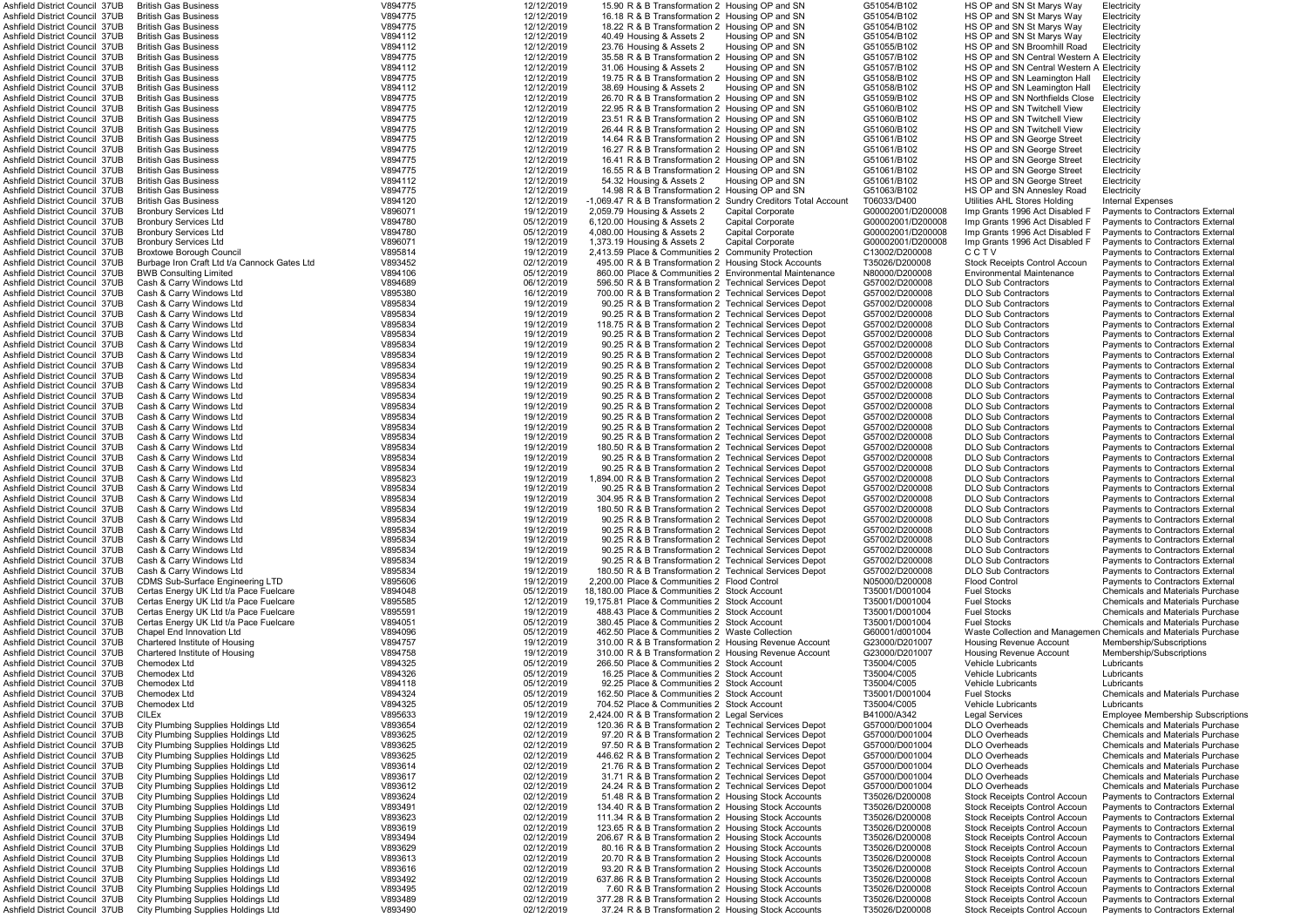| | | | | | | | | | | | |
|---|---|---|---|---|---|---|---|---|---|---|---|
| Ashfield District Council | 37UB | British Gas Business | V894775 | 12/12/2019 | 15.90 | R & B Transformation 2 | Housing OP and SN | G51054/B102 | HS OP and SN St Marys Way | Electricity |
| Ashfield District Council | 37UB | British Gas Business | V894775 | 12/12/2019 | 16.18 | R & B Transformation 2 | Housing OP and SN | G51054/B102 | HS OP and SN St Marys Way | Electricity |
| Ashfield District Council | 37UB | British Gas Business | V894775 | 12/12/2019 | 18.22 | R & B Transformation 2 | Housing OP and SN | G51054/B102 | HS OP and SN St Marys Way | Electricity |
| Ashfield District Council | 37UB | British Gas Business | V894112 | 12/12/2019 | 40.49 | Housing & Assets 2 | Housing OP and SN | G51054/B102 | HS OP and SN St Marys Way | Electricity |
| Ashfield District Council | 37UB | British Gas Business | V894112 | 12/12/2019 | 23.76 | Housing & Assets 2 | Housing OP and SN | G51055/B102 | HS OP and SN Broomhill Road | Electricity |
| Ashfield District Council | 37UB | British Gas Business | V894775 | 12/12/2019 | 35.58 | R & B Transformation 2 | Housing OP and SN | G51057/B102 | HS OP and SN Central Western A | Electricity |
| Ashfield District Council | 37UB | British Gas Business | V894112 | 12/12/2019 | 31.06 | Housing & Assets 2 | Housing OP and SN | G51057/B102 | HS OP and SN Central Western A | Electricity |
| Ashfield District Council | 37UB | British Gas Business | V894775 | 12/12/2019 | 19.75 | R & B Transformation 2 | Housing OP and SN | G51058/B102 | HS OP and SN Leamington Hall | Electricity |
| Ashfield District Council | 37UB | British Gas Business | V894112 | 12/12/2019 | 38.69 | Housing & Assets 2 | Housing OP and SN | G51058/B102 | HS OP and SN Leamington Hall | Electricity |
| Ashfield District Council | 37UB | British Gas Business | V894775 | 12/12/2019 | 26.70 | R & B Transformation 2 | Housing OP and SN | G51059/B102 | HS OP and SN Northfields Close | Electricity |
| Ashfield District Council | 37UB | British Gas Business | V894775 | 12/12/2019 | 22.95 | R & B Transformation 2 | Housing OP and SN | G51060/B102 | HS OP and SN Twitchell View | Electricity |
| Ashfield District Council | 37UB | British Gas Business | V894775 | 12/12/2019 | 23.51 | R & B Transformation 2 | Housing OP and SN | G51060/B102 | HS OP and SN Twitchell View | Electricity |
| Ashfield District Council | 37UB | British Gas Business | V894775 | 12/12/2019 | 26.44 | R & B Transformation 2 | Housing OP and SN | G51060/B102 | HS OP and SN Twitchell View | Electricity |
| Ashfield District Council | 37UB | British Gas Business | V894775 | 12/12/2019 | 14.64 | R & B Transformation 2 | Housing OP and SN | G51061/B102 | HS OP and SN George Street | Electricity |
| Ashfield District Council | 37UB | British Gas Business | V894775 | 12/12/2019 | 16.27 | R & B Transformation 2 | Housing OP and SN | G51061/B102 | HS OP and SN George Street | Electricity |
| Ashfield District Council | 37UB | British Gas Business | V894775 | 12/12/2019 | 16.41 | R & B Transformation 2 | Housing OP and SN | G51061/B102 | HS OP and SN George Street | Electricity |
| Ashfield District Council | 37UB | British Gas Business | V894775 | 12/12/2019 | 16.55 | R & B Transformation 2 | Housing OP and SN | G51061/B102 | HS OP and SN George Street | Electricity |
| Ashfield District Council | 37UB | British Gas Business | V894112 | 12/12/2019 | 54.32 | Housing & Assets 2 | Housing OP and SN | G51061/B102 | HS OP and SN George Street | Electricity |
| Ashfield District Council | 37UB | British Gas Business | V894775 | 12/12/2019 | 14.98 | R & B Transformation 2 | Housing OP and SN | G51063/B102 | HS OP and SN Annesley Road | Electricity |
| Ashfield District Council | 37UB | British Gas Business | V894120 | 12/12/2019 | -1,069.47 | R & B Transformation 2 | Sundry Creditors Total Account | T06033/D400 | Utilities AHL Stores Holding | Internal Expenses |
| Ashfield District Council | 37UB | Bronbury Services Ltd | V896071 | 19/12/2019 | 2,059.79 | Housing & Assets 2 | Capital Corporate | G00002001/D200008 | Imp Grants 1996 Act Disabled F | Payments to Contractors External |
| Ashfield District Council | 37UB | Bronbury Services Ltd | V894780 | 05/12/2019 | 6,120.00 | Housing & Assets 2 | Capital Corporate | G00002001/D200008 | Imp Grants 1996 Act Disabled F | Payments to Contractors External |
| Ashfield District Council | 37UB | Bronbury Services Ltd | V894780 | 05/12/2019 | 4,080.00 | Housing & Assets 2 | Capital Corporate | G00002001/D200008 | Imp Grants 1996 Act Disabled F | Payments to Contractors External |
| Ashfield District Council | 37UB | Bronbury Services Ltd | V896071 | 19/12/2019 | 1,373.19 | Housing & Assets 2 | Capital Corporate | G00002001/D200008 | Imp Grants 1996 Act Disabled F | Payments to Contractors External |
| Ashfield District Council | 37UB | Broxtowe Borough Council | V895814 | 19/12/2019 | 2,413.59 | Place & Communities 2 | Community Protection | C13002/D200008 | C C T V | Payments to Contractors External |
| Ashfield District Council | 37UB | Burbage Iron Craft Ltd t/a Cannock Gates Ltd | V893452 | 02/12/2019 | 495.00 | R & B Transformation 2 | Housing Stock Accounts | T35026/D200008 | Stock Receipts Control Accoun | Payments to Contractors External |
| Ashfield District Council | 37UB | BWB Consulting Limited | V894106 | 05/12/2019 | 860.00 | Place & Communities 2 | Environmental Maintenance | N80000/D200008 | Environmental Maintenance | Payments to Contractors External |
| Ashfield District Council | 37UB | Cash & Carry Windows Ltd | V894689 | 06/12/2019 | 596.50 | R & B Transformation 2 | Technical Services Depot | G57002/D200008 | DLO Sub Contractors | Payments to Contractors External |
| Ashfield District Council | 37UB | Cash & Carry Windows Ltd | V895380 | 16/12/2019 | 700.00 | R & B Transformation 2 | Technical Services Depot | G57002/D200008 | DLO Sub Contractors | Payments to Contractors External |
| Ashfield District Council | 37UB | Cash & Carry Windows Ltd | V895834 | 19/12/2019 | 90.25 | R & B Transformation 2 | Technical Services Depot | G57002/D200008 | DLO Sub Contractors | Payments to Contractors External |
| Ashfield District Council | 37UB | Cash & Carry Windows Ltd | V895834 | 19/12/2019 | 90.25 | R & B Transformation 2 | Technical Services Depot | G57002/D200008 | DLO Sub Contractors | Payments to Contractors External |
| Ashfield District Council | 37UB | Cash & Carry Windows Ltd | V895834 | 19/12/2019 | 118.75 | R & B Transformation 2 | Technical Services Depot | G57002/D200008 | DLO Sub Contractors | Payments to Contractors External |
| Ashfield District Council | 37UB | Cash & Carry Windows Ltd | V895834 | 19/12/2019 | 90.25 | R & B Transformation 2 | Technical Services Depot | G57002/D200008 | DLO Sub Contractors | Payments to Contractors External |
| Ashfield District Council | 37UB | Cash & Carry Windows Ltd | V895834 | 19/12/2019 | 90.25 | R & B Transformation 2 | Technical Services Depot | G57002/D200008 | DLO Sub Contractors | Payments to Contractors External |
| Ashfield District Council | 37UB | Cash & Carry Windows Ltd | V895834 | 19/12/2019 | 90.25 | R & B Transformation 2 | Technical Services Depot | G57002/D200008 | DLO Sub Contractors | Payments to Contractors External |
| Ashfield District Council | 37UB | Cash & Carry Windows Ltd | V895834 | 19/12/2019 | 90.25 | R & B Transformation 2 | Technical Services Depot | G57002/D200008 | DLO Sub Contractors | Payments to Contractors External |
| Ashfield District Council | 37UB | Cash & Carry Windows Ltd | V895834 | 19/12/2019 | 90.25 | R & B Transformation 2 | Technical Services Depot | G57002/D200008 | DLO Sub Contractors | Payments to Contractors External |
| Ashfield District Council | 37UB | Cash & Carry Windows Ltd | V895834 | 19/12/2019 | 90.25 | R & B Transformation 2 | Technical Services Depot | G57002/D200008 | DLO Sub Contractors | Payments to Contractors External |
| Ashfield District Council | 37UB | Cash & Carry Windows Ltd | V895834 | 19/12/2019 | 90.25 | R & B Transformation 2 | Technical Services Depot | G57002/D200008 | DLO Sub Contractors | Payments to Contractors External |
| Ashfield District Council | 37UB | Cash & Carry Windows Ltd | V895834 | 19/12/2019 | 90.25 | R & B Transformation 2 | Technical Services Depot | G57002/D200008 | DLO Sub Contractors | Payments to Contractors External |
| Ashfield District Council | 37UB | Cash & Carry Windows Ltd | V895834 | 19/12/2019 | 90.25 | R & B Transformation 2 | Technical Services Depot | G57002/D200008 | DLO Sub Contractors | Payments to Contractors External |
| Ashfield District Council | 37UB | Cash & Carry Windows Ltd | V895834 | 19/12/2019 | 90.25 | R & B Transformation 2 | Technical Services Depot | G57002/D200008 | DLO Sub Contractors | Payments to Contractors External |
| Ashfield District Council | 37UB | Cash & Carry Windows Ltd | V895834 | 19/12/2019 | 180.50 | R & B Transformation 2 | Technical Services Depot | G57002/D200008 | DLO Sub Contractors | Payments to Contractors External |
| Ashfield District Council | 37UB | Cash & Carry Windows Ltd | V895834 | 19/12/2019 | 90.25 | R & B Transformation 2 | Technical Services Depot | G57002/D200008 | DLO Sub Contractors | Payments to Contractors External |
| Ashfield District Council | 37UB | Cash & Carry Windows Ltd | V895834 | 19/12/2019 | 90.25 | R & B Transformation 2 | Technical Services Depot | G57002/D200008 | DLO Sub Contractors | Payments to Contractors External |
| Ashfield District Council | 37UB | Cash & Carry Windows Ltd | V895823 | 19/12/2019 | 1,894.00 | R & B Transformation 2 | Technical Services Depot | G57002/D200008 | DLO Sub Contractors | Payments to Contractors External |
| Ashfield District Council | 37UB | Cash & Carry Windows Ltd | V895834 | 19/12/2019 | 90.25 | R & B Transformation 2 | Technical Services Depot | G57002/D200008 | DLO Sub Contractors | Payments to Contractors External |
| Ashfield District Council | 37UB | Cash & Carry Windows Ltd | V895834 | 19/12/2019 | 304.95 | R & B Transformation 2 | Technical Services Depot | G57002/D200008 | DLO Sub Contractors | Payments to Contractors External |
| Ashfield District Council | 37UB | Cash & Carry Windows Ltd | V895834 | 19/12/2019 | 180.50 | R & B Transformation 2 | Technical Services Depot | G57002/D200008 | DLO Sub Contractors | Payments to Contractors External |
| Ashfield District Council | 37UB | Cash & Carry Windows Ltd | V895834 | 19/12/2019 | 90.25 | R & B Transformation 2 | Technical Services Depot | G57002/D200008 | DLO Sub Contractors | Payments to Contractors External |
| Ashfield District Council | 37UB | Cash & Carry Windows Ltd | V895834 | 19/12/2019 | 90.25 | R & B Transformation 2 | Technical Services Depot | G57002/D200008 | DLO Sub Contractors | Payments to Contractors External |
| Ashfield District Council | 37UB | Cash & Carry Windows Ltd | V895834 | 19/12/2019 | 90.25 | R & B Transformation 2 | Technical Services Depot | G57002/D200008 | DLO Sub Contractors | Payments to Contractors External |
| Ashfield District Council | 37UB | Cash & Carry Windows Ltd | V895834 | 19/12/2019 | 90.25 | R & B Transformation 2 | Technical Services Depot | G57002/D200008 | DLO Sub Contractors | Payments to Contractors External |
| Ashfield District Council | 37UB | Cash & Carry Windows Ltd | V895834 | 19/12/2019 | 90.25 | R & B Transformation 2 | Technical Services Depot | G57002/D200008 | DLO Sub Contractors | Payments to Contractors External |
| Ashfield District Council | 37UB | Cash & Carry Windows Ltd | V895834 | 19/12/2019 | 180.50 | R & B Transformation 2 | Technical Services Depot | G57002/D200008 | DLO Sub Contractors | Payments to Contractors External |
| Ashfield District Council | 37UB | CDMS Sub-Surface Engineering LTD | V895606 | 19/12/2019 | 2,200.00 | Place & Communities 2 | Flood Control | N05000/D200008 | Flood Control | Payments to Contractors External |
| Ashfield District Council | 37UB | Certas Energy UK Ltd t/a Pace Fuelcare | V894048 | 05/12/2019 | 18,180.00 | Place & Communities 2 | Stock Account | T35001/D001004 | Fuel Stocks | Chemicals and Materials Purchase |
| Ashfield District Council | 37UB | Certas Energy UK Ltd t/a Pace Fuelcare | V895585 | 12/12/2019 | 19,175.81 | Place & Communities 2 | Stock Account | T35001/D001004 | Fuel Stocks | Chemicals and Materials Purchase |
| Ashfield District Council | 37UB | Certas Energy UK Ltd t/a Pace Fuelcare | V895591 | 19/12/2019 | 488.43 | Place & Communities 2 | Stock Account | T35001/D001004 | Fuel Stocks | Chemicals and Materials Purchase |
| Ashfield District Council | 37UB | Certas Energy UK Ltd t/a Pace Fuelcare | V894051 | 05/12/2019 | 380.45 | Place & Communities 2 | Stock Account | T35001/D001004 | Fuel Stocks | Chemicals and Materials Purchase |
| Ashfield District Council | 37UB | Chapel End Innovation Ltd | V894096 | 05/12/2019 | 462.50 | Place & Communities 2 | Waste Collection | G60001/D001004 | Waste Collection and Managemen | Chemicals and Materials Purchase |
| Ashfield District Council | 37UB | Chartered Institute of Housing | V894757 | 19/12/2019 | 310.00 | R & B Transformation 2 | Housing Revenue Account | G23000/D201007 | Housing Revenue Account | Membership/Subscriptions |
| Ashfield District Council | 37UB | Chartered Institute of Housing | V894758 | 19/12/2019 | 310.00 | R & B Transformation 2 | Housing Revenue Account | G23000/D201007 | Housing Revenue Account | Membership/Subscriptions |
| Ashfield District Council | 37UB | Chemodex Ltd | V894325 | 05/12/2019 | 266.50 | Place & Communities 2 | Stock Account | T35004/C005 | Vehicle Lubricants | Lubricants |
| Ashfield District Council | 37UB | Chemodex Ltd | V894326 | 05/12/2019 | 16.25 | Place & Communities 2 | Stock Account | T35004/C005 | Vehicle Lubricants | Lubricants |
| Ashfield District Council | 37UB | Chemodex Ltd | V894118 | 05/12/2019 | 92.25 | Place & Communities 2 | Stock Account | T35004/C005 | Vehicle Lubricants | Lubricants |
| Ashfield District Council | 37UB | Chemodex Ltd | V894324 | 05/12/2019 | 162.50 | Place & Communities 2 | Stock Account | T35001/D001004 | Fuel Stocks | Chemicals and Materials Purchase |
| Ashfield District Council | 37UB | Chemodex Ltd | V894325 | 05/12/2019 | 704.52 | Place & Communities 2 | Stock Account | T35004/C005 | Vehicle Lubricants | Lubricants |
| Ashfield District Council | 37UB | CILEx | V895633 | 19/12/2019 | 2,424.00 | R & B Transformation 2 | Legal Services | B41000/A342 | Legal Services | Employee Membership Subscriptions |
| Ashfield District Council | 37UB | City Plumbing Supplies Holdings Ltd | V893654 | 02/12/2019 | 120.36 | R & B Transformation 2 | Technical Services Depot | G57000/D001004 | DLO Overheads | Chemicals and Materials Purchase |
| Ashfield District Council | 37UB | City Plumbing Supplies Holdings Ltd | V893625 | 02/12/2019 | 97.20 | R & B Transformation 2 | Technical Services Depot | G57000/D001004 | DLO Overheads | Chemicals and Materials Purchase |
| Ashfield District Council | 37UB | City Plumbing Supplies Holdings Ltd | V893625 | 02/12/2019 | 97.50 | R & B Transformation 2 | Technical Services Depot | G57000/D001004 | DLO Overheads | Chemicals and Materials Purchase |
| Ashfield District Council | 37UB | City Plumbing Supplies Holdings Ltd | V893625 | 02/12/2019 | 446.62 | R & B Transformation 2 | Technical Services Depot | G57000/D001004 | DLO Overheads | Chemicals and Materials Purchase |
| Ashfield District Council | 37UB | City Plumbing Supplies Holdings Ltd | V893614 | 02/12/2019 | 21.76 | R & B Transformation 2 | Technical Services Depot | G57000/D001004 | DLO Overheads | Chemicals and Materials Purchase |
| Ashfield District Council | 37UB | City Plumbing Supplies Holdings Ltd | V893617 | 02/12/2019 | 31.71 | R & B Transformation 2 | Technical Services Depot | G57000/D001004 | DLO Overheads | Chemicals and Materials Purchase |
| Ashfield District Council | 37UB | City Plumbing Supplies Holdings Ltd | V893612 | 02/12/2019 | 24.24 | R & B Transformation 2 | Technical Services Depot | G57000/D001004 | DLO Overheads | Chemicals and Materials Purchase |
| Ashfield District Council | 37UB | City Plumbing Supplies Holdings Ltd | V893624 | 02/12/2019 | 51.48 | R & B Transformation 2 | Housing Stock Accounts | T35026/D200008 | Stock Receipts Control Accoun | Payments to Contractors External |
| Ashfield District Council | 37UB | City Plumbing Supplies Holdings Ltd | V893491 | 02/12/2019 | 134.40 | R & B Transformation 2 | Housing Stock Accounts | T35026/D200008 | Stock Receipts Control Accoun | Payments to Contractors External |
| Ashfield District Council | 37UB | City Plumbing Supplies Holdings Ltd | V893623 | 02/12/2019 | 111.34 | R & B Transformation 2 | Housing Stock Accounts | T35026/D200008 | Stock Receipts Control Accoun | Payments to Contractors External |
| Ashfield District Council | 37UB | City Plumbing Supplies Holdings Ltd | V893619 | 02/12/2019 | 123.65 | R & B Transformation 2 | Housing Stock Accounts | T35026/D200008 | Stock Receipts Control Accoun | Payments to Contractors External |
| Ashfield District Council | 37UB | City Plumbing Supplies Holdings Ltd | V893494 | 02/12/2019 | 206.67 | R & B Transformation 2 | Housing Stock Accounts | T35026/D200008 | Stock Receipts Control Accoun | Payments to Contractors External |
| Ashfield District Council | 37UB | City Plumbing Supplies Holdings Ltd | V893629 | 02/12/2019 | 80.16 | R & B Transformation 2 | Housing Stock Accounts | T35026/D200008 | Stock Receipts Control Accoun | Payments to Contractors External |
| Ashfield District Council | 37UB | City Plumbing Supplies Holdings Ltd | V893613 | 02/12/2019 | 20.70 | R & B Transformation 2 | Housing Stock Accounts | T35026/D200008 | Stock Receipts Control Accoun | Payments to Contractors External |
| Ashfield District Council | 37UB | City Plumbing Supplies Holdings Ltd | V893616 | 02/12/2019 | 93.20 | R & B Transformation 2 | Housing Stock Accounts | T35026/D200008 | Stock Receipts Control Accoun | Payments to Contractors External |
| Ashfield District Council | 37UB | City Plumbing Supplies Holdings Ltd | V893492 | 02/12/2019 | 637.86 | R & B Transformation 2 | Housing Stock Accounts | T35026/D200008 | Stock Receipts Control Accoun | Payments to Contractors External |
| Ashfield District Council | 37UB | City Plumbing Supplies Holdings Ltd | V893495 | 02/12/2019 | 7.60 | R & B Transformation 2 | Housing Stock Accounts | T35026/D200008 | Stock Receipts Control Accoun | Payments to Contractors External |
| Ashfield District Council | 37UB | City Plumbing Supplies Holdings Ltd | V893489 | 02/12/2019 | 377.28 | R & B Transformation 2 | Housing Stock Accounts | T35026/D200008 | Stock Receipts Control Accoun | Payments to Contractors External |
| Ashfield District Council | 37UB | City Plumbing Supplies Holdings Ltd | V893490 | 02/12/2019 | 37.24 | R & B Transformation 2 | Housing Stock Accounts | T35026/D200008 | Stock Receipts Control Accoun | Payments to Contractors External |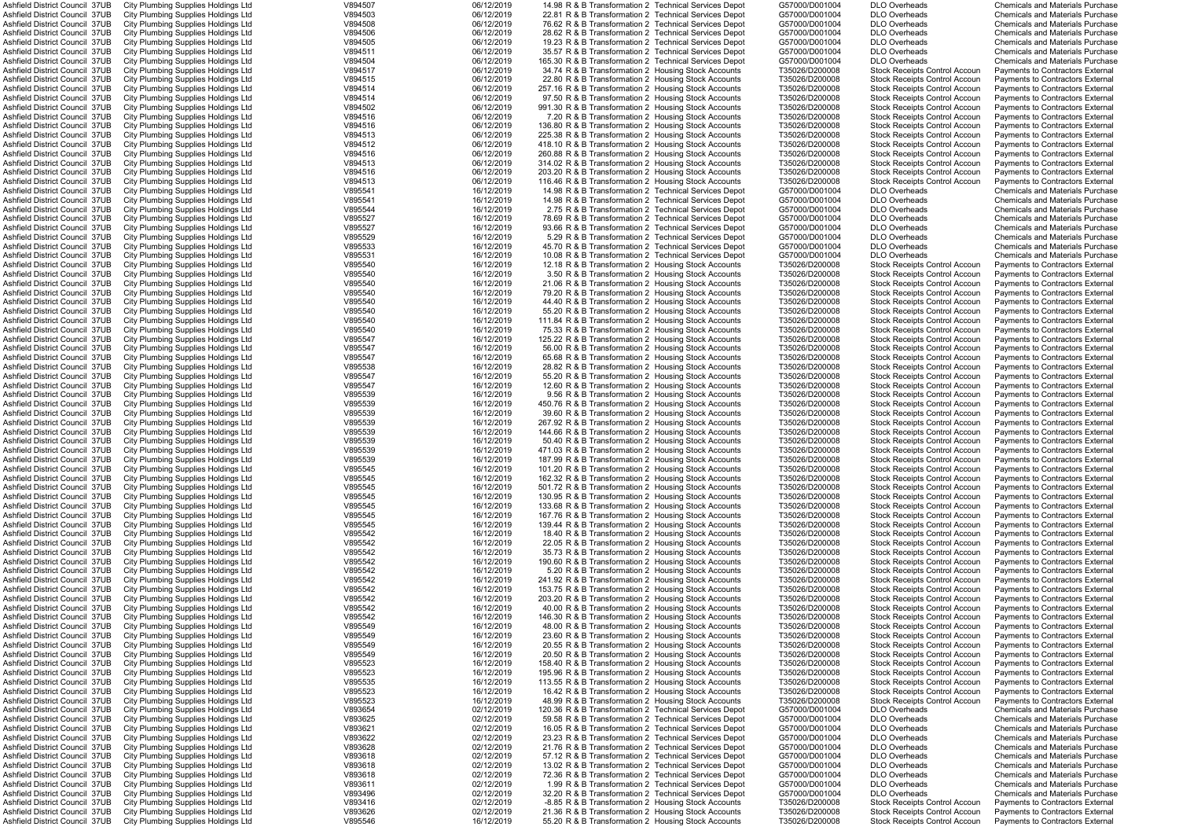| | | | | | | | | | | |
|---|---|---|---|---|---|---|---|---|---|---|
| Ashfield District Council | 37UB | City Plumbing Supplies Holdings Ltd | V894507 | 06/12/2019 | 14.98 | R & B Transformation 2 | Technical Services Depot | G57000/D001004 | DLO Overheads | Chemicals and Materials Purchase |
| Ashfield District Council | 37UB | City Plumbing Supplies Holdings Ltd | V894503 | 06/12/2019 | 22.81 | R & B Transformation 2 | Technical Services Depot | G57000/D001004 | DLO Overheads | Chemicals and Materials Purchase |
| Ashfield District Council | 37UB | City Plumbing Supplies Holdings Ltd | V894508 | 06/12/2019 | 76.62 | R & B Transformation 2 | Technical Services Depot | G57000/D001004 | DLO Overheads | Chemicals and Materials Purchase |
| Ashfield District Council | 37UB | City Plumbing Supplies Holdings Ltd | V894506 | 06/12/2019 | 28.62 | R & B Transformation 2 | Technical Services Depot | G57000/D001004 | DLO Overheads | Chemicals and Materials Purchase |
| Ashfield District Council | 37UB | City Plumbing Supplies Holdings Ltd | V894505 | 06/12/2019 | 19.23 | R & B Transformation 2 | Technical Services Depot | G57000/D001004 | DLO Overheads | Chemicals and Materials Purchase |
| Ashfield District Council | 37UB | City Plumbing Supplies Holdings Ltd | V894511 | 06/12/2019 | 35.57 | R & B Transformation 2 | Technical Services Depot | G57000/D001004 | DLO Overheads | Chemicals and Materials Purchase |
| Ashfield District Council | 37UB | City Plumbing Supplies Holdings Ltd | V894504 | 06/12/2019 | 165.30 | R & B Transformation 2 | Technical Services Depot | G57000/D001004 | DLO Overheads | Chemicals and Materials Purchase |
| Ashfield District Council | 37UB | City Plumbing Supplies Holdings Ltd | V894517 | 06/12/2019 | 34.74 | R & B Transformation 2 | Housing Stock Accounts | T35026/D200008 | Stock Receipts Control Accoun | Payments to Contractors External |
| Ashfield District Council | 37UB | City Plumbing Supplies Holdings Ltd | V894515 | 06/12/2019 | 22.80 | R & B Transformation 2 | Housing Stock Accounts | T35026/D200008 | Stock Receipts Control Accoun | Payments to Contractors External |
| Ashfield District Council | 37UB | City Plumbing Supplies Holdings Ltd | V894514 | 06/12/2019 | 257.16 | R & B Transformation 2 | Housing Stock Accounts | T35026/D200008 | Stock Receipts Control Accoun | Payments to Contractors External |
| Ashfield District Council | 37UB | City Plumbing Supplies Holdings Ltd | V894514 | 06/12/2019 | 97.50 | R & B Transformation 2 | Housing Stock Accounts | T35026/D200008 | Stock Receipts Control Accoun | Payments to Contractors External |
| Ashfield District Council | 37UB | City Plumbing Supplies Holdings Ltd | V894502 | 06/12/2019 | 991.30 | R & B Transformation 2 | Housing Stock Accounts | T35026/D200008 | Stock Receipts Control Accoun | Payments to Contractors External |
| Ashfield District Council | 37UB | City Plumbing Supplies Holdings Ltd | V894516 | 06/12/2019 | 7.20 | R & B Transformation 2 | Housing Stock Accounts | T35026/D200008 | Stock Receipts Control Accoun | Payments to Contractors External |
| Ashfield District Council | 37UB | City Plumbing Supplies Holdings Ltd | V894516 | 06/12/2019 | 136.80 | R & B Transformation 2 | Housing Stock Accounts | T35026/D200008 | Stock Receipts Control Accoun | Payments to Contractors External |
| Ashfield District Council | 37UB | City Plumbing Supplies Holdings Ltd | V894513 | 06/12/2019 | 225.38 | R & B Transformation 2 | Housing Stock Accounts | T35026/D200008 | Stock Receipts Control Accoun | Payments to Contractors External |
| Ashfield District Council | 37UB | City Plumbing Supplies Holdings Ltd | V894512 | 06/12/2019 | 418.10 | R & B Transformation 2 | Housing Stock Accounts | T35026/D200008 | Stock Receipts Control Accoun | Payments to Contractors External |
| Ashfield District Council | 37UB | City Plumbing Supplies Holdings Ltd | V894516 | 06/12/2019 | 260.88 | R & B Transformation 2 | Housing Stock Accounts | T35026/D200008 | Stock Receipts Control Accoun | Payments to Contractors External |
| Ashfield District Council | 37UB | City Plumbing Supplies Holdings Ltd | V894513 | 06/12/2019 | 314.02 | R & B Transformation 2 | Housing Stock Accounts | T35026/D200008 | Stock Receipts Control Accoun | Payments to Contractors External |
| Ashfield District Council | 37UB | City Plumbing Supplies Holdings Ltd | V894516 | 06/12/2019 | 203.20 | R & B Transformation 2 | Housing Stock Accounts | T35026/D200008 | Stock Receipts Control Accoun | Payments to Contractors External |
| Ashfield District Council | 37UB | City Plumbing Supplies Holdings Ltd | V894513 | 06/12/2019 | 116.46 | R & B Transformation 2 | Housing Stock Accounts | T35026/D200008 | Stock Receipts Control Accoun | Payments to Contractors External |
| Ashfield District Council | 37UB | City Plumbing Supplies Holdings Ltd | V895541 | 16/12/2019 | 14.98 | R & B Transformation 2 | Technical Services Depot | G57000/D001004 | DLO Overheads | Chemicals and Materials Purchase |
| Ashfield District Council | 37UB | City Plumbing Supplies Holdings Ltd | V895541 | 16/12/2019 | 14.98 | R & B Transformation 2 | Technical Services Depot | G57000/D001004 | DLO Overheads | Chemicals and Materials Purchase |
| Ashfield District Council | 37UB | City Plumbing Supplies Holdings Ltd | V895544 | 16/12/2019 | 2.75 | R & B Transformation 2 | Technical Services Depot | G57000/D001004 | DLO Overheads | Chemicals and Materials Purchase |
| Ashfield District Council | 37UB | City Plumbing Supplies Holdings Ltd | V895527 | 16/12/2019 | 78.69 | R & B Transformation 2 | Technical Services Depot | G57000/D001004 | DLO Overheads | Chemicals and Materials Purchase |
| Ashfield District Council | 37UB | City Plumbing Supplies Holdings Ltd | V895527 | 16/12/2019 | 93.66 | R & B Transformation 2 | Technical Services Depot | G57000/D001004 | DLO Overheads | Chemicals and Materials Purchase |
| Ashfield District Council | 37UB | City Plumbing Supplies Holdings Ltd | V895529 | 16/12/2019 | 5.29 | R & B Transformation 2 | Technical Services Depot | G57000/D001004 | DLO Overheads | Chemicals and Materials Purchase |
| Ashfield District Council | 37UB | City Plumbing Supplies Holdings Ltd | V895533 | 16/12/2019 | 45.70 | R & B Transformation 2 | Technical Services Depot | G57000/D001004 | DLO Overheads | Chemicals and Materials Purchase |
| Ashfield District Council | 37UB | City Plumbing Supplies Holdings Ltd | V895531 | 16/12/2019 | 10.08 | R & B Transformation 2 | Technical Services Depot | G57000/D001004 | DLO Overheads | Chemicals and Materials Purchase |
| Ashfield District Council | 37UB | City Plumbing Supplies Holdings Ltd | V895540 | 16/12/2019 | 12.18 | R & B Transformation 2 | Housing Stock Accounts | T35026/D200008 | Stock Receipts Control Accoun | Payments to Contractors External |
| Ashfield District Council | 37UB | City Plumbing Supplies Holdings Ltd | V895540 | 16/12/2019 | 3.50 | R & B Transformation 2 | Housing Stock Accounts | T35026/D200008 | Stock Receipts Control Accoun | Payments to Contractors External |
| Ashfield District Council | 37UB | City Plumbing Supplies Holdings Ltd | V895540 | 16/12/2019 | 21.06 | R & B Transformation 2 | Housing Stock Accounts | T35026/D200008 | Stock Receipts Control Accoun | Payments to Contractors External |
| Ashfield District Council | 37UB | City Plumbing Supplies Holdings Ltd | V895540 | 16/12/2019 | 79.20 | R & B Transformation 2 | Housing Stock Accounts | T35026/D200008 | Stock Receipts Control Accoun | Payments to Contractors External |
| Ashfield District Council | 37UB | City Plumbing Supplies Holdings Ltd | V895540 | 16/12/2019 | 44.40 | R & B Transformation 2 | Housing Stock Accounts | T35026/D200008 | Stock Receipts Control Accoun | Payments to Contractors External |
| Ashfield District Council | 37UB | City Plumbing Supplies Holdings Ltd | V895540 | 16/12/2019 | 55.20 | R & B Transformation 2 | Housing Stock Accounts | T35026/D200008 | Stock Receipts Control Accoun | Payments to Contractors External |
| Ashfield District Council | 37UB | City Plumbing Supplies Holdings Ltd | V895540 | 16/12/2019 | 111.84 | R & B Transformation 2 | Housing Stock Accounts | T35026/D200008 | Stock Receipts Control Accoun | Payments to Contractors External |
| Ashfield District Council | 37UB | City Plumbing Supplies Holdings Ltd | V895540 | 16/12/2019 | 75.33 | R & B Transformation 2 | Housing Stock Accounts | T35026/D200008 | Stock Receipts Control Accoun | Payments to Contractors External |
| Ashfield District Council | 37UB | City Plumbing Supplies Holdings Ltd | V895547 | 16/12/2019 | 125.22 | R & B Transformation 2 | Housing Stock Accounts | T35026/D200008 | Stock Receipts Control Accoun | Payments to Contractors External |
| Ashfield District Council | 37UB | City Plumbing Supplies Holdings Ltd | V895547 | 16/12/2019 | 56.00 | R & B Transformation 2 | Housing Stock Accounts | T35026/D200008 | Stock Receipts Control Accoun | Payments to Contractors External |
| Ashfield District Council | 37UB | City Plumbing Supplies Holdings Ltd | V895547 | 16/12/2019 | 65.68 | R & B Transformation 2 | Housing Stock Accounts | T35026/D200008 | Stock Receipts Control Accoun | Payments to Contractors External |
| Ashfield District Council | 37UB | City Plumbing Supplies Holdings Ltd | V895538 | 16/12/2019 | 28.82 | R & B Transformation 2 | Housing Stock Accounts | T35026/D200008 | Stock Receipts Control Accoun | Payments to Contractors External |
| Ashfield District Council | 37UB | City Plumbing Supplies Holdings Ltd | V895547 | 16/12/2019 | 55.20 | R & B Transformation 2 | Housing Stock Accounts | T35026/D200008 | Stock Receipts Control Accoun | Payments to Contractors External |
| Ashfield District Council | 37UB | City Plumbing Supplies Holdings Ltd | V895547 | 16/12/2019 | 12.60 | R & B Transformation 2 | Housing Stock Accounts | T35026/D200008 | Stock Receipts Control Accoun | Payments to Contractors External |
| Ashfield District Council | 37UB | City Plumbing Supplies Holdings Ltd | V895539 | 16/12/2019 | 9.56 | R & B Transformation 2 | Housing Stock Accounts | T35026/D200008 | Stock Receipts Control Accoun | Payments to Contractors External |
| Ashfield District Council | 37UB | City Plumbing Supplies Holdings Ltd | V895539 | 16/12/2019 | 450.76 | R & B Transformation 2 | Housing Stock Accounts | T35026/D200008 | Stock Receipts Control Accoun | Payments to Contractors External |
| Ashfield District Council | 37UB | City Plumbing Supplies Holdings Ltd | V895539 | 16/12/2019 | 39.60 | R & B Transformation 2 | Housing Stock Accounts | T35026/D200008 | Stock Receipts Control Accoun | Payments to Contractors External |
| Ashfield District Council | 37UB | City Plumbing Supplies Holdings Ltd | V895539 | 16/12/2019 | 267.92 | R & B Transformation 2 | Housing Stock Accounts | T35026/D200008 | Stock Receipts Control Accoun | Payments to Contractors External |
| Ashfield District Council | 37UB | City Plumbing Supplies Holdings Ltd | V895539 | 16/12/2019 | 144.66 | R & B Transformation 2 | Housing Stock Accounts | T35026/D200008 | Stock Receipts Control Accoun | Payments to Contractors External |
| Ashfield District Council | 37UB | City Plumbing Supplies Holdings Ltd | V895539 | 16/12/2019 | 50.40 | R & B Transformation 2 | Housing Stock Accounts | T35026/D200008 | Stock Receipts Control Accoun | Payments to Contractors External |
| Ashfield District Council | 37UB | City Plumbing Supplies Holdings Ltd | V895539 | 16/12/2019 | 471.03 | R & B Transformation 2 | Housing Stock Accounts | T35026/D200008 | Stock Receipts Control Accoun | Payments to Contractors External |
| Ashfield District Council | 37UB | City Plumbing Supplies Holdings Ltd | V895539 | 16/12/2019 | 187.99 | R & B Transformation 2 | Housing Stock Accounts | T35026/D200008 | Stock Receipts Control Accoun | Payments to Contractors External |
| Ashfield District Council | 37UB | City Plumbing Supplies Holdings Ltd | V895545 | 16/12/2019 | 101.20 | R & B Transformation 2 | Housing Stock Accounts | T35026/D200008 | Stock Receipts Control Accoun | Payments to Contractors External |
| Ashfield District Council | 37UB | City Plumbing Supplies Holdings Ltd | V895545 | 16/12/2019 | 162.32 | R & B Transformation 2 | Housing Stock Accounts | T35026/D200008 | Stock Receipts Control Accoun | Payments to Contractors External |
| Ashfield District Council | 37UB | City Plumbing Supplies Holdings Ltd | V895545 | 16/12/2019 | 501.72 | R & B Transformation 2 | Housing Stock Accounts | T35026/D200008 | Stock Receipts Control Accoun | Payments to Contractors External |
| Ashfield District Council | 37UB | City Plumbing Supplies Holdings Ltd | V895545 | 16/12/2019 | 130.95 | R & B Transformation 2 | Housing Stock Accounts | T35026/D200008 | Stock Receipts Control Accoun | Payments to Contractors External |
| Ashfield District Council | 37UB | City Plumbing Supplies Holdings Ltd | V895545 | 16/12/2019 | 133.68 | R & B Transformation 2 | Housing Stock Accounts | T35026/D200008 | Stock Receipts Control Accoun | Payments to Contractors External |
| Ashfield District Council | 37UB | City Plumbing Supplies Holdings Ltd | V895545 | 16/12/2019 | 167.76 | R & B Transformation 2 | Housing Stock Accounts | T35026/D200008 | Stock Receipts Control Accoun | Payments to Contractors External |
| Ashfield District Council | 37UB | City Plumbing Supplies Holdings Ltd | V895545 | 16/12/2019 | 139.44 | R & B Transformation 2 | Housing Stock Accounts | T35026/D200008 | Stock Receipts Control Accoun | Payments to Contractors External |
| Ashfield District Council | 37UB | City Plumbing Supplies Holdings Ltd | V895542 | 16/12/2019 | 18.40 | R & B Transformation 2 | Housing Stock Accounts | T35026/D200008 | Stock Receipts Control Accoun | Payments to Contractors External |
| Ashfield District Council | 37UB | City Plumbing Supplies Holdings Ltd | V895542 | 16/12/2019 | 22.05 | R & B Transformation 2 | Housing Stock Accounts | T35026/D200008 | Stock Receipts Control Accoun | Payments to Contractors External |
| Ashfield District Council | 37UB | City Plumbing Supplies Holdings Ltd | V895542 | 16/12/2019 | 35.73 | R & B Transformation 2 | Housing Stock Accounts | T35026/D200008 | Stock Receipts Control Accoun | Payments to Contractors External |
| Ashfield District Council | 37UB | City Plumbing Supplies Holdings Ltd | V895542 | 16/12/2019 | 190.60 | R & B Transformation 2 | Housing Stock Accounts | T35026/D200008 | Stock Receipts Control Accoun | Payments to Contractors External |
| Ashfield District Council | 37UB | City Plumbing Supplies Holdings Ltd | V895542 | 16/12/2019 | 5.20 | R & B Transformation 2 | Housing Stock Accounts | T35026/D200008 | Stock Receipts Control Accoun | Payments to Contractors External |
| Ashfield District Council | 37UB | City Plumbing Supplies Holdings Ltd | V895542 | 16/12/2019 | 241.92 | R & B Transformation 2 | Housing Stock Accounts | T35026/D200008 | Stock Receipts Control Accoun | Payments to Contractors External |
| Ashfield District Council | 37UB | City Plumbing Supplies Holdings Ltd | V895542 | 16/12/2019 | 153.75 | R & B Transformation 2 | Housing Stock Accounts | T35026/D200008 | Stock Receipts Control Accoun | Payments to Contractors External |
| Ashfield District Council | 37UB | City Plumbing Supplies Holdings Ltd | V895542 | 16/12/2019 | 203.20 | R & B Transformation 2 | Housing Stock Accounts | T35026/D200008 | Stock Receipts Control Accoun | Payments to Contractors External |
| Ashfield District Council | 37UB | City Plumbing Supplies Holdings Ltd | V895542 | 16/12/2019 | 40.00 | R & B Transformation 2 | Housing Stock Accounts | T35026/D200008 | Stock Receipts Control Accoun | Payments to Contractors External |
| Ashfield District Council | 37UB | City Plumbing Supplies Holdings Ltd | V895542 | 16/12/2019 | 146.30 | R & B Transformation 2 | Housing Stock Accounts | T35026/D200008 | Stock Receipts Control Accoun | Payments to Contractors External |
| Ashfield District Council | 37UB | City Plumbing Supplies Holdings Ltd | V895549 | 16/12/2019 | 48.00 | R & B Transformation 2 | Housing Stock Accounts | T35026/D200008 | Stock Receipts Control Accoun | Payments to Contractors External |
| Ashfield District Council | 37UB | City Plumbing Supplies Holdings Ltd | V895549 | 16/12/2019 | 23.60 | R & B Transformation 2 | Housing Stock Accounts | T35026/D200008 | Stock Receipts Control Accoun | Payments to Contractors External |
| Ashfield District Council | 37UB | City Plumbing Supplies Holdings Ltd | V895549 | 16/12/2019 | 20.55 | R & B Transformation 2 | Housing Stock Accounts | T35026/D200008 | Stock Receipts Control Accoun | Payments to Contractors External |
| Ashfield District Council | 37UB | City Plumbing Supplies Holdings Ltd | V895549 | 16/12/2019 | 20.50 | R & B Transformation 2 | Housing Stock Accounts | T35026/D200008 | Stock Receipts Control Accoun | Payments to Contractors External |
| Ashfield District Council | 37UB | City Plumbing Supplies Holdings Ltd | V895523 | 16/12/2019 | 158.40 | R & B Transformation 2 | Housing Stock Accounts | T35026/D200008 | Stock Receipts Control Accoun | Payments to Contractors External |
| Ashfield District Council | 37UB | City Plumbing Supplies Holdings Ltd | V895523 | 16/12/2019 | 195.96 | R & B Transformation 2 | Housing Stock Accounts | T35026/D200008 | Stock Receipts Control Accoun | Payments to Contractors External |
| Ashfield District Council | 37UB | City Plumbing Supplies Holdings Ltd | V895535 | 16/12/2019 | 113.55 | R & B Transformation 2 | Housing Stock Accounts | T35026/D200008 | Stock Receipts Control Accoun | Payments to Contractors External |
| Ashfield District Council | 37UB | City Plumbing Supplies Holdings Ltd | V895523 | 16/12/2019 | 16.42 | R & B Transformation 2 | Housing Stock Accounts | T35026/D200008 | Stock Receipts Control Accoun | Payments to Contractors External |
| Ashfield District Council | 37UB | City Plumbing Supplies Holdings Ltd | V895523 | 16/12/2019 | 48.99 | R & B Transformation 2 | Housing Stock Accounts | T35026/D200008 | Stock Receipts Control Accoun | Payments to Contractors External |
| Ashfield District Council | 37UB | City Plumbing Supplies Holdings Ltd | V893654 | 02/12/2019 | 120.36 | R & B Transformation 2 | Technical Services Depot | G57000/D001004 | DLO Overheads | Chemicals and Materials Purchase |
| Ashfield District Council | 37UB | City Plumbing Supplies Holdings Ltd | V893625 | 02/12/2019 | 59.58 | R & B Transformation 2 | Technical Services Depot | G57000/D001004 | DLO Overheads | Chemicals and Materials Purchase |
| Ashfield District Council | 37UB | City Plumbing Supplies Holdings Ltd | V893621 | 02/12/2019 | 16.05 | R & B Transformation 2 | Technical Services Depot | G57000/D001004 | DLO Overheads | Chemicals and Materials Purchase |
| Ashfield District Council | 37UB | City Plumbing Supplies Holdings Ltd | V893622 | 02/12/2019 | 23.23 | R & B Transformation 2 | Technical Services Depot | G57000/D001004 | DLO Overheads | Chemicals and Materials Purchase |
| Ashfield District Council | 37UB | City Plumbing Supplies Holdings Ltd | V893628 | 02/12/2019 | 21.76 | R & B Transformation 2 | Technical Services Depot | G57000/D001004 | DLO Overheads | Chemicals and Materials Purchase |
| Ashfield District Council | 37UB | City Plumbing Supplies Holdings Ltd | V893618 | 02/12/2019 | 57.12 | R & B Transformation 2 | Technical Services Depot | G57000/D001004 | DLO Overheads | Chemicals and Materials Purchase |
| Ashfield District Council | 37UB | City Plumbing Supplies Holdings Ltd | V893618 | 02/12/2019 | 13.02 | R & B Transformation 2 | Technical Services Depot | G57000/D001004 | DLO Overheads | Chemicals and Materials Purchase |
| Ashfield District Council | 37UB | City Plumbing Supplies Holdings Ltd | V893618 | 02/12/2019 | 72.36 | R & B Transformation 2 | Technical Services Depot | G57000/D001004 | DLO Overheads | Chemicals and Materials Purchase |
| Ashfield District Council | 37UB | City Plumbing Supplies Holdings Ltd | V893611 | 02/12/2019 | 1.99 | R & B Transformation 2 | Technical Services Depot | G57000/D001004 | DLO Overheads | Chemicals and Materials Purchase |
| Ashfield District Council | 37UB | City Plumbing Supplies Holdings Ltd | V893496 | 02/12/2019 | 32.20 | R & B Transformation 2 | Technical Services Depot | G57000/D001004 | DLO Overheads | Chemicals and Materials Purchase |
| Ashfield District Council | 37UB | City Plumbing Supplies Holdings Ltd | V893416 | 02/12/2019 | -8.85 | R & B Transformation 2 | Housing Stock Accounts | T35026/D200008 | Stock Receipts Control Accoun | Payments to Contractors External |
| Ashfield District Council | 37UB | City Plumbing Supplies Holdings Ltd | V893626 | 02/12/2019 | 21.36 | R & B Transformation 2 | Housing Stock Accounts | T35026/D200008 | Stock Receipts Control Accoun | Payments to Contractors External |
| Ashfield District Council | 37UB | City Plumbing Supplies Holdings Ltd | V895546 | 16/12/2019 | 55.20 | R & B Transformation 2 | Housing Stock Accounts | T35026/D200008 | Stock Receipts Control Accoun | Payments to Contractors External |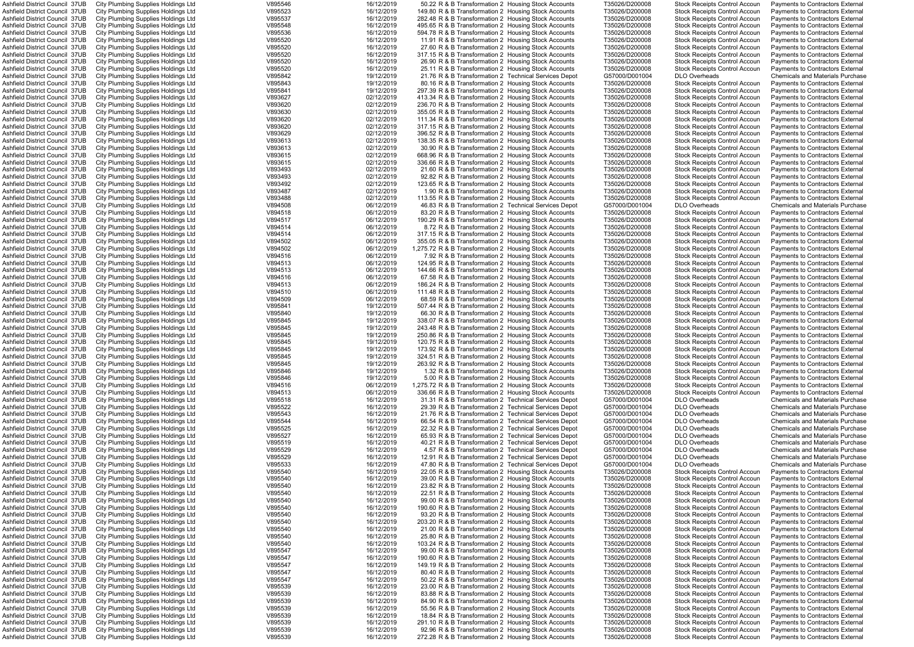| | | | | | | | | | | |
|---|---|---|---|---|---|---|---|---|---|---|
| Ashfield District Council | 37UB | City Plumbing Supplies Holdings Ltd | V895546 | 16/12/2019 | 50.22 | R & B Transformation 2 | Housing Stock Accounts | T35026/D200008 | Stock Receipts Control Accoun | Payments to Contractors External |
| Ashfield District Council | 37UB | City Plumbing Supplies Holdings Ltd | V895523 | 16/12/2019 | 149.80 | R & B Transformation 2 | Housing Stock Accounts | T35026/D200008 | Stock Receipts Control Accoun | Payments to Contractors External |
| Ashfield District Council | 37UB | City Plumbing Supplies Holdings Ltd | V895537 | 16/12/2019 | 282.48 | R & B Transformation 2 | Housing Stock Accounts | T35026/D200008 | Stock Receipts Control Accoun | Payments to Contractors External |
| Ashfield District Council | 37UB | City Plumbing Supplies Holdings Ltd | V895548 | 16/12/2019 | 495.65 | R & B Transformation 2 | Housing Stock Accounts | T35026/D200008 | Stock Receipts Control Accoun | Payments to Contractors External |
| Ashfield District Council | 37UB | City Plumbing Supplies Holdings Ltd | V895536 | 16/12/2019 | 594.78 | R & B Transformation 2 | Housing Stock Accounts | T35026/D200008 | Stock Receipts Control Accoun | Payments to Contractors External |
| Ashfield District Council | 37UB | City Plumbing Supplies Holdings Ltd | V895520 | 16/12/2019 | 11.91 | R & B Transformation 2 | Housing Stock Accounts | T35026/D200008 | Stock Receipts Control Accoun | Payments to Contractors External |
| Ashfield District Council | 37UB | City Plumbing Supplies Holdings Ltd | V895520 | 16/12/2019 | 27.60 | R & B Transformation 2 | Housing Stock Accounts | T35026/D200008 | Stock Receipts Control Accoun | Payments to Contractors External |
| Ashfield District Council | 37UB | City Plumbing Supplies Holdings Ltd | V895520 | 16/12/2019 | 317.15 | R & B Transformation 2 | Housing Stock Accounts | T35026/D200008 | Stock Receipts Control Accoun | Payments to Contractors External |
| Ashfield District Council | 37UB | City Plumbing Supplies Holdings Ltd | V895520 | 16/12/2019 | 26.90 | R & B Transformation 2 | Housing Stock Accounts | T35026/D200008 | Stock Receipts Control Accoun | Payments to Contractors External |
| Ashfield District Council | 37UB | City Plumbing Supplies Holdings Ltd | V895520 | 16/12/2019 | 25.11 | R & B Transformation 2 | Housing Stock Accounts | T35026/D200008 | Stock Receipts Control Accoun | Payments to Contractors External |
| Ashfield District Council | 37UB | City Plumbing Supplies Holdings Ltd | V895842 | 19/12/2019 | 21.76 | R & B Transformation 2 | Technical Services Depot | G57000/D001004 | DLO Overheads | Chemicals and Materials Purchase |
| Ashfield District Council | 37UB | City Plumbing Supplies Holdings Ltd | V895843 | 19/12/2019 | 80.16 | R & B Transformation 2 | Housing Stock Accounts | T35026/D200008 | Stock Receipts Control Accoun | Payments to Contractors External |
| Ashfield District Council | 37UB | City Plumbing Supplies Holdings Ltd | V895841 | 19/12/2019 | 297.39 | R & B Transformation 2 | Housing Stock Accounts | T35026/D200008 | Stock Receipts Control Accoun | Payments to Contractors External |
| Ashfield District Council | 37UB | City Plumbing Supplies Holdings Ltd | V893627 | 02/12/2019 | 413.34 | R & B Transformation 2 | Housing Stock Accounts | T35026/D200008 | Stock Receipts Control Accoun | Payments to Contractors External |
| Ashfield District Council | 37UB | City Plumbing Supplies Holdings Ltd | V893620 | 02/12/2019 | 236.70 | R & B Transformation 2 | Housing Stock Accounts | T35026/D200008 | Stock Receipts Control Accoun | Payments to Contractors External |
| Ashfield District Council | 37UB | City Plumbing Supplies Holdings Ltd | V893630 | 02/12/2019 | 355.05 | R & B Transformation 2 | Housing Stock Accounts | T35026/D200008 | Stock Receipts Control Accoun | Payments to Contractors External |
| Ashfield District Council | 37UB | City Plumbing Supplies Holdings Ltd | V893620 | 02/12/2019 | 111.34 | R & B Transformation 2 | Housing Stock Accounts | T35026/D200008 | Stock Receipts Control Accoun | Payments to Contractors External |
| Ashfield District Council | 37UB | City Plumbing Supplies Holdings Ltd | V893620 | 02/12/2019 | 317.15 | R & B Transformation 2 | Housing Stock Accounts | T35026/D200008 | Stock Receipts Control Accoun | Payments to Contractors External |
| Ashfield District Council | 37UB | City Plumbing Supplies Holdings Ltd | V893629 | 02/12/2019 | 396.52 | R & B Transformation 2 | Housing Stock Accounts | T35026/D200008 | Stock Receipts Control Accoun | Payments to Contractors External |
| Ashfield District Council | 37UB | City Plumbing Supplies Holdings Ltd | V893613 | 02/12/2019 | 138.35 | R & B Transformation 2 | Housing Stock Accounts | T35026/D200008 | Stock Receipts Control Accoun | Payments to Contractors External |
| Ashfield District Council | 37UB | City Plumbing Supplies Holdings Ltd | V893613 | 02/12/2019 | 30.90 | R & B Transformation 2 | Housing Stock Accounts | T35026/D200008 | Stock Receipts Control Accoun | Payments to Contractors External |
| Ashfield District Council | 37UB | City Plumbing Supplies Holdings Ltd | V893615 | 02/12/2019 | 668.96 | R & B Transformation 2 | Housing Stock Accounts | T35026/D200008 | Stock Receipts Control Accoun | Payments to Contractors External |
| Ashfield District Council | 37UB | City Plumbing Supplies Holdings Ltd | V893615 | 02/12/2019 | 336.66 | R & B Transformation 2 | Housing Stock Accounts | T35026/D200008 | Stock Receipts Control Accoun | Payments to Contractors External |
| Ashfield District Council | 37UB | City Plumbing Supplies Holdings Ltd | V893493 | 02/12/2019 | 21.60 | R & B Transformation 2 | Housing Stock Accounts | T35026/D200008 | Stock Receipts Control Accoun | Payments to Contractors External |
| Ashfield District Council | 37UB | City Plumbing Supplies Holdings Ltd | V893493 | 02/12/2019 | 92.82 | R & B Transformation 2 | Housing Stock Accounts | T35026/D200008 | Stock Receipts Control Accoun | Payments to Contractors External |
| Ashfield District Council | 37UB | City Plumbing Supplies Holdings Ltd | V893492 | 02/12/2019 | 123.65 | R & B Transformation 2 | Housing Stock Accounts | T35026/D200008 | Stock Receipts Control Accoun | Payments to Contractors External |
| Ashfield District Council | 37UB | City Plumbing Supplies Holdings Ltd | V893487 | 02/12/2019 | 1.90 | R & B Transformation 2 | Housing Stock Accounts | T35026/D200008 | Stock Receipts Control Accoun | Payments to Contractors External |
| Ashfield District Council | 37UB | City Plumbing Supplies Holdings Ltd | V893488 | 02/12/2019 | 113.55 | R & B Transformation 2 | Housing Stock Accounts | T35026/D200008 | Stock Receipts Control Accoun | Payments to Contractors External |
| Ashfield District Council | 37UB | City Plumbing Supplies Holdings Ltd | V894508 | 06/12/2019 | 46.83 | R & B Transformation 2 | Technical Services Depot | G57000/D001004 | DLO Overheads | Chemicals and Materials Purchase |
| Ashfield District Council | 37UB | City Plumbing Supplies Holdings Ltd | V894518 | 06/12/2019 | 83.20 | R & B Transformation 2 | Housing Stock Accounts | T35026/D200008 | Stock Receipts Control Accoun | Payments to Contractors External |
| Ashfield District Council | 37UB | City Plumbing Supplies Holdings Ltd | V894517 | 06/12/2019 | 190.29 | R & B Transformation 2 | Housing Stock Accounts | T35026/D200008 | Stock Receipts Control Accoun | Payments to Contractors External |
| Ashfield District Council | 37UB | City Plumbing Supplies Holdings Ltd | V894514 | 06/12/2019 | 8.72 | R & B Transformation 2 | Housing Stock Accounts | T35026/D200008 | Stock Receipts Control Accoun | Payments to Contractors External |
| Ashfield District Council | 37UB | City Plumbing Supplies Holdings Ltd | V894514 | 06/12/2019 | 317.15 | R & B Transformation 2 | Housing Stock Accounts | T35026/D200008 | Stock Receipts Control Accoun | Payments to Contractors External |
| Ashfield District Council | 37UB | City Plumbing Supplies Holdings Ltd | V894502 | 06/12/2019 | 355.05 | R & B Transformation 2 | Housing Stock Accounts | T35026/D200008 | Stock Receipts Control Accoun | Payments to Contractors External |
| Ashfield District Council | 37UB | City Plumbing Supplies Holdings Ltd | V894502 | 06/12/2019 | 1,275.72 | R & B Transformation 2 | Housing Stock Accounts | T35026/D200008 | Stock Receipts Control Accoun | Payments to Contractors External |
| Ashfield District Council | 37UB | City Plumbing Supplies Holdings Ltd | V894516 | 06/12/2019 | 7.92 | R & B Transformation 2 | Housing Stock Accounts | T35026/D200008 | Stock Receipts Control Accoun | Payments to Contractors External |
| Ashfield District Council | 37UB | City Plumbing Supplies Holdings Ltd | V894513 | 06/12/2019 | 124.95 | R & B Transformation 2 | Housing Stock Accounts | T35026/D200008 | Stock Receipts Control Accoun | Payments to Contractors External |
| Ashfield District Council | 37UB | City Plumbing Supplies Holdings Ltd | V894513 | 06/12/2019 | 144.66 | R & B Transformation 2 | Housing Stock Accounts | T35026/D200008 | Stock Receipts Control Accoun | Payments to Contractors External |
| Ashfield District Council | 37UB | City Plumbing Supplies Holdings Ltd | V894516 | 06/12/2019 | 67.58 | R & B Transformation 2 | Housing Stock Accounts | T35026/D200008 | Stock Receipts Control Accoun | Payments to Contractors External |
| Ashfield District Council | 37UB | City Plumbing Supplies Holdings Ltd | V894513 | 06/12/2019 | 186.24 | R & B Transformation 2 | Housing Stock Accounts | T35026/D200008 | Stock Receipts Control Accoun | Payments to Contractors External |
| Ashfield District Council | 37UB | City Plumbing Supplies Holdings Ltd | V894510 | 06/12/2019 | 111.48 | R & B Transformation 2 | Housing Stock Accounts | T35026/D200008 | Stock Receipts Control Accoun | Payments to Contractors External |
| Ashfield District Council | 37UB | City Plumbing Supplies Holdings Ltd | V894509 | 06/12/2019 | 68.59 | R & B Transformation 2 | Housing Stock Accounts | T35026/D200008 | Stock Receipts Control Accoun | Payments to Contractors External |
| Ashfield District Council | 37UB | City Plumbing Supplies Holdings Ltd | V895841 | 19/12/2019 | 507.44 | R & B Transformation 2 | Housing Stock Accounts | T35026/D200008 | Stock Receipts Control Accoun | Payments to Contractors External |
| Ashfield District Council | 37UB | City Plumbing Supplies Holdings Ltd | V895840 | 19/12/2019 | 66.30 | R & B Transformation 2 | Housing Stock Accounts | T35026/D200008 | Stock Receipts Control Accoun | Payments to Contractors External |
| Ashfield District Council | 37UB | City Plumbing Supplies Holdings Ltd | V895845 | 19/12/2019 | 338.07 | R & B Transformation 2 | Housing Stock Accounts | T35026/D200008 | Stock Receipts Control Accoun | Payments to Contractors External |
| Ashfield District Council | 37UB | City Plumbing Supplies Holdings Ltd | V895845 | 19/12/2019 | 243.48 | R & B Transformation 2 | Housing Stock Accounts | T35026/D200008 | Stock Receipts Control Accoun | Payments to Contractors External |
| Ashfield District Council | 37UB | City Plumbing Supplies Holdings Ltd | V895845 | 19/12/2019 | 250.86 | R & B Transformation 2 | Housing Stock Accounts | T35026/D200008 | Stock Receipts Control Accoun | Payments to Contractors External |
| Ashfield District Council | 37UB | City Plumbing Supplies Holdings Ltd | V895845 | 19/12/2019 | 120.75 | R & B Transformation 2 | Housing Stock Accounts | T35026/D200008 | Stock Receipts Control Accoun | Payments to Contractors External |
| Ashfield District Council | 37UB | City Plumbing Supplies Holdings Ltd | V895845 | 19/12/2019 | 173.92 | R & B Transformation 2 | Housing Stock Accounts | T35026/D200008 | Stock Receipts Control Accoun | Payments to Contractors External |
| Ashfield District Council | 37UB | City Plumbing Supplies Holdings Ltd | V895845 | 19/12/2019 | 324.51 | R & B Transformation 2 | Housing Stock Accounts | T35026/D200008 | Stock Receipts Control Accoun | Payments to Contractors External |
| Ashfield District Council | 37UB | City Plumbing Supplies Holdings Ltd | V895845 | 19/12/2019 | 263.92 | R & B Transformation 2 | Housing Stock Accounts | T35026/D200008 | Stock Receipts Control Accoun | Payments to Contractors External |
| Ashfield District Council | 37UB | City Plumbing Supplies Holdings Ltd | V895846 | 19/12/2019 | 1.32 | R & B Transformation 2 | Housing Stock Accounts | T35026/D200008 | Stock Receipts Control Accoun | Payments to Contractors External |
| Ashfield District Council | 37UB | City Plumbing Supplies Holdings Ltd | V895846 | 19/12/2019 | 5.00 | R & B Transformation 2 | Housing Stock Accounts | T35026/D200008 | Stock Receipts Control Accoun | Payments to Contractors External |
| Ashfield District Council | 37UB | City Plumbing Supplies Holdings Ltd | V894516 | 06/12/2019 | 1,275.72 | R & B Transformation 2 | Housing Stock Accounts | T35026/D200008 | Stock Receipts Control Accoun | Payments to Contractors External |
| Ashfield District Council | 37UB | City Plumbing Supplies Holdings Ltd | V894513 | 06/12/2019 | 336.66 | R & B Transformation 2 | Housing Stock Accounts | T35026/D200008 | Stock Receipts Control Accoun | Payments to Contractors External |
| Ashfield District Council | 37UB | City Plumbing Supplies Holdings Ltd | V895518 | 16/12/2019 | 31.31 | R & B Transformation 2 | Technical Services Depot | G57000/D001004 | DLO Overheads | Chemicals and Materials Purchase |
| Ashfield District Council | 37UB | City Plumbing Supplies Holdings Ltd | V895522 | 16/12/2019 | 29.39 | R & B Transformation 2 | Technical Services Depot | G57000/D001004 | DLO Overheads | Chemicals and Materials Purchase |
| Ashfield District Council | 37UB | City Plumbing Supplies Holdings Ltd | V895543 | 16/12/2019 | 21.76 | R & B Transformation 2 | Technical Services Depot | G57000/D001004 | DLO Overheads | Chemicals and Materials Purchase |
| Ashfield District Council | 37UB | City Plumbing Supplies Holdings Ltd | V895544 | 16/12/2019 | 66.54 | R & B Transformation 2 | Technical Services Depot | G57000/D001004 | DLO Overheads | Chemicals and Materials Purchase |
| Ashfield District Council | 37UB | City Plumbing Supplies Holdings Ltd | V895525 | 16/12/2019 | 22.32 | R & B Transformation 2 | Technical Services Depot | G57000/D001004 | DLO Overheads | Chemicals and Materials Purchase |
| Ashfield District Council | 37UB | City Plumbing Supplies Holdings Ltd | V895527 | 16/12/2019 | 65.93 | R & B Transformation 2 | Technical Services Depot | G57000/D001004 | DLO Overheads | Chemicals and Materials Purchase |
| Ashfield District Council | 37UB | City Plumbing Supplies Holdings Ltd | V895519 | 16/12/2019 | 40.21 | R & B Transformation 2 | Technical Services Depot | G57000/D001004 | DLO Overheads | Chemicals and Materials Purchase |
| Ashfield District Council | 37UB | City Plumbing Supplies Holdings Ltd | V895529 | 16/12/2019 | 4.57 | R & B Transformation 2 | Technical Services Depot | G57000/D001004 | DLO Overheads | Chemicals and Materials Purchase |
| Ashfield District Council | 37UB | City Plumbing Supplies Holdings Ltd | V895529 | 16/12/2019 | 12.91 | R & B Transformation 2 | Technical Services Depot | G57000/D001004 | DLO Overheads | Chemicals and Materials Purchase |
| Ashfield District Council | 37UB | City Plumbing Supplies Holdings Ltd | V895533 | 16/12/2019 | 47.80 | R & B Transformation 2 | Technical Services Depot | G57000/D001004 | DLO Overheads | Chemicals and Materials Purchase |
| Ashfield District Council | 37UB | City Plumbing Supplies Holdings Ltd | V895540 | 16/12/2019 | 22.05 | R & B Transformation 2 | Housing Stock Accounts | T35026/D200008 | Stock Receipts Control Accoun | Payments to Contractors External |
| Ashfield District Council | 37UB | City Plumbing Supplies Holdings Ltd | V895540 | 16/12/2019 | 39.00 | R & B Transformation 2 | Housing Stock Accounts | T35026/D200008 | Stock Receipts Control Accoun | Payments to Contractors External |
| Ashfield District Council | 37UB | City Plumbing Supplies Holdings Ltd | V895540 | 16/12/2019 | 23.82 | R & B Transformation 2 | Housing Stock Accounts | T35026/D200008 | Stock Receipts Control Accoun | Payments to Contractors External |
| Ashfield District Council | 37UB | City Plumbing Supplies Holdings Ltd | V895540 | 16/12/2019 | 22.51 | R & B Transformation 2 | Housing Stock Accounts | T35026/D200008 | Stock Receipts Control Accoun | Payments to Contractors External |
| Ashfield District Council | 37UB | City Plumbing Supplies Holdings Ltd | V895540 | 16/12/2019 | 99.00 | R & B Transformation 2 | Housing Stock Accounts | T35026/D200008 | Stock Receipts Control Accoun | Payments to Contractors External |
| Ashfield District Council | 37UB | City Plumbing Supplies Holdings Ltd | V895540 | 16/12/2019 | 190.60 | R & B Transformation 2 | Housing Stock Accounts | T35026/D200008 | Stock Receipts Control Accoun | Payments to Contractors External |
| Ashfield District Council | 37UB | City Plumbing Supplies Holdings Ltd | V895540 | 16/12/2019 | 93.20 | R & B Transformation 2 | Housing Stock Accounts | T35026/D200008 | Stock Receipts Control Accoun | Payments to Contractors External |
| Ashfield District Council | 37UB | City Plumbing Supplies Holdings Ltd | V895540 | 16/12/2019 | 203.20 | R & B Transformation 2 | Housing Stock Accounts | T35026/D200008 | Stock Receipts Control Accoun | Payments to Contractors External |
| Ashfield District Council | 37UB | City Plumbing Supplies Holdings Ltd | V895540 | 16/12/2019 | 21.00 | R & B Transformation 2 | Housing Stock Accounts | T35026/D200008 | Stock Receipts Control Accoun | Payments to Contractors External |
| Ashfield District Council | 37UB | City Plumbing Supplies Holdings Ltd | V895540 | 16/12/2019 | 25.80 | R & B Transformation 2 | Housing Stock Accounts | T35026/D200008 | Stock Receipts Control Accoun | Payments to Contractors External |
| Ashfield District Council | 37UB | City Plumbing Supplies Holdings Ltd | V895540 | 16/12/2019 | 103.24 | R & B Transformation 2 | Housing Stock Accounts | T35026/D200008 | Stock Receipts Control Accoun | Payments to Contractors External |
| Ashfield District Council | 37UB | City Plumbing Supplies Holdings Ltd | V895547 | 16/12/2019 | 99.00 | R & B Transformation 2 | Housing Stock Accounts | T35026/D200008 | Stock Receipts Control Accoun | Payments to Contractors External |
| Ashfield District Council | 37UB | City Plumbing Supplies Holdings Ltd | V895547 | 16/12/2019 | 190.60 | R & B Transformation 2 | Housing Stock Accounts | T35026/D200008 | Stock Receipts Control Accoun | Payments to Contractors External |
| Ashfield District Council | 37UB | City Plumbing Supplies Holdings Ltd | V895547 | 16/12/2019 | 149.19 | R & B Transformation 2 | Housing Stock Accounts | T35026/D200008 | Stock Receipts Control Accoun | Payments to Contractors External |
| Ashfield District Council | 37UB | City Plumbing Supplies Holdings Ltd | V895547 | 16/12/2019 | 80.40 | R & B Transformation 2 | Housing Stock Accounts | T35026/D200008 | Stock Receipts Control Accoun | Payments to Contractors External |
| Ashfield District Council | 37UB | City Plumbing Supplies Holdings Ltd | V895547 | 16/12/2019 | 50.22 | R & B Transformation 2 | Housing Stock Accounts | T35026/D200008 | Stock Receipts Control Accoun | Payments to Contractors External |
| Ashfield District Council | 37UB | City Plumbing Supplies Holdings Ltd | V895539 | 16/12/2019 | 23.00 | R & B Transformation 2 | Housing Stock Accounts | T35026/D200008 | Stock Receipts Control Accoun | Payments to Contractors External |
| Ashfield District Council | 37UB | City Plumbing Supplies Holdings Ltd | V895539 | 16/12/2019 | 83.88 | R & B Transformation 2 | Housing Stock Accounts | T35026/D200008 | Stock Receipts Control Accoun | Payments to Contractors External |
| Ashfield District Council | 37UB | City Plumbing Supplies Holdings Ltd | V895539 | 16/12/2019 | 84.90 | R & B Transformation 2 | Housing Stock Accounts | T35026/D200008 | Stock Receipts Control Accoun | Payments to Contractors External |
| Ashfield District Council | 37UB | City Plumbing Supplies Holdings Ltd | V895539 | 16/12/2019 | 55.56 | R & B Transformation 2 | Housing Stock Accounts | T35026/D200008 | Stock Receipts Control Accoun | Payments to Contractors External |
| Ashfield District Council | 37UB | City Plumbing Supplies Holdings Ltd | V895539 | 16/12/2019 | 18.84 | R & B Transformation 2 | Housing Stock Accounts | T35026/D200008 | Stock Receipts Control Accoun | Payments to Contractors External |
| Ashfield District Council | 37UB | City Plumbing Supplies Holdings Ltd | V895539 | 16/12/2019 | 291.10 | R & B Transformation 2 | Housing Stock Accounts | T35026/D200008 | Stock Receipts Control Accoun | Payments to Contractors External |
| Ashfield District Council | 37UB | City Plumbing Supplies Holdings Ltd | V895539 | 16/12/2019 | 92.96 | R & B Transformation 2 | Housing Stock Accounts | T35026/D200008 | Stock Receipts Control Accoun | Payments to Contractors External |
| Ashfield District Council | 37UB | City Plumbing Supplies Holdings Ltd | V895539 | 16/12/2019 | 272.28 | R & B Transformation 2 | Housing Stock Accounts | T35026/D200008 | Stock Receipts Control Accoun | Payments to Contractors External |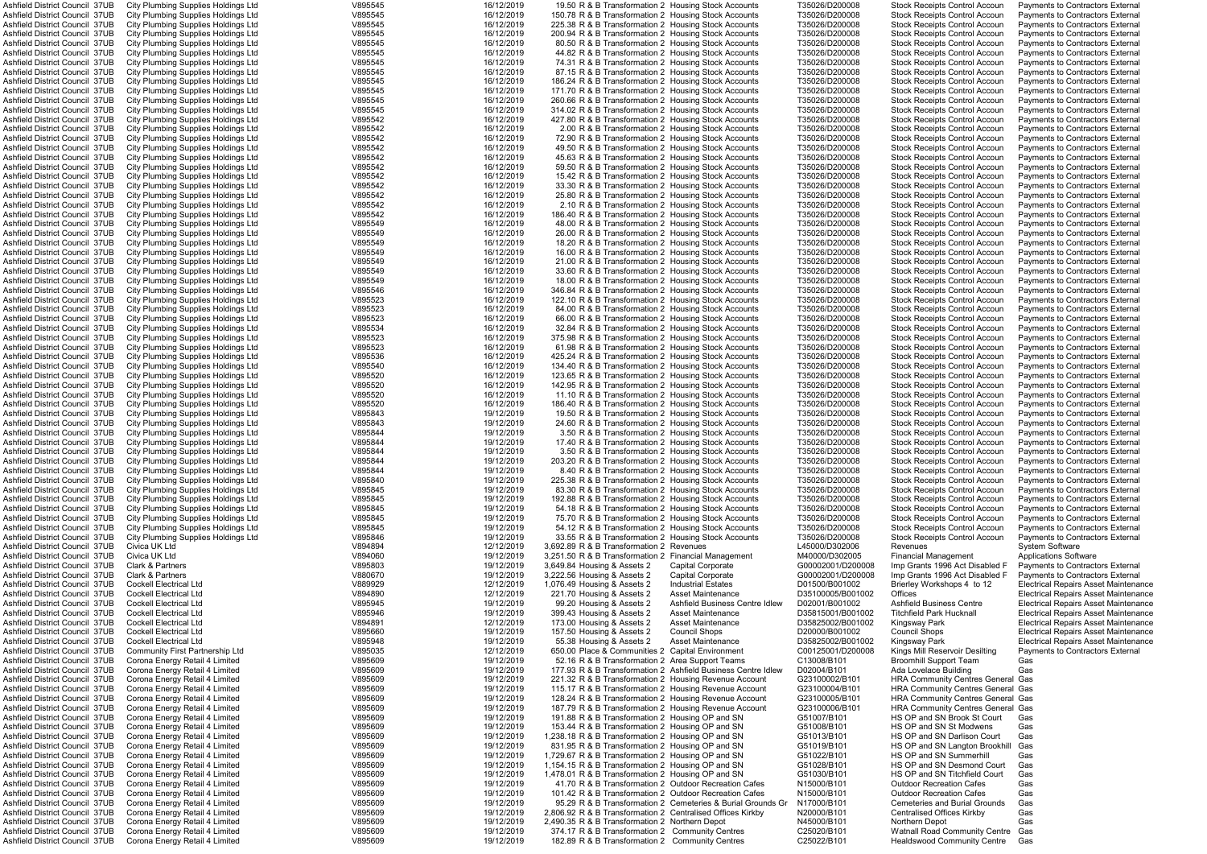| | | | | | | | | | | |
|---|---|---|---|---|---|---|---|---|---|---|
| Ashfield District Council | 37UB | City Plumbing Supplies Holdings Ltd | V895545 | 16/12/2019 | 19.50 | R & B Transformation 2 | Housing Stock Accounts | T35026/D200008 | Stock Receipts Control Accoun | Payments to Contractors External |
| Ashfield District Council | 37UB | City Plumbing Supplies Holdings Ltd | V895545 | 16/12/2019 | 150.78 | R & B Transformation 2 | Housing Stock Accounts | T35026/D200008 | Stock Receipts Control Accoun | Payments to Contractors External |
| Ashfield District Council | 37UB | City Plumbing Supplies Holdings Ltd | V895545 | 16/12/2019 | 225.38 | R & B Transformation 2 | Housing Stock Accounts | T35026/D200008 | Stock Receipts Control Accoun | Payments to Contractors External |
| Ashfield District Council | 37UB | City Plumbing Supplies Holdings Ltd | V895545 | 16/12/2019 | 200.94 | R & B Transformation 2 | Housing Stock Accounts | T35026/D200008 | Stock Receipts Control Accoun | Payments to Contractors External |
| Ashfield District Council | 37UB | City Plumbing Supplies Holdings Ltd | V895545 | 16/12/2019 | 80.50 | R & B Transformation 2 | Housing Stock Accounts | T35026/D200008 | Stock Receipts Control Accoun | Payments to Contractors External |
| Ashfield District Council | 37UB | City Plumbing Supplies Holdings Ltd | V895545 | 16/12/2019 | 44.82 | R & B Transformation 2 | Housing Stock Accounts | T35026/D200008 | Stock Receipts Control Accoun | Payments to Contractors External |
| Ashfield District Council | 37UB | City Plumbing Supplies Holdings Ltd | V895545 | 16/12/2019 | 74.31 | R & B Transformation 2 | Housing Stock Accounts | T35026/D200008 | Stock Receipts Control Accoun | Payments to Contractors External |
| Ashfield District Council | 37UB | City Plumbing Supplies Holdings Ltd | V895545 | 16/12/2019 | 87.15 | R & B Transformation 2 | Housing Stock Accounts | T35026/D200008 | Stock Receipts Control Accoun | Payments to Contractors External |
| Ashfield District Council | 37UB | City Plumbing Supplies Holdings Ltd | V895545 | 16/12/2019 | 186.24 | R & B Transformation 2 | Housing Stock Accounts | T35026/D200008 | Stock Receipts Control Accoun | Payments to Contractors External |
| Ashfield District Council | 37UB | City Plumbing Supplies Holdings Ltd | V895545 | 16/12/2019 | 171.70 | R & B Transformation 2 | Housing Stock Accounts | T35026/D200008 | Stock Receipts Control Accoun | Payments to Contractors External |
| Ashfield District Council | 37UB | City Plumbing Supplies Holdings Ltd | V895545 | 16/12/2019 | 260.66 | R & B Transformation 2 | Housing Stock Accounts | T35026/D200008 | Stock Receipts Control Accoun | Payments to Contractors External |
| Ashfield District Council | 37UB | City Plumbing Supplies Holdings Ltd | V895545 | 16/12/2019 | 314.02 | R & B Transformation 2 | Housing Stock Accounts | T35026/D200008 | Stock Receipts Control Accoun | Payments to Contractors External |
| Ashfield District Council | 37UB | City Plumbing Supplies Holdings Ltd | V895542 | 16/12/2019 | 427.80 | R & B Transformation 2 | Housing Stock Accounts | T35026/D200008 | Stock Receipts Control Accoun | Payments to Contractors External |
| Ashfield District Council | 37UB | City Plumbing Supplies Holdings Ltd | V895542 | 16/12/2019 | 2.00 | R & B Transformation 2 | Housing Stock Accounts | T35026/D200008 | Stock Receipts Control Accoun | Payments to Contractors External |
| Ashfield District Council | 37UB | City Plumbing Supplies Holdings Ltd | V895542 | 16/12/2019 | 72.90 | R & B Transformation 2 | Housing Stock Accounts | T35026/D200008 | Stock Receipts Control Accoun | Payments to Contractors External |
| Ashfield District Council | 37UB | City Plumbing Supplies Holdings Ltd | V895542 | 16/12/2019 | 49.50 | R & B Transformation 2 | Housing Stock Accounts | T35026/D200008 | Stock Receipts Control Accoun | Payments to Contractors External |
| Ashfield District Council | 37UB | City Plumbing Supplies Holdings Ltd | V895542 | 16/12/2019 | 45.63 | R & B Transformation 2 | Housing Stock Accounts | T35026/D200008 | Stock Receipts Control Accoun | Payments to Contractors External |
| Ashfield District Council | 37UB | City Plumbing Supplies Holdings Ltd | V895542 | 16/12/2019 | 59.50 | R & B Transformation 2 | Housing Stock Accounts | T35026/D200008 | Stock Receipts Control Accoun | Payments to Contractors External |
| Ashfield District Council | 37UB | City Plumbing Supplies Holdings Ltd | V895542 | 16/12/2019 | 15.42 | R & B Transformation 2 | Housing Stock Accounts | T35026/D200008 | Stock Receipts Control Accoun | Payments to Contractors External |
| Ashfield District Council | 37UB | City Plumbing Supplies Holdings Ltd | V895542 | 16/12/2019 | 33.30 | R & B Transformation 2 | Housing Stock Accounts | T35026/D200008 | Stock Receipts Control Accoun | Payments to Contractors External |
| Ashfield District Council | 37UB | City Plumbing Supplies Holdings Ltd | V895542 | 16/12/2019 | 25.80 | R & B Transformation 2 | Housing Stock Accounts | T35026/D200008 | Stock Receipts Control Accoun | Payments to Contractors External |
| Ashfield District Council | 37UB | City Plumbing Supplies Holdings Ltd | V895542 | 16/12/2019 | 2.10 | R & B Transformation 2 | Housing Stock Accounts | T35026/D200008 | Stock Receipts Control Accoun | Payments to Contractors External |
| Ashfield District Council | 37UB | City Plumbing Supplies Holdings Ltd | V895542 | 16/12/2019 | 186.40 | R & B Transformation 2 | Housing Stock Accounts | T35026/D200008 | Stock Receipts Control Accoun | Payments to Contractors External |
| Ashfield District Council | 37UB | City Plumbing Supplies Holdings Ltd | V895549 | 16/12/2019 | 48.00 | R & B Transformation 2 | Housing Stock Accounts | T35026/D200008 | Stock Receipts Control Accoun | Payments to Contractors External |
| Ashfield District Council | 37UB | City Plumbing Supplies Holdings Ltd | V895549 | 16/12/2019 | 26.00 | R & B Transformation 2 | Housing Stock Accounts | T35026/D200008 | Stock Receipts Control Accoun | Payments to Contractors External |
| Ashfield District Council | 37UB | City Plumbing Supplies Holdings Ltd | V895549 | 16/12/2019 | 18.20 | R & B Transformation 2 | Housing Stock Accounts | T35026/D200008 | Stock Receipts Control Accoun | Payments to Contractors External |
| Ashfield District Council | 37UB | City Plumbing Supplies Holdings Ltd | V895549 | 16/12/2019 | 16.00 | R & B Transformation 2 | Housing Stock Accounts | T35026/D200008 | Stock Receipts Control Accoun | Payments to Contractors External |
| Ashfield District Council | 37UB | City Plumbing Supplies Holdings Ltd | V895549 | 16/12/2019 | 21.00 | R & B Transformation 2 | Housing Stock Accounts | T35026/D200008 | Stock Receipts Control Accoun | Payments to Contractors External |
| Ashfield District Council | 37UB | City Plumbing Supplies Holdings Ltd | V895549 | 16/12/2019 | 33.60 | R & B Transformation 2 | Housing Stock Accounts | T35026/D200008 | Stock Receipts Control Accoun | Payments to Contractors External |
| Ashfield District Council | 37UB | City Plumbing Supplies Holdings Ltd | V895549 | 16/12/2019 | 18.00 | R & B Transformation 2 | Housing Stock Accounts | T35026/D200008 | Stock Receipts Control Accoun | Payments to Contractors External |
| Ashfield District Council | 37UB | City Plumbing Supplies Holdings Ltd | V895546 | 16/12/2019 | 346.84 | R & B Transformation 2 | Housing Stock Accounts | T35026/D200008 | Stock Receipts Control Accoun | Payments to Contractors External |
| Ashfield District Council | 37UB | City Plumbing Supplies Holdings Ltd | V895523 | 16/12/2019 | 122.10 | R & B Transformation 2 | Housing Stock Accounts | T35026/D200008 | Stock Receipts Control Accoun | Payments to Contractors External |
| Ashfield District Council | 37UB | City Plumbing Supplies Holdings Ltd | V895523 | 16/12/2019 | 84.00 | R & B Transformation 2 | Housing Stock Accounts | T35026/D200008 | Stock Receipts Control Accoun | Payments to Contractors External |
| Ashfield District Council | 37UB | City Plumbing Supplies Holdings Ltd | V895523 | 16/12/2019 | 66.00 | R & B Transformation 2 | Housing Stock Accounts | T35026/D200008 | Stock Receipts Control Accoun | Payments to Contractors External |
| Ashfield District Council | 37UB | City Plumbing Supplies Holdings Ltd | V895534 | 16/12/2019 | 32.84 | R & B Transformation 2 | Housing Stock Accounts | T35026/D200008 | Stock Receipts Control Accoun | Payments to Contractors External |
| Ashfield District Council | 37UB | City Plumbing Supplies Holdings Ltd | V895523 | 16/12/2019 | 375.98 | R & B Transformation 2 | Housing Stock Accounts | T35026/D200008 | Stock Receipts Control Accoun | Payments to Contractors External |
| Ashfield District Council | 37UB | City Plumbing Supplies Holdings Ltd | V895523 | 16/12/2019 | 61.98 | R & B Transformation 2 | Housing Stock Accounts | T35026/D200008 | Stock Receipts Control Accoun | Payments to Contractors External |
| Ashfield District Council | 37UB | City Plumbing Supplies Holdings Ltd | V895536 | 16/12/2019 | 425.24 | R & B Transformation 2 | Housing Stock Accounts | T35026/D200008 | Stock Receipts Control Accoun | Payments to Contractors External |
| Ashfield District Council | 37UB | City Plumbing Supplies Holdings Ltd | V895540 | 16/12/2019 | 134.40 | R & B Transformation 2 | Housing Stock Accounts | T35026/D200008 | Stock Receipts Control Accoun | Payments to Contractors External |
| Ashfield District Council | 37UB | City Plumbing Supplies Holdings Ltd | V895520 | 16/12/2019 | 123.65 | R & B Transformation 2 | Housing Stock Accounts | T35026/D200008 | Stock Receipts Control Accoun | Payments to Contractors External |
| Ashfield District Council | 37UB | City Plumbing Supplies Holdings Ltd | V895520 | 16/12/2019 | 142.95 | R & B Transformation 2 | Housing Stock Accounts | T35026/D200008 | Stock Receipts Control Accoun | Payments to Contractors External |
| Ashfield District Council | 37UB | City Plumbing Supplies Holdings Ltd | V895520 | 16/12/2019 | 11.10 | R & B Transformation 2 | Housing Stock Accounts | T35026/D200008 | Stock Receipts Control Accoun | Payments to Contractors External |
| Ashfield District Council | 37UB | City Plumbing Supplies Holdings Ltd | V895520 | 16/12/2019 | 186.40 | R & B Transformation 2 | Housing Stock Accounts | T35026/D200008 | Stock Receipts Control Accoun | Payments to Contractors External |
| Ashfield District Council | 37UB | City Plumbing Supplies Holdings Ltd | V895843 | 19/12/2019 | 19.50 | R & B Transformation 2 | Housing Stock Accounts | T35026/D200008 | Stock Receipts Control Accoun | Payments to Contractors External |
| Ashfield District Council | 37UB | City Plumbing Supplies Holdings Ltd | V895843 | 19/12/2019 | 24.60 | R & B Transformation 2 | Housing Stock Accounts | T35026/D200008 | Stock Receipts Control Accoun | Payments to Contractors External |
| Ashfield District Council | 37UB | City Plumbing Supplies Holdings Ltd | V895844 | 19/12/2019 | 3.50 | R & B Transformation 2 | Housing Stock Accounts | T35026/D200008 | Stock Receipts Control Accoun | Payments to Contractors External |
| Ashfield District Council | 37UB | City Plumbing Supplies Holdings Ltd | V895844 | 19/12/2019 | 17.40 | R & B Transformation 2 | Housing Stock Accounts | T35026/D200008 | Stock Receipts Control Accoun | Payments to Contractors External |
| Ashfield District Council | 37UB | City Plumbing Supplies Holdings Ltd | V895844 | 19/12/2019 | 3.50 | R & B Transformation 2 | Housing Stock Accounts | T35026/D200008 | Stock Receipts Control Accoun | Payments to Contractors External |
| Ashfield District Council | 37UB | City Plumbing Supplies Holdings Ltd | V895844 | 19/12/2019 | 203.20 | R & B Transformation 2 | Housing Stock Accounts | T35026/D200008 | Stock Receipts Control Accoun | Payments to Contractors External |
| Ashfield District Council | 37UB | City Plumbing Supplies Holdings Ltd | V895844 | 19/12/2019 | 8.40 | R & B Transformation 2 | Housing Stock Accounts | T35026/D200008 | Stock Receipts Control Accoun | Payments to Contractors External |
| Ashfield District Council | 37UB | City Plumbing Supplies Holdings Ltd | V895840 | 19/12/2019 | 225.38 | R & B Transformation 2 | Housing Stock Accounts | T35026/D200008 | Stock Receipts Control Accoun | Payments to Contractors External |
| Ashfield District Council | 37UB | City Plumbing Supplies Holdings Ltd | V895845 | 19/12/2019 | 83.30 | R & B Transformation 2 | Housing Stock Accounts | T35026/D200008 | Stock Receipts Control Accoun | Payments to Contractors External |
| Ashfield District Council | 37UB | City Plumbing Supplies Holdings Ltd | V895845 | 19/12/2019 | 192.88 | R & B Transformation 2 | Housing Stock Accounts | T35026/D200008 | Stock Receipts Control Accoun | Payments to Contractors External |
| Ashfield District Council | 37UB | City Plumbing Supplies Holdings Ltd | V895845 | 19/12/2019 | 54.18 | R & B Transformation 2 | Housing Stock Accounts | T35026/D200008 | Stock Receipts Control Accoun | Payments to Contractors External |
| Ashfield District Council | 37UB | City Plumbing Supplies Holdings Ltd | V895845 | 19/12/2019 | 75.70 | R & B Transformation 2 | Housing Stock Accounts | T35026/D200008 | Stock Receipts Control Accoun | Payments to Contractors External |
| Ashfield District Council | 37UB | City Plumbing Supplies Holdings Ltd | V895845 | 19/12/2019 | 54.12 | R & B Transformation 2 | Housing Stock Accounts | T35026/D200008 | Stock Receipts Control Accoun | Payments to Contractors External |
| Ashfield District Council | 37UB | City Plumbing Supplies Holdings Ltd | V895846 | 19/12/2019 | 33.55 | R & B Transformation 2 | Housing Stock Accounts | T35026/D200008 | Stock Receipts Control Accoun | Payments to Contractors External |
| Ashfield District Council | 37UB | Civica UK Ltd | V894894 | 12/12/2019 | 3,692.89 | R & B Transformation 2 | Revenues | L45000/D302006 | Revenues | System Software |
| Ashfield District Council | 37UB | Civica UK Ltd | V894060 | 19/12/2019 | 3,251.50 | R & B Transformation 2 | Financial Management | M40000/D302005 | Financial Management | Applications Software |
| Ashfield District Council | 37UB | Clark & Partners | V895803 | 19/12/2019 | 3,649.84 | Housing & Assets 2 | Capital Corporate | G00002001/D200008 | Imp Grants 1996 Act Disabled F | Payments to Contractors External |
| Ashfield District Council | 37UB | Clark & Partners | V880670 | 19/12/2019 | 3,222.56 | Housing & Assets 2 | Capital Corporate | G00002001/D200008 | Imp Grants 1996 Act Disabled F | Payments to Contractors External |
| Ashfield District Council | 37UB | Cockell Electrical Ltd | V889929 | 12/12/2019 | 1,076.49 | Housing & Assets 2 | Industrial Estates | D01500/B001002 | Brierley Workshops 4 to 12 | Electrical Repairs Asset Maintenance |
| Ashfield District Council | 37UB | Cockell Electrical Ltd | V894890 | 12/12/2019 | 221.70 | Housing & Assets 2 | Asset Maintenance | D35100005/B001002 | Offices | Electrical Repairs Asset Maintenance |
| Ashfield District Council | 37UB | Cockell Electrical Ltd | V895945 | 19/12/2019 | 99.20 | Housing & Assets 2 | Ashfield Business Centre Idlew | D02001/B001002 | Ashfield Business Centre | Electrical Repairs Asset Maintenance |
| Ashfield District Council | 37UB | Cockell Electrical Ltd | V895946 | 19/12/2019 | 399.43 | Housing & Assets 2 | Asset Maintenance | D35815001/B001002 | Titchfield Park Hucknall | Electrical Repairs Asset Maintenance |
| Ashfield District Council | 37UB | Cockell Electrical Ltd | V894891 | 12/12/2019 | 173.00 | Housing & Assets 2 | Asset Maintenance | D35825002/B001002 | Kingsway Park | Electrical Repairs Asset Maintenance |
| Ashfield District Council | 37UB | Cockell Electrical Ltd | V895660 | 19/12/2019 | 157.50 | Housing & Assets 2 | Council Shops | D20000/B001002 | Council Shops | Electrical Repairs Asset Maintenance |
| Ashfield District Council | 37UB | Cockell Electrical Ltd | V895948 | 19/12/2019 | 55.38 | Housing & Assets 2 | Asset Maintenance | D35825002/B001002 | Kingsway Park | Electrical Repairs Asset Maintenance |
| Ashfield District Council | 37UB | Community First Partnership Ltd | V895035 | 12/12/2019 | 650.00 | Place & Communities 2 | Capital Environment | C00125001/D200008 | Kings Mill Reservoir Desilting | Payments to Contractors External |
| Ashfield District Council | 37UB | Corona Energy Retail 4 Limited | V895609 | 19/12/2019 | 52.16 | R & B Transformation 2 | Area Support Teams | C13008/B101 | Broomhill Support Team | Gas |
| Ashfield District Council | 37UB | Corona Energy Retail 4 Limited | V895609 | 19/12/2019 | 177.93 | R & B Transformation 2 | Ashfield Business Centre Idlew | D02004/B101 | Ada Lovelace Building | Gas |
| Ashfield District Council | 37UB | Corona Energy Retail 4 Limited | V895609 | 19/12/2019 | 221.30 | R & B Transformation 2 | Housing Revenue Account | G23100002/B101 | HRA Community Centres General | Gas |
| Ashfield District Council | 37UB | Corona Energy Retail 4 Limited | V895609 | 19/12/2019 | 115.17 | R & B Transformation 2 | Housing Revenue Account | G23100004/B101 | HRA Community Centres General | Gas |
| Ashfield District Council | 37UB | Corona Energy Retail 4 Limited | V895609 | 19/12/2019 | 128.24 | R & B Transformation 2 | Housing Revenue Account | G23100005/B101 | HRA Community Centres General | Gas |
| Ashfield District Council | 37UB | Corona Energy Retail 4 Limited | V895609 | 19/12/2019 | 187.79 | R & B Transformation 2 | Housing Revenue Account | G23100006/B101 | HRA Community Centres General | Gas |
| Ashfield District Council | 37UB | Corona Energy Retail 4 Limited | V895609 | 19/12/2019 | 191.88 | R & B Transformation 2 | Housing OP and SN | G51007/B101 | HS OP and SN Brook St Court | Gas |
| Ashfield District Council | 37UB | Corona Energy Retail 4 Limited | V895609 | 19/12/2019 | 153.44 | R & B Transformation 2 | Housing OP and SN | G51008/B101 | HS OP and SN St Modwens | Gas |
| Ashfield District Council | 37UB | Corona Energy Retail 4 Limited | V895609 | 19/12/2019 | 1,238.18 | R & B Transformation 2 | Housing OP and SN | G51013/B101 | HS OP and SN Darlison Court | Gas |
| Ashfield District Council | 37UB | Corona Energy Retail 4 Limited | V895609 | 19/12/2019 | 831.95 | R & B Transformation 2 | Housing OP and SN | G51019/B101 | HS OP and SN Langton Brookhill | Gas |
| Ashfield District Council | 37UB | Corona Energy Retail 4 Limited | V895609 | 19/12/2019 | 1,729.67 | R & B Transformation 2 | Housing OP and SN | G51022/B101 | HS OP and SN Summerhill | Gas |
| Ashfield District Council | 37UB | Corona Energy Retail 4 Limited | V895609 | 19/12/2019 | 1,154.15 | R & B Transformation 2 | Housing OP and SN | G51028/B101 | HS OP and SN Desmond Court | Gas |
| Ashfield District Council | 37UB | Corona Energy Retail 4 Limited | V895609 | 19/12/2019 | 1,478.01 | R & B Transformation 2 | Housing OP and SN | G51030/B101 | HS OP and SN Titchfield Court | Gas |
| Ashfield District Council | 37UB | Corona Energy Retail 4 Limited | V895609 | 19/12/2019 | 41.70 | R & B Transformation 2 | Outdoor Recreation Cafes | N15000/B101 | Outdoor Recreation Cafes | Gas |
| Ashfield District Council | 37UB | Corona Energy Retail 4 Limited | V895609 | 19/12/2019 | 101.42 | R & B Transformation 2 | Outdoor Recreation Cafes | N15000/B101 | Outdoor Recreation Cafes | Gas |
| Ashfield District Council | 37UB | Corona Energy Retail 4 Limited | V895609 | 19/12/2019 | 95.29 | R & B Transformation 2 | Cemeteries & Burial Grounds Gr | N17000/B101 | Cemeteries and Burial Grounds | Gas |
| Ashfield District Council | 37UB | Corona Energy Retail 4 Limited | V895609 | 19/12/2019 | 2,806.92 | R & B Transformation 2 | Centralised Offices Kirkby | N20000/B101 | Centralised Offices Kirkby | Gas |
| Ashfield District Council | 37UB | Corona Energy Retail 4 Limited | V895609 | 19/12/2019 | 2,490.35 | R & B Transformation 2 | Northern Depot | N45000/B101 | Northern Depot | Gas |
| Ashfield District Council | 37UB | Corona Energy Retail 4 Limited | V895609 | 19/12/2019 | 374.17 | R & B Transformation 2 | Community Centres | C25020/B101 | Watnall Road Community Centre | Gas |
| Ashfield District Council | 37UB | Corona Energy Retail 4 Limited | V895609 | 19/12/2019 | 182.89 | R & B Transformation 2 | Community Centres | C25022/B101 | Healdswood Community Centre | Gas |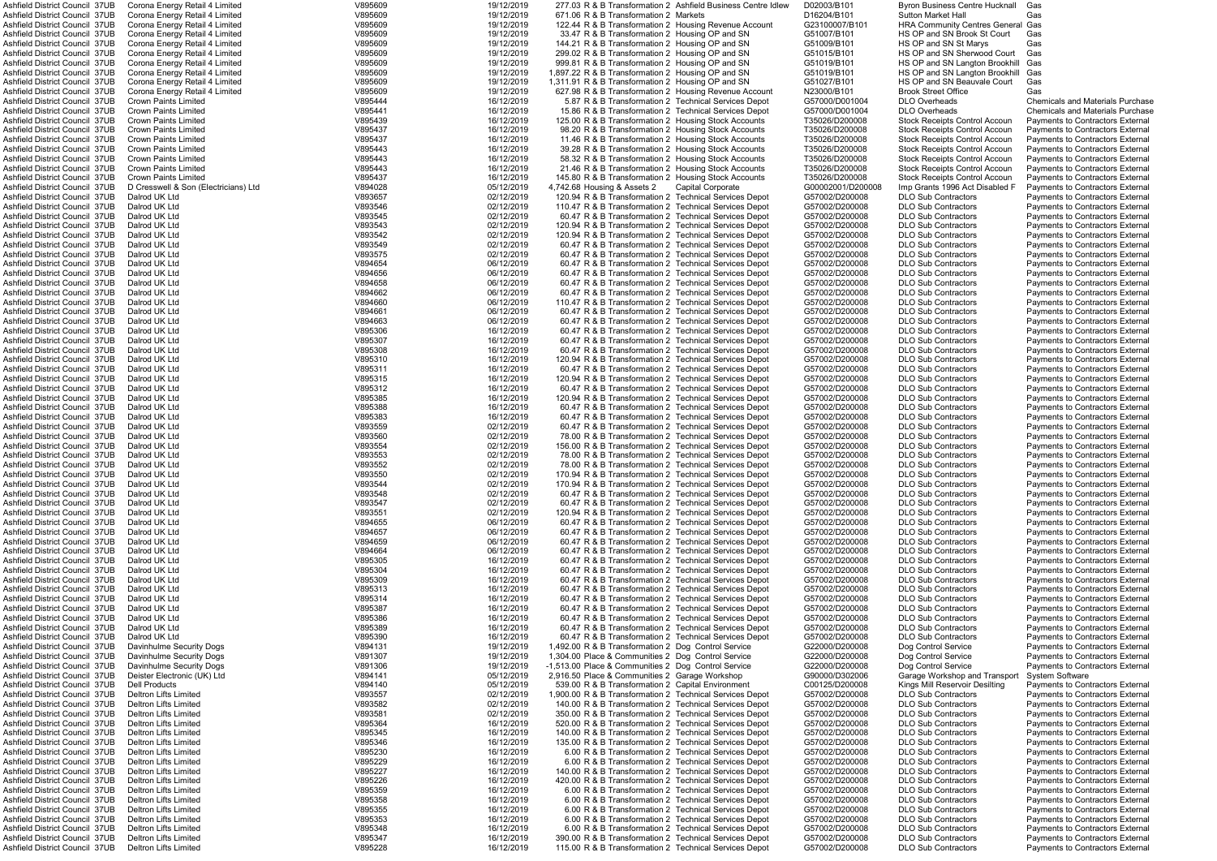| | | | | | | | | | | | |
|---|---|---|---|---|---|---|---|---|---|---|---|
| Ashfield District Council | 37UB | Corona Energy Retail 4 Limited | V895609 | 19/12/2019 | 277.03 | R & B Transformation 2 | Ashfield Business Centre Idlew | D02003/B101 | Byron Business Centre Hucknall | Gas |
| Ashfield District Council | 37UB | Corona Energy Retail 4 Limited | V895609 | 19/12/2019 | 671.06 | R & B Transformation 2 | Markets | D16204/B101 | Sutton Market Hall | Gas |
| Ashfield District Council | 37UB | Corona Energy Retail 4 Limited | V895609 | 19/12/2019 | 122.44 | R & B Transformation 2 | Housing Revenue Account | G23100007/B101 | HRA Community Centres General | Gas |
| Ashfield District Council | 37UB | Corona Energy Retail 4 Limited | V895609 | 19/12/2019 | 33.47 | R & B Transformation 2 | Housing OP and SN | G51007/B101 | HS OP and SN Brook St Court | Gas |
| Ashfield District Council | 37UB | Corona Energy Retail 4 Limited | V895609 | 19/12/2019 | 144.21 | R & B Transformation 2 | Housing OP and SN | G51009/B101 | HS OP and SN St Marys | Gas |
| Ashfield District Council | 37UB | Corona Energy Retail 4 Limited | V895609 | 19/12/2019 | 299.02 | R & B Transformation 2 | Housing OP and SN | G51015/B101 | HS OP and SN Sherwood Court | Gas |
| Ashfield District Council | 37UB | Corona Energy Retail 4 Limited | V895609 | 19/12/2019 | 999.81 | R & B Transformation 2 | Housing OP and SN | G51019/B101 | HS OP and SN Langton Brookhill | Gas |
| Ashfield District Council | 37UB | Corona Energy Retail 4 Limited | V895609 | 19/12/2019 | 1,897.22 | R & B Transformation 2 | Housing OP and SN | G51019/B101 | HS OP and SN Langton Brookhill | Gas |
| Ashfield District Council | 37UB | Corona Energy Retail 4 Limited | V895609 | 19/12/2019 | 1,311.91 | R & B Transformation 2 | Housing OP and SN | G51027/B101 | HS OP and SN Beauvale Court | Gas |
| Ashfield District Council | 37UB | Corona Energy Retail 4 Limited | V895609 | 19/12/2019 | 627.98 | R & B Transformation 2 | Housing Revenue Account | N23000/B101 | Brook Street Office | Gas |
| Ashfield District Council | 37UB | Crown Paints Limited | V895444 | 16/12/2019 | 5.87 | R & B Transformation 2 | Technical Services Depot | G57000/D001004 | DLO Overheads | Chemicals and Materials Purchase |
| Ashfield District Council | 37UB | Crown Paints Limited | V895441 | 16/12/2019 | 15.86 | R & B Transformation 2 | Technical Services Depot | G57000/D001004 | DLO Overheads | Chemicals and Materials Purchase |
| Ashfield District Council | 37UB | Crown Paints Limited | V895439 | 16/12/2019 | 125.00 | R & B Transformation 2 | Housing Stock Accounts | T35026/D200008 | Stock Receipts Control Accoun | Payments to Contractors External |
| Ashfield District Council | 37UB | Crown Paints Limited | V895437 | 16/12/2019 | 98.20 | R & B Transformation 2 | Housing Stock Accounts | T35026/D200008 | Stock Receipts Control Accoun | Payments to Contractors External |
| Ashfield District Council | 37UB | Crown Paints Limited | V895437 | 16/12/2019 | 11.46 | R & B Transformation 2 | Housing Stock Accounts | T35026/D200008 | Stock Receipts Control Accoun | Payments to Contractors External |
| Ashfield District Council | 37UB | Crown Paints Limited | V895443 | 16/12/2019 | 39.28 | R & B Transformation 2 | Housing Stock Accounts | T35026/D200008 | Stock Receipts Control Accoun | Payments to Contractors External |
| Ashfield District Council | 37UB | Crown Paints Limited | V895443 | 16/12/2019 | 58.32 | R & B Transformation 2 | Housing Stock Accounts | T35026/D200008 | Stock Receipts Control Accoun | Payments to Contractors External |
| Ashfield District Council | 37UB | Crown Paints Limited | V895443 | 16/12/2019 | 21.46 | R & B Transformation 2 | Housing Stock Accounts | T35026/D200008 | Stock Receipts Control Accoun | Payments to Contractors External |
| Ashfield District Council | 37UB | Crown Paints Limited | V895437 | 16/12/2019 | 145.80 | R & B Transformation 2 | Housing Stock Accounts | T35026/D200008 | Stock Receipts Control Accoun | Payments to Contractors External |
| Ashfield District Council | 37UB | D Cresswell & Son (Electricians) Ltd | V894028 | 05/12/2019 | 4,742.68 | Housing & Assets 2 | Capital Corporate | G00002001/D200008 | Imp Grants 1996 Act Disabled F | Payments to Contractors External |
| Ashfield District Council | 37UB | Dalrod UK Ltd | V893657 | 02/12/2019 | 120.94 | R & B Transformation 2 | Technical Services Depot | G57002/D200008 | DLO Sub Contractors | Payments to Contractors External |
| Ashfield District Council | 37UB | Dalrod UK Ltd | V893546 | 02/12/2019 | 110.47 | R & B Transformation 2 | Technical Services Depot | G57002/D200008 | DLO Sub Contractors | Payments to Contractors External |
| Ashfield District Council | 37UB | Dalrod UK Ltd | V893545 | 02/12/2019 | 60.47 | R & B Transformation 2 | Technical Services Depot | G57002/D200008 | DLO Sub Contractors | Payments to Contractors External |
| Ashfield District Council | 37UB | Dalrod UK Ltd | V893543 | 02/12/2019 | 120.94 | R & B Transformation 2 | Technical Services Depot | G57002/D200008 | DLO Sub Contractors | Payments to Contractors External |
| Ashfield District Council | 37UB | Dalrod UK Ltd | V893542 | 02/12/2019 | 120.94 | R & B Transformation 2 | Technical Services Depot | G57002/D200008 | DLO Sub Contractors | Payments to Contractors External |
| Ashfield District Council | 37UB | Dalrod UK Ltd | V893549 | 02/12/2019 | 60.47 | R & B Transformation 2 | Technical Services Depot | G57002/D200008 | DLO Sub Contractors | Payments to Contractors External |
| Ashfield District Council | 37UB | Dalrod UK Ltd | V893575 | 02/12/2019 | 60.47 | R & B Transformation 2 | Technical Services Depot | G57002/D200008 | DLO Sub Contractors | Payments to Contractors External |
| Ashfield District Council | 37UB | Dalrod UK Ltd | V894654 | 06/12/2019 | 60.47 | R & B Transformation 2 | Technical Services Depot | G57002/D200008 | DLO Sub Contractors | Payments to Contractors External |
| Ashfield District Council | 37UB | Dalrod UK Ltd | V894656 | 06/12/2019 | 60.47 | R & B Transformation 2 | Technical Services Depot | G57002/D200008 | DLO Sub Contractors | Payments to Contractors External |
| Ashfield District Council | 37UB | Dalrod UK Ltd | V894658 | 06/12/2019 | 60.47 | R & B Transformation 2 | Technical Services Depot | G57002/D200008 | DLO Sub Contractors | Payments to Contractors External |
| Ashfield District Council | 37UB | Dalrod UK Ltd | V894662 | 06/12/2019 | 60.47 | R & B Transformation 2 | Technical Services Depot | G57002/D200008 | DLO Sub Contractors | Payments to Contractors External |
| Ashfield District Council | 37UB | Dalrod UK Ltd | V894660 | 06/12/2019 | 110.47 | R & B Transformation 2 | Technical Services Depot | G57002/D200008 | DLO Sub Contractors | Payments to Contractors External |
| Ashfield District Council | 37UB | Dalrod UK Ltd | V894661 | 06/12/2019 | 60.47 | R & B Transformation 2 | Technical Services Depot | G57002/D200008 | DLO Sub Contractors | Payments to Contractors External |
| Ashfield District Council | 37UB | Dalrod UK Ltd | V894663 | 06/12/2019 | 60.47 | R & B Transformation 2 | Technical Services Depot | G57002/D200008 | DLO Sub Contractors | Payments to Contractors External |
| Ashfield District Council | 37UB | Dalrod UK Ltd | V895306 | 16/12/2019 | 60.47 | R & B Transformation 2 | Technical Services Depot | G57002/D200008 | DLO Sub Contractors | Payments to Contractors External |
| Ashfield District Council | 37UB | Dalrod UK Ltd | V895307 | 16/12/2019 | 60.47 | R & B Transformation 2 | Technical Services Depot | G57002/D200008 | DLO Sub Contractors | Payments to Contractors External |
| Ashfield District Council | 37UB | Dalrod UK Ltd | V895308 | 16/12/2019 | 60.47 | R & B Transformation 2 | Technical Services Depot | G57002/D200008 | DLO Sub Contractors | Payments to Contractors External |
| Ashfield District Council | 37UB | Dalrod UK Ltd | V895310 | 16/12/2019 | 120.94 | R & B Transformation 2 | Technical Services Depot | G57002/D200008 | DLO Sub Contractors | Payments to Contractors External |
| Ashfield District Council | 37UB | Dalrod UK Ltd | V895311 | 16/12/2019 | 60.47 | R & B Transformation 2 | Technical Services Depot | G57002/D200008 | DLO Sub Contractors | Payments to Contractors External |
| Ashfield District Council | 37UB | Dalrod UK Ltd | V895315 | 16/12/2019 | 120.94 | R & B Transformation 2 | Technical Services Depot | G57002/D200008 | DLO Sub Contractors | Payments to Contractors External |
| Ashfield District Council | 37UB | Dalrod UK Ltd | V895312 | 16/12/2019 | 60.47 | R & B Transformation 2 | Technical Services Depot | G57002/D200008 | DLO Sub Contractors | Payments to Contractors External |
| Ashfield District Council | 37UB | Dalrod UK Ltd | V895385 | 16/12/2019 | 120.94 | R & B Transformation 2 | Technical Services Depot | G57002/D200008 | DLO Sub Contractors | Payments to Contractors External |
| Ashfield District Council | 37UB | Dalrod UK Ltd | V895388 | 16/12/2019 | 60.47 | R & B Transformation 2 | Technical Services Depot | G57002/D200008 | DLO Sub Contractors | Payments to Contractors External |
| Ashfield District Council | 37UB | Dalrod UK Ltd | V895383 | 16/12/2019 | 60.47 | R & B Transformation 2 | Technical Services Depot | G57002/D200008 | DLO Sub Contractors | Payments to Contractors External |
| Ashfield District Council | 37UB | Dalrod UK Ltd | V893559 | 02/12/2019 | 60.47 | R & B Transformation 2 | Technical Services Depot | G57002/D200008 | DLO Sub Contractors | Payments to Contractors External |
| Ashfield District Council | 37UB | Dalrod UK Ltd | V893560 | 02/12/2019 | 78.00 | R & B Transformation 2 | Technical Services Depot | G57002/D200008 | DLO Sub Contractors | Payments to Contractors External |
| Ashfield District Council | 37UB | Dalrod UK Ltd | V893554 | 02/12/2019 | 156.00 | R & B Transformation 2 | Technical Services Depot | G57002/D200008 | DLO Sub Contractors | Payments to Contractors External |
| Ashfield District Council | 37UB | Dalrod UK Ltd | V893553 | 02/12/2019 | 78.00 | R & B Transformation 2 | Technical Services Depot | G57002/D200008 | DLO Sub Contractors | Payments to Contractors External |
| Ashfield District Council | 37UB | Dalrod UK Ltd | V893552 | 02/12/2019 | 78.00 | R & B Transformation 2 | Technical Services Depot | G57002/D200008 | DLO Sub Contractors | Payments to Contractors External |
| Ashfield District Council | 37UB | Dalrod UK Ltd | V893550 | 02/12/2019 | 170.94 | R & B Transformation 2 | Technical Services Depot | G57002/D200008 | DLO Sub Contractors | Payments to Contractors External |
| Ashfield District Council | 37UB | Dalrod UK Ltd | V893544 | 02/12/2019 | 170.94 | R & B Transformation 2 | Technical Services Depot | G57002/D200008 | DLO Sub Contractors | Payments to Contractors External |
| Ashfield District Council | 37UB | Dalrod UK Ltd | V893548 | 02/12/2019 | 60.47 | R & B Transformation 2 | Technical Services Depot | G57002/D200008 | DLO Sub Contractors | Payments to Contractors External |
| Ashfield District Council | 37UB | Dalrod UK Ltd | V893547 | 02/12/2019 | 60.47 | R & B Transformation 2 | Technical Services Depot | G57002/D200008 | DLO Sub Contractors | Payments to Contractors External |
| Ashfield District Council | 37UB | Dalrod UK Ltd | V893551 | 02/12/2019 | 120.94 | R & B Transformation 2 | Technical Services Depot | G57002/D200008 | DLO Sub Contractors | Payments to Contractors External |
| Ashfield District Council | 37UB | Dalrod UK Ltd | V894655 | 06/12/2019 | 60.47 | R & B Transformation 2 | Technical Services Depot | G57002/D200008 | DLO Sub Contractors | Payments to Contractors External |
| Ashfield District Council | 37UB | Dalrod UK Ltd | V894657 | 06/12/2019 | 60.47 | R & B Transformation 2 | Technical Services Depot | G57002/D200008 | DLO Sub Contractors | Payments to Contractors External |
| Ashfield District Council | 37UB | Dalrod UK Ltd | V894659 | 06/12/2019 | 60.47 | R & B Transformation 2 | Technical Services Depot | G57002/D200008 | DLO Sub Contractors | Payments to Contractors External |
| Ashfield District Council | 37UB | Dalrod UK Ltd | V894664 | 06/12/2019 | 60.47 | R & B Transformation 2 | Technical Services Depot | G57002/D200008 | DLO Sub Contractors | Payments to Contractors External |
| Ashfield District Council | 37UB | Dalrod UK Ltd | V895305 | 16/12/2019 | 60.47 | R & B Transformation 2 | Technical Services Depot | G57002/D200008 | DLO Sub Contractors | Payments to Contractors External |
| Ashfield District Council | 37UB | Dalrod UK Ltd | V895304 | 16/12/2019 | 60.47 | R & B Transformation 2 | Technical Services Depot | G57002/D200008 | DLO Sub Contractors | Payments to Contractors External |
| Ashfield District Council | 37UB | Dalrod UK Ltd | V895309 | 16/12/2019 | 60.47 | R & B Transformation 2 | Technical Services Depot | G57002/D200008 | DLO Sub Contractors | Payments to Contractors External |
| Ashfield District Council | 37UB | Dalrod UK Ltd | V895313 | 16/12/2019 | 60.47 | R & B Transformation 2 | Technical Services Depot | G57002/D200008 | DLO Sub Contractors | Payments to Contractors External |
| Ashfield District Council | 37UB | Dalrod UK Ltd | V895314 | 16/12/2019 | 60.47 | R & B Transformation 2 | Technical Services Depot | G57002/D200008 | DLO Sub Contractors | Payments to Contractors External |
| Ashfield District Council | 37UB | Dalrod UK Ltd | V895387 | 16/12/2019 | 60.47 | R & B Transformation 2 | Technical Services Depot | G57002/D200008 | DLO Sub Contractors | Payments to Contractors External |
| Ashfield District Council | 37UB | Dalrod UK Ltd | V895386 | 16/12/2019 | 60.47 | R & B Transformation 2 | Technical Services Depot | G57002/D200008 | DLO Sub Contractors | Payments to Contractors External |
| Ashfield District Council | 37UB | Dalrod UK Ltd | V895389 | 16/12/2019 | 60.47 | R & B Transformation 2 | Technical Services Depot | G57002/D200008 | DLO Sub Contractors | Payments to Contractors External |
| Ashfield District Council | 37UB | Dalrod UK Ltd | V895390 | 16/12/2019 | 60.47 | R & B Transformation 2 | Technical Services Depot | G57002/D200008 | DLO Sub Contractors | Payments to Contractors External |
| Ashfield District Council | 37UB | Davinhulme Security Dogs | V894131 | 19/12/2019 | 1,492.00 | R & B Transformation 2 | Dog Control Service | G22000/D200008 | Dog Control Service | Payments to Contractors External |
| Ashfield District Council | 37UB | Davinhulme Security Dogs | V891307 | 19/12/2019 | 1,304.00 | Place & Communities 2 | Dog Control Service | G22000/D200008 | Dog Control Service | Payments to Contractors External |
| Ashfield District Council | 37UB | Davinhulme Security Dogs | V891306 | 19/12/2019 | -1,513.00 | Place & Communities 2 | Dog Control Service | G22000/D200008 | Dog Control Service | Payments to Contractors External |
| Ashfield District Council | 37UB | Deister Electronic (UK) Ltd | V894141 | 05/12/2019 | 2,916.50 | Place & Communities 2 | Garage Workshop | G90000/D302006 | Garage Workshop and Transport | System Software |
| Ashfield District Council | 37UB | Dell Products | V894140 | 05/12/2019 | 539.00 | R & B Transformation 2 | Capital Environment | C00125/D200008 | Kings Mill Reservoir Desilting | Payments to Contractors External |
| Ashfield District Council | 37UB | Deltron Lifts Limited | V893557 | 02/12/2019 | 1,900.00 | R & B Transformation 2 | Technical Services Depot | G57002/D200008 | DLO Sub Contractors | Payments to Contractors External |
| Ashfield District Council | 37UB | Deltron Lifts Limited | V893582 | 02/12/2019 | 140.00 | R & B Transformation 2 | Technical Services Depot | G57002/D200008 | DLO Sub Contractors | Payments to Contractors External |
| Ashfield District Council | 37UB | Deltron Lifts Limited | V893581 | 02/12/2019 | 350.00 | R & B Transformation 2 | Technical Services Depot | G57002/D200008 | DLO Sub Contractors | Payments to Contractors External |
| Ashfield District Council | 37UB | Deltron Lifts Limited | V895364 | 16/12/2019 | 520.00 | R & B Transformation 2 | Technical Services Depot | G57002/D200008 | DLO Sub Contractors | Payments to Contractors External |
| Ashfield District Council | 37UB | Deltron Lifts Limited | V895345 | 16/12/2019 | 140.00 | R & B Transformation 2 | Technical Services Depot | G57002/D200008 | DLO Sub Contractors | Payments to Contractors External |
| Ashfield District Council | 37UB | Deltron Lifts Limited | V895346 | 16/12/2019 | 135.00 | R & B Transformation 2 | Technical Services Depot | G57002/D200008 | DLO Sub Contractors | Payments to Contractors External |
| Ashfield District Council | 37UB | Deltron Lifts Limited | V895230 | 16/12/2019 | 6.00 | R & B Transformation 2 | Technical Services Depot | G57002/D200008 | DLO Sub Contractors | Payments to Contractors External |
| Ashfield District Council | 37UB | Deltron Lifts Limited | V895229 | 16/12/2019 | 6.00 | R & B Transformation 2 | Technical Services Depot | G57002/D200008 | DLO Sub Contractors | Payments to Contractors External |
| Ashfield District Council | 37UB | Deltron Lifts Limited | V895227 | 16/12/2019 | 140.00 | R & B Transformation 2 | Technical Services Depot | G57002/D200008 | DLO Sub Contractors | Payments to Contractors External |
| Ashfield District Council | 37UB | Deltron Lifts Limited | V895226 | 16/12/2019 | 420.00 | R & B Transformation 2 | Technical Services Depot | G57002/D200008 | DLO Sub Contractors | Payments to Contractors External |
| Ashfield District Council | 37UB | Deltron Lifts Limited | V895359 | 16/12/2019 | 6.00 | R & B Transformation 2 | Technical Services Depot | G57002/D200008 | DLO Sub Contractors | Payments to Contractors External |
| Ashfield District Council | 37UB | Deltron Lifts Limited | V895358 | 16/12/2019 | 6.00 | R & B Transformation 2 | Technical Services Depot | G57002/D200008 | DLO Sub Contractors | Payments to Contractors External |
| Ashfield District Council | 37UB | Deltron Lifts Limited | V895355 | 16/12/2019 | 6.00 | R & B Transformation 2 | Technical Services Depot | G57002/D200008 | DLO Sub Contractors | Payments to Contractors External |
| Ashfield District Council | 37UB | Deltron Lifts Limited | V895353 | 16/12/2019 | 6.00 | R & B Transformation 2 | Technical Services Depot | G57002/D200008 | DLO Sub Contractors | Payments to Contractors External |
| Ashfield District Council | 37UB | Deltron Lifts Limited | V895348 | 16/12/2019 | 6.00 | R & B Transformation 2 | Technical Services Depot | G57002/D200008 | DLO Sub Contractors | Payments to Contractors External |
| Ashfield District Council | 37UB | Deltron Lifts Limited | V895347 | 16/12/2019 | 390.00 | R & B Transformation 2 | Technical Services Depot | G57002/D200008 | DLO Sub Contractors | Payments to Contractors External |
| Ashfield District Council | 37UB | Deltron Lifts Limited | V895228 | 16/12/2019 | 115.00 | R & B Transformation 2 | Technical Services Depot | G57002/D200008 | DLO Sub Contractors | Payments to Contractors External |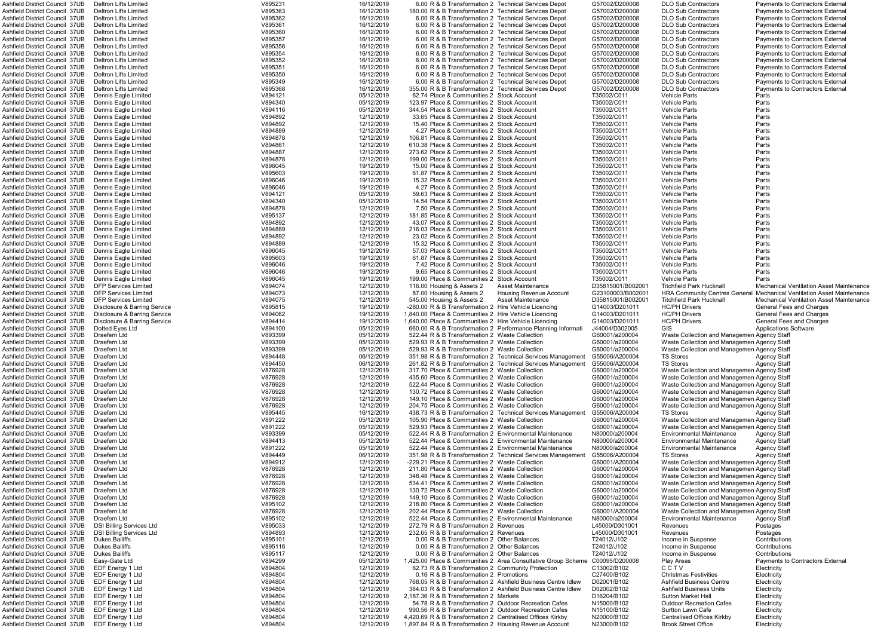| | | | | | | | | | | |
|---|---|---|---|---|---|---|---|---|---|---|
| Ashfield District Council | 37UB | Deltron Lifts Limited | V895231 | 16/12/2019 | 6.00 | R & B Transformation 2 | Technical Services Depot | G57002/D200008 | DLO Sub Contractors | Payments to Contractors External |
| Ashfield District Council | 37UB | Deltron Lifts Limited | V895363 | 16/12/2019 | 180.00 | R & B Transformation 2 | Technical Services Depot | G57002/D200008 | DLO Sub Contractors | Payments to Contractors External |
| Ashfield District Council | 37UB | Deltron Lifts Limited | V895362 | 16/12/2019 | 6.00 | R & B Transformation 2 | Technical Services Depot | G57002/D200008 | DLO Sub Contractors | Payments to Contractors External |
| Ashfield District Council | 37UB | Deltron Lifts Limited | V895361 | 16/12/2019 | 6.00 | R & B Transformation 2 | Technical Services Depot | G57002/D200008 | DLO Sub Contractors | Payments to Contractors External |
| Ashfield District Council | 37UB | Deltron Lifts Limited | V895360 | 16/12/2019 | 6.00 | R & B Transformation 2 | Technical Services Depot | G57002/D200008 | DLO Sub Contractors | Payments to Contractors External |
| Ashfield District Council | 37UB | Deltron Lifts Limited | V895357 | 16/12/2019 | 6.00 | R & B Transformation 2 | Technical Services Depot | G57002/D200008 | DLO Sub Contractors | Payments to Contractors External |
| Ashfield District Council | 37UB | Deltron Lifts Limited | V895356 | 16/12/2019 | 6.00 | R & B Transformation 2 | Technical Services Depot | G57002/D200008 | DLO Sub Contractors | Payments to Contractors External |
| Ashfield District Council | 37UB | Deltron Lifts Limited | V895354 | 16/12/2019 | 6.00 | R & B Transformation 2 | Technical Services Depot | G57002/D200008 | DLO Sub Contractors | Payments to Contractors External |
| Ashfield District Council | 37UB | Deltron Lifts Limited | V895352 | 16/12/2019 | 6.00 | R & B Transformation 2 | Technical Services Depot | G57002/D200008 | DLO Sub Contractors | Payments to Contractors External |
| Ashfield District Council | 37UB | Deltron Lifts Limited | V895351 | 16/12/2019 | 6.00 | R & B Transformation 2 | Technical Services Depot | G57002/D200008 | DLO Sub Contractors | Payments to Contractors External |
| Ashfield District Council | 37UB | Deltron Lifts Limited | V895350 | 16/12/2019 | 6.00 | R & B Transformation 2 | Technical Services Depot | G57002/D200008 | DLO Sub Contractors | Payments to Contractors External |
| Ashfield District Council | 37UB | Deltron Lifts Limited | V895349 | 16/12/2019 | 6.00 | R & B Transformation 2 | Technical Services Depot | G57002/D200008 | DLO Sub Contractors | Payments to Contractors External |
| Ashfield District Council | 37UB | Deltron Lifts Limited | V895368 | 16/12/2019 | 355.00 | R & B Transformation 2 | Technical Services Depot | G57002/D200008 | DLO Sub Contractors | Payments to Contractors External |
| Ashfield District Council | 37UB | Dennis Eagle Limited | V894121 | 05/12/2019 | 62.74 | Place & Communities 2 | Stock Account | T35002/C011 | Vehicle Parts | Parts |
| Ashfield District Council | 37UB | Dennis Eagle Limited | V894340 | 05/12/2019 | 123.97 | Place & Communities 2 | Stock Account | T35002/C011 | Vehicle Parts | Parts |
| Ashfield District Council | 37UB | Dennis Eagle Limited | V894116 | 05/12/2019 | 344.54 | Place & Communities 2 | Stock Account | T35002/C011 | Vehicle Parts | Parts |
| Ashfield District Council | 37UB | Dennis Eagle Limited | V894892 | 12/12/2019 | 33.65 | Place & Communities 2 | Stock Account | T35002/C011 | Vehicle Parts | Parts |
| Ashfield District Council | 37UB | Dennis Eagle Limited | V894892 | 12/12/2019 | 15.40 | Place & Communities 2 | Stock Account | T35002/C011 | Vehicle Parts | Parts |
| Ashfield District Council | 37UB | Dennis Eagle Limited | V894889 | 12/12/2019 | 4.27 | Place & Communities 2 | Stock Account | T35002/C011 | Vehicle Parts | Parts |
| Ashfield District Council | 37UB | Dennis Eagle Limited | V894878 | 12/12/2019 | 106.81 | Place & Communities 2 | Stock Account | T35002/C011 | Vehicle Parts | Parts |
| Ashfield District Council | 37UB | Dennis Eagle Limited | V894861 | 12/12/2019 | 610.38 | Place & Communities 2 | Stock Account | T35002/C011 | Vehicle Parts | Parts |
| Ashfield District Council | 37UB | Dennis Eagle Limited | V894887 | 12/12/2019 | 273.62 | Place & Communities 2 | Stock Account | T35002/C011 | Vehicle Parts | Parts |
| Ashfield District Council | 37UB | Dennis Eagle Limited | V894878 | 12/12/2019 | 199.00 | Place & Communities 2 | Stock Account | T35002/C011 | Vehicle Parts | Parts |
| Ashfield District Council | 37UB | Dennis Eagle Limited | V896045 | 19/12/2019 | 15.00 | Place & Communities 2 | Stock Account | T35002/C011 | Vehicle Parts | Parts |
| Ashfield District Council | 37UB | Dennis Eagle Limited | V895603 | 19/12/2019 | 61.87 | Place & Communities 2 | Stock Account | T35002/C011 | Vehicle Parts | Parts |
| Ashfield District Council | 37UB | Dennis Eagle Limited | V896046 | 19/12/2019 | 15.32 | Place & Communities 2 | Stock Account | T35002/C011 | Vehicle Parts | Parts |
| Ashfield District Council | 37UB | Dennis Eagle Limited | V896046 | 19/12/2019 | 4.27 | Place & Communities 2 | Stock Account | T35002/C011 | Vehicle Parts | Parts |
| Ashfield District Council | 37UB | Dennis Eagle Limited | V894121 | 05/12/2019 | 59.63 | Place & Communities 2 | Stock Account | T35002/C011 | Vehicle Parts | Parts |
| Ashfield District Council | 37UB | Dennis Eagle Limited | V894340 | 05/12/2019 | 14.54 | Place & Communities 2 | Stock Account | T35002/C011 | Vehicle Parts | Parts |
| Ashfield District Council | 37UB | Dennis Eagle Limited | V894878 | 12/12/2019 | 7.50 | Place & Communities 2 | Stock Account | T35002/C011 | Vehicle Parts | Parts |
| Ashfield District Council | 37UB | Dennis Eagle Limited | V895137 | 12/12/2019 | 181.85 | Place & Communities 2 | Stock Account | T35002/C011 | Vehicle Parts | Parts |
| Ashfield District Council | 37UB | Dennis Eagle Limited | V894892 | 12/12/2019 | 43.07 | Place & Communities 2 | Stock Account | T35002/C011 | Vehicle Parts | Parts |
| Ashfield District Council | 37UB | Dennis Eagle Limited | V894889 | 12/12/2019 | 216.03 | Place & Communities 2 | Stock Account | T35002/C011 | Vehicle Parts | Parts |
| Ashfield District Council | 37UB | Dennis Eagle Limited | V894892 | 12/12/2019 | 23.02 | Place & Communities 2 | Stock Account | T35002/C011 | Vehicle Parts | Parts |
| Ashfield District Council | 37UB | Dennis Eagle Limited | V894889 | 12/12/2019 | 15.32 | Place & Communities 2 | Stock Account | T35002/C011 | Vehicle Parts | Parts |
| Ashfield District Council | 37UB | Dennis Eagle Limited | V896045 | 19/12/2019 | 57.03 | Place & Communities 2 | Stock Account | T35002/C011 | Vehicle Parts | Parts |
| Ashfield District Council | 37UB | Dennis Eagle Limited | V895603 | 19/12/2019 | 61.87 | Place & Communities 2 | Stock Account | T35002/C011 | Vehicle Parts | Parts |
| Ashfield District Council | 37UB | Dennis Eagle Limited | V896046 | 19/12/2019 | 7.42 | Place & Communities 2 | Stock Account | T35002/C011 | Vehicle Parts | Parts |
| Ashfield District Council | 37UB | Dennis Eagle Limited | V896046 | 19/12/2019 | 9.65 | Place & Communities 2 | Stock Account | T35002/C011 | Vehicle Parts | Parts |
| Ashfield District Council | 37UB | Dennis Eagle Limited | V896045 | 19/12/2019 | 199.00 | Place & Communities 2 | Stock Account | T35002/C011 | Vehicle Parts | Parts |
| Ashfield District Council | 37UB | DFP Services Limited | V894074 | 12/12/2019 | 116.00 | Housing & Assets 2 | Asset Maintenance | D35815001/B002001 | Titchfield Park Hucknall | Mechanical Ventilation Asset Maintenance |
| Ashfield District Council | 37UB | DFP Services Limited | V894073 | 12/12/2019 | 87.00 | Housing & Assets 2 | Housing Revenue Account | G23100003/B002001 | HRA Community Centres General | Mechanical Ventilation Asset Maintenance |
| Ashfield District Council | 37UB | DFP Services Limited | V894075 | 12/12/2019 | 545.00 | Housing & Assets 2 | Asset Maintenance | D35815001/B002001 | Titchfield Park Hucknall | Mechanical Ventilation Asset Maintenance |
| Ashfield District Council | 37UB | Disclosure & Barring Service | V895815 | 19/12/2019 | -280.00 | R & B Transformation 2 | Hire Vehicle Licencing | G14003/D201011 | HC/PH Drivers | General Fees and Charges |
| Ashfield District Council | 37UB | Disclosure & Barring Service | V894062 | 19/12/2019 | 1,840.00 | Place & Communities 2 | Hire Vehicle Licencing | G14003/D201011 | HC/PH Drivers | General Fees and Charges |
| Ashfield District Council | 37UB | Disclosure & Barring Service | V894414 | 19/12/2019 | 1,640.00 | Place & Communities 2 | Hire Vehicle Licencing | G14003/D201011 | HC/PH Drivers | General Fees and Charges |
| Ashfield District Council | 37UB | Dotted Eyes Ltd | V894100 | 05/12/2019 | 660.00 | R & B Transformation 2 | Performance Planning Informati | J44004/D302005 | GIS | Applications Software |
| Ashfield District Council | 37UB | Draefern Ltd | V893399 | 05/12/2019 | 522.44 | R & B Transformation 2 | Waste Collection | G60001/a200004 | Waste Collection and Managemen | Agency Staff |
| Ashfield District Council | 37UB | Draefern Ltd | V893399 | 05/12/2019 | 529.93 | R & B Transformation 2 | Waste Collection | G60001/a200004 | Waste Collection and Managemen | Agency Staff |
| Ashfield District Council | 37UB | Draefern Ltd | V893399 | 05/12/2019 | 529.93 | R & B Transformation 2 | Waste Collection | G60001/a200004 | Waste Collection and Managemen | Agency Staff |
| Ashfield District Council | 37UB | Draefern Ltd | V894448 | 06/12/2019 | 351.98 | R & B Transformation 2 | Technical Services Management | G55006/A200004 | TS Stores | Agency Staff |
| Ashfield District Council | 37UB | Draefern Ltd | V894450 | 06/12/2019 | 261.82 | R & B Transformation 2 | Technical Services Management | G55006/A200004 | TS Stores | Agency Staff |
| Ashfield District Council | 37UB | Draefern Ltd | V876928 | 12/12/2019 | 317.70 | Place & Communities 2 | Waste Collection | G60001/a200004 | Waste Collection and Managemen | Agency Staff |
| Ashfield District Council | 37UB | Draefern Ltd | V876928 | 12/12/2019 | 435.60 | Place & Communities 2 | Waste Collection | G60001/a200004 | Waste Collection and Managemen | Agency Staff |
| Ashfield District Council | 37UB | Draefern Ltd | V876928 | 12/12/2019 | 522.44 | Place & Communities 2 | Waste Collection | G60001/a200004 | Waste Collection and Managemen | Agency Staff |
| Ashfield District Council | 37UB | Draefern Ltd | V876928 | 12/12/2019 | 130.72 | Place & Communities 2 | Waste Collection | G60001/a200004 | Waste Collection and Managemen | Agency Staff |
| Ashfield District Council | 37UB | Draefern Ltd | V876928 | 12/12/2019 | 149.10 | Place & Communities 2 | Waste Collection | G60001/a200004 | Waste Collection and Managemen | Agency Staff |
| Ashfield District Council | 37UB | Draefern Ltd | V876928 | 12/12/2019 | 204.75 | Place & Communities 2 | Waste Collection | G60001/a200004 | Waste Collection and Managemen | Agency Staff |
| Ashfield District Council | 37UB | Draefern Ltd | V895445 | 16/12/2019 | 438.73 | R & B Transformation 2 | Technical Services Management | G55006/A200004 | TS Stores | Agency Staff |
| Ashfield District Council | 37UB | Draefern Ltd | V891222 | 05/12/2019 | 105.90 | Place & Communities 2 | Waste Collection | G60001/a200004 | Waste Collection and Managemen | Agency Staff |
| Ashfield District Council | 37UB | Draefern Ltd | V891222 | 05/12/2019 | 529.93 | Place & Communities 2 | Waste Collection | G60001/a200004 | Waste Collection and Managemen | Agency Staff |
| Ashfield District Council | 37UB | Draefern Ltd | V893399 | 05/12/2019 | 522.44 | R & B Transformation 2 | Environmental Maintenance | N80000/a200004 | Environmental Maintenance | Agency Staff |
| Ashfield District Council | 37UB | Draefern Ltd | V894413 | 05/12/2019 | 522.44 | Place & Communities 2 | Environmental Maintenance | N80000/a200004 | Environmental Maintenance | Agency Staff |
| Ashfield District Council | 37UB | Draefern Ltd | V891222 | 05/12/2019 | 522.44 | Place & Communities 2 | Environmental Maintenance | N80000/a200004 | Environmental Maintenance | Agency Staff |
| Ashfield District Council | 37UB | Draefern Ltd | V894449 | 06/12/2019 | 351.98 | R & B Transformation 2 | Technical Services Management | G55006/A200004 | TS Stores | Agency Staff |
| Ashfield District Council | 37UB | Draefern Ltd | V894912 | 12/12/2019 | -229.21 | Place & Communities 2 | Waste Collection | G60001/A200004 | Waste Collection and Managemen | Agency Staff |
| Ashfield District Council | 37UB | Draefern Ltd | V876928 | 12/12/2019 | 211.80 | Place & Communities 2 | Waste Collection | G60001/a200004 | Waste Collection and Managemen | Agency Staff |
| Ashfield District Council | 37UB | Draefern Ltd | V876928 | 12/12/2019 | 348.48 | Place & Communities 2 | Waste Collection | G60001/a200004 | Waste Collection and Managemen | Agency Staff |
| Ashfield District Council | 37UB | Draefern Ltd | V876928 | 12/12/2019 | 534.41 | Place & Communities 2 | Waste Collection | G60001/a200004 | Waste Collection and Managemen | Agency Staff |
| Ashfield District Council | 37UB | Draefern Ltd | V876928 | 12/12/2019 | 130.72 | Place & Communities 2 | Waste Collection | G60001/a200004 | Waste Collection and Managemen | Agency Staff |
| Ashfield District Council | 37UB | Draefern Ltd | V876928 | 12/12/2019 | 149.10 | Place & Communities 2 | Waste Collection | G60001/a200004 | Waste Collection and Managemen | Agency Staff |
| Ashfield District Council | 37UB | Draefern Ltd | V895102 | 12/12/2019 | 218.80 | Place & Communities 2 | Waste Collection | G60001/a200004 | Waste Collection and Managemen | Agency Staff |
| Ashfield District Council | 37UB | Draefern Ltd | V876928 | 12/12/2019 | 202.44 | Place & Communities 2 | Waste Collection | G60001/A200004 | Waste Collection and Managemen | Agency Staff |
| Ashfield District Council | 37UB | Draefern Ltd | V895102 | 12/12/2019 | 522.44 | Place & Communities 2 | Environmental Maintenance | N80000/a200004 | Environmental Maintenance | Agency Staff |
| Ashfield District Council | 37UB | DSI Billing Services Ltd | V895033 | 12/12/2019 | 272.79 | R & B Transformation 2 | Revenues | L45000/D301001 | Revenues | Postages |
| Ashfield District Council | 37UB | DSI Billing Services Ltd | V894893 | 12/12/2019 | 232.65 | R & B Transformation 2 | Revenues | L45000/D301001 | Revenues | Postages |
| Ashfield District Council | 37UB | Dukes Bailiffs | V895101 | 12/12/2019 | 0.00 | R & B Transformation 2 | Other Balances | T24012/J102 | Income in Suspense | Contributions |
| Ashfield District Council | 37UB | Dukes Bailiffs | V895116 | 12/12/2019 | 0.00 | R & B Transformation 2 | Other Balances | T24012/J102 | Income in Suspense | Contributions |
| Ashfield District Council | 37UB | Dukes Bailiffs | V895117 | 12/12/2019 | 0.00 | R & B Transformation 2 | Other Balances | T24012/J102 | Income in Suspense | Contributions |
| Ashfield District Council | 37UB | Easy-Gate Ltd | V894299 | 05/12/2019 | 1,425.00 | Place & Communities 2 | Area Consultative Group Scheme | C00095/D200008 | Play Areas | Payments to Contractors External |
| Ashfield District Council | 37UB | EDF Energy 1 Ltd | V894804 | 12/12/2019 | 62.73 | R & B Transformation 2 | Community Protection | C13002/B102 | C C T V | Electricity |
| Ashfield District Council | 37UB | EDF Energy 1 Ltd | V894804 | 12/12/2019 | 0.16 | R & B Transformation 2 | Promotions | C27400/B102 | Christmas Festivities | Electricity |
| Ashfield District Council | 37UB | EDF Energy 1 Ltd | V894804 | 12/12/2019 | 768.05 | R & B Transformation 2 | Ashfield Business Centre Idlew | D02001/B102 | Ashfield Business Centre | Electricity |
| Ashfield District Council | 37UB | EDF Energy 1 Ltd | V894804 | 12/12/2019 | 384.03 | R & B Transformation 2 | Ashfield Business Centre Idlew | D02002/B102 | Ashfield Business Units | Electricity |
| Ashfield District Council | 37UB | EDF Energy 1 Ltd | V894804 | 12/12/2019 | 2,187.36 | R & B Transformation 2 | Markets | D16204/B102 | Sutton Market Hall | Electricity |
| Ashfield District Council | 37UB | EDF Energy 1 Ltd | V894804 | 12/12/2019 | 54.78 | R & B Transformation 2 | Outdoor Recreation Cafes | N15000/B102 | Outdoor Recreation Cafes | Electricity |
| Ashfield District Council | 37UB | EDF Energy 1 Ltd | V894804 | 12/12/2019 | 990.56 | R & B Transformation 2 | Outdoor Recreation Cafes | N15100/B102 | Surtton Lawn Cafe | Electricity |
| Ashfield District Council | 37UB | EDF Energy 1 Ltd | V894804 | 12/12/2019 | 4,420.69 | R & B Transformation 2 | Centralised Offices Kirkby | N20000/B102 | Centralised Offices Kirkby | Electricity |
| Ashfield District Council | 37UB | EDF Energy 1 Ltd | V894804 | 12/12/2019 | 1,897.84 | R & B Transformation 2 | Housing Revenue Account | N23000/B102 | Brook Street Office | Electricity |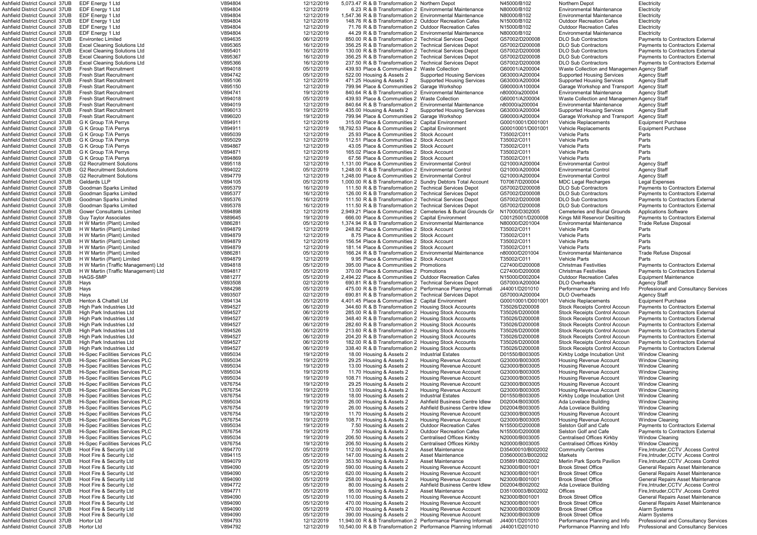| | | | | | | | | | | | |
|---|---|---|---|---|---|---|---|---|---|---|---|
| Ashfield District Council | 37UB | EDF Energy 1 Ltd | V894804 | 12/12/2019 | 5,073.47 | R & B Transformation 2 | Northern Depot | N45000/B102 | Northern Depot | Electricity |
| Ashfield District Council | 37UB | EDF Energy 1 Ltd | V894804 | 12/12/2019 | 6.23 | R & B Transformation 2 | Environmental Maintenance | N80000/B102 | Environmental Maintenance | Electricity |
| Ashfield District Council | 37UB | EDF Energy 1 Ltd | V894804 | 12/12/2019 | 1,547.36 | R & B Transformation 2 | Environmental Maintenance | N80000/B102 | Environmental Maintenance | Electricity |
| Ashfield District Council | 37UB | EDF Energy 1 Ltd | V894804 | 12/12/2019 | 148.76 | R & B Transformation 2 | Outdoor Recreation Cafes | N15000/B102 | Outdoor Recreation Cafes | Electricity |
| Ashfield District Council | 37UB | EDF Energy 1 Ltd | V894804 | 12/12/2019 | 71.76 | R & B Transformation 2 | Outdoor Recreation Cafes | N15000/B102 | Outdoor Recreation Cafes | Electricity |
| Ashfield District Council | 37UB | EDF Energy 1 Ltd | V894804 | 12/12/2019 | 44.29 | R & B Transformation 2 | Environmental Maintenance | N80000/B102 | Environmental Maintenance | Electricity |
| Ashfield District Council | 37UB | Environtec Limited | V894635 | 06/12/2019 | 850.00 | R & B Transformation 2 | Technical Services Depot | G57002/D200008 | DLO Sub Contractors | Payments to Contractors External |
| Ashfield District Council | 37UB | Excel Cleaning Solutions Ltd | V895365 | 16/12/2019 | 356.25 | R & B Transformation 2 | Technical Services Depot | G57002/D200008 | DLO Sub Contractors | Payments to Contractors External |
| Ashfield District Council | 37UB | Excel Cleaning Solutions Ltd | V895401 | 16/12/2019 | 130.00 | R & B Transformation 2 | Technical Services Depot | G57002/D200008 | DLO Sub Contractors | Payments to Contractors External |
| Ashfield District Council | 37UB | Excel Cleaning Solutions Ltd | V895367 | 16/12/2019 | 356.25 | R & B Transformation 2 | Technical Services Depot | G57002/D200008 | DLO Sub Contractors | Payments to Contractors External |
| Ashfield District Council | 37UB | Excel Cleaning Solutions Ltd | V895366 | 16/12/2019 | 237.50 | R & B Transformation 2 | Technical Services Depot | G57002/D200008 | DLO Sub Contractors | Payments to Contractors External |
| Ashfield District Council | 37UB | Fresh Start Recruitment | V894018 | 05/12/2019 | 439.93 | Place & Communities 2 | Waste Collection | G60001/A200004 | Waste Collection and Managemen | Agency Staff |
| Ashfield District Council | 37UB | Fresh Start Recruitment | V894742 | 05/12/2019 | 522.00 | Housing & Assets 2 | Supported Housing Services | G63000/A200004 | Supported Housing Services | Agency Staff |
| Ashfield District Council | 37UB | Fresh Start Recruitment | V895106 | 12/12/2019 | 471.25 | Housing & Assets 2 | Supported Housing Services | G63000/A200004 | Supported Housing Services | Agency Staff |
| Ashfield District Council | 37UB | Fresh Start Recruitment | V895150 | 12/12/2019 | 799.94 | Place & Communities 2 | Garage Workshop | G90000/A100004 | Garage Workshop and Transport | Agency Staff |
| Ashfield District Council | 37UB | Fresh Start Recruitment | V894741 | 19/12/2019 | 840.64 | R & B Transformation 2 | Environmental Maintenance | n80000/a200004 | Environmental Maintenance | Agency Staff |
| Ashfield District Council | 37UB | Fresh Start Recruitment | V894018 | 05/12/2019 | 439.93 | Place & Communities 2 | Waste Collection | G60001/A200004 | Waste Collection and Managemen | Agency Staff |
| Ashfield District Council | 37UB | Fresh Start Recruitment | V894019 | 12/12/2019 | 840.64 | R & B Transformation 2 | Environmental Maintenance | n80000/a200004 | Environmental Maintenance | Agency Staff |
| Ashfield District Council | 37UB | Fresh Start Recruitment | V896013 | 19/12/2019 | 435.00 | Housing & Assets 2 | Supported Housing Services | G63000/A200004 | Supported Housing Services | Agency Staff |
| Ashfield District Council | 37UB | Fresh Start Recruitment | V896020 | 19/12/2019 | 799.94 | Place & Communities 2 | Garage Workshop | G90000/A200004 | Garage Workshop and Transport | Agency Staff |
| Ashfield District Council | 37UB | G K Group T/A Perrys | V894911 | 12/12/2019 | 315.00 | Place & Communities 2 | Capital Environment | G00010001/D001001 | Vehicle Replacements | Equipment Purchase |
| Ashfield District Council | 37UB | G K Group T/A Perrys | V894911 | 12/12/2019 | 18,792.53 | Place & Communities 2 | Capital Environment | G00010001/D001001 | Vehicle Replacements | Equipment Purchase |
| Ashfield District Council | 37UB | G K Group T/A Perrys | V895039 | 12/12/2019 | 25.93 | Place & Communities 2 | Stock Account | T35002/C011 | Vehicle Parts | Parts |
| Ashfield District Council | 37UB | G K Group T/A Perrys | V895029 | 12/12/2019 | 112.51 | Place & Communities 2 | Stock Account | T35002/C011 | Vehicle Parts | Parts |
| Ashfield District Council | 37UB | G K Group T/A Perrys | V894867 | 12/12/2019 | 43.05 | Place & Communities 2 | Stock Account | T35002/C011 | Vehicle Parts | Parts |
| Ashfield District Council | 37UB | G K Group T/A Perrys | V894871 | 12/12/2019 | 165.02 | Place & Communities 2 | Stock Account | T35002/C011 | Vehicle Parts | Parts |
| Ashfield District Council | 37UB | G K Group T/A Perrys | V894869 | 12/12/2019 | 67.56 | Place & Communities 2 | Stock Account | T35002/C011 | Vehicle Parts | Parts |
| Ashfield District Council | 37UB | G2 Recruitment Solutions | V895118 | 12/12/2019 | 1,131.00 | Place & Communities 2 | Environmental Control | G21000/A200004 | Environmental Control | Agency Staff |
| Ashfield District Council | 37UB | G2 Recruitment Solutions | V894022 | 05/12/2019 | 1,248.00 | R & B Transformation 2 | Environmental Control | G21000/A200004 | Environmental Control | Agency Staff |
| Ashfield District Council | 37UB | G2 Recruitment Solutions | V894779 | 12/12/2019 | 1,248.00 | Place & Communities 2 | Environmental Control | G21000/A200004 | Environmental Control | Agency Staff |
| Ashfield District Council | 37UB | Geldards LLP | V894105 | 05/12/2019 | 1,000.00 | R & B Transformation 2 | Sundry Debtors Total Account | T07067/D200004 | MDC Legal Recharges | Legal Expenses |
| Ashfield District Council | 37UB | Goodman Sparks Limited | V895379 | 16/12/2019 | 111.50 | R & B Transformation 2 | Technical Services Depot | G57002/D200008 | DLO Sub Contractors | Payments to Contractors External |
| Ashfield District Council | 37UB | Goodman Sparks Limited | V895377 | 16/12/2019 | 126.00 | R & B Transformation 2 | Technical Services Depot | G57002/D200008 | DLO Sub Contractors | Payments to Contractors External |
| Ashfield District Council | 37UB | Goodman Sparks Limited | V895376 | 16/12/2019 | 111.50 | R & B Transformation 2 | Technical Services Depot | G57002/D200008 | DLO Sub Contractors | Payments to Contractors External |
| Ashfield District Council | 37UB | Goodman Sparks Limited | V895378 | 16/12/2019 | 111.50 | R & B Transformation 2 | Technical Services Depot | G57002/D200008 | DLO Sub Contractors | Payments to Contractors External |
| Ashfield District Council | 37UB | Gower Consultants Limited | V894898 | 12/12/2019 | 2,949.21 | Place & Communities 2 | Cemeteries & Burial Grounds Gr | N17000/D302005 | Cemeteries and Burial Grounds | Applications Software |
| Ashfield District Council | 37UB | Guy Taylor Associates | V889645 | 19/12/2019 | 666.00 | Place & Communities 2 | Capital Environment | C00125001/D200008 | Kings Mill Reservoir Desilting | Payments to Contractors External |
| Ashfield District Council | 37UB | H W Martin (Plant) Limited | V886281 | 05/12/2019 | 1,374.94 | R & B Transformation 2 | Environmental Maintenance | N80000/D201004 | Environmental Maintenance | Trade Refuse Disposal |
| Ashfield District Council | 37UB | H W Martin (Plant) Limited | V894879 | 12/12/2019 | 248.82 | Place & Communities 2 | Stock Account | T35002/C011 | Vehicle Parts | Parts |
| Ashfield District Council | 37UB | H W Martin (Plant) Limited | V894879 | 12/12/2019 | 8.75 | Place & Communities 2 | Stock Account | T35002/C011 | Vehicle Parts | Parts |
| Ashfield District Council | 37UB | H W Martin (Plant) Limited | V894879 | 12/12/2019 | 156.54 | Place & Communities 2 | Stock Account | T35002/C011 | Vehicle Parts | Parts |
| Ashfield District Council | 37UB | H W Martin (Plant) Limited | V894879 | 12/12/2019 | 181.14 | Place & Communities 2 | Stock Account | T35002/C011 | Vehicle Parts | Parts |
| Ashfield District Council | 37UB | H W Martin (Plant) Limited | V886281 | 05/12/2019 | 166.24 | R & B Transformation 2 | Environmental Maintenance | n80000/D201004 | Environmental Maintenance | Trade Refuse Disposal |
| Ashfield District Council | 37UB | H W Martin (Plant) Limited | V894879 | 12/12/2019 | 9.95 | Place & Communities 2 | Stock Account | T35002/C011 | Vehicle Parts | Parts |
| Ashfield District Council | 37UB | H W Martin (Traffic Management) Ltd | V894818 | 05/12/2019 | 395.00 | Place & Communities 2 | Promotions | C27400/D200008 | Christmas Festivities | Payments to Contractors External |
| Ashfield District Council | 37UB | H W Martin (Traffic Management) Ltd | V894817 | 05/12/2019 | 370.00 | Place & Communities 2 | Promotions | C27400/D200008 | Christmas Festivities | Payments to Contractors External |
| Ashfield District Council | 37UB | HAGS-SMP | V881277 | 05/12/2019 | 2,494.22 | Place & Communities 2 | Outdoor Recreation Cafes | N15000/D002004 | Outdoor Recreation Cafes | Equipment Maintenance |
| Ashfield District Council | 37UB | Hays | V893508 | 02/12/2019 | 690.81 | R & B Transformation 2 | Technical Services Depot | G57000/A200004 | DLO Overheads | Agency Staff |
| Ashfield District Council | 37UB | Hays | V884298 | 05/12/2019 | 475.00 | R & B Transformation 2 | Performance Planning Informati | J44001/D201010 | Performance Planning and Info | Professional and Consultancy Services |
| Ashfield District Council | 37UB | Hays | V893507 | 02/12/2019 | 690.81 | R & B Transformation 2 | Technical Services Depot | G57000/A200004 | DLO Overheads | Agency Staff |
| Ashfield District Council | 37UB | Henton & Chattell Ltd | V894134 | 05/12/2019 | 4,401.45 | Place & Communities 2 | Capital Environment | G00010001/D001001 | Vehicle Replacements | Equipment Purchase |
| Ashfield District Council | 37UB | High Park Industries Ltd | V894527 | 06/12/2019 | 344.60 | R & B Transformation 2 | Housing Stock Accounts | T35026/D200008 | Stock Receipts Control Accoun | Payments to Contractors External |
| Ashfield District Council | 37UB | High Park Industries Ltd | V894527 | 06/12/2019 | 285.00 | R & B Transformation 2 | Housing Stock Accounts | T35026/D200008 | Stock Receipts Control Accoun | Payments to Contractors External |
| Ashfield District Council | 37UB | High Park Industries Ltd | V894527 | 06/12/2019 | 348.40 | R & B Transformation 2 | Housing Stock Accounts | T35026/D200008 | Stock Receipts Control Accoun | Payments to Contractors External |
| Ashfield District Council | 37UB | High Park Industries Ltd | V894527 | 06/12/2019 | 282.60 | R & B Transformation 2 | Housing Stock Accounts | T35026/D200008 | Stock Receipts Control Accoun | Payments to Contractors External |
| Ashfield District Council | 37UB | High Park Industries Ltd | V894526 | 06/12/2019 | 213.60 | R & B Transformation 2 | Housing Stock Accounts | T35026/D200008 | Stock Receipts Control Accoun | Payments to Contractors External |
| Ashfield District Council | 37UB | High Park Industries Ltd | V894527 | 06/12/2019 | 204.20 | R & B Transformation 2 | Housing Stock Accounts | T35026/D200008 | Stock Receipts Control Accoun | Payments to Contractors External |
| Ashfield District Council | 37UB | High Park Industries Ltd | V894527 | 06/12/2019 | 182.00 | R & B Transformation 2 | Housing Stock Accounts | T35026/D200008 | Stock Receipts Control Accoun | Payments to Contractors External |
| Ashfield District Council | 37UB | High Park Industries Ltd | V894527 | 06/12/2019 | 338.40 | R & B Transformation 2 | Housing Stock Accounts | T35026/D200008 | Stock Receipts Control Accoun | Payments to Contractors External |
| Ashfield District Council | 37UB | Hi-Spec Facilities Services PLC | V895034 | 19/12/2019 | 18.00 | Housing & Assets 2 | Industrial Estates | D01550/B003005 | Kirkby Lodge Incubation Unit | Window Cleaning |
| Ashfield District Council | 37UB | Hi-Spec Facilities Services PLC | V895034 | 19/12/2019 | 29.25 | Housing & Assets 2 | Housing Revenue Account | G23000/B003005 | Housing Revenue Account | Window Cleaning |
| Ashfield District Council | 37UB | Hi-Spec Facilities Services PLC | V895034 | 19/12/2019 | 13.00 | Housing & Assets 2 | Housing Revenue Account | G23000/B003005 | Housing Revenue Account | Window Cleaning |
| Ashfield District Council | 37UB | Hi-Spec Facilities Services PLC | V895034 | 19/12/2019 | 11.70 | Housing & Assets 2 | Housing Revenue Account | G23000/B003005 | Housing Revenue Account | Window Cleaning |
| Ashfield District Council | 37UB | Hi-Spec Facilities Services PLC | V895034 | 19/12/2019 | 108.71 | Housing & Assets 2 | Housing Revenue Account | G23000/B003005 | Housing Revenue Account | Window Cleaning |
| Ashfield District Council | 37UB | Hi-Spec Facilities Services PLC | V876754 | 19/12/2019 | 29.25 | Housing & Assets 2 | Housing Revenue Account | G23000/B003005 | Housing Revenue Account | Window Cleaning |
| Ashfield District Council | 37UB | Hi-Spec Facilities Services PLC | V876754 | 19/12/2019 | 13.00 | Housing & Assets 2 | Housing Revenue Account | G23000/B003005 | Housing Revenue Account | Window Cleaning |
| Ashfield District Council | 37UB | Hi-Spec Facilities Services PLC | V876754 | 19/12/2019 | 18.00 | Housing & Assets 2 | Industrial Estates | D01550/B003005 | Kirkby Lodge Incubation Unit | Window Cleaning |
| Ashfield District Council | 37UB | Hi-Spec Facilities Services PLC | V895034 | 19/12/2019 | 26.00 | Housing & Assets 2 | Ashfield Business Centre Idlew | D02004/B003005 | Ada Lovelace Building | Window Cleaning |
| Ashfield District Council | 37UB | Hi-Spec Facilities Services PLC | V876754 | 19/12/2019 | 26.00 | Housing & Assets 2 | Ashfield Business Centre Idlew | D02004/B003005 | Ada Lovelace Building | Window Cleaning |
| Ashfield District Council | 37UB | Hi-Spec Facilities Services PLC | V876754 | 19/12/2019 | 11.70 | Housing & Assets 2 | Housing Revenue Account | G23000/B003005 | Housing Revenue Account | Window Cleaning |
| Ashfield District Council | 37UB | Hi-Spec Facilities Services PLC | V876754 | 19/12/2019 | 108.71 | Housing & Assets 2 | Housing Revenue Account | G23000/B003005 | Housing Revenue Account | Window Cleaning |
| Ashfield District Council | 37UB | Hi-Spec Facilities Services PLC | V895034 | 19/12/2019 | 7.50 | Housing & Assets 2 | Outdoor Recreation Cafes | N15500/D200008 | Selston Golf and Cafe | Payments to Contractors External |
| Ashfield District Council | 37UB | Hi-Spec Facilities Services PLC | V876754 | 19/12/2019 | 7.50 | Housing & Assets 2 | Outdoor Recreation Cafes | N15500/D200008 | Selston Golf and Cafe | Payments to Contractors External |
| Ashfield District Council | 37UB | Hi-Spec Facilities Services PLC | V895034 | 19/12/2019 | 206.50 | Housing & Assets 2 | Centralised Offices Kirkby | N20000/B003005 | Centralised Offices Kirkby | Window Cleaning |
| Ashfield District Council | 37UB | Hi-Spec Facilities Services PLC | V876754 | 19/12/2019 | 206.50 | Housing & Assets 2 | Centralised Offices Kirkby | N20000/B003005 | Centralised Offices Kirkby | Window Cleaning |
| Ashfield District Council | 37UB | Hoot Fire & Security Ltd | V894770 | 05/12/2019 | 112.00 | Housing & Assets 2 | Asset Maintenance | D35400010/B002002 | Community Centres | Fire,Intruder,CCTV ,Access Control |
| Ashfield District Council | 37UB | Hoot Fire & Security Ltd | V894115 | 05/12/2019 | 147.00 | Housing & Assets 2 | Asset Maintenance | D35600003/B002002 | Markets | Fire,Intruder,CCTV ,Access Control |
| Ashfield District Council | 37UB | Hoot Fire & Security Ltd | V894079 | 05/12/2019 | 353.50 | Housing & Assets 2 | Asset Maintenance | D35891/B002002 | Merlin Park Sports Pavilion | Fire,Intruder,CCTV ,Access Control |
| Ashfield District Council | 37UB | Hoot Fire & Security Ltd | V894090 | 05/12/2019 | 590.00 | Housing & Assets 2 | Housing Revenue Account | N23000/B001001 | Brook Street Office | General Repairs Asset Maintenance |
| Ashfield District Council | 37UB | Hoot Fire & Security Ltd | V894090 | 05/12/2019 | 620.00 | Housing & Assets 2 | Housing Revenue Account | N23000/B001001 | Brook Street Office | General Repairs Asset Maintenance |
| Ashfield District Council | 37UB | Hoot Fire & Security Ltd | V894090 | 05/12/2019 | 258.00 | Housing & Assets 2 | Housing Revenue Account | N23000/B001001 | Brook Street Office | General Repairs Asset Maintenance |
| Ashfield District Council | 37UB | Hoot Fire & Security Ltd | V894772 | 05/12/2019 | 80.00 | Housing & Assets 2 | Ashfield Business Centre Idlew | D02004/B002002 | Ada Lovelace Building | Fire,Intruder,CCTV ,Access Control |
| Ashfield District Council | 37UB | Hoot Fire & Security Ltd | V894771 | 05/12/2019 | 95.00 | Housing & Assets 2 | Asset Maintenance | D35100003/B002002 | Offices | Fire,Intruder,CCTV ,Access Control |
| Ashfield District Council | 37UB | Hoot Fire & Security Ltd | V894090 | 05/12/2019 | 110.00 | Housing & Assets 2 | Housing Revenue Account | N23000/B001001 | Brook Street Office | General Repairs Asset Maintenance |
| Ashfield District Council | 37UB | Hoot Fire & Security Ltd | V894090 | 05/12/2019 | 470.00 | Housing & Assets 2 | Housing Revenue Account | N23000/B001001 | Brook Street Office | General Repairs Asset Maintenance |
| Ashfield District Council | 37UB | Hoot Fire & Security Ltd | V894090 | 05/12/2019 | 470.00 | Housing & Assets 2 | Housing Revenue Account | N23000/B003009 | Brook Street Office | Alarm Systems |
| Ashfield District Council | 37UB | Hoot Fire & Security Ltd | V894090 | 05/12/2019 | 390.00 | Housing & Assets 2 | Housing Revenue Account | N23000/B003009 | Brook Street Office | Alarm Systems |
| Ashfield District Council | 37UB | Hortor Ltd | V894793 | 12/12/2019 | 11,940.00 | R & B Transformation 2 | Performance Planning Informati | J44001/D201010 | Performance Planning and Info | Professional and Consultancy Services |
| Ashfield District Council | 37UB | Hortor Ltd | V894792 | 12/12/2019 | 10,540.00 | R & B Transformation 2 | Performance Planning Informati | J44001/D201010 | Performance Planning and Info | Professional and Consultancy Services |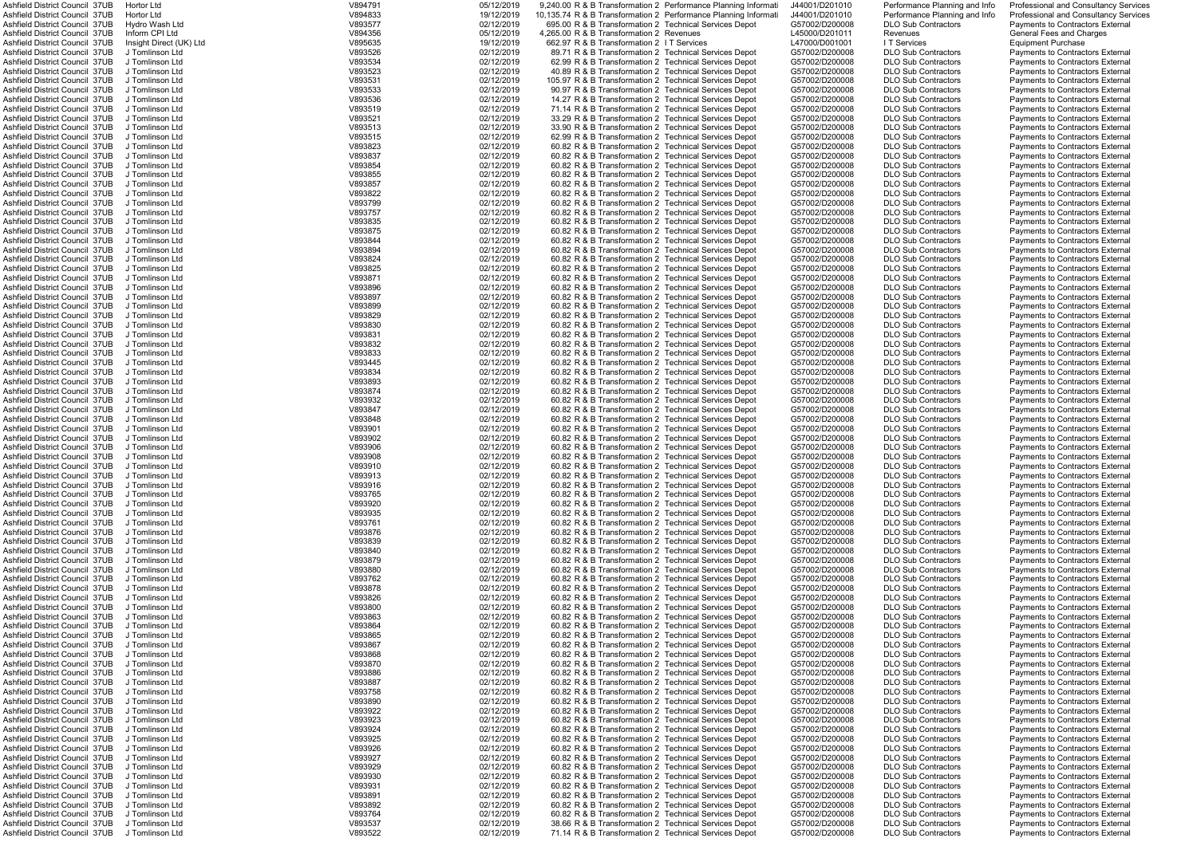| | | | | | | | | | |
|---|---|---|---|---|---|---|---|---|---|
| Ashfield District Council | 37UB | Hortor Ltd | V894791 | 05/12/2019 | 9,240.00 | R & B Transformation 2 | Performance Planning Informati | J44001/D201010 | Performance Planning and Info | Professional and Consultancy Services |
| Ashfield District Council | 37UB | Hortor Ltd | V894833 | 19/12/2019 | 10,135.74 | R & B Transformation 2 | Performance Planning Informati | J44001/D201010 | Performance Planning and Info | Professional and Consultancy Services |
| Ashfield District Council | 37UB | Hydro Wash Ltd | V893577 | 02/12/2019 | 695.00 | R & B Transformation 2 | Technical Services Depot | G57002/D200008 | DLO Sub Contractors | Payments to Contractors External |
| Ashfield District Council | 37UB | Inform CPI Ltd | V894356 | 05/12/2019 | 4,265.00 | R & B Transformation 2 | Revenues | L45000/D201011 | Revenues | General Fees and Charges |
| Ashfield District Council | 37UB | Insight Direct (UK) Ltd | V895635 | 19/12/2019 | 662.97 | R & B Transformation 2 | I T Services | L47000/D001001 | I T Services | Equipment Purchase |
| Ashfield District Council | 37UB | J Tomlinson Ltd | V893526 | 02/12/2019 | 89.71 | R & B Transformation 2 | Technical Services Depot | G57002/D200008 | DLO Sub Contractors | Payments to Contractors External |
| Ashfield District Council | 37UB | J Tomlinson Ltd | V893534 | 02/12/2019 | 62.99 | R & B Transformation 2 | Technical Services Depot | G57002/D200008 | DLO Sub Contractors | Payments to Contractors External |
| Ashfield District Council | 37UB | J Tomlinson Ltd | V893523 | 02/12/2019 | 40.89 | R & B Transformation 2 | Technical Services Depot | G57002/D200008 | DLO Sub Contractors | Payments to Contractors External |
| Ashfield District Council | 37UB | J Tomlinson Ltd | V893531 | 02/12/2019 | 105.97 | R & B Transformation 2 | Technical Services Depot | G57002/D200008 | DLO Sub Contractors | Payments to Contractors External |
| Ashfield District Council | 37UB | J Tomlinson Ltd | V893533 | 02/12/2019 | 90.97 | R & B Transformation 2 | Technical Services Depot | G57002/D200008 | DLO Sub Contractors | Payments to Contractors External |
| Ashfield District Council | 37UB | J Tomlinson Ltd | V893536 | 02/12/2019 | 14.27 | R & B Transformation 2 | Technical Services Depot | G57002/D200008 | DLO Sub Contractors | Payments to Contractors External |
| Ashfield District Council | 37UB | J Tomlinson Ltd | V893519 | 02/12/2019 | 71.14 | R & B Transformation 2 | Technical Services Depot | G57002/D200008 | DLO Sub Contractors | Payments to Contractors External |
| Ashfield District Council | 37UB | J Tomlinson Ltd | V893521 | 02/12/2019 | 33.29 | R & B Transformation 2 | Technical Services Depot | G57002/D200008 | DLO Sub Contractors | Payments to Contractors External |
| Ashfield District Council | 37UB | J Tomlinson Ltd | V893513 | 02/12/2019 | 33.90 | R & B Transformation 2 | Technical Services Depot | G57002/D200008 | DLO Sub Contractors | Payments to Contractors External |
| Ashfield District Council | 37UB | J Tomlinson Ltd | V893515 | 02/12/2019 | 62.99 | R & B Transformation 2 | Technical Services Depot | G57002/D200008 | DLO Sub Contractors | Payments to Contractors External |
| Ashfield District Council | 37UB | J Tomlinson Ltd | V893823 | 02/12/2019 | 60.82 | R & B Transformation 2 | Technical Services Depot | G57002/D200008 | DLO Sub Contractors | Payments to Contractors External |
| Ashfield District Council | 37UB | J Tomlinson Ltd | V893837 | 02/12/2019 | 60.82 | R & B Transformation 2 | Technical Services Depot | G57002/D200008 | DLO Sub Contractors | Payments to Contractors External |
| Ashfield District Council | 37UB | J Tomlinson Ltd | V893854 | 02/12/2019 | 60.82 | R & B Transformation 2 | Technical Services Depot | G57002/D200008 | DLO Sub Contractors | Payments to Contractors External |
| Ashfield District Council | 37UB | J Tomlinson Ltd | V893855 | 02/12/2019 | 60.82 | R & B Transformation 2 | Technical Services Depot | G57002/D200008 | DLO Sub Contractors | Payments to Contractors External |
| Ashfield District Council | 37UB | J Tomlinson Ltd | V893857 | 02/12/2019 | 60.82 | R & B Transformation 2 | Technical Services Depot | G57002/D200008 | DLO Sub Contractors | Payments to Contractors External |
| Ashfield District Council | 37UB | J Tomlinson Ltd | V893822 | 02/12/2019 | 60.82 | R & B Transformation 2 | Technical Services Depot | G57002/D200008 | DLO Sub Contractors | Payments to Contractors External |
| Ashfield District Council | 37UB | J Tomlinson Ltd | V893799 | 02/12/2019 | 60.82 | R & B Transformation 2 | Technical Services Depot | G57002/D200008 | DLO Sub Contractors | Payments to Contractors External |
| Ashfield District Council | 37UB | J Tomlinson Ltd | V893757 | 02/12/2019 | 60.82 | R & B Transformation 2 | Technical Services Depot | G57002/D200008 | DLO Sub Contractors | Payments to Contractors External |
| Ashfield District Council | 37UB | J Tomlinson Ltd | V893835 | 02/12/2019 | 60.82 | R & B Transformation 2 | Technical Services Depot | G57002/D200008 | DLO Sub Contractors | Payments to Contractors External |
| Ashfield District Council | 37UB | J Tomlinson Ltd | V893875 | 02/12/2019 | 60.82 | R & B Transformation 2 | Technical Services Depot | G57002/D200008 | DLO Sub Contractors | Payments to Contractors External |
| Ashfield District Council | 37UB | J Tomlinson Ltd | V893844 | 02/12/2019 | 60.82 | R & B Transformation 2 | Technical Services Depot | G57002/D200008 | DLO Sub Contractors | Payments to Contractors External |
| Ashfield District Council | 37UB | J Tomlinson Ltd | V893894 | 02/12/2019 | 60.82 | R & B Transformation 2 | Technical Services Depot | G57002/D200008 | DLO Sub Contractors | Payments to Contractors External |
| Ashfield District Council | 37UB | J Tomlinson Ltd | V893824 | 02/12/2019 | 60.82 | R & B Transformation 2 | Technical Services Depot | G57002/D200008 | DLO Sub Contractors | Payments to Contractors External |
| Ashfield District Council | 37UB | J Tomlinson Ltd | V893825 | 02/12/2019 | 60.82 | R & B Transformation 2 | Technical Services Depot | G57002/D200008 | DLO Sub Contractors | Payments to Contractors External |
| Ashfield District Council | 37UB | J Tomlinson Ltd | V893871 | 02/12/2019 | 60.82 | R & B Transformation 2 | Technical Services Depot | G57002/D200008 | DLO Sub Contractors | Payments to Contractors External |
| Ashfield District Council | 37UB | J Tomlinson Ltd | V893896 | 02/12/2019 | 60.82 | R & B Transformation 2 | Technical Services Depot | G57002/D200008 | DLO Sub Contractors | Payments to Contractors External |
| Ashfield District Council | 37UB | J Tomlinson Ltd | V893897 | 02/12/2019 | 60.82 | R & B Transformation 2 | Technical Services Depot | G57002/D200008 | DLO Sub Contractors | Payments to Contractors External |
| Ashfield District Council | 37UB | J Tomlinson Ltd | V893899 | 02/12/2019 | 60.82 | R & B Transformation 2 | Technical Services Depot | G57002/D200008 | DLO Sub Contractors | Payments to Contractors External |
| Ashfield District Council | 37UB | J Tomlinson Ltd | V893829 | 02/12/2019 | 60.82 | R & B Transformation 2 | Technical Services Depot | G57002/D200008 | DLO Sub Contractors | Payments to Contractors External |
| Ashfield District Council | 37UB | J Tomlinson Ltd | V893830 | 02/12/2019 | 60.82 | R & B Transformation 2 | Technical Services Depot | G57002/D200008 | DLO Sub Contractors | Payments to Contractors External |
| Ashfield District Council | 37UB | J Tomlinson Ltd | V893831 | 02/12/2019 | 60.82 | R & B Transformation 2 | Technical Services Depot | G57002/D200008 | DLO Sub Contractors | Payments to Contractors External |
| Ashfield District Council | 37UB | J Tomlinson Ltd | V893832 | 02/12/2019 | 60.82 | R & B Transformation 2 | Technical Services Depot | G57002/D200008 | DLO Sub Contractors | Payments to Contractors External |
| Ashfield District Council | 37UB | J Tomlinson Ltd | V893833 | 02/12/2019 | 60.82 | R & B Transformation 2 | Technical Services Depot | G57002/D200008 | DLO Sub Contractors | Payments to Contractors External |
| Ashfield District Council | 37UB | J Tomlinson Ltd | V893445 | 02/12/2019 | 60.82 | R & B Transformation 2 | Technical Services Depot | G57002/D200008 | DLO Sub Contractors | Payments to Contractors External |
| Ashfield District Council | 37UB | J Tomlinson Ltd | V893834 | 02/12/2019 | 60.82 | R & B Transformation 2 | Technical Services Depot | G57002/D200008 | DLO Sub Contractors | Payments to Contractors External |
| Ashfield District Council | 37UB | J Tomlinson Ltd | V893893 | 02/12/2019 | 60.82 | R & B Transformation 2 | Technical Services Depot | G57002/D200008 | DLO Sub Contractors | Payments to Contractors External |
| Ashfield District Council | 37UB | J Tomlinson Ltd | V893874 | 02/12/2019 | 60.82 | R & B Transformation 2 | Technical Services Depot | G57002/D200008 | DLO Sub Contractors | Payments to Contractors External |
| Ashfield District Council | 37UB | J Tomlinson Ltd | V893932 | 02/12/2019 | 60.82 | R & B Transformation 2 | Technical Services Depot | G57002/D200008 | DLO Sub Contractors | Payments to Contractors External |
| Ashfield District Council | 37UB | J Tomlinson Ltd | V893847 | 02/12/2019 | 60.82 | R & B Transformation 2 | Technical Services Depot | G57002/D200008 | DLO Sub Contractors | Payments to Contractors External |
| Ashfield District Council | 37UB | J Tomlinson Ltd | V893848 | 02/12/2019 | 60.82 | R & B Transformation 2 | Technical Services Depot | G57002/D200008 | DLO Sub Contractors | Payments to Contractors External |
| Ashfield District Council | 37UB | J Tomlinson Ltd | V893901 | 02/12/2019 | 60.82 | R & B Transformation 2 | Technical Services Depot | G57002/D200008 | DLO Sub Contractors | Payments to Contractors External |
| Ashfield District Council | 37UB | J Tomlinson Ltd | V893902 | 02/12/2019 | 60.82 | R & B Transformation 2 | Technical Services Depot | G57002/D200008 | DLO Sub Contractors | Payments to Contractors External |
| Ashfield District Council | 37UB | J Tomlinson Ltd | V893906 | 02/12/2019 | 60.82 | R & B Transformation 2 | Technical Services Depot | G57002/D200008 | DLO Sub Contractors | Payments to Contractors External |
| Ashfield District Council | 37UB | J Tomlinson Ltd | V893908 | 02/12/2019 | 60.82 | R & B Transformation 2 | Technical Services Depot | G57002/D200008 | DLO Sub Contractors | Payments to Contractors External |
| Ashfield District Council | 37UB | J Tomlinson Ltd | V893910 | 02/12/2019 | 60.82 | R & B Transformation 2 | Technical Services Depot | G57002/D200008 | DLO Sub Contractors | Payments to Contractors External |
| Ashfield District Council | 37UB | J Tomlinson Ltd | V893913 | 02/12/2019 | 60.82 | R & B Transformation 2 | Technical Services Depot | G57002/D200008 | DLO Sub Contractors | Payments to Contractors External |
| Ashfield District Council | 37UB | J Tomlinson Ltd | V893916 | 02/12/2019 | 60.82 | R & B Transformation 2 | Technical Services Depot | G57002/D200008 | DLO Sub Contractors | Payments to Contractors External |
| Ashfield District Council | 37UB | J Tomlinson Ltd | V893765 | 02/12/2019 | 60.82 | R & B Transformation 2 | Technical Services Depot | G57002/D200008 | DLO Sub Contractors | Payments to Contractors External |
| Ashfield District Council | 37UB | J Tomlinson Ltd | V893920 | 02/12/2019 | 60.82 | R & B Transformation 2 | Technical Services Depot | G57002/D200008 | DLO Sub Contractors | Payments to Contractors External |
| Ashfield District Council | 37UB | J Tomlinson Ltd | V893935 | 02/12/2019 | 60.82 | R & B Transformation 2 | Technical Services Depot | G57002/D200008 | DLO Sub Contractors | Payments to Contractors External |
| Ashfield District Council | 37UB | J Tomlinson Ltd | V893761 | 02/12/2019 | 60.82 | R & B Transformation 2 | Technical Services Depot | G57002/D200008 | DLO Sub Contractors | Payments to Contractors External |
| Ashfield District Council | 37UB | J Tomlinson Ltd | V893876 | 02/12/2019 | 60.82 | R & B Transformation 2 | Technical Services Depot | G57002/D200008 | DLO Sub Contractors | Payments to Contractors External |
| Ashfield District Council | 37UB | J Tomlinson Ltd | V893839 | 02/12/2019 | 60.82 | R & B Transformation 2 | Technical Services Depot | G57002/D200008 | DLO Sub Contractors | Payments to Contractors External |
| Ashfield District Council | 37UB | J Tomlinson Ltd | V893840 | 02/12/2019 | 60.82 | R & B Transformation 2 | Technical Services Depot | G57002/D200008 | DLO Sub Contractors | Payments to Contractors External |
| Ashfield District Council | 37UB | J Tomlinson Ltd | V893879 | 02/12/2019 | 60.82 | R & B Transformation 2 | Technical Services Depot | G57002/D200008 | DLO Sub Contractors | Payments to Contractors External |
| Ashfield District Council | 37UB | J Tomlinson Ltd | V893880 | 02/12/2019 | 60.82 | R & B Transformation 2 | Technical Services Depot | G57002/D200008 | DLO Sub Contractors | Payments to Contractors External |
| Ashfield District Council | 37UB | J Tomlinson Ltd | V893762 | 02/12/2019 | 60.82 | R & B Transformation 2 | Technical Services Depot | G57002/D200008 | DLO Sub Contractors | Payments to Contractors External |
| Ashfield District Council | 37UB | J Tomlinson Ltd | V893878 | 02/12/2019 | 60.82 | R & B Transformation 2 | Technical Services Depot | G57002/D200008 | DLO Sub Contractors | Payments to Contractors External |
| Ashfield District Council | 37UB | J Tomlinson Ltd | V893826 | 02/12/2019 | 60.82 | R & B Transformation 2 | Technical Services Depot | G57002/D200008 | DLO Sub Contractors | Payments to Contractors External |
| Ashfield District Council | 37UB | J Tomlinson Ltd | V893800 | 02/12/2019 | 60.82 | R & B Transformation 2 | Technical Services Depot | G57002/D200008 | DLO Sub Contractors | Payments to Contractors External |
| Ashfield District Council | 37UB | J Tomlinson Ltd | V893863 | 02/12/2019 | 60.82 | R & B Transformation 2 | Technical Services Depot | G57002/D200008 | DLO Sub Contractors | Payments to Contractors External |
| Ashfield District Council | 37UB | J Tomlinson Ltd | V893864 | 02/12/2019 | 60.82 | R & B Transformation 2 | Technical Services Depot | G57002/D200008 | DLO Sub Contractors | Payments to Contractors External |
| Ashfield District Council | 37UB | J Tomlinson Ltd | V893865 | 02/12/2019 | 60.82 | R & B Transformation 2 | Technical Services Depot | G57002/D200008 | DLO Sub Contractors | Payments to Contractors External |
| Ashfield District Council | 37UB | J Tomlinson Ltd | V893867 | 02/12/2019 | 60.82 | R & B Transformation 2 | Technical Services Depot | G57002/D200008 | DLO Sub Contractors | Payments to Contractors External |
| Ashfield District Council | 37UB | J Tomlinson Ltd | V893868 | 02/12/2019 | 60.82 | R & B Transformation 2 | Technical Services Depot | G57002/D200008 | DLO Sub Contractors | Payments to Contractors External |
| Ashfield District Council | 37UB | J Tomlinson Ltd | V893870 | 02/12/2019 | 60.82 | R & B Transformation 2 | Technical Services Depot | G57002/D200008 | DLO Sub Contractors | Payments to Contractors External |
| Ashfield District Council | 37UB | J Tomlinson Ltd | V893886 | 02/12/2019 | 60.82 | R & B Transformation 2 | Technical Services Depot | G57002/D200008 | DLO Sub Contractors | Payments to Contractors External |
| Ashfield District Council | 37UB | J Tomlinson Ltd | V893887 | 02/12/2019 | 60.82 | R & B Transformation 2 | Technical Services Depot | G57002/D200008 | DLO Sub Contractors | Payments to Contractors External |
| Ashfield District Council | 37UB | J Tomlinson Ltd | V893758 | 02/12/2019 | 60.82 | R & B Transformation 2 | Technical Services Depot | G57002/D200008 | DLO Sub Contractors | Payments to Contractors External |
| Ashfield District Council | 37UB | J Tomlinson Ltd | V893890 | 02/12/2019 | 60.82 | R & B Transformation 2 | Technical Services Depot | G57002/D200008 | DLO Sub Contractors | Payments to Contractors External |
| Ashfield District Council | 37UB | J Tomlinson Ltd | V893922 | 02/12/2019 | 60.82 | R & B Transformation 2 | Technical Services Depot | G57002/D200008 | DLO Sub Contractors | Payments to Contractors External |
| Ashfield District Council | 37UB | J Tomlinson Ltd | V893923 | 02/12/2019 | 60.82 | R & B Transformation 2 | Technical Services Depot | G57002/D200008 | DLO Sub Contractors | Payments to Contractors External |
| Ashfield District Council | 37UB | J Tomlinson Ltd | V893924 | 02/12/2019 | 60.82 | R & B Transformation 2 | Technical Services Depot | G57002/D200008 | DLO Sub Contractors | Payments to Contractors External |
| Ashfield District Council | 37UB | J Tomlinson Ltd | V893925 | 02/12/2019 | 60.82 | R & B Transformation 2 | Technical Services Depot | G57002/D200008 | DLO Sub Contractors | Payments to Contractors External |
| Ashfield District Council | 37UB | J Tomlinson Ltd | V893926 | 02/12/2019 | 60.82 | R & B Transformation 2 | Technical Services Depot | G57002/D200008 | DLO Sub Contractors | Payments to Contractors External |
| Ashfield District Council | 37UB | J Tomlinson Ltd | V893927 | 02/12/2019 | 60.82 | R & B Transformation 2 | Technical Services Depot | G57002/D200008 | DLO Sub Contractors | Payments to Contractors External |
| Ashfield District Council | 37UB | J Tomlinson Ltd | V893929 | 02/12/2019 | 60.82 | R & B Transformation 2 | Technical Services Depot | G57002/D200008 | DLO Sub Contractors | Payments to Contractors External |
| Ashfield District Council | 37UB | J Tomlinson Ltd | V893930 | 02/12/2019 | 60.82 | R & B Transformation 2 | Technical Services Depot | G57002/D200008 | DLO Sub Contractors | Payments to Contractors External |
| Ashfield District Council | 37UB | J Tomlinson Ltd | V893931 | 02/12/2019 | 60.82 | R & B Transformation 2 | Technical Services Depot | G57002/D200008 | DLO Sub Contractors | Payments to Contractors External |
| Ashfield District Council | 37UB | J Tomlinson Ltd | V893891 | 02/12/2019 | 60.82 | R & B Transformation 2 | Technical Services Depot | G57002/D200008 | DLO Sub Contractors | Payments to Contractors External |
| Ashfield District Council | 37UB | J Tomlinson Ltd | V893892 | 02/12/2019 | 60.82 | R & B Transformation 2 | Technical Services Depot | G57002/D200008 | DLO Sub Contractors | Payments to Contractors External |
| Ashfield District Council | 37UB | J Tomlinson Ltd | V893764 | 02/12/2019 | 60.82 | R & B Transformation 2 | Technical Services Depot | G57002/D200008 | DLO Sub Contractors | Payments to Contractors External |
| Ashfield District Council | 37UB | J Tomlinson Ltd | V893537 | 02/12/2019 | 38.66 | R & B Transformation 2 | Technical Services Depot | G57002/D200008 | DLO Sub Contractors | Payments to Contractors External |
| Ashfield District Council | 37UB | J Tomlinson Ltd | V893522 | 02/12/2019 | 71.14 | R & B Transformation 2 | Technical Services Depot | G57002/D200008 | DLO Sub Contractors | Payments to Contractors External |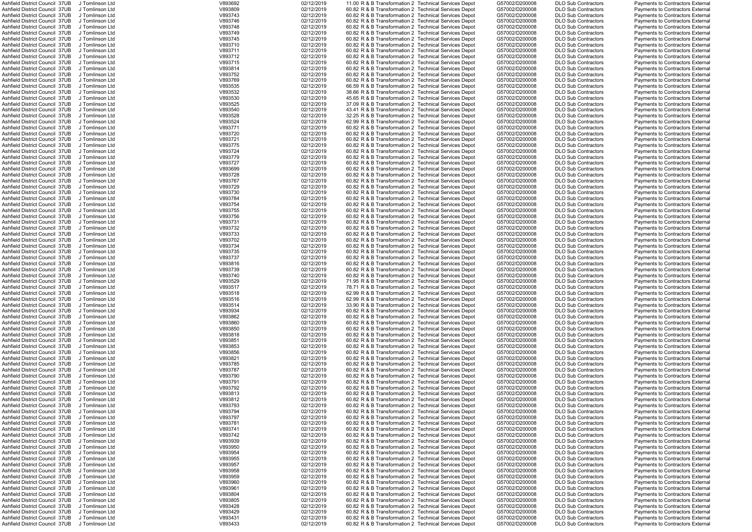| | | | | | | | | | |
|---|---|---|---|---|---|---|---|---|---|
| Ashfield District Council | 37UB | J Tomlinson Ltd | V893692 | 02/12/2019 | 11.00 | R & B Transformation 2 | Technical Services Depot | G57002/D200008 | DLO Sub Contractors | Payments to Contractors External |
| Ashfield District Council | 37UB | J Tomlinson Ltd | V893809 | 02/12/2019 | 60.82 | R & B Transformation 2 | Technical Services Depot | G57002/D200008 | DLO Sub Contractors | Payments to Contractors External |
| Ashfield District Council | 37UB | J Tomlinson Ltd | V893743 | 02/12/2019 | 60.82 | R & B Transformation 2 | Technical Services Depot | G57002/D200008 | DLO Sub Contractors | Payments to Contractors External |
| Ashfield District Council | 37UB | J Tomlinson Ltd | V893746 | 02/12/2019 | 60.82 | R & B Transformation 2 | Technical Services Depot | G57002/D200008 | DLO Sub Contractors | Payments to Contractors External |
| Ashfield District Council | 37UB | J Tomlinson Ltd | V893748 | 02/12/2019 | 60.82 | R & B Transformation 2 | Technical Services Depot | G57002/D200008 | DLO Sub Contractors | Payments to Contractors External |
| Ashfield District Council | 37UB | J Tomlinson Ltd | V893749 | 02/12/2019 | 60.82 | R & B Transformation 2 | Technical Services Depot | G57002/D200008 | DLO Sub Contractors | Payments to Contractors External |
| Ashfield District Council | 37UB | J Tomlinson Ltd | V893745 | 02/12/2019 | 60.82 | R & B Transformation 2 | Technical Services Depot | G57002/D200008 | DLO Sub Contractors | Payments to Contractors External |
| Ashfield District Council | 37UB | J Tomlinson Ltd | V893710 | 02/12/2019 | 60.82 | R & B Transformation 2 | Technical Services Depot | G57002/D200008 | DLO Sub Contractors | Payments to Contractors External |
| Ashfield District Council | 37UB | J Tomlinson Ltd | V893711 | 02/12/2019 | 60.82 | R & B Transformation 2 | Technical Services Depot | G57002/D200008 | DLO Sub Contractors | Payments to Contractors External |
| Ashfield District Council | 37UB | J Tomlinson Ltd | V893712 | 02/12/2019 | 60.82 | R & B Transformation 2 | Technical Services Depot | G57002/D200008 | DLO Sub Contractors | Payments to Contractors External |
| Ashfield District Council | 37UB | J Tomlinson Ltd | V893715 | 02/12/2019 | 60.82 | R & B Transformation 2 | Technical Services Depot | G57002/D200008 | DLO Sub Contractors | Payments to Contractors External |
| Ashfield District Council | 37UB | J Tomlinson Ltd | V893814 | 02/12/2019 | 60.82 | R & B Transformation 2 | Technical Services Depot | G57002/D200008 | DLO Sub Contractors | Payments to Contractors External |
| Ashfield District Council | 37UB | J Tomlinson Ltd | V893752 | 02/12/2019 | 60.82 | R & B Transformation 2 | Technical Services Depot | G57002/D200008 | DLO Sub Contractors | Payments to Contractors External |
| Ashfield District Council | 37UB | J Tomlinson Ltd | V893769 | 02/12/2019 | 60.82 | R & B Transformation 2 | Technical Services Depot | G57002/D200008 | DLO Sub Contractors | Payments to Contractors External |
| Ashfield District Council | 37UB | J Tomlinson Ltd | V893535 | 02/12/2019 | 66.59 | R & B Transformation 2 | Technical Services Depot | G57002/D200008 | DLO Sub Contractors | Payments to Contractors External |
| Ashfield District Council | 37UB | J Tomlinson Ltd | V893532 | 02/12/2019 | 38.66 | R & B Transformation 2 | Technical Services Depot | G57002/D200008 | DLO Sub Contractors | Payments to Contractors External |
| Ashfield District Council | 37UB | J Tomlinson Ltd | V893530 | 02/12/2019 | 45.65 | R & B Transformation 2 | Technical Services Depot | G57002/D200008 | DLO Sub Contractors | Payments to Contractors External |
| Ashfield District Council | 37UB | J Tomlinson Ltd | V893525 | 02/12/2019 | 37.09 | R & B Transformation 2 | Technical Services Depot | G57002/D200008 | DLO Sub Contractors | Payments to Contractors External |
| Ashfield District Council | 37UB | J Tomlinson Ltd | V893540 | 02/12/2019 | 43.41 | R & B Transformation 2 | Technical Services Depot | G57002/D200008 | DLO Sub Contractors | Payments to Contractors External |
| Ashfield District Council | 37UB | J Tomlinson Ltd | V893528 | 02/12/2019 | 32.25 | R & B Transformation 2 | Technical Services Depot | G57002/D200008 | DLO Sub Contractors | Payments to Contractors External |
| Ashfield District Council | 37UB | J Tomlinson Ltd | V893524 | 02/12/2019 | 62.99 | R & B Transformation 2 | Technical Services Depot | G57002/D200008 | DLO Sub Contractors | Payments to Contractors External |
| Ashfield District Council | 37UB | J Tomlinson Ltd | V893771 | 02/12/2019 | 60.82 | R & B Transformation 2 | Technical Services Depot | G57002/D200008 | DLO Sub Contractors | Payments to Contractors External |
| Ashfield District Council | 37UB | J Tomlinson Ltd | V893720 | 02/12/2019 | 60.82 | R & B Transformation 2 | Technical Services Depot | G57002/D200008 | DLO Sub Contractors | Payments to Contractors External |
| Ashfield District Council | 37UB | J Tomlinson Ltd | V893721 | 02/12/2019 | 60.82 | R & B Transformation 2 | Technical Services Depot | G57002/D200008 | DLO Sub Contractors | Payments to Contractors External |
| Ashfield District Council | 37UB | J Tomlinson Ltd | V893775 | 02/12/2019 | 60.82 | R & B Transformation 2 | Technical Services Depot | G57002/D200008 | DLO Sub Contractors | Payments to Contractors External |
| Ashfield District Council | 37UB | J Tomlinson Ltd | V893724 | 02/12/2019 | 60.82 | R & B Transformation 2 | Technical Services Depot | G57002/D200008 | DLO Sub Contractors | Payments to Contractors External |
| Ashfield District Council | 37UB | J Tomlinson Ltd | V893779 | 02/12/2019 | 60.82 | R & B Transformation 2 | Technical Services Depot | G57002/D200008 | DLO Sub Contractors | Payments to Contractors External |
| Ashfield District Council | 37UB | J Tomlinson Ltd | V893727 | 02/12/2019 | 60.82 | R & B Transformation 2 | Technical Services Depot | G57002/D200008 | DLO Sub Contractors | Payments to Contractors External |
| Ashfield District Council | 37UB | J Tomlinson Ltd | V893699 | 02/12/2019 | 60.82 | R & B Transformation 2 | Technical Services Depot | G57002/D200008 | DLO Sub Contractors | Payments to Contractors External |
| Ashfield District Council | 37UB | J Tomlinson Ltd | V893728 | 02/12/2019 | 60.82 | R & B Transformation 2 | Technical Services Depot | G57002/D200008 | DLO Sub Contractors | Payments to Contractors External |
| Ashfield District Council | 37UB | J Tomlinson Ltd | V893767 | 02/12/2019 | 60.82 | R & B Transformation 2 | Technical Services Depot | G57002/D200008 | DLO Sub Contractors | Payments to Contractors External |
| Ashfield District Council | 37UB | J Tomlinson Ltd | V893729 | 02/12/2019 | 60.82 | R & B Transformation 2 | Technical Services Depot | G57002/D200008 | DLO Sub Contractors | Payments to Contractors External |
| Ashfield District Council | 37UB | J Tomlinson Ltd | V893730 | 02/12/2019 | 60.82 | R & B Transformation 2 | Technical Services Depot | G57002/D200008 | DLO Sub Contractors | Payments to Contractors External |
| Ashfield District Council | 37UB | J Tomlinson Ltd | V893784 | 02/12/2019 | 60.82 | R & B Transformation 2 | Technical Services Depot | G57002/D200008 | DLO Sub Contractors | Payments to Contractors External |
| Ashfield District Council | 37UB | J Tomlinson Ltd | V893754 | 02/12/2019 | 60.82 | R & B Transformation 2 | Technical Services Depot | G57002/D200008 | DLO Sub Contractors | Payments to Contractors External |
| Ashfield District Council | 37UB | J Tomlinson Ltd | V893755 | 02/12/2019 | 60.82 | R & B Transformation 2 | Technical Services Depot | G57002/D200008 | DLO Sub Contractors | Payments to Contractors External |
| Ashfield District Council | 37UB | J Tomlinson Ltd | V893756 | 02/12/2019 | 60.82 | R & B Transformation 2 | Technical Services Depot | G57002/D200008 | DLO Sub Contractors | Payments to Contractors External |
| Ashfield District Council | 37UB | J Tomlinson Ltd | V893731 | 02/12/2019 | 60.82 | R & B Transformation 2 | Technical Services Depot | G57002/D200008 | DLO Sub Contractors | Payments to Contractors External |
| Ashfield District Council | 37UB | J Tomlinson Ltd | V893732 | 02/12/2019 | 60.82 | R & B Transformation 2 | Technical Services Depot | G57002/D200008 | DLO Sub Contractors | Payments to Contractors External |
| Ashfield District Council | 37UB | J Tomlinson Ltd | V893733 | 02/12/2019 | 60.82 | R & B Transformation 2 | Technical Services Depot | G57002/D200008 | DLO Sub Contractors | Payments to Contractors External |
| Ashfield District Council | 37UB | J Tomlinson Ltd | V893702 | 02/12/2019 | 60.82 | R & B Transformation 2 | Technical Services Depot | G57002/D200008 | DLO Sub Contractors | Payments to Contractors External |
| Ashfield District Council | 37UB | J Tomlinson Ltd | V893734 | 02/12/2019 | 60.82 | R & B Transformation 2 | Technical Services Depot | G57002/D200008 | DLO Sub Contractors | Payments to Contractors External |
| Ashfield District Council | 37UB | J Tomlinson Ltd | V893735 | 02/12/2019 | 60.82 | R & B Transformation 2 | Technical Services Depot | G57002/D200008 | DLO Sub Contractors | Payments to Contractors External |
| Ashfield District Council | 37UB | J Tomlinson Ltd | V893737 | 02/12/2019 | 60.82 | R & B Transformation 2 | Technical Services Depot | G57002/D200008 | DLO Sub Contractors | Payments to Contractors External |
| Ashfield District Council | 37UB | J Tomlinson Ltd | V893816 | 02/12/2019 | 60.82 | R & B Transformation 2 | Technical Services Depot | G57002/D200008 | DLO Sub Contractors | Payments to Contractors External |
| Ashfield District Council | 37UB | J Tomlinson Ltd | V893739 | 02/12/2019 | 60.82 | R & B Transformation 2 | Technical Services Depot | G57002/D200008 | DLO Sub Contractors | Payments to Contractors External |
| Ashfield District Council | 37UB | J Tomlinson Ltd | V893740 | 02/12/2019 | 60.82 | R & B Transformation 2 | Technical Services Depot | G57002/D200008 | DLO Sub Contractors | Payments to Contractors External |
| Ashfield District Council | 37UB | J Tomlinson Ltd | V893529 | 02/12/2019 | 71.95 | R & B Transformation 2 | Technical Services Depot | G57002/D200008 | DLO Sub Contractors | Payments to Contractors External |
| Ashfield District Council | 37UB | J Tomlinson Ltd | V893517 | 02/12/2019 | 78.71 | R & B Transformation 2 | Technical Services Depot | G57002/D200008 | DLO Sub Contractors | Payments to Contractors External |
| Ashfield District Council | 37UB | J Tomlinson Ltd | V893518 | 02/12/2019 | 62.99 | R & B Transformation 2 | Technical Services Depot | G57002/D200008 | DLO Sub Contractors | Payments to Contractors External |
| Ashfield District Council | 37UB | J Tomlinson Ltd | V893516 | 02/12/2019 | 62.99 | R & B Transformation 2 | Technical Services Depot | G57002/D200008 | DLO Sub Contractors | Payments to Contractors External |
| Ashfield District Council | 37UB | J Tomlinson Ltd | V893514 | 02/12/2019 | 33.90 | R & B Transformation 2 | Technical Services Depot | G57002/D200008 | DLO Sub Contractors | Payments to Contractors External |
| Ashfield District Council | 37UB | J Tomlinson Ltd | V893934 | 02/12/2019 | 60.82 | R & B Transformation 2 | Technical Services Depot | G57002/D200008 | DLO Sub Contractors | Payments to Contractors External |
| Ashfield District Council | 37UB | J Tomlinson Ltd | V893862 | 02/12/2019 | 60.82 | R & B Transformation 2 | Technical Services Depot | G57002/D200008 | DLO Sub Contractors | Payments to Contractors External |
| Ashfield District Council | 37UB | J Tomlinson Ltd | V893860 | 02/12/2019 | 60.82 | R & B Transformation 2 | Technical Services Depot | G57002/D200008 | DLO Sub Contractors | Payments to Contractors External |
| Ashfield District Council | 37UB | J Tomlinson Ltd | V893850 | 02/12/2019 | 60.82 | R & B Transformation 2 | Technical Services Depot | G57002/D200008 | DLO Sub Contractors | Payments to Contractors External |
| Ashfield District Council | 37UB | J Tomlinson Ltd | V893818 | 02/12/2019 | 60.82 | R & B Transformation 2 | Technical Services Depot | G57002/D200008 | DLO Sub Contractors | Payments to Contractors External |
| Ashfield District Council | 37UB | J Tomlinson Ltd | V893851 | 02/12/2019 | 60.82 | R & B Transformation 2 | Technical Services Depot | G57002/D200008 | DLO Sub Contractors | Payments to Contractors External |
| Ashfield District Council | 37UB | J Tomlinson Ltd | V893853 | 02/12/2019 | 60.82 | R & B Transformation 2 | Technical Services Depot | G57002/D200008 | DLO Sub Contractors | Payments to Contractors External |
| Ashfield District Council | 37UB | J Tomlinson Ltd | V893856 | 02/12/2019 | 60.82 | R & B Transformation 2 | Technical Services Depot | G57002/D200008 | DLO Sub Contractors | Payments to Contractors External |
| Ashfield District Council | 37UB | J Tomlinson Ltd | V893821 | 02/12/2019 | 60.82 | R & B Transformation 2 | Technical Services Depot | G57002/D200008 | DLO Sub Contractors | Payments to Contractors External |
| Ashfield District Council | 37UB | J Tomlinson Ltd | V893785 | 02/12/2019 | 60.82 | R & B Transformation 2 | Technical Services Depot | G57002/D200008 | DLO Sub Contractors | Payments to Contractors External |
| Ashfield District Council | 37UB | J Tomlinson Ltd | V893787 | 02/12/2019 | 60.82 | R & B Transformation 2 | Technical Services Depot | G57002/D200008 | DLO Sub Contractors | Payments to Contractors External |
| Ashfield District Council | 37UB | J Tomlinson Ltd | V893790 | 02/12/2019 | 60.82 | R & B Transformation 2 | Technical Services Depot | G57002/D200008 | DLO Sub Contractors | Payments to Contractors External |
| Ashfield District Council | 37UB | J Tomlinson Ltd | V893791 | 02/12/2019 | 60.82 | R & B Transformation 2 | Technical Services Depot | G57002/D200008 | DLO Sub Contractors | Payments to Contractors External |
| Ashfield District Council | 37UB | J Tomlinson Ltd | V893792 | 02/12/2019 | 60.82 | R & B Transformation 2 | Technical Services Depot | G57002/D200008 | DLO Sub Contractors | Payments to Contractors External |
| Ashfield District Council | 37UB | J Tomlinson Ltd | V893813 | 02/12/2019 | 60.82 | R & B Transformation 2 | Technical Services Depot | G57002/D200008 | DLO Sub Contractors | Payments to Contractors External |
| Ashfield District Council | 37UB | J Tomlinson Ltd | V893812 | 02/12/2019 | 60.82 | R & B Transformation 2 | Technical Services Depot | G57002/D200008 | DLO Sub Contractors | Payments to Contractors External |
| Ashfield District Council | 37UB | J Tomlinson Ltd | V893793 | 02/12/2019 | 60.82 | R & B Transformation 2 | Technical Services Depot | G57002/D200008 | DLO Sub Contractors | Payments to Contractors External |
| Ashfield District Council | 37UB | J Tomlinson Ltd | V893794 | 02/12/2019 | 60.82 | R & B Transformation 2 | Technical Services Depot | G57002/D200008 | DLO Sub Contractors | Payments to Contractors External |
| Ashfield District Council | 37UB | J Tomlinson Ltd | V893797 | 02/12/2019 | 60.82 | R & B Transformation 2 | Technical Services Depot | G57002/D200008 | DLO Sub Contractors | Payments to Contractors External |
| Ashfield District Council | 37UB | J Tomlinson Ltd | V893781 | 02/12/2019 | 60.82 | R & B Transformation 2 | Technical Services Depot | G57002/D200008 | DLO Sub Contractors | Payments to Contractors External |
| Ashfield District Council | 37UB | J Tomlinson Ltd | V893741 | 02/12/2019 | 60.82 | R & B Transformation 2 | Technical Services Depot | G57002/D200008 | DLO Sub Contractors | Payments to Contractors External |
| Ashfield District Council | 37UB | J Tomlinson Ltd | V893742 | 02/12/2019 | 60.82 | R & B Transformation 2 | Technical Services Depot | G57002/D200008 | DLO Sub Contractors | Payments to Contractors External |
| Ashfield District Council | 37UB | J Tomlinson Ltd | V893939 | 02/12/2019 | 60.82 | R & B Transformation 2 | Technical Services Depot | G57002/D200008 | DLO Sub Contractors | Payments to Contractors External |
| Ashfield District Council | 37UB | J Tomlinson Ltd | V893950 | 02/12/2019 | 60.82 | R & B Transformation 2 | Technical Services Depot | G57002/D200008 | DLO Sub Contractors | Payments to Contractors External |
| Ashfield District Council | 37UB | J Tomlinson Ltd | V893954 | 02/12/2019 | 60.82 | R & B Transformation 2 | Technical Services Depot | G57002/D200008 | DLO Sub Contractors | Payments to Contractors External |
| Ashfield District Council | 37UB | J Tomlinson Ltd | V893955 | 02/12/2019 | 60.82 | R & B Transformation 2 | Technical Services Depot | G57002/D200008 | DLO Sub Contractors | Payments to Contractors External |
| Ashfield District Council | 37UB | J Tomlinson Ltd | V893957 | 02/12/2019 | 60.82 | R & B Transformation 2 | Technical Services Depot | G57002/D200008 | DLO Sub Contractors | Payments to Contractors External |
| Ashfield District Council | 37UB | J Tomlinson Ltd | V893958 | 02/12/2019 | 60.82 | R & B Transformation 2 | Technical Services Depot | G57002/D200008 | DLO Sub Contractors | Payments to Contractors External |
| Ashfield District Council | 37UB | J Tomlinson Ltd | V893959 | 02/12/2019 | 60.82 | R & B Transformation 2 | Technical Services Depot | G57002/D200008 | DLO Sub Contractors | Payments to Contractors External |
| Ashfield District Council | 37UB | J Tomlinson Ltd | V893960 | 02/12/2019 | 60.82 | R & B Transformation 2 | Technical Services Depot | G57002/D200008 | DLO Sub Contractors | Payments to Contractors External |
| Ashfield District Council | 37UB | J Tomlinson Ltd | V893961 | 02/12/2019 | 60.82 | R & B Transformation 2 | Technical Services Depot | G57002/D200008 | DLO Sub Contractors | Payments to Contractors External |
| Ashfield District Council | 37UB | J Tomlinson Ltd | V893804 | 02/12/2019 | 60.82 | R & B Transformation 2 | Technical Services Depot | G57002/D200008 | DLO Sub Contractors | Payments to Contractors External |
| Ashfield District Council | 37UB | J Tomlinson Ltd | V893805 | 02/12/2019 | 60.82 | R & B Transformation 2 | Technical Services Depot | G57002/D200008 | DLO Sub Contractors | Payments to Contractors External |
| Ashfield District Council | 37UB | J Tomlinson Ltd | V893428 | 02/12/2019 | 60.82 | R & B Transformation 2 | Technical Services Depot | G57002/D200008 | DLO Sub Contractors | Payments to Contractors External |
| Ashfield District Council | 37UB | J Tomlinson Ltd | V893429 | 02/12/2019 | 60.82 | R & B Transformation 2 | Technical Services Depot | G57002/D200008 | DLO Sub Contractors | Payments to Contractors External |
| Ashfield District Council | 37UB | J Tomlinson Ltd | V893431 | 02/12/2019 | 60.82 | R & B Transformation 2 | Technical Services Depot | G57002/D200008 | DLO Sub Contractors | Payments to Contractors External |
| Ashfield District Council | 37UB | J Tomlinson Ltd | V893433 | 02/12/2019 | 60.82 | R & B Transformation 2 | Technical Services Depot | G57002/D200008 | DLO Sub Contractors | Payments to Contractors External |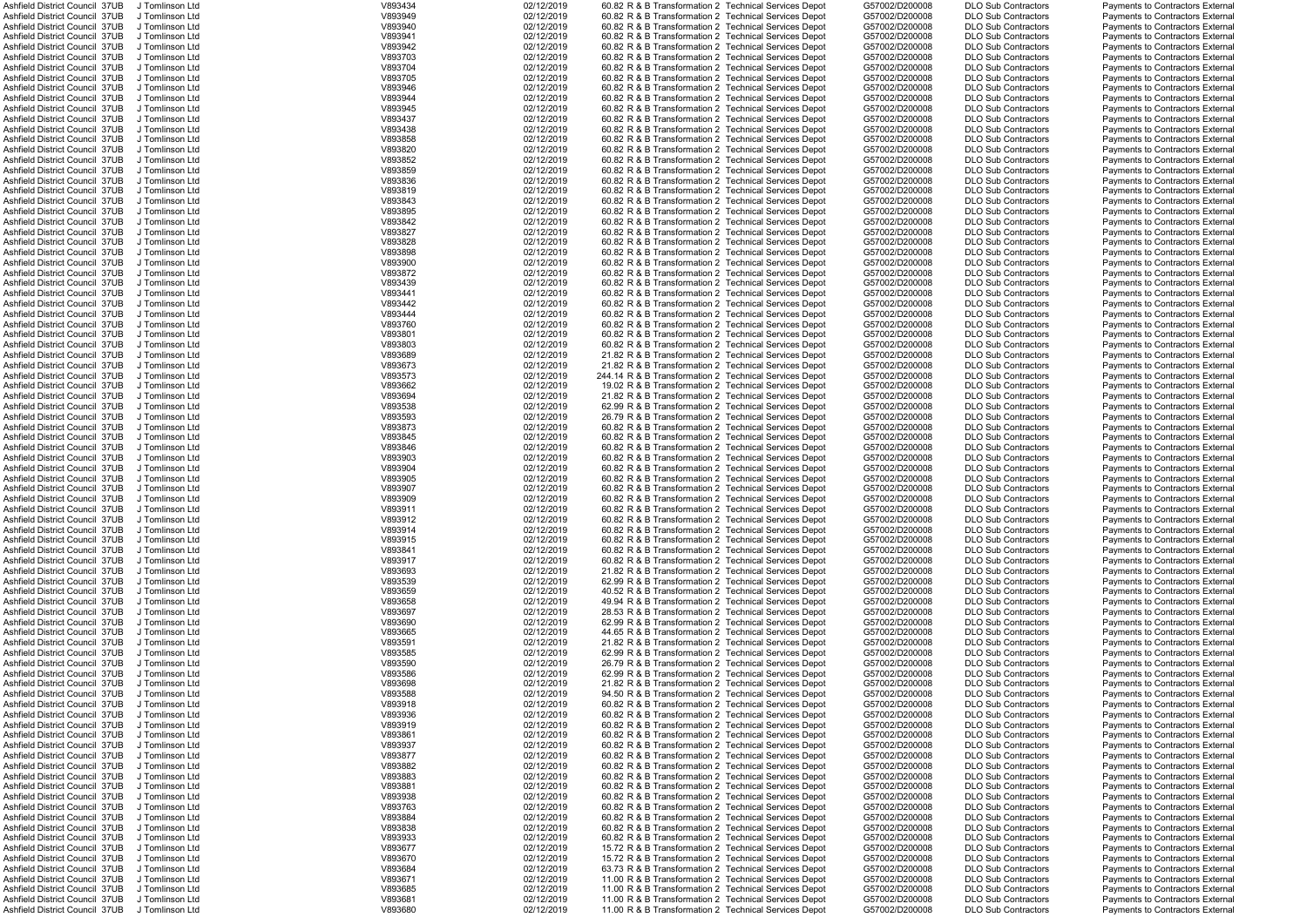| | | | | | | | | | | |
|---|---|---|---|---|---|---|---|---|---|---|
| Ashfield District Council | 37UB | J Tomlinson Ltd | V893434 | 02/12/2019 | 60.82 | R & B Transformation 2 | Technical Services Depot | G57002/D200008 | DLO Sub Contractors | Payments to Contractors External |
| Ashfield District Council | 37UB | J Tomlinson Ltd | V893949 | 02/12/2019 | 60.82 | R & B Transformation 2 | Technical Services Depot | G57002/D200008 | DLO Sub Contractors | Payments to Contractors External |
| Ashfield District Council | 37UB | J Tomlinson Ltd | V893940 | 02/12/2019 | 60.82 | R & B Transformation 2 | Technical Services Depot | G57002/D200008 | DLO Sub Contractors | Payments to Contractors External |
| Ashfield District Council | 37UB | J Tomlinson Ltd | V893941 | 02/12/2019 | 60.82 | R & B Transformation 2 | Technical Services Depot | G57002/D200008 | DLO Sub Contractors | Payments to Contractors External |
| Ashfield District Council | 37UB | J Tomlinson Ltd | V893942 | 02/12/2019 | 60.82 | R & B Transformation 2 | Technical Services Depot | G57002/D200008 | DLO Sub Contractors | Payments to Contractors External |
| Ashfield District Council | 37UB | J Tomlinson Ltd | V893703 | 02/12/2019 | 60.82 | R & B Transformation 2 | Technical Services Depot | G57002/D200008 | DLO Sub Contractors | Payments to Contractors External |
| Ashfield District Council | 37UB | J Tomlinson Ltd | V893704 | 02/12/2019 | 60.82 | R & B Transformation 2 | Technical Services Depot | G57002/D200008 | DLO Sub Contractors | Payments to Contractors External |
| Ashfield District Council | 37UB | J Tomlinson Ltd | V893705 | 02/12/2019 | 60.82 | R & B Transformation 2 | Technical Services Depot | G57002/D200008 | DLO Sub Contractors | Payments to Contractors External |
| Ashfield District Council | 37UB | J Tomlinson Ltd | V893946 | 02/12/2019 | 60.82 | R & B Transformation 2 | Technical Services Depot | G57002/D200008 | DLO Sub Contractors | Payments to Contractors External |
| Ashfield District Council | 37UB | J Tomlinson Ltd | V893944 | 02/12/2019 | 60.82 | R & B Transformation 2 | Technical Services Depot | G57002/D200008 | DLO Sub Contractors | Payments to Contractors External |
| Ashfield District Council | 37UB | J Tomlinson Ltd | V893945 | 02/12/2019 | 60.82 | R & B Transformation 2 | Technical Services Depot | G57002/D200008 | DLO Sub Contractors | Payments to Contractors External |
| Ashfield District Council | 37UB | J Tomlinson Ltd | V893437 | 02/12/2019 | 60.82 | R & B Transformation 2 | Technical Services Depot | G57002/D200008 | DLO Sub Contractors | Payments to Contractors External |
| Ashfield District Council | 37UB | J Tomlinson Ltd | V893438 | 02/12/2019 | 60.82 | R & B Transformation 2 | Technical Services Depot | G57002/D200008 | DLO Sub Contractors | Payments to Contractors External |
| Ashfield District Council | 37UB | J Tomlinson Ltd | V893858 | 02/12/2019 | 60.82 | R & B Transformation 2 | Technical Services Depot | G57002/D200008 | DLO Sub Contractors | Payments to Contractors External |
| Ashfield District Council | 37UB | J Tomlinson Ltd | V893820 | 02/12/2019 | 60.82 | R & B Transformation 2 | Technical Services Depot | G57002/D200008 | DLO Sub Contractors | Payments to Contractors External |
| Ashfield District Council | 37UB | J Tomlinson Ltd | V893852 | 02/12/2019 | 60.82 | R & B Transformation 2 | Technical Services Depot | G57002/D200008 | DLO Sub Contractors | Payments to Contractors External |
| Ashfield District Council | 37UB | J Tomlinson Ltd | V893859 | 02/12/2019 | 60.82 | R & B Transformation 2 | Technical Services Depot | G57002/D200008 | DLO Sub Contractors | Payments to Contractors External |
| Ashfield District Council | 37UB | J Tomlinson Ltd | V893836 | 02/12/2019 | 60.82 | R & B Transformation 2 | Technical Services Depot | G57002/D200008 | DLO Sub Contractors | Payments to Contractors External |
| Ashfield District Council | 37UB | J Tomlinson Ltd | V893819 | 02/12/2019 | 60.82 | R & B Transformation 2 | Technical Services Depot | G57002/D200008 | DLO Sub Contractors | Payments to Contractors External |
| Ashfield District Council | 37UB | J Tomlinson Ltd | V893843 | 02/12/2019 | 60.82 | R & B Transformation 2 | Technical Services Depot | G57002/D200008 | DLO Sub Contractors | Payments to Contractors External |
| Ashfield District Council | 37UB | J Tomlinson Ltd | V893895 | 02/12/2019 | 60.82 | R & B Transformation 2 | Technical Services Depot | G57002/D200008 | DLO Sub Contractors | Payments to Contractors External |
| Ashfield District Council | 37UB | J Tomlinson Ltd | V893842 | 02/12/2019 | 60.82 | R & B Transformation 2 | Technical Services Depot | G57002/D200008 | DLO Sub Contractors | Payments to Contractors External |
| Ashfield District Council | 37UB | J Tomlinson Ltd | V893827 | 02/12/2019 | 60.82 | R & B Transformation 2 | Technical Services Depot | G57002/D200008 | DLO Sub Contractors | Payments to Contractors External |
| Ashfield District Council | 37UB | J Tomlinson Ltd | V893828 | 02/12/2019 | 60.82 | R & B Transformation 2 | Technical Services Depot | G57002/D200008 | DLO Sub Contractors | Payments to Contractors External |
| Ashfield District Council | 37UB | J Tomlinson Ltd | V893898 | 02/12/2019 | 60.82 | R & B Transformation 2 | Technical Services Depot | G57002/D200008 | DLO Sub Contractors | Payments to Contractors External |
| Ashfield District Council | 37UB | J Tomlinson Ltd | V893900 | 02/12/2019 | 60.82 | R & B Transformation 2 | Technical Services Depot | G57002/D200008 | DLO Sub Contractors | Payments to Contractors External |
| Ashfield District Council | 37UB | J Tomlinson Ltd | V893872 | 02/12/2019 | 60.82 | R & B Transformation 2 | Technical Services Depot | G57002/D200008 | DLO Sub Contractors | Payments to Contractors External |
| Ashfield District Council | 37UB | J Tomlinson Ltd | V893439 | 02/12/2019 | 60.82 | R & B Transformation 2 | Technical Services Depot | G57002/D200008 | DLO Sub Contractors | Payments to Contractors External |
| Ashfield District Council | 37UB | J Tomlinson Ltd | V893441 | 02/12/2019 | 60.82 | R & B Transformation 2 | Technical Services Depot | G57002/D200008 | DLO Sub Contractors | Payments to Contractors External |
| Ashfield District Council | 37UB | J Tomlinson Ltd | V893442 | 02/12/2019 | 60.82 | R & B Transformation 2 | Technical Services Depot | G57002/D200008 | DLO Sub Contractors | Payments to Contractors External |
| Ashfield District Council | 37UB | J Tomlinson Ltd | V893444 | 02/12/2019 | 60.82 | R & B Transformation 2 | Technical Services Depot | G57002/D200008 | DLO Sub Contractors | Payments to Contractors External |
| Ashfield District Council | 37UB | J Tomlinson Ltd | V893760 | 02/12/2019 | 60.82 | R & B Transformation 2 | Technical Services Depot | G57002/D200008 | DLO Sub Contractors | Payments to Contractors External |
| Ashfield District Council | 37UB | J Tomlinson Ltd | V893801 | 02/12/2019 | 60.82 | R & B Transformation 2 | Technical Services Depot | G57002/D200008 | DLO Sub Contractors | Payments to Contractors External |
| Ashfield District Council | 37UB | J Tomlinson Ltd | V893803 | 02/12/2019 | 60.82 | R & B Transformation 2 | Technical Services Depot | G57002/D200008 | DLO Sub Contractors | Payments to Contractors External |
| Ashfield District Council | 37UB | J Tomlinson Ltd | V893689 | 02/12/2019 | 21.82 | R & B Transformation 2 | Technical Services Depot | G57002/D200008 | DLO Sub Contractors | Payments to Contractors External |
| Ashfield District Council | 37UB | J Tomlinson Ltd | V893673 | 02/12/2019 | 21.82 | R & B Transformation 2 | Technical Services Depot | G57002/D200008 | DLO Sub Contractors | Payments to Contractors External |
| Ashfield District Council | 37UB | J Tomlinson Ltd | V893573 | 02/12/2019 | 244.14 | R & B Transformation 2 | Technical Services Depot | G57002/D200008 | DLO Sub Contractors | Payments to Contractors External |
| Ashfield District Council | 37UB | J Tomlinson Ltd | V893662 | 02/12/2019 | 19.02 | R & B Transformation 2 | Technical Services Depot | G57002/D200008 | DLO Sub Contractors | Payments to Contractors External |
| Ashfield District Council | 37UB | J Tomlinson Ltd | V893694 | 02/12/2019 | 21.82 | R & B Transformation 2 | Technical Services Depot | G57002/D200008 | DLO Sub Contractors | Payments to Contractors External |
| Ashfield District Council | 37UB | J Tomlinson Ltd | V893538 | 02/12/2019 | 62.99 | R & B Transformation 2 | Technical Services Depot | G57002/D200008 | DLO Sub Contractors | Payments to Contractors External |
| Ashfield District Council | 37UB | J Tomlinson Ltd | V893593 | 02/12/2019 | 26.79 | R & B Transformation 2 | Technical Services Depot | G57002/D200008 | DLO Sub Contractors | Payments to Contractors External |
| Ashfield District Council | 37UB | J Tomlinson Ltd | V893873 | 02/12/2019 | 60.82 | R & B Transformation 2 | Technical Services Depot | G57002/D200008 | DLO Sub Contractors | Payments to Contractors External |
| Ashfield District Council | 37UB | J Tomlinson Ltd | V893845 | 02/12/2019 | 60.82 | R & B Transformation 2 | Technical Services Depot | G57002/D200008 | DLO Sub Contractors | Payments to Contractors External |
| Ashfield District Council | 37UB | J Tomlinson Ltd | V893846 | 02/12/2019 | 60.82 | R & B Transformation 2 | Technical Services Depot | G57002/D200008 | DLO Sub Contractors | Payments to Contractors External |
| Ashfield District Council | 37UB | J Tomlinson Ltd | V893903 | 02/12/2019 | 60.82 | R & B Transformation 2 | Technical Services Depot | G57002/D200008 | DLO Sub Contractors | Payments to Contractors External |
| Ashfield District Council | 37UB | J Tomlinson Ltd | V893904 | 02/12/2019 | 60.82 | R & B Transformation 2 | Technical Services Depot | G57002/D200008 | DLO Sub Contractors | Payments to Contractors External |
| Ashfield District Council | 37UB | J Tomlinson Ltd | V893905 | 02/12/2019 | 60.82 | R & B Transformation 2 | Technical Services Depot | G57002/D200008 | DLO Sub Contractors | Payments to Contractors External |
| Ashfield District Council | 37UB | J Tomlinson Ltd | V893907 | 02/12/2019 | 60.82 | R & B Transformation 2 | Technical Services Depot | G57002/D200008 | DLO Sub Contractors | Payments to Contractors External |
| Ashfield District Council | 37UB | J Tomlinson Ltd | V893909 | 02/12/2019 | 60.82 | R & B Transformation 2 | Technical Services Depot | G57002/D200008 | DLO Sub Contractors | Payments to Contractors External |
| Ashfield District Council | 37UB | J Tomlinson Ltd | V893911 | 02/12/2019 | 60.82 | R & B Transformation 2 | Technical Services Depot | G57002/D200008 | DLO Sub Contractors | Payments to Contractors External |
| Ashfield District Council | 37UB | J Tomlinson Ltd | V893912 | 02/12/2019 | 60.82 | R & B Transformation 2 | Technical Services Depot | G57002/D200008 | DLO Sub Contractors | Payments to Contractors External |
| Ashfield District Council | 37UB | J Tomlinson Ltd | V893914 | 02/12/2019 | 60.82 | R & B Transformation 2 | Technical Services Depot | G57002/D200008 | DLO Sub Contractors | Payments to Contractors External |
| Ashfield District Council | 37UB | J Tomlinson Ltd | V893915 | 02/12/2019 | 60.82 | R & B Transformation 2 | Technical Services Depot | G57002/D200008 | DLO Sub Contractors | Payments to Contractors External |
| Ashfield District Council | 37UB | J Tomlinson Ltd | V893841 | 02/12/2019 | 60.82 | R & B Transformation 2 | Technical Services Depot | G57002/D200008 | DLO Sub Contractors | Payments to Contractors External |
| Ashfield District Council | 37UB | J Tomlinson Ltd | V893917 | 02/12/2019 | 60.82 | R & B Transformation 2 | Technical Services Depot | G57002/D200008 | DLO Sub Contractors | Payments to Contractors External |
| Ashfield District Council | 37UB | J Tomlinson Ltd | V893693 | 02/12/2019 | 21.82 | R & B Transformation 2 | Technical Services Depot | G57002/D200008 | DLO Sub Contractors | Payments to Contractors External |
| Ashfield District Council | 37UB | J Tomlinson Ltd | V893539 | 02/12/2019 | 62.99 | R & B Transformation 2 | Technical Services Depot | G57002/D200008 | DLO Sub Contractors | Payments to Contractors External |
| Ashfield District Council | 37UB | J Tomlinson Ltd | V893659 | 02/12/2019 | 40.52 | R & B Transformation 2 | Technical Services Depot | G57002/D200008 | DLO Sub Contractors | Payments to Contractors External |
| Ashfield District Council | 37UB | J Tomlinson Ltd | V893658 | 02/12/2019 | 49.94 | R & B Transformation 2 | Technical Services Depot | G57002/D200008 | DLO Sub Contractors | Payments to Contractors External |
| Ashfield District Council | 37UB | J Tomlinson Ltd | V893697 | 02/12/2019 | 28.53 | R & B Transformation 2 | Technical Services Depot | G57002/D200008 | DLO Sub Contractors | Payments to Contractors External |
| Ashfield District Council | 37UB | J Tomlinson Ltd | V893690 | 02/12/2019 | 62.99 | R & B Transformation 2 | Technical Services Depot | G57002/D200008 | DLO Sub Contractors | Payments to Contractors External |
| Ashfield District Council | 37UB | J Tomlinson Ltd | V893665 | 02/12/2019 | 44.65 | R & B Transformation 2 | Technical Services Depot | G57002/D200008 | DLO Sub Contractors | Payments to Contractors External |
| Ashfield District Council | 37UB | J Tomlinson Ltd | V893591 | 02/12/2019 | 21.82 | R & B Transformation 2 | Technical Services Depot | G57002/D200008 | DLO Sub Contractors | Payments to Contractors External |
| Ashfield District Council | 37UB | J Tomlinson Ltd | V893585 | 02/12/2019 | 62.99 | R & B Transformation 2 | Technical Services Depot | G57002/D200008 | DLO Sub Contractors | Payments to Contractors External |
| Ashfield District Council | 37UB | J Tomlinson Ltd | V893590 | 02/12/2019 | 26.79 | R & B Transformation 2 | Technical Services Depot | G57002/D200008 | DLO Sub Contractors | Payments to Contractors External |
| Ashfield District Council | 37UB | J Tomlinson Ltd | V893586 | 02/12/2019 | 62.99 | R & B Transformation 2 | Technical Services Depot | G57002/D200008 | DLO Sub Contractors | Payments to Contractors External |
| Ashfield District Council | 37UB | J Tomlinson Ltd | V893698 | 02/12/2019 | 21.82 | R & B Transformation 2 | Technical Services Depot | G57002/D200008 | DLO Sub Contractors | Payments to Contractors External |
| Ashfield District Council | 37UB | J Tomlinson Ltd | V893588 | 02/12/2019 | 94.50 | R & B Transformation 2 | Technical Services Depot | G57002/D200008 | DLO Sub Contractors | Payments to Contractors External |
| Ashfield District Council | 37UB | J Tomlinson Ltd | V893918 | 02/12/2019 | 60.82 | R & B Transformation 2 | Technical Services Depot | G57002/D200008 | DLO Sub Contractors | Payments to Contractors External |
| Ashfield District Council | 37UB | J Tomlinson Ltd | V893936 | 02/12/2019 | 60.82 | R & B Transformation 2 | Technical Services Depot | G57002/D200008 | DLO Sub Contractors | Payments to Contractors External |
| Ashfield District Council | 37UB | J Tomlinson Ltd | V893919 | 02/12/2019 | 60.82 | R & B Transformation 2 | Technical Services Depot | G57002/D200008 | DLO Sub Contractors | Payments to Contractors External |
| Ashfield District Council | 37UB | J Tomlinson Ltd | V893861 | 02/12/2019 | 60.82 | R & B Transformation 2 | Technical Services Depot | G57002/D200008 | DLO Sub Contractors | Payments to Contractors External |
| Ashfield District Council | 37UB | J Tomlinson Ltd | V893937 | 02/12/2019 | 60.82 | R & B Transformation 2 | Technical Services Depot | G57002/D200008 | DLO Sub Contractors | Payments to Contractors External |
| Ashfield District Council | 37UB | J Tomlinson Ltd | V893877 | 02/12/2019 | 60.82 | R & B Transformation 2 | Technical Services Depot | G57002/D200008 | DLO Sub Contractors | Payments to Contractors External |
| Ashfield District Council | 37UB | J Tomlinson Ltd | V893882 | 02/12/2019 | 60.82 | R & B Transformation 2 | Technical Services Depot | G57002/D200008 | DLO Sub Contractors | Payments to Contractors External |
| Ashfield District Council | 37UB | J Tomlinson Ltd | V893883 | 02/12/2019 | 60.82 | R & B Transformation 2 | Technical Services Depot | G57002/D200008 | DLO Sub Contractors | Payments to Contractors External |
| Ashfield District Council | 37UB | J Tomlinson Ltd | V893881 | 02/12/2019 | 60.82 | R & B Transformation 2 | Technical Services Depot | G57002/D200008 | DLO Sub Contractors | Payments to Contractors External |
| Ashfield District Council | 37UB | J Tomlinson Ltd | V893938 | 02/12/2019 | 60.82 | R & B Transformation 2 | Technical Services Depot | G57002/D200008 | DLO Sub Contractors | Payments to Contractors External |
| Ashfield District Council | 37UB | J Tomlinson Ltd | V893763 | 02/12/2019 | 60.82 | R & B Transformation 2 | Technical Services Depot | G57002/D200008 | DLO Sub Contractors | Payments to Contractors External |
| Ashfield District Council | 37UB | J Tomlinson Ltd | V893884 | 02/12/2019 | 60.82 | R & B Transformation 2 | Technical Services Depot | G57002/D200008 | DLO Sub Contractors | Payments to Contractors External |
| Ashfield District Council | 37UB | J Tomlinson Ltd | V893838 | 02/12/2019 | 60.82 | R & B Transformation 2 | Technical Services Depot | G57002/D200008 | DLO Sub Contractors | Payments to Contractors External |
| Ashfield District Council | 37UB | J Tomlinson Ltd | V893933 | 02/12/2019 | 60.82 | R & B Transformation 2 | Technical Services Depot | G57002/D200008 | DLO Sub Contractors | Payments to Contractors External |
| Ashfield District Council | 37UB | J Tomlinson Ltd | V893677 | 02/12/2019 | 15.72 | R & B Transformation 2 | Technical Services Depot | G57002/D200008 | DLO Sub Contractors | Payments to Contractors External |
| Ashfield District Council | 37UB | J Tomlinson Ltd | V893670 | 02/12/2019 | 15.72 | R & B Transformation 2 | Technical Services Depot | G57002/D200008 | DLO Sub Contractors | Payments to Contractors External |
| Ashfield District Council | 37UB | J Tomlinson Ltd | V893684 | 02/12/2019 | 63.73 | R & B Transformation 2 | Technical Services Depot | G57002/D200008 | DLO Sub Contractors | Payments to Contractors External |
| Ashfield District Council | 37UB | J Tomlinson Ltd | V893671 | 02/12/2019 | 11.00 | R & B Transformation 2 | Technical Services Depot | G57002/D200008 | DLO Sub Contractors | Payments to Contractors External |
| Ashfield District Council | 37UB | J Tomlinson Ltd | V893685 | 02/12/2019 | 11.00 | R & B Transformation 2 | Technical Services Depot | G57002/D200008 | DLO Sub Contractors | Payments to Contractors External |
| Ashfield District Council | 37UB | J Tomlinson Ltd | V893681 | 02/12/2019 | 11.00 | R & B Transformation 2 | Technical Services Depot | G57002/D200008 | DLO Sub Contractors | Payments to Contractors External |
| Ashfield District Council | 37UB | J Tomlinson Ltd | V893680 | 02/12/2019 | 11.00 | R & B Transformation 2 | Technical Services Depot | G57002/D200008 | DLO Sub Contractors | Payments to Contractors External |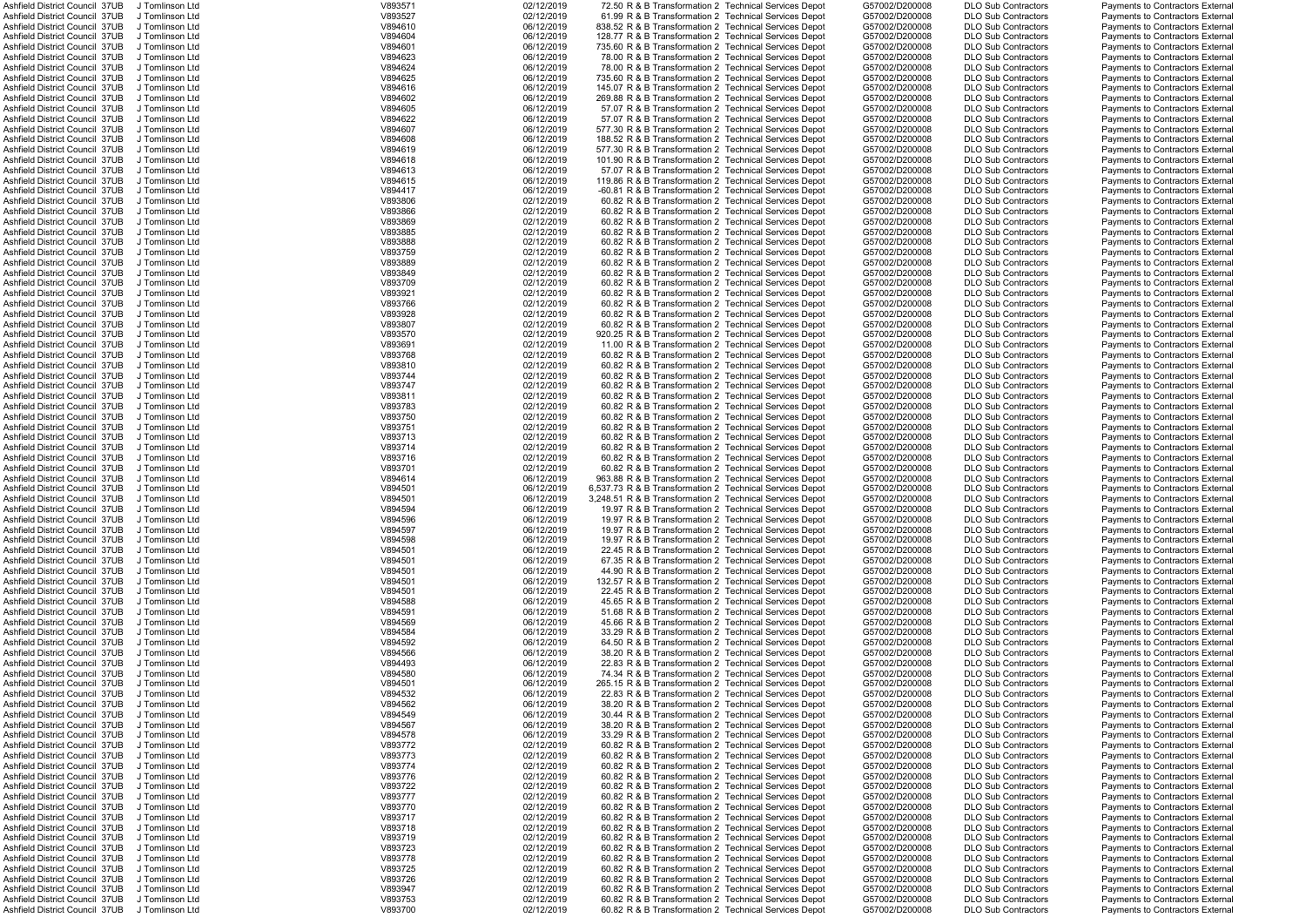| | | | | | | | | | | |
|---|---|---|---|---|---|---|---|---|---|---|
| Ashfield District Council | 37UB | J Tomlinson Ltd | V893571 | 02/12/2019 | 72.50 | R & B Transformation 2 | Technical Services Depot | G57002/D200008 | DLO Sub Contractors | Payments to Contractors External |
| Ashfield District Council | 37UB | J Tomlinson Ltd | V893527 | 02/12/2019 | 61.99 | R & B Transformation 2 | Technical Services Depot | G57002/D200008 | DLO Sub Contractors | Payments to Contractors External |
| Ashfield District Council | 37UB | J Tomlinson Ltd | V894610 | 06/12/2019 | 838.52 | R & B Transformation 2 | Technical Services Depot | G57002/D200008 | DLO Sub Contractors | Payments to Contractors External |
| Ashfield District Council | 37UB | J Tomlinson Ltd | V894604 | 06/12/2019 | 128.77 | R & B Transformation 2 | Technical Services Depot | G57002/D200008 | DLO Sub Contractors | Payments to Contractors External |
| Ashfield District Council | 37UB | J Tomlinson Ltd | V894601 | 06/12/2019 | 735.60 | R & B Transformation 2 | Technical Services Depot | G57002/D200008 | DLO Sub Contractors | Payments to Contractors External |
| Ashfield District Council | 37UB | J Tomlinson Ltd | V894623 | 06/12/2019 | 78.00 | R & B Transformation 2 | Technical Services Depot | G57002/D200008 | DLO Sub Contractors | Payments to Contractors External |
| Ashfield District Council | 37UB | J Tomlinson Ltd | V894624 | 06/12/2019 | 78.00 | R & B Transformation 2 | Technical Services Depot | G57002/D200008 | DLO Sub Contractors | Payments to Contractors External |
| Ashfield District Council | 37UB | J Tomlinson Ltd | V894625 | 06/12/2019 | 735.60 | R & B Transformation 2 | Technical Services Depot | G57002/D200008 | DLO Sub Contractors | Payments to Contractors External |
| Ashfield District Council | 37UB | J Tomlinson Ltd | V894616 | 06/12/2019 | 145.07 | R & B Transformation 2 | Technical Services Depot | G57002/D200008 | DLO Sub Contractors | Payments to Contractors External |
| Ashfield District Council | 37UB | J Tomlinson Ltd | V894602 | 06/12/2019 | 269.88 | R & B Transformation 2 | Technical Services Depot | G57002/D200008 | DLO Sub Contractors | Payments to Contractors External |
| Ashfield District Council | 37UB | J Tomlinson Ltd | V894605 | 06/12/2019 | 57.07 | R & B Transformation 2 | Technical Services Depot | G57002/D200008 | DLO Sub Contractors | Payments to Contractors External |
| Ashfield District Council | 37UB | J Tomlinson Ltd | V894622 | 06/12/2019 | 57.07 | R & B Transformation 2 | Technical Services Depot | G57002/D200008 | DLO Sub Contractors | Payments to Contractors External |
| Ashfield District Council | 37UB | J Tomlinson Ltd | V894607 | 06/12/2019 | 577.30 | R & B Transformation 2 | Technical Services Depot | G57002/D200008 | DLO Sub Contractors | Payments to Contractors External |
| Ashfield District Council | 37UB | J Tomlinson Ltd | V894608 | 06/12/2019 | 188.52 | R & B Transformation 2 | Technical Services Depot | G57002/D200008 | DLO Sub Contractors | Payments to Contractors External |
| Ashfield District Council | 37UB | J Tomlinson Ltd | V894619 | 06/12/2019 | 577.30 | R & B Transformation 2 | Technical Services Depot | G57002/D200008 | DLO Sub Contractors | Payments to Contractors External |
| Ashfield District Council | 37UB | J Tomlinson Ltd | V894618 | 06/12/2019 | 101.90 | R & B Transformation 2 | Technical Services Depot | G57002/D200008 | DLO Sub Contractors | Payments to Contractors External |
| Ashfield District Council | 37UB | J Tomlinson Ltd | V894613 | 06/12/2019 | 57.07 | R & B Transformation 2 | Technical Services Depot | G57002/D200008 | DLO Sub Contractors | Payments to Contractors External |
| Ashfield District Council | 37UB | J Tomlinson Ltd | V894615 | 06/12/2019 | 119.86 | R & B Transformation 2 | Technical Services Depot | G57002/D200008 | DLO Sub Contractors | Payments to Contractors External |
| Ashfield District Council | 37UB | J Tomlinson Ltd | V894417 | 06/12/2019 | -60.81 | R & B Transformation 2 | Technical Services Depot | G57002/D200008 | DLO Sub Contractors | Payments to Contractors External |
| Ashfield District Council | 37UB | J Tomlinson Ltd | V893806 | 02/12/2019 | 60.82 | R & B Transformation 2 | Technical Services Depot | G57002/D200008 | DLO Sub Contractors | Payments to Contractors External |
| Ashfield District Council | 37UB | J Tomlinson Ltd | V893866 | 02/12/2019 | 60.82 | R & B Transformation 2 | Technical Services Depot | G57002/D200008 | DLO Sub Contractors | Payments to Contractors External |
| Ashfield District Council | 37UB | J Tomlinson Ltd | V893869 | 02/12/2019 | 60.82 | R & B Transformation 2 | Technical Services Depot | G57002/D200008 | DLO Sub Contractors | Payments to Contractors External |
| Ashfield District Council | 37UB | J Tomlinson Ltd | V893885 | 02/12/2019 | 60.82 | R & B Transformation 2 | Technical Services Depot | G57002/D200008 | DLO Sub Contractors | Payments to Contractors External |
| Ashfield District Council | 37UB | J Tomlinson Ltd | V893888 | 02/12/2019 | 60.82 | R & B Transformation 2 | Technical Services Depot | G57002/D200008 | DLO Sub Contractors | Payments to Contractors External |
| Ashfield District Council | 37UB | J Tomlinson Ltd | V893759 | 02/12/2019 | 60.82 | R & B Transformation 2 | Technical Services Depot | G57002/D200008 | DLO Sub Contractors | Payments to Contractors External |
| Ashfield District Council | 37UB | J Tomlinson Ltd | V893889 | 02/12/2019 | 60.82 | R & B Transformation 2 | Technical Services Depot | G57002/D200008 | DLO Sub Contractors | Payments to Contractors External |
| Ashfield District Council | 37UB | J Tomlinson Ltd | V893849 | 02/12/2019 | 60.82 | R & B Transformation 2 | Technical Services Depot | G57002/D200008 | DLO Sub Contractors | Payments to Contractors External |
| Ashfield District Council | 37UB | J Tomlinson Ltd | V893709 | 02/12/2019 | 60.82 | R & B Transformation 2 | Technical Services Depot | G57002/D200008 | DLO Sub Contractors | Payments to Contractors External |
| Ashfield District Council | 37UB | J Tomlinson Ltd | V893921 | 02/12/2019 | 60.82 | R & B Transformation 2 | Technical Services Depot | G57002/D200008 | DLO Sub Contractors | Payments to Contractors External |
| Ashfield District Council | 37UB | J Tomlinson Ltd | V893766 | 02/12/2019 | 60.82 | R & B Transformation 2 | Technical Services Depot | G57002/D200008 | DLO Sub Contractors | Payments to Contractors External |
| Ashfield District Council | 37UB | J Tomlinson Ltd | V893928 | 02/12/2019 | 60.82 | R & B Transformation 2 | Technical Services Depot | G57002/D200008 | DLO Sub Contractors | Payments to Contractors External |
| Ashfield District Council | 37UB | J Tomlinson Ltd | V893807 | 02/12/2019 | 60.82 | R & B Transformation 2 | Technical Services Depot | G57002/D200008 | DLO Sub Contractors | Payments to Contractors External |
| Ashfield District Council | 37UB | J Tomlinson Ltd | V893570 | 02/12/2019 | 920.25 | R & B Transformation 2 | Technical Services Depot | G57002/D200008 | DLO Sub Contractors | Payments to Contractors External |
| Ashfield District Council | 37UB | J Tomlinson Ltd | V893691 | 02/12/2019 | 11.00 | R & B Transformation 2 | Technical Services Depot | G57002/D200008 | DLO Sub Contractors | Payments to Contractors External |
| Ashfield District Council | 37UB | J Tomlinson Ltd | V893768 | 02/12/2019 | 60.82 | R & B Transformation 2 | Technical Services Depot | G57002/D200008 | DLO Sub Contractors | Payments to Contractors External |
| Ashfield District Council | 37UB | J Tomlinson Ltd | V893810 | 02/12/2019 | 60.82 | R & B Transformation 2 | Technical Services Depot | G57002/D200008 | DLO Sub Contractors | Payments to Contractors External |
| Ashfield District Council | 37UB | J Tomlinson Ltd | V893744 | 02/12/2019 | 60.82 | R & B Transformation 2 | Technical Services Depot | G57002/D200008 | DLO Sub Contractors | Payments to Contractors External |
| Ashfield District Council | 37UB | J Tomlinson Ltd | V893747 | 02/12/2019 | 60.82 | R & B Transformation 2 | Technical Services Depot | G57002/D200008 | DLO Sub Contractors | Payments to Contractors External |
| Ashfield District Council | 37UB | J Tomlinson Ltd | V893811 | 02/12/2019 | 60.82 | R & B Transformation 2 | Technical Services Depot | G57002/D200008 | DLO Sub Contractors | Payments to Contractors External |
| Ashfield District Council | 37UB | J Tomlinson Ltd | V893783 | 02/12/2019 | 60.82 | R & B Transformation 2 | Technical Services Depot | G57002/D200008 | DLO Sub Contractors | Payments to Contractors External |
| Ashfield District Council | 37UB | J Tomlinson Ltd | V893750 | 02/12/2019 | 60.82 | R & B Transformation 2 | Technical Services Depot | G57002/D200008 | DLO Sub Contractors | Payments to Contractors External |
| Ashfield District Council | 37UB | J Tomlinson Ltd | V893751 | 02/12/2019 | 60.82 | R & B Transformation 2 | Technical Services Depot | G57002/D200008 | DLO Sub Contractors | Payments to Contractors External |
| Ashfield District Council | 37UB | J Tomlinson Ltd | V893713 | 02/12/2019 | 60.82 | R & B Transformation 2 | Technical Services Depot | G57002/D200008 | DLO Sub Contractors | Payments to Contractors External |
| Ashfield District Council | 37UB | J Tomlinson Ltd | V893714 | 02/12/2019 | 60.82 | R & B Transformation 2 | Technical Services Depot | G57002/D200008 | DLO Sub Contractors | Payments to Contractors External |
| Ashfield District Council | 37UB | J Tomlinson Ltd | V893716 | 02/12/2019 | 60.82 | R & B Transformation 2 | Technical Services Depot | G57002/D200008 | DLO Sub Contractors | Payments to Contractors External |
| Ashfield District Council | 37UB | J Tomlinson Ltd | V893701 | 02/12/2019 | 60.82 | R & B Transformation 2 | Technical Services Depot | G57002/D200008 | DLO Sub Contractors | Payments to Contractors External |
| Ashfield District Council | 37UB | J Tomlinson Ltd | V894614 | 06/12/2019 | 963.88 | R & B Transformation 2 | Technical Services Depot | G57002/D200008 | DLO Sub Contractors | Payments to Contractors External |
| Ashfield District Council | 37UB | J Tomlinson Ltd | V894501 | 06/12/2019 | 6,537.73 | R & B Transformation 2 | Technical Services Depot | G57002/D200008 | DLO Sub Contractors | Payments to Contractors External |
| Ashfield District Council | 37UB | J Tomlinson Ltd | V894501 | 06/12/2019 | 3,248.51 | R & B Transformation 2 | Technical Services Depot | G57002/D200008 | DLO Sub Contractors | Payments to Contractors External |
| Ashfield District Council | 37UB | J Tomlinson Ltd | V894594 | 06/12/2019 | 19.97 | R & B Transformation 2 | Technical Services Depot | G57002/D200008 | DLO Sub Contractors | Payments to Contractors External |
| Ashfield District Council | 37UB | J Tomlinson Ltd | V894596 | 06/12/2019 | 19.97 | R & B Transformation 2 | Technical Services Depot | G57002/D200008 | DLO Sub Contractors | Payments to Contractors External |
| Ashfield District Council | 37UB | J Tomlinson Ltd | V894597 | 06/12/2019 | 19.97 | R & B Transformation 2 | Technical Services Depot | G57002/D200008 | DLO Sub Contractors | Payments to Contractors External |
| Ashfield District Council | 37UB | J Tomlinson Ltd | V894598 | 06/12/2019 | 19.97 | R & B Transformation 2 | Technical Services Depot | G57002/D200008 | DLO Sub Contractors | Payments to Contractors External |
| Ashfield District Council | 37UB | J Tomlinson Ltd | V894501 | 06/12/2019 | 22.45 | R & B Transformation 2 | Technical Services Depot | G57002/D200008 | DLO Sub Contractors | Payments to Contractors External |
| Ashfield District Council | 37UB | J Tomlinson Ltd | V894501 | 06/12/2019 | 67.35 | R & B Transformation 2 | Technical Services Depot | G57002/D200008 | DLO Sub Contractors | Payments to Contractors External |
| Ashfield District Council | 37UB | J Tomlinson Ltd | V894501 | 06/12/2019 | 44.90 | R & B Transformation 2 | Technical Services Depot | G57002/D200008 | DLO Sub Contractors | Payments to Contractors External |
| Ashfield District Council | 37UB | J Tomlinson Ltd | V894501 | 06/12/2019 | 132.57 | R & B Transformation 2 | Technical Services Depot | G57002/D200008 | DLO Sub Contractors | Payments to Contractors External |
| Ashfield District Council | 37UB | J Tomlinson Ltd | V894501 | 06/12/2019 | 22.45 | R & B Transformation 2 | Technical Services Depot | G57002/D200008 | DLO Sub Contractors | Payments to Contractors External |
| Ashfield District Council | 37UB | J Tomlinson Ltd | V894588 | 06/12/2019 | 45.65 | R & B Transformation 2 | Technical Services Depot | G57002/D200008 | DLO Sub Contractors | Payments to Contractors External |
| Ashfield District Council | 37UB | J Tomlinson Ltd | V894591 | 06/12/2019 | 51.68 | R & B Transformation 2 | Technical Services Depot | G57002/D200008 | DLO Sub Contractors | Payments to Contractors External |
| Ashfield District Council | 37UB | J Tomlinson Ltd | V894569 | 06/12/2019 | 45.66 | R & B Transformation 2 | Technical Services Depot | G57002/D200008 | DLO Sub Contractors | Payments to Contractors External |
| Ashfield District Council | 37UB | J Tomlinson Ltd | V894584 | 06/12/2019 | 33.29 | R & B Transformation 2 | Technical Services Depot | G57002/D200008 | DLO Sub Contractors | Payments to Contractors External |
| Ashfield District Council | 37UB | J Tomlinson Ltd | V894592 | 06/12/2019 | 64.50 | R & B Transformation 2 | Technical Services Depot | G57002/D200008 | DLO Sub Contractors | Payments to Contractors External |
| Ashfield District Council | 37UB | J Tomlinson Ltd | V894566 | 06/12/2019 | 38.20 | R & B Transformation 2 | Technical Services Depot | G57002/D200008 | DLO Sub Contractors | Payments to Contractors External |
| Ashfield District Council | 37UB | J Tomlinson Ltd | V894493 | 06/12/2019 | 22.83 | R & B Transformation 2 | Technical Services Depot | G57002/D200008 | DLO Sub Contractors | Payments to Contractors External |
| Ashfield District Council | 37UB | J Tomlinson Ltd | V894580 | 06/12/2019 | 74.34 | R & B Transformation 2 | Technical Services Depot | G57002/D200008 | DLO Sub Contractors | Payments to Contractors External |
| Ashfield District Council | 37UB | J Tomlinson Ltd | V894501 | 06/12/2019 | 265.15 | R & B Transformation 2 | Technical Services Depot | G57002/D200008 | DLO Sub Contractors | Payments to Contractors External |
| Ashfield District Council | 37UB | J Tomlinson Ltd | V894532 | 06/12/2019 | 22.83 | R & B Transformation 2 | Technical Services Depot | G57002/D200008 | DLO Sub Contractors | Payments to Contractors External |
| Ashfield District Council | 37UB | J Tomlinson Ltd | V894562 | 06/12/2019 | 38.20 | R & B Transformation 2 | Technical Services Depot | G57002/D200008 | DLO Sub Contractors | Payments to Contractors External |
| Ashfield District Council | 37UB | J Tomlinson Ltd | V894549 | 06/12/2019 | 30.44 | R & B Transformation 2 | Technical Services Depot | G57002/D200008 | DLO Sub Contractors | Payments to Contractors External |
| Ashfield District Council | 37UB | J Tomlinson Ltd | V894567 | 06/12/2019 | 38.20 | R & B Transformation 2 | Technical Services Depot | G57002/D200008 | DLO Sub Contractors | Payments to Contractors External |
| Ashfield District Council | 37UB | J Tomlinson Ltd | V894578 | 06/12/2019 | 33.29 | R & B Transformation 2 | Technical Services Depot | G57002/D200008 | DLO Sub Contractors | Payments to Contractors External |
| Ashfield District Council | 37UB | J Tomlinson Ltd | V893772 | 02/12/2019 | 60.82 | R & B Transformation 2 | Technical Services Depot | G57002/D200008 | DLO Sub Contractors | Payments to Contractors External |
| Ashfield District Council | 37UB | J Tomlinson Ltd | V893773 | 02/12/2019 | 60.82 | R & B Transformation 2 | Technical Services Depot | G57002/D200008 | DLO Sub Contractors | Payments to Contractors External |
| Ashfield District Council | 37UB | J Tomlinson Ltd | V893774 | 02/12/2019 | 60.82 | R & B Transformation 2 | Technical Services Depot | G57002/D200008 | DLO Sub Contractors | Payments to Contractors External |
| Ashfield District Council | 37UB | J Tomlinson Ltd | V893776 | 02/12/2019 | 60.82 | R & B Transformation 2 | Technical Services Depot | G57002/D200008 | DLO Sub Contractors | Payments to Contractors External |
| Ashfield District Council | 37UB | J Tomlinson Ltd | V893722 | 02/12/2019 | 60.82 | R & B Transformation 2 | Technical Services Depot | G57002/D200008 | DLO Sub Contractors | Payments to Contractors External |
| Ashfield District Council | 37UB | J Tomlinson Ltd | V893777 | 02/12/2019 | 60.82 | R & B Transformation 2 | Technical Services Depot | G57002/D200008 | DLO Sub Contractors | Payments to Contractors External |
| Ashfield District Council | 37UB | J Tomlinson Ltd | V893770 | 02/12/2019 | 60.82 | R & B Transformation 2 | Technical Services Depot | G57002/D200008 | DLO Sub Contractors | Payments to Contractors External |
| Ashfield District Council | 37UB | J Tomlinson Ltd | V893717 | 02/12/2019 | 60.82 | R & B Transformation 2 | Technical Services Depot | G57002/D200008 | DLO Sub Contractors | Payments to Contractors External |
| Ashfield District Council | 37UB | J Tomlinson Ltd | V893718 | 02/12/2019 | 60.82 | R & B Transformation 2 | Technical Services Depot | G57002/D200008 | DLO Sub Contractors | Payments to Contractors External |
| Ashfield District Council | 37UB | J Tomlinson Ltd | V893719 | 02/12/2019 | 60.82 | R & B Transformation 2 | Technical Services Depot | G57002/D200008 | DLO Sub Contractors | Payments to Contractors External |
| Ashfield District Council | 37UB | J Tomlinson Ltd | V893723 | 02/12/2019 | 60.82 | R & B Transformation 2 | Technical Services Depot | G57002/D200008 | DLO Sub Contractors | Payments to Contractors External |
| Ashfield District Council | 37UB | J Tomlinson Ltd | V893778 | 02/12/2019 | 60.82 | R & B Transformation 2 | Technical Services Depot | G57002/D200008 | DLO Sub Contractors | Payments to Contractors External |
| Ashfield District Council | 37UB | J Tomlinson Ltd | V893725 | 02/12/2019 | 60.82 | R & B Transformation 2 | Technical Services Depot | G57002/D200008 | DLO Sub Contractors | Payments to Contractors External |
| Ashfield District Council | 37UB | J Tomlinson Ltd | V893726 | 02/12/2019 | 60.82 | R & B Transformation 2 | Technical Services Depot | G57002/D200008 | DLO Sub Contractors | Payments to Contractors External |
| Ashfield District Council | 37UB | J Tomlinson Ltd | V893947 | 02/12/2019 | 60.82 | R & B Transformation 2 | Technical Services Depot | G57002/D200008 | DLO Sub Contractors | Payments to Contractors External |
| Ashfield District Council | 37UB | J Tomlinson Ltd | V893753 | 02/12/2019 | 60.82 | R & B Transformation 2 | Technical Services Depot | G57002/D200008 | DLO Sub Contractors | Payments to Contractors External |
| Ashfield District Council | 37UB | J Tomlinson Ltd | V893700 | 02/12/2019 | 60.82 | R & B Transformation 2 | Technical Services Depot | G57002/D200008 | DLO Sub Contractors | Payments to Contractors External |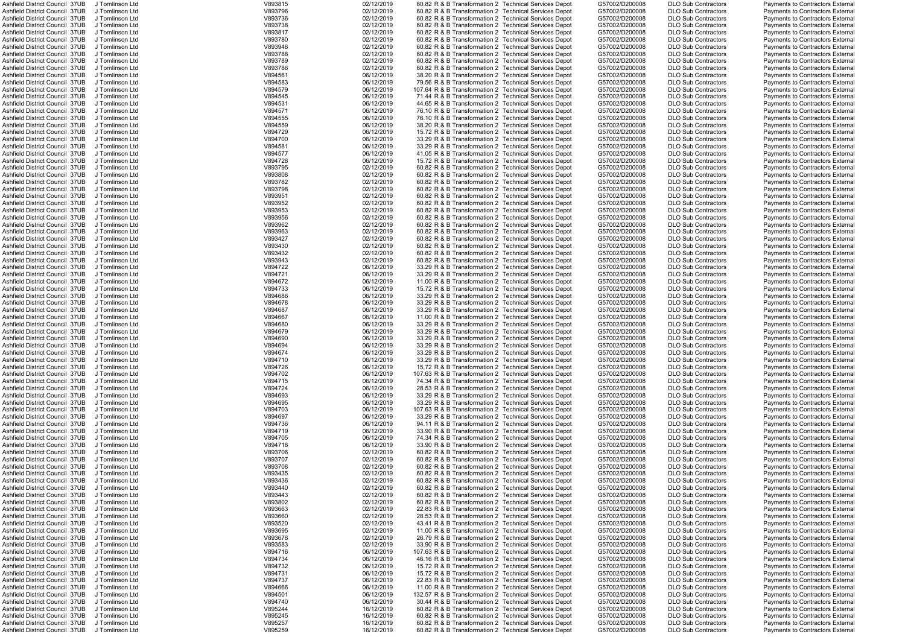| | | | | | | | | | | |
|---|---|---|---|---|---|---|---|---|---|---|
| Ashfield District Council | 37UB | J Tomlinson Ltd | V893815 | 02/12/2019 | 60.82 | R & B Transformation 2 | Technical Services Depot | G57002/D200008 | DLO Sub Contractors | Payments to Contractors External |
| Ashfield District Council | 37UB | J Tomlinson Ltd | V893796 | 02/12/2019 | 60.82 | R & B Transformation 2 | Technical Services Depot | G57002/D200008 | DLO Sub Contractors | Payments to Contractors External |
| Ashfield District Council | 37UB | J Tomlinson Ltd | V893736 | 02/12/2019 | 60.82 | R & B Transformation 2 | Technical Services Depot | G57002/D200008 | DLO Sub Contractors | Payments to Contractors External |
| Ashfield District Council | 37UB | J Tomlinson Ltd | V893738 | 02/12/2019 | 60.82 | R & B Transformation 2 | Technical Services Depot | G57002/D200008 | DLO Sub Contractors | Payments to Contractors External |
| Ashfield District Council | 37UB | J Tomlinson Ltd | V893817 | 02/12/2019 | 60.82 | R & B Transformation 2 | Technical Services Depot | G57002/D200008 | DLO Sub Contractors | Payments to Contractors External |
| Ashfield District Council | 37UB | J Tomlinson Ltd | V893780 | 02/12/2019 | 60.82 | R & B Transformation 2 | Technical Services Depot | G57002/D200008 | DLO Sub Contractors | Payments to Contractors External |
| Ashfield District Council | 37UB | J Tomlinson Ltd | V893948 | 02/12/2019 | 60.82 | R & B Transformation 2 | Technical Services Depot | G57002/D200008 | DLO Sub Contractors | Payments to Contractors External |
| Ashfield District Council | 37UB | J Tomlinson Ltd | V893788 | 02/12/2019 | 60.82 | R & B Transformation 2 | Technical Services Depot | G57002/D200008 | DLO Sub Contractors | Payments to Contractors External |
| Ashfield District Council | 37UB | J Tomlinson Ltd | V893789 | 02/12/2019 | 60.82 | R & B Transformation 2 | Technical Services Depot | G57002/D200008 | DLO Sub Contractors | Payments to Contractors External |
| Ashfield District Council | 37UB | J Tomlinson Ltd | V893786 | 02/12/2019 | 60.82 | R & B Transformation 2 | Technical Services Depot | G57002/D200008 | DLO Sub Contractors | Payments to Contractors External |
| Ashfield District Council | 37UB | J Tomlinson Ltd | V894561 | 06/12/2019 | 38.20 | R & B Transformation 2 | Technical Services Depot | G57002/D200008 | DLO Sub Contractors | Payments to Contractors External |
| Ashfield District Council | 37UB | J Tomlinson Ltd | V894583 | 06/12/2019 | 79.56 | R & B Transformation 2 | Technical Services Depot | G57002/D200008 | DLO Sub Contractors | Payments to Contractors External |
| Ashfield District Council | 37UB | J Tomlinson Ltd | V894579 | 06/12/2019 | 107.64 | R & B Transformation 2 | Technical Services Depot | G57002/D200008 | DLO Sub Contractors | Payments to Contractors External |
| Ashfield District Council | 37UB | J Tomlinson Ltd | V894545 | 06/12/2019 | 71.44 | R & B Transformation 2 | Technical Services Depot | G57002/D200008 | DLO Sub Contractors | Payments to Contractors External |
| Ashfield District Council | 37UB | J Tomlinson Ltd | V894531 | 06/12/2019 | 44.65 | R & B Transformation 2 | Technical Services Depot | G57002/D200008 | DLO Sub Contractors | Payments to Contractors External |
| Ashfield District Council | 37UB | J Tomlinson Ltd | V894571 | 06/12/2019 | 76.10 | R & B Transformation 2 | Technical Services Depot | G57002/D200008 | DLO Sub Contractors | Payments to Contractors External |
| Ashfield District Council | 37UB | J Tomlinson Ltd | V894555 | 06/12/2019 | 76.10 | R & B Transformation 2 | Technical Services Depot | G57002/D200008 | DLO Sub Contractors | Payments to Contractors External |
| Ashfield District Council | 37UB | J Tomlinson Ltd | V894559 | 06/12/2019 | 38.20 | R & B Transformation 2 | Technical Services Depot | G57002/D200008 | DLO Sub Contractors | Payments to Contractors External |
| Ashfield District Council | 37UB | J Tomlinson Ltd | V894729 | 06/12/2019 | 15.72 | R & B Transformation 2 | Technical Services Depot | G57002/D200008 | DLO Sub Contractors | Payments to Contractors External |
| Ashfield District Council | 37UB | J Tomlinson Ltd | V894700 | 06/12/2019 | 33.29 | R & B Transformation 2 | Technical Services Depot | G57002/D200008 | DLO Sub Contractors | Payments to Contractors External |
| Ashfield District Council | 37UB | J Tomlinson Ltd | V894581 | 06/12/2019 | 33.29 | R & B Transformation 2 | Technical Services Depot | G57002/D200008 | DLO Sub Contractors | Payments to Contractors External |
| Ashfield District Council | 37UB | J Tomlinson Ltd | V894577 | 06/12/2019 | 41.05 | R & B Transformation 2 | Technical Services Depot | G57002/D200008 | DLO Sub Contractors | Payments to Contractors External |
| Ashfield District Council | 37UB | J Tomlinson Ltd | V894728 | 06/12/2019 | 15.72 | R & B Transformation 2 | Technical Services Depot | G57002/D200008 | DLO Sub Contractors | Payments to Contractors External |
| Ashfield District Council | 37UB | J Tomlinson Ltd | V893795 | 02/12/2019 | 60.82 | R & B Transformation 2 | Technical Services Depot | G57002/D200008 | DLO Sub Contractors | Payments to Contractors External |
| Ashfield District Council | 37UB | J Tomlinson Ltd | V893808 | 02/12/2019 | 60.82 | R & B Transformation 2 | Technical Services Depot | G57002/D200008 | DLO Sub Contractors | Payments to Contractors External |
| Ashfield District Council | 37UB | J Tomlinson Ltd | V893782 | 02/12/2019 | 60.82 | R & B Transformation 2 | Technical Services Depot | G57002/D200008 | DLO Sub Contractors | Payments to Contractors External |
| Ashfield District Council | 37UB | J Tomlinson Ltd | V893798 | 02/12/2019 | 60.82 | R & B Transformation 2 | Technical Services Depot | G57002/D200008 | DLO Sub Contractors | Payments to Contractors External |
| Ashfield District Council | 37UB | J Tomlinson Ltd | V893951 | 02/12/2019 | 60.82 | R & B Transformation 2 | Technical Services Depot | G57002/D200008 | DLO Sub Contractors | Payments to Contractors External |
| Ashfield District Council | 37UB | J Tomlinson Ltd | V893952 | 02/12/2019 | 60.82 | R & B Transformation 2 | Technical Services Depot | G57002/D200008 | DLO Sub Contractors | Payments to Contractors External |
| Ashfield District Council | 37UB | J Tomlinson Ltd | V893953 | 02/12/2019 | 60.82 | R & B Transformation 2 | Technical Services Depot | G57002/D200008 | DLO Sub Contractors | Payments to Contractors External |
| Ashfield District Council | 37UB | J Tomlinson Ltd | V893956 | 02/12/2019 | 60.82 | R & B Transformation 2 | Technical Services Depot | G57002/D200008 | DLO Sub Contractors | Payments to Contractors External |
| Ashfield District Council | 37UB | J Tomlinson Ltd | V893962 | 02/12/2019 | 60.82 | R & B Transformation 2 | Technical Services Depot | G57002/D200008 | DLO Sub Contractors | Payments to Contractors External |
| Ashfield District Council | 37UB | J Tomlinson Ltd | V893963 | 02/12/2019 | 60.82 | R & B Transformation 2 | Technical Services Depot | G57002/D200008 | DLO Sub Contractors | Payments to Contractors External |
| Ashfield District Council | 37UB | J Tomlinson Ltd | V893427 | 02/12/2019 | 60.82 | R & B Transformation 2 | Technical Services Depot | G57002/D200008 | DLO Sub Contractors | Payments to Contractors External |
| Ashfield District Council | 37UB | J Tomlinson Ltd | V893430 | 02/12/2019 | 60.82 | R & B Transformation 2 | Technical Services Depot | G57002/D200008 | DLO Sub Contractors | Payments to Contractors External |
| Ashfield District Council | 37UB | J Tomlinson Ltd | V893432 | 02/12/2019 | 60.82 | R & B Transformation 2 | Technical Services Depot | G57002/D200008 | DLO Sub Contractors | Payments to Contractors External |
| Ashfield District Council | 37UB | J Tomlinson Ltd | V893943 | 02/12/2019 | 60.82 | R & B Transformation 2 | Technical Services Depot | G57002/D200008 | DLO Sub Contractors | Payments to Contractors External |
| Ashfield District Council | 37UB | J Tomlinson Ltd | V894722 | 06/12/2019 | 33.29 | R & B Transformation 2 | Technical Services Depot | G57002/D200008 | DLO Sub Contractors | Payments to Contractors External |
| Ashfield District Council | 37UB | J Tomlinson Ltd | V894721 | 06/12/2019 | 33.29 | R & B Transformation 2 | Technical Services Depot | G57002/D200008 | DLO Sub Contractors | Payments to Contractors External |
| Ashfield District Council | 37UB | J Tomlinson Ltd | V894672 | 06/12/2019 | 11.00 | R & B Transformation 2 | Technical Services Depot | G57002/D200008 | DLO Sub Contractors | Payments to Contractors External |
| Ashfield District Council | 37UB | J Tomlinson Ltd | V894733 | 06/12/2019 | 15.72 | R & B Transformation 2 | Technical Services Depot | G57002/D200008 | DLO Sub Contractors | Payments to Contractors External |
| Ashfield District Council | 37UB | J Tomlinson Ltd | V894686 | 06/12/2019 | 33.29 | R & B Transformation 2 | Technical Services Depot | G57002/D200008 | DLO Sub Contractors | Payments to Contractors External |
| Ashfield District Council | 37UB | J Tomlinson Ltd | V894678 | 06/12/2019 | 33.29 | R & B Transformation 2 | Technical Services Depot | G57002/D200008 | DLO Sub Contractors | Payments to Contractors External |
| Ashfield District Council | 37UB | J Tomlinson Ltd | V894687 | 06/12/2019 | 33.29 | R & B Transformation 2 | Technical Services Depot | G57002/D200008 | DLO Sub Contractors | Payments to Contractors External |
| Ashfield District Council | 37UB | J Tomlinson Ltd | V894667 | 06/12/2019 | 11.00 | R & B Transformation 2 | Technical Services Depot | G57002/D200008 | DLO Sub Contractors | Payments to Contractors External |
| Ashfield District Council | 37UB | J Tomlinson Ltd | V894680 | 06/12/2019 | 33.29 | R & B Transformation 2 | Technical Services Depot | G57002/D200008 | DLO Sub Contractors | Payments to Contractors External |
| Ashfield District Council | 37UB | J Tomlinson Ltd | V894679 | 06/12/2019 | 33.29 | R & B Transformation 2 | Technical Services Depot | G57002/D200008 | DLO Sub Contractors | Payments to Contractors External |
| Ashfield District Council | 37UB | J Tomlinson Ltd | V894690 | 06/12/2019 | 33.29 | R & B Transformation 2 | Technical Services Depot | G57002/D200008 | DLO Sub Contractors | Payments to Contractors External |
| Ashfield District Council | 37UB | J Tomlinson Ltd | V894694 | 06/12/2019 | 33.29 | R & B Transformation 2 | Technical Services Depot | G57002/D200008 | DLO Sub Contractors | Payments to Contractors External |
| Ashfield District Council | 37UB | J Tomlinson Ltd | V894674 | 06/12/2019 | 33.29 | R & B Transformation 2 | Technical Services Depot | G57002/D200008 | DLO Sub Contractors | Payments to Contractors External |
| Ashfield District Council | 37UB | J Tomlinson Ltd | V894710 | 06/12/2019 | 33.29 | R & B Transformation 2 | Technical Services Depot | G57002/D200008 | DLO Sub Contractors | Payments to Contractors External |
| Ashfield District Council | 37UB | J Tomlinson Ltd | V894726 | 06/12/2019 | 15.72 | R & B Transformation 2 | Technical Services Depot | G57002/D200008 | DLO Sub Contractors | Payments to Contractors External |
| Ashfield District Council | 37UB | J Tomlinson Ltd | V894702 | 06/12/2019 | 107.63 | R & B Transformation 2 | Technical Services Depot | G57002/D200008 | DLO Sub Contractors | Payments to Contractors External |
| Ashfield District Council | 37UB | J Tomlinson Ltd | V894715 | 06/12/2019 | 74.34 | R & B Transformation 2 | Technical Services Depot | G57002/D200008 | DLO Sub Contractors | Payments to Contractors External |
| Ashfield District Council | 37UB | J Tomlinson Ltd | V894724 | 06/12/2019 | 28.53 | R & B Transformation 2 | Technical Services Depot | G57002/D200008 | DLO Sub Contractors | Payments to Contractors External |
| Ashfield District Council | 37UB | J Tomlinson Ltd | V894693 | 06/12/2019 | 33.29 | R & B Transformation 2 | Technical Services Depot | G57002/D200008 | DLO Sub Contractors | Payments to Contractors External |
| Ashfield District Council | 37UB | J Tomlinson Ltd | V894695 | 06/12/2019 | 33.29 | R & B Transformation 2 | Technical Services Depot | G57002/D200008 | DLO Sub Contractors | Payments to Contractors External |
| Ashfield District Council | 37UB | J Tomlinson Ltd | V894703 | 06/12/2019 | 107.63 | R & B Transformation 2 | Technical Services Depot | G57002/D200008 | DLO Sub Contractors | Payments to Contractors External |
| Ashfield District Council | 37UB | J Tomlinson Ltd | V894697 | 06/12/2019 | 33.29 | R & B Transformation 2 | Technical Services Depot | G57002/D200008 | DLO Sub Contractors | Payments to Contractors External |
| Ashfield District Council | 37UB | J Tomlinson Ltd | V894736 | 06/12/2019 | 94.11 | R & B Transformation 2 | Technical Services Depot | G57002/D200008 | DLO Sub Contractors | Payments to Contractors External |
| Ashfield District Council | 37UB | J Tomlinson Ltd | V894719 | 06/12/2019 | 33.90 | R & B Transformation 2 | Technical Services Depot | G57002/D200008 | DLO Sub Contractors | Payments to Contractors External |
| Ashfield District Council | 37UB | J Tomlinson Ltd | V894705 | 06/12/2019 | 74.34 | R & B Transformation 2 | Technical Services Depot | G57002/D200008 | DLO Sub Contractors | Payments to Contractors External |
| Ashfield District Council | 37UB | J Tomlinson Ltd | V894718 | 06/12/2019 | 33.90 | R & B Transformation 2 | Technical Services Depot | G57002/D200008 | DLO Sub Contractors | Payments to Contractors External |
| Ashfield District Council | 37UB | J Tomlinson Ltd | V893706 | 02/12/2019 | 60.82 | R & B Transformation 2 | Technical Services Depot | G57002/D200008 | DLO Sub Contractors | Payments to Contractors External |
| Ashfield District Council | 37UB | J Tomlinson Ltd | V893707 | 02/12/2019 | 60.82 | R & B Transformation 2 | Technical Services Depot | G57002/D200008 | DLO Sub Contractors | Payments to Contractors External |
| Ashfield District Council | 37UB | J Tomlinson Ltd | V893708 | 02/12/2019 | 60.82 | R & B Transformation 2 | Technical Services Depot | G57002/D200008 | DLO Sub Contractors | Payments to Contractors External |
| Ashfield District Council | 37UB | J Tomlinson Ltd | V893435 | 02/12/2019 | 60.82 | R & B Transformation 2 | Technical Services Depot | G57002/D200008 | DLO Sub Contractors | Payments to Contractors External |
| Ashfield District Council | 37UB | J Tomlinson Ltd | V893436 | 02/12/2019 | 60.82 | R & B Transformation 2 | Technical Services Depot | G57002/D200008 | DLO Sub Contractors | Payments to Contractors External |
| Ashfield District Council | 37UB | J Tomlinson Ltd | V893440 | 02/12/2019 | 60.82 | R & B Transformation 2 | Technical Services Depot | G57002/D200008 | DLO Sub Contractors | Payments to Contractors External |
| Ashfield District Council | 37UB | J Tomlinson Ltd | V893443 | 02/12/2019 | 60.82 | R & B Transformation 2 | Technical Services Depot | G57002/D200008 | DLO Sub Contractors | Payments to Contractors External |
| Ashfield District Council | 37UB | J Tomlinson Ltd | V893802 | 02/12/2019 | 60.82 | R & B Transformation 2 | Technical Services Depot | G57002/D200008 | DLO Sub Contractors | Payments to Contractors External |
| Ashfield District Council | 37UB | J Tomlinson Ltd | V893663 | 02/12/2019 | 22.83 | R & B Transformation 2 | Technical Services Depot | G57002/D200008 | DLO Sub Contractors | Payments to Contractors External |
| Ashfield District Council | 37UB | J Tomlinson Ltd | V893660 | 02/12/2019 | 28.53 | R & B Transformation 2 | Technical Services Depot | G57002/D200008 | DLO Sub Contractors | Payments to Contractors External |
| Ashfield District Council | 37UB | J Tomlinson Ltd | V893520 | 02/12/2019 | 43.41 | R & B Transformation 2 | Technical Services Depot | G57002/D200008 | DLO Sub Contractors | Payments to Contractors External |
| Ashfield District Council | 37UB | J Tomlinson Ltd | V893695 | 02/12/2019 | 11.00 | R & B Transformation 2 | Technical Services Depot | G57002/D200008 | DLO Sub Contractors | Payments to Contractors External |
| Ashfield District Council | 37UB | J Tomlinson Ltd | V893678 | 02/12/2019 | 26.79 | R & B Transformation 2 | Technical Services Depot | G57002/D200008 | DLO Sub Contractors | Payments to Contractors External |
| Ashfield District Council | 37UB | J Tomlinson Ltd | V893583 | 02/12/2019 | 33.90 | R & B Transformation 2 | Technical Services Depot | G57002/D200008 | DLO Sub Contractors | Payments to Contractors External |
| Ashfield District Council | 37UB | J Tomlinson Ltd | V894716 | 06/12/2019 | 107.63 | R & B Transformation 2 | Technical Services Depot | G57002/D200008 | DLO Sub Contractors | Payments to Contractors External |
| Ashfield District Council | 37UB | J Tomlinson Ltd | V894734 | 06/12/2019 | 46.16 | R & B Transformation 2 | Technical Services Depot | G57002/D200008 | DLO Sub Contractors | Payments to Contractors External |
| Ashfield District Council | 37UB | J Tomlinson Ltd | V894732 | 06/12/2019 | 15.72 | R & B Transformation 2 | Technical Services Depot | G57002/D200008 | DLO Sub Contractors | Payments to Contractors External |
| Ashfield District Council | 37UB | J Tomlinson Ltd | V894731 | 06/12/2019 | 15.72 | R & B Transformation 2 | Technical Services Depot | G57002/D200008 | DLO Sub Contractors | Payments to Contractors External |
| Ashfield District Council | 37UB | J Tomlinson Ltd | V894737 | 06/12/2019 | 22.83 | R & B Transformation 2 | Technical Services Depot | G57002/D200008 | DLO Sub Contractors | Payments to Contractors External |
| Ashfield District Council | 37UB | J Tomlinson Ltd | V894666 | 06/12/2019 | 11.00 | R & B Transformation 2 | Technical Services Depot | G57002/D200008 | DLO Sub Contractors | Payments to Contractors External |
| Ashfield District Council | 37UB | J Tomlinson Ltd | V894501 | 06/12/2019 | 132.57 | R & B Transformation 2 | Technical Services Depot | G57002/D200008 | DLO Sub Contractors | Payments to Contractors External |
| Ashfield District Council | 37UB | J Tomlinson Ltd | V894740 | 06/12/2019 | 30.44 | R & B Transformation 2 | Technical Services Depot | G57002/D200008 | DLO Sub Contractors | Payments to Contractors External |
| Ashfield District Council | 37UB | J Tomlinson Ltd | V895244 | 16/12/2019 | 60.82 | R & B Transformation 2 | Technical Services Depot | G57002/D200008 | DLO Sub Contractors | Payments to Contractors External |
| Ashfield District Council | 37UB | J Tomlinson Ltd | V895245 | 16/12/2019 | 60.82 | R & B Transformation 2 | Technical Services Depot | G57002/D200008 | DLO Sub Contractors | Payments to Contractors External |
| Ashfield District Council | 37UB | J Tomlinson Ltd | V895257 | 16/12/2019 | 60.82 | R & B Transformation 2 | Technical Services Depot | G57002/D200008 | DLO Sub Contractors | Payments to Contractors External |
| Ashfield District Council | 37UB | J Tomlinson Ltd | V895259 | 16/12/2019 | 60.82 | R & B Transformation 2 | Technical Services Depot | G57002/D200008 | DLO Sub Contractors | Payments to Contractors External |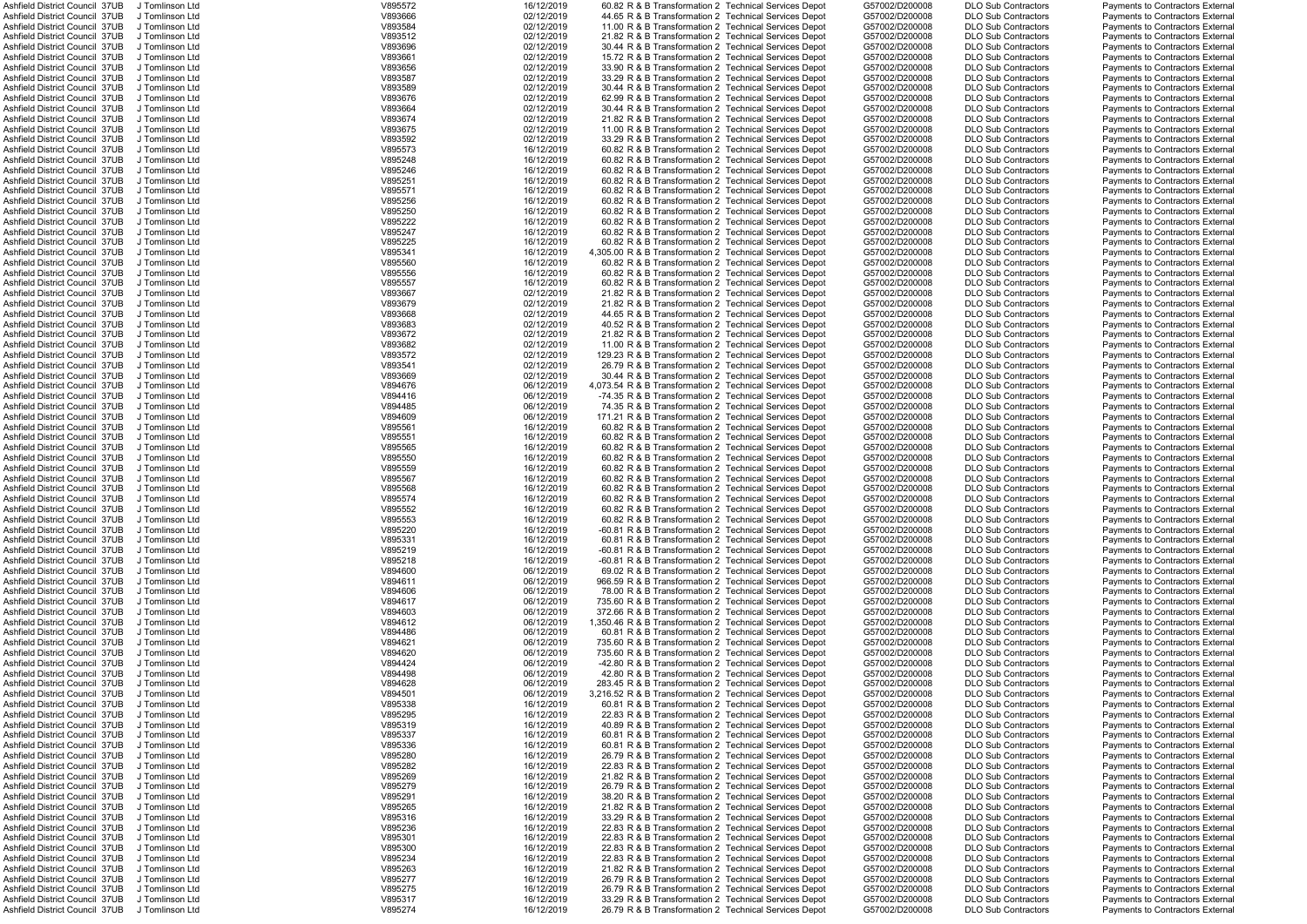| | | | | | | | | | | | |
|---|---|---|---|---|---|---|---|---|---|---|---|
| Ashfield District Council | 37UB | J Tomlinson Ltd | V895572 | 16/12/2019 | 60.82 | R & B Transformation 2 | Technical Services Depot | G57002/D200008 | DLO Sub Contractors | Payments to Contractors External |
| Ashfield District Council | 37UB | J Tomlinson Ltd | V893666 | 02/12/2019 | 44.65 | R & B Transformation 2 | Technical Services Depot | G57002/D200008 | DLO Sub Contractors | Payments to Contractors External |
| Ashfield District Council | 37UB | J Tomlinson Ltd | V893584 | 02/12/2019 | 11.00 | R & B Transformation 2 | Technical Services Depot | G57002/D200008 | DLO Sub Contractors | Payments to Contractors External |
| Ashfield District Council | 37UB | J Tomlinson Ltd | V893512 | 02/12/2019 | 21.82 | R & B Transformation 2 | Technical Services Depot | G57002/D200008 | DLO Sub Contractors | Payments to Contractors External |
| Ashfield District Council | 37UB | J Tomlinson Ltd | V893696 | 02/12/2019 | 30.44 | R & B Transformation 2 | Technical Services Depot | G57002/D200008 | DLO Sub Contractors | Payments to Contractors External |
| Ashfield District Council | 37UB | J Tomlinson Ltd | V893661 | 02/12/2019 | 15.72 | R & B Transformation 2 | Technical Services Depot | G57002/D200008 | DLO Sub Contractors | Payments to Contractors External |
| Ashfield District Council | 37UB | J Tomlinson Ltd | V893656 | 02/12/2019 | 33.90 | R & B Transformation 2 | Technical Services Depot | G57002/D200008 | DLO Sub Contractors | Payments to Contractors External |
| Ashfield District Council | 37UB | J Tomlinson Ltd | V893587 | 02/12/2019 | 33.29 | R & B Transformation 2 | Technical Services Depot | G57002/D200008 | DLO Sub Contractors | Payments to Contractors External |
| Ashfield District Council | 37UB | J Tomlinson Ltd | V893589 | 02/12/2019 | 30.44 | R & B Transformation 2 | Technical Services Depot | G57002/D200008 | DLO Sub Contractors | Payments to Contractors External |
| Ashfield District Council | 37UB | J Tomlinson Ltd | V893676 | 02/12/2019 | 62.99 | R & B Transformation 2 | Technical Services Depot | G57002/D200008 | DLO Sub Contractors | Payments to Contractors External |
| Ashfield District Council | 37UB | J Tomlinson Ltd | V893664 | 02/12/2019 | 30.44 | R & B Transformation 2 | Technical Services Depot | G57002/D200008 | DLO Sub Contractors | Payments to Contractors External |
| Ashfield District Council | 37UB | J Tomlinson Ltd | V893674 | 02/12/2019 | 21.82 | R & B Transformation 2 | Technical Services Depot | G57002/D200008 | DLO Sub Contractors | Payments to Contractors External |
| Ashfield District Council | 37UB | J Tomlinson Ltd | V893675 | 02/12/2019 | 11.00 | R & B Transformation 2 | Technical Services Depot | G57002/D200008 | DLO Sub Contractors | Payments to Contractors External |
| Ashfield District Council | 37UB | J Tomlinson Ltd | V893592 | 02/12/2019 | 33.29 | R & B Transformation 2 | Technical Services Depot | G57002/D200008 | DLO Sub Contractors | Payments to Contractors External |
| Ashfield District Council | 37UB | J Tomlinson Ltd | V895573 | 16/12/2019 | 60.82 | R & B Transformation 2 | Technical Services Depot | G57002/D200008 | DLO Sub Contractors | Payments to Contractors External |
| Ashfield District Council | 37UB | J Tomlinson Ltd | V895248 | 16/12/2019 | 60.82 | R & B Transformation 2 | Technical Services Depot | G57002/D200008 | DLO Sub Contractors | Payments to Contractors External |
| Ashfield District Council | 37UB | J Tomlinson Ltd | V895246 | 16/12/2019 | 60.82 | R & B Transformation 2 | Technical Services Depot | G57002/D200008 | DLO Sub Contractors | Payments to Contractors External |
| Ashfield District Council | 37UB | J Tomlinson Ltd | V895251 | 16/12/2019 | 60.82 | R & B Transformation 2 | Technical Services Depot | G57002/D200008 | DLO Sub Contractors | Payments to Contractors External |
| Ashfield District Council | 37UB | J Tomlinson Ltd | V895571 | 16/12/2019 | 60.82 | R & B Transformation 2 | Technical Services Depot | G57002/D200008 | DLO Sub Contractors | Payments to Contractors External |
| Ashfield District Council | 37UB | J Tomlinson Ltd | V895256 | 16/12/2019 | 60.82 | R & B Transformation 2 | Technical Services Depot | G57002/D200008 | DLO Sub Contractors | Payments to Contractors External |
| Ashfield District Council | 37UB | J Tomlinson Ltd | V895250 | 16/12/2019 | 60.82 | R & B Transformation 2 | Technical Services Depot | G57002/D200008 | DLO Sub Contractors | Payments to Contractors External |
| Ashfield District Council | 37UB | J Tomlinson Ltd | V895222 | 16/12/2019 | 60.82 | R & B Transformation 2 | Technical Services Depot | G57002/D200008 | DLO Sub Contractors | Payments to Contractors External |
| Ashfield District Council | 37UB | J Tomlinson Ltd | V895247 | 16/12/2019 | 60.82 | R & B Transformation 2 | Technical Services Depot | G57002/D200008 | DLO Sub Contractors | Payments to Contractors External |
| Ashfield District Council | 37UB | J Tomlinson Ltd | V895225 | 16/12/2019 | 60.82 | R & B Transformation 2 | Technical Services Depot | G57002/D200008 | DLO Sub Contractors | Payments to Contractors External |
| Ashfield District Council | 37UB | J Tomlinson Ltd | V895341 | 16/12/2019 | 4,305.00 | R & B Transformation 2 | Technical Services Depot | G57002/D200008 | DLO Sub Contractors | Payments to Contractors External |
| Ashfield District Council | 37UB | J Tomlinson Ltd | V895560 | 16/12/2019 | 60.82 | R & B Transformation 2 | Technical Services Depot | G57002/D200008 | DLO Sub Contractors | Payments to Contractors External |
| Ashfield District Council | 37UB | J Tomlinson Ltd | V895556 | 16/12/2019 | 60.82 | R & B Transformation 2 | Technical Services Depot | G57002/D200008 | DLO Sub Contractors | Payments to Contractors External |
| Ashfield District Council | 37UB | J Tomlinson Ltd | V895557 | 16/12/2019 | 60.82 | R & B Transformation 2 | Technical Services Depot | G57002/D200008 | DLO Sub Contractors | Payments to Contractors External |
| Ashfield District Council | 37UB | J Tomlinson Ltd | V893667 | 02/12/2019 | 21.82 | R & B Transformation 2 | Technical Services Depot | G57002/D200008 | DLO Sub Contractors | Payments to Contractors External |
| Ashfield District Council | 37UB | J Tomlinson Ltd | V893679 | 02/12/2019 | 21.82 | R & B Transformation 2 | Technical Services Depot | G57002/D200008 | DLO Sub Contractors | Payments to Contractors External |
| Ashfield District Council | 37UB | J Tomlinson Ltd | V893668 | 02/12/2019 | 44.65 | R & B Transformation 2 | Technical Services Depot | G57002/D200008 | DLO Sub Contractors | Payments to Contractors External |
| Ashfield District Council | 37UB | J Tomlinson Ltd | V893683 | 02/12/2019 | 40.52 | R & B Transformation 2 | Technical Services Depot | G57002/D200008 | DLO Sub Contractors | Payments to Contractors External |
| Ashfield District Council | 37UB | J Tomlinson Ltd | V893672 | 02/12/2019 | 21.82 | R & B Transformation 2 | Technical Services Depot | G57002/D200008 | DLO Sub Contractors | Payments to Contractors External |
| Ashfield District Council | 37UB | J Tomlinson Ltd | V893682 | 02/12/2019 | 11.00 | R & B Transformation 2 | Technical Services Depot | G57002/D200008 | DLO Sub Contractors | Payments to Contractors External |
| Ashfield District Council | 37UB | J Tomlinson Ltd | V893572 | 02/12/2019 | 129.23 | R & B Transformation 2 | Technical Services Depot | G57002/D200008 | DLO Sub Contractors | Payments to Contractors External |
| Ashfield District Council | 37UB | J Tomlinson Ltd | V893541 | 02/12/2019 | 26.79 | R & B Transformation 2 | Technical Services Depot | G57002/D200008 | DLO Sub Contractors | Payments to Contractors External |
| Ashfield District Council | 37UB | J Tomlinson Ltd | V893669 | 02/12/2019 | 30.44 | R & B Transformation 2 | Technical Services Depot | G57002/D200008 | DLO Sub Contractors | Payments to Contractors External |
| Ashfield District Council | 37UB | J Tomlinson Ltd | V894676 | 06/12/2019 | 4,073.54 | R & B Transformation 2 | Technical Services Depot | G57002/D200008 | DLO Sub Contractors | Payments to Contractors External |
| Ashfield District Council | 37UB | J Tomlinson Ltd | V894416 | 06/12/2019 | -74.35 | R & B Transformation 2 | Technical Services Depot | G57002/D200008 | DLO Sub Contractors | Payments to Contractors External |
| Ashfield District Council | 37UB | J Tomlinson Ltd | V894485 | 06/12/2019 | 74.35 | R & B Transformation 2 | Technical Services Depot | G57002/D200008 | DLO Sub Contractors | Payments to Contractors External |
| Ashfield District Council | 37UB | J Tomlinson Ltd | V894609 | 06/12/2019 | 171.21 | R & B Transformation 2 | Technical Services Depot | G57002/D200008 | DLO Sub Contractors | Payments to Contractors External |
| Ashfield District Council | 37UB | J Tomlinson Ltd | V895561 | 16/12/2019 | 60.82 | R & B Transformation 2 | Technical Services Depot | G57002/D200008 | DLO Sub Contractors | Payments to Contractors External |
| Ashfield District Council | 37UB | J Tomlinson Ltd | V895551 | 16/12/2019 | 60.82 | R & B Transformation 2 | Technical Services Depot | G57002/D200008 | DLO Sub Contractors | Payments to Contractors External |
| Ashfield District Council | 37UB | J Tomlinson Ltd | V895565 | 16/12/2019 | 60.82 | R & B Transformation 2 | Technical Services Depot | G57002/D200008 | DLO Sub Contractors | Payments to Contractors External |
| Ashfield District Council | 37UB | J Tomlinson Ltd | V895550 | 16/12/2019 | 60.82 | R & B Transformation 2 | Technical Services Depot | G57002/D200008 | DLO Sub Contractors | Payments to Contractors External |
| Ashfield District Council | 37UB | J Tomlinson Ltd | V895559 | 16/12/2019 | 60.82 | R & B Transformation 2 | Technical Services Depot | G57002/D200008 | DLO Sub Contractors | Payments to Contractors External |
| Ashfield District Council | 37UB | J Tomlinson Ltd | V895567 | 16/12/2019 | 60.82 | R & B Transformation 2 | Technical Services Depot | G57002/D200008 | DLO Sub Contractors | Payments to Contractors External |
| Ashfield District Council | 37UB | J Tomlinson Ltd | V895568 | 16/12/2019 | 60.82 | R & B Transformation 2 | Technical Services Depot | G57002/D200008 | DLO Sub Contractors | Payments to Contractors External |
| Ashfield District Council | 37UB | J Tomlinson Ltd | V895574 | 16/12/2019 | 60.82 | R & B Transformation 2 | Technical Services Depot | G57002/D200008 | DLO Sub Contractors | Payments to Contractors External |
| Ashfield District Council | 37UB | J Tomlinson Ltd | V895552 | 16/12/2019 | 60.82 | R & B Transformation 2 | Technical Services Depot | G57002/D200008 | DLO Sub Contractors | Payments to Contractors External |
| Ashfield District Council | 37UB | J Tomlinson Ltd | V895553 | 16/12/2019 | 60.82 | R & B Transformation 2 | Technical Services Depot | G57002/D200008 | DLO Sub Contractors | Payments to Contractors External |
| Ashfield District Council | 37UB | J Tomlinson Ltd | V895220 | 16/12/2019 | -60.81 | R & B Transformation 2 | Technical Services Depot | G57002/D200008 | DLO Sub Contractors | Payments to Contractors External |
| Ashfield District Council | 37UB | J Tomlinson Ltd | V895331 | 16/12/2019 | 60.81 | R & B Transformation 2 | Technical Services Depot | G57002/D200008 | DLO Sub Contractors | Payments to Contractors External |
| Ashfield District Council | 37UB | J Tomlinson Ltd | V895219 | 16/12/2019 | -60.81 | R & B Transformation 2 | Technical Services Depot | G57002/D200008 | DLO Sub Contractors | Payments to Contractors External |
| Ashfield District Council | 37UB | J Tomlinson Ltd | V895218 | 16/12/2019 | -60.81 | R & B Transformation 2 | Technical Services Depot | G57002/D200008 | DLO Sub Contractors | Payments to Contractors External |
| Ashfield District Council | 37UB | J Tomlinson Ltd | V894600 | 06/12/2019 | 69.02 | R & B Transformation 2 | Technical Services Depot | G57002/D200008 | DLO Sub Contractors | Payments to Contractors External |
| Ashfield District Council | 37UB | J Tomlinson Ltd | V894611 | 06/12/2019 | 966.59 | R & B Transformation 2 | Technical Services Depot | G57002/D200008 | DLO Sub Contractors | Payments to Contractors External |
| Ashfield District Council | 37UB | J Tomlinson Ltd | V894606 | 06/12/2019 | 78.00 | R & B Transformation 2 | Technical Services Depot | G57002/D200008 | DLO Sub Contractors | Payments to Contractors External |
| Ashfield District Council | 37UB | J Tomlinson Ltd | V894617 | 06/12/2019 | 735.60 | R & B Transformation 2 | Technical Services Depot | G57002/D200008 | DLO Sub Contractors | Payments to Contractors External |
| Ashfield District Council | 37UB | J Tomlinson Ltd | V894603 | 06/12/2019 | 372.66 | R & B Transformation 2 | Technical Services Depot | G57002/D200008 | DLO Sub Contractors | Payments to Contractors External |
| Ashfield District Council | 37UB | J Tomlinson Ltd | V894612 | 06/12/2019 | 1,350.46 | R & B Transformation 2 | Technical Services Depot | G57002/D200008 | DLO Sub Contractors | Payments to Contractors External |
| Ashfield District Council | 37UB | J Tomlinson Ltd | V894486 | 06/12/2019 | 60.81 | R & B Transformation 2 | Technical Services Depot | G57002/D200008 | DLO Sub Contractors | Payments to Contractors External |
| Ashfield District Council | 37UB | J Tomlinson Ltd | V894621 | 06/12/2019 | 735.60 | R & B Transformation 2 | Technical Services Depot | G57002/D200008 | DLO Sub Contractors | Payments to Contractors External |
| Ashfield District Council | 37UB | J Tomlinson Ltd | V894620 | 06/12/2019 | 735.60 | R & B Transformation 2 | Technical Services Depot | G57002/D200008 | DLO Sub Contractors | Payments to Contractors External |
| Ashfield District Council | 37UB | J Tomlinson Ltd | V894424 | 06/12/2019 | -42.80 | R & B Transformation 2 | Technical Services Depot | G57002/D200008 | DLO Sub Contractors | Payments to Contractors External |
| Ashfield District Council | 37UB | J Tomlinson Ltd | V894498 | 06/12/2019 | 42.80 | R & B Transformation 2 | Technical Services Depot | G57002/D200008 | DLO Sub Contractors | Payments to Contractors External |
| Ashfield District Council | 37UB | J Tomlinson Ltd | V894628 | 06/12/2019 | 283.45 | R & B Transformation 2 | Technical Services Depot | G57002/D200008 | DLO Sub Contractors | Payments to Contractors External |
| Ashfield District Council | 37UB | J Tomlinson Ltd | V894501 | 06/12/2019 | 3,216.52 | R & B Transformation 2 | Technical Services Depot | G57002/D200008 | DLO Sub Contractors | Payments to Contractors External |
| Ashfield District Council | 37UB | J Tomlinson Ltd | V895338 | 16/12/2019 | 60.81 | R & B Transformation 2 | Technical Services Depot | G57002/D200008 | DLO Sub Contractors | Payments to Contractors External |
| Ashfield District Council | 37UB | J Tomlinson Ltd | V895295 | 16/12/2019 | 22.83 | R & B Transformation 2 | Technical Services Depot | G57002/D200008 | DLO Sub Contractors | Payments to Contractors External |
| Ashfield District Council | 37UB | J Tomlinson Ltd | V895319 | 16/12/2019 | 40.89 | R & B Transformation 2 | Technical Services Depot | G57002/D200008 | DLO Sub Contractors | Payments to Contractors External |
| Ashfield District Council | 37UB | J Tomlinson Ltd | V895337 | 16/12/2019 | 60.81 | R & B Transformation 2 | Technical Services Depot | G57002/D200008 | DLO Sub Contractors | Payments to Contractors External |
| Ashfield District Council | 37UB | J Tomlinson Ltd | V895336 | 16/12/2019 | 60.81 | R & B Transformation 2 | Technical Services Depot | G57002/D200008 | DLO Sub Contractors | Payments to Contractors External |
| Ashfield District Council | 37UB | J Tomlinson Ltd | V895280 | 16/12/2019 | 26.79 | R & B Transformation 2 | Technical Services Depot | G57002/D200008 | DLO Sub Contractors | Payments to Contractors External |
| Ashfield District Council | 37UB | J Tomlinson Ltd | V895282 | 16/12/2019 | 22.83 | R & B Transformation 2 | Technical Services Depot | G57002/D200008 | DLO Sub Contractors | Payments to Contractors External |
| Ashfield District Council | 37UB | J Tomlinson Ltd | V895269 | 16/12/2019 | 21.82 | R & B Transformation 2 | Technical Services Depot | G57002/D200008 | DLO Sub Contractors | Payments to Contractors External |
| Ashfield District Council | 37UB | J Tomlinson Ltd | V895279 | 16/12/2019 | 26.79 | R & B Transformation 2 | Technical Services Depot | G57002/D200008 | DLO Sub Contractors | Payments to Contractors External |
| Ashfield District Council | 37UB | J Tomlinson Ltd | V895291 | 16/12/2019 | 38.20 | R & B Transformation 2 | Technical Services Depot | G57002/D200008 | DLO Sub Contractors | Payments to Contractors External |
| Ashfield District Council | 37UB | J Tomlinson Ltd | V895265 | 16/12/2019 | 21.82 | R & B Transformation 2 | Technical Services Depot | G57002/D200008 | DLO Sub Contractors | Payments to Contractors External |
| Ashfield District Council | 37UB | J Tomlinson Ltd | V895316 | 16/12/2019 | 33.29 | R & B Transformation 2 | Technical Services Depot | G57002/D200008 | DLO Sub Contractors | Payments to Contractors External |
| Ashfield District Council | 37UB | J Tomlinson Ltd | V895236 | 16/12/2019 | 22.83 | R & B Transformation 2 | Technical Services Depot | G57002/D200008 | DLO Sub Contractors | Payments to Contractors External |
| Ashfield District Council | 37UB | J Tomlinson Ltd | V895301 | 16/12/2019 | 22.83 | R & B Transformation 2 | Technical Services Depot | G57002/D200008 | DLO Sub Contractors | Payments to Contractors External |
| Ashfield District Council | 37UB | J Tomlinson Ltd | V895300 | 16/12/2019 | 22.83 | R & B Transformation 2 | Technical Services Depot | G57002/D200008 | DLO Sub Contractors | Payments to Contractors External |
| Ashfield District Council | 37UB | J Tomlinson Ltd | V895234 | 16/12/2019 | 22.83 | R & B Transformation 2 | Technical Services Depot | G57002/D200008 | DLO Sub Contractors | Payments to Contractors External |
| Ashfield District Council | 37UB | J Tomlinson Ltd | V895263 | 16/12/2019 | 21.82 | R & B Transformation 2 | Technical Services Depot | G57002/D200008 | DLO Sub Contractors | Payments to Contractors External |
| Ashfield District Council | 37UB | J Tomlinson Ltd | V895277 | 16/12/2019 | 26.79 | R & B Transformation 2 | Technical Services Depot | G57002/D200008 | DLO Sub Contractors | Payments to Contractors External |
| Ashfield District Council | 37UB | J Tomlinson Ltd | V895275 | 16/12/2019 | 26.79 | R & B Transformation 2 | Technical Services Depot | G57002/D200008 | DLO Sub Contractors | Payments to Contractors External |
| Ashfield District Council | 37UB | J Tomlinson Ltd | V895317 | 16/12/2019 | 33.29 | R & B Transformation 2 | Technical Services Depot | G57002/D200008 | DLO Sub Contractors | Payments to Contractors External |
| Ashfield District Council | 37UB | J Tomlinson Ltd | V895274 | 16/12/2019 | 26.79 | R & B Transformation 2 | Technical Services Depot | G57002/D200008 | DLO Sub Contractors | Payments to Contractors External |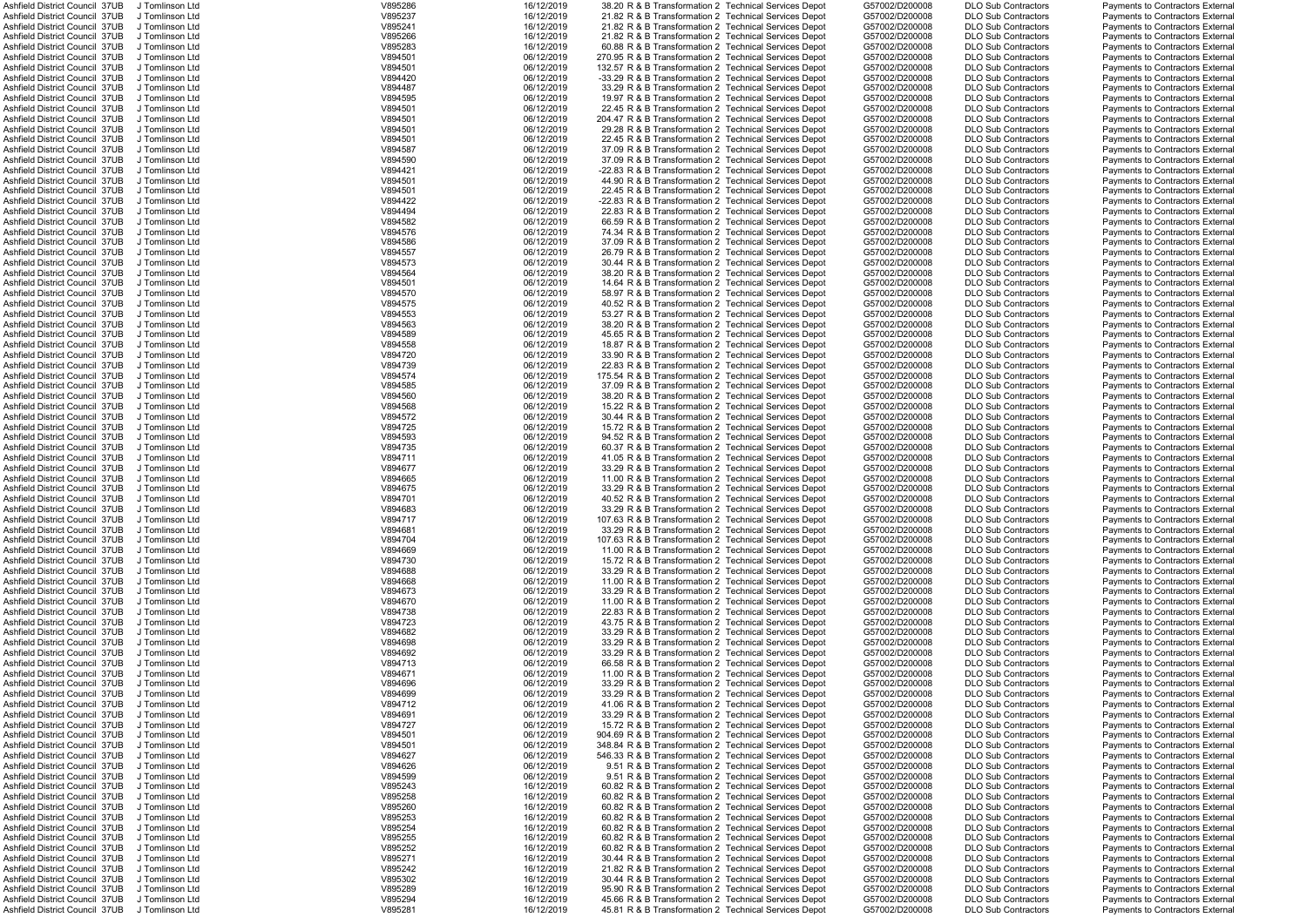| | | | | | | | | | | |
|---|---|---|---|---|---|---|---|---|---|---|
| Ashfield District Council 37UB | J Tomlinson Ltd | V895286 | 16/12/2019 | 38.20 | R & B Transformation 2 | Technical Services Depot | G57002/D200008 | DLO Sub Contractors | Payments to Contractors External |
| Ashfield District Council 37UB | J Tomlinson Ltd | V895237 | 16/12/2019 | 21.82 | R & B Transformation 2 | Technical Services Depot | G57002/D200008 | DLO Sub Contractors | Payments to Contractors External |
| Ashfield District Council 37UB | J Tomlinson Ltd | V895241 | 16/12/2019 | 21.82 | R & B Transformation 2 | Technical Services Depot | G57002/D200008 | DLO Sub Contractors | Payments to Contractors External |
| Ashfield District Council 37UB | J Tomlinson Ltd | V895266 | 16/12/2019 | 21.82 | R & B Transformation 2 | Technical Services Depot | G57002/D200008 | DLO Sub Contractors | Payments to Contractors External |
| Ashfield District Council 37UB | J Tomlinson Ltd | V895283 | 16/12/2019 | 60.88 | R & B Transformation 2 | Technical Services Depot | G57002/D200008 | DLO Sub Contractors | Payments to Contractors External |
| Ashfield District Council 37UB | J Tomlinson Ltd | V894501 | 06/12/2019 | 270.95 | R & B Transformation 2 | Technical Services Depot | G57002/D200008 | DLO Sub Contractors | Payments to Contractors External |
| Ashfield District Council 37UB | J Tomlinson Ltd | V894501 | 06/12/2019 | 132.57 | R & B Transformation 2 | Technical Services Depot | G57002/D200008 | DLO Sub Contractors | Payments to Contractors External |
| Ashfield District Council 37UB | J Tomlinson Ltd | V894420 | 06/12/2019 | -33.29 | R & B Transformation 2 | Technical Services Depot | G57002/D200008 | DLO Sub Contractors | Payments to Contractors External |
| Ashfield District Council 37UB | J Tomlinson Ltd | V894487 | 06/12/2019 | 33.29 | R & B Transformation 2 | Technical Services Depot | G57002/D200008 | DLO Sub Contractors | Payments to Contractors External |
| Ashfield District Council 37UB | J Tomlinson Ltd | V894595 | 06/12/2019 | 19.97 | R & B Transformation 2 | Technical Services Depot | G57002/D200008 | DLO Sub Contractors | Payments to Contractors External |
| Ashfield District Council 37UB | J Tomlinson Ltd | V894501 | 06/12/2019 | 22.45 | R & B Transformation 2 | Technical Services Depot | G57002/D200008 | DLO Sub Contractors | Payments to Contractors External |
| Ashfield District Council 37UB | J Tomlinson Ltd | V894501 | 06/12/2019 | 204.47 | R & B Transformation 2 | Technical Services Depot | G57002/D200008 | DLO Sub Contractors | Payments to Contractors External |
| Ashfield District Council 37UB | J Tomlinson Ltd | V894501 | 06/12/2019 | 29.28 | R & B Transformation 2 | Technical Services Depot | G57002/D200008 | DLO Sub Contractors | Payments to Contractors External |
| Ashfield District Council 37UB | J Tomlinson Ltd | V894501 | 06/12/2019 | 22.45 | R & B Transformation 2 | Technical Services Depot | G57002/D200008 | DLO Sub Contractors | Payments to Contractors External |
| Ashfield District Council 37UB | J Tomlinson Ltd | V894587 | 06/12/2019 | 37.09 | R & B Transformation 2 | Technical Services Depot | G57002/D200008 | DLO Sub Contractors | Payments to Contractors External |
| Ashfield District Council 37UB | J Tomlinson Ltd | V894590 | 06/12/2019 | 37.09 | R & B Transformation 2 | Technical Services Depot | G57002/D200008 | DLO Sub Contractors | Payments to Contractors External |
| Ashfield District Council 37UB | J Tomlinson Ltd | V894421 | 06/12/2019 | -22.83 | R & B Transformation 2 | Technical Services Depot | G57002/D200008 | DLO Sub Contractors | Payments to Contractors External |
| Ashfield District Council 37UB | J Tomlinson Ltd | V894501 | 06/12/2019 | 44.90 | R & B Transformation 2 | Technical Services Depot | G57002/D200008 | DLO Sub Contractors | Payments to Contractors External |
| Ashfield District Council 37UB | J Tomlinson Ltd | V894501 | 06/12/2019 | 22.45 | R & B Transformation 2 | Technical Services Depot | G57002/D200008 | DLO Sub Contractors | Payments to Contractors External |
| Ashfield District Council 37UB | J Tomlinson Ltd | V894422 | 06/12/2019 | -22.83 | R & B Transformation 2 | Technical Services Depot | G57002/D200008 | DLO Sub Contractors | Payments to Contractors External |
| Ashfield District Council 37UB | J Tomlinson Ltd | V894494 | 06/12/2019 | 22.83 | R & B Transformation 2 | Technical Services Depot | G57002/D200008 | DLO Sub Contractors | Payments to Contractors External |
| Ashfield District Council 37UB | J Tomlinson Ltd | V894582 | 06/12/2019 | 66.59 | R & B Transformation 2 | Technical Services Depot | G57002/D200008 | DLO Sub Contractors | Payments to Contractors External |
| Ashfield District Council 37UB | J Tomlinson Ltd | V894576 | 06/12/2019 | 74.34 | R & B Transformation 2 | Technical Services Depot | G57002/D200008 | DLO Sub Contractors | Payments to Contractors External |
| Ashfield District Council 37UB | J Tomlinson Ltd | V894586 | 06/12/2019 | 37.09 | R & B Transformation 2 | Technical Services Depot | G57002/D200008 | DLO Sub Contractors | Payments to Contractors External |
| Ashfield District Council 37UB | J Tomlinson Ltd | V894557 | 06/12/2019 | 26.79 | R & B Transformation 2 | Technical Services Depot | G57002/D200008 | DLO Sub Contractors | Payments to Contractors External |
| Ashfield District Council 37UB | J Tomlinson Ltd | V894573 | 06/12/2019 | 30.44 | R & B Transformation 2 | Technical Services Depot | G57002/D200008 | DLO Sub Contractors | Payments to Contractors External |
| Ashfield District Council 37UB | J Tomlinson Ltd | V894564 | 06/12/2019 | 38.20 | R & B Transformation 2 | Technical Services Depot | G57002/D200008 | DLO Sub Contractors | Payments to Contractors External |
| Ashfield District Council 37UB | J Tomlinson Ltd | V894501 | 06/12/2019 | 14.64 | R & B Transformation 2 | Technical Services Depot | G57002/D200008 | DLO Sub Contractors | Payments to Contractors External |
| Ashfield District Council 37UB | J Tomlinson Ltd | V894570 | 06/12/2019 | 58.97 | R & B Transformation 2 | Technical Services Depot | G57002/D200008 | DLO Sub Contractors | Payments to Contractors External |
| Ashfield District Council 37UB | J Tomlinson Ltd | V894575 | 06/12/2019 | 40.52 | R & B Transformation 2 | Technical Services Depot | G57002/D200008 | DLO Sub Contractors | Payments to Contractors External |
| Ashfield District Council 37UB | J Tomlinson Ltd | V894553 | 06/12/2019 | 53.27 | R & B Transformation 2 | Technical Services Depot | G57002/D200008 | DLO Sub Contractors | Payments to Contractors External |
| Ashfield District Council 37UB | J Tomlinson Ltd | V894563 | 06/12/2019 | 38.20 | R & B Transformation 2 | Technical Services Depot | G57002/D200008 | DLO Sub Contractors | Payments to Contractors External |
| Ashfield District Council 37UB | J Tomlinson Ltd | V894589 | 06/12/2019 | 45.65 | R & B Transformation 2 | Technical Services Depot | G57002/D200008 | DLO Sub Contractors | Payments to Contractors External |
| Ashfield District Council 37UB | J Tomlinson Ltd | V894558 | 06/12/2019 | 18.87 | R & B Transformation 2 | Technical Services Depot | G57002/D200008 | DLO Sub Contractors | Payments to Contractors External |
| Ashfield District Council 37UB | J Tomlinson Ltd | V894720 | 06/12/2019 | 33.90 | R & B Transformation 2 | Technical Services Depot | G57002/D200008 | DLO Sub Contractors | Payments to Contractors External |
| Ashfield District Council 37UB | J Tomlinson Ltd | V894739 | 06/12/2019 | 22.83 | R & B Transformation 2 | Technical Services Depot | G57002/D200008 | DLO Sub Contractors | Payments to Contractors External |
| Ashfield District Council 37UB | J Tomlinson Ltd | V894574 | 06/12/2019 | 175.54 | R & B Transformation 2 | Technical Services Depot | G57002/D200008 | DLO Sub Contractors | Payments to Contractors External |
| Ashfield District Council 37UB | J Tomlinson Ltd | V894585 | 06/12/2019 | 37.09 | R & B Transformation 2 | Technical Services Depot | G57002/D200008 | DLO Sub Contractors | Payments to Contractors External |
| Ashfield District Council 37UB | J Tomlinson Ltd | V894560 | 06/12/2019 | 38.20 | R & B Transformation 2 | Technical Services Depot | G57002/D200008 | DLO Sub Contractors | Payments to Contractors External |
| Ashfield District Council 37UB | J Tomlinson Ltd | V894568 | 06/12/2019 | 15.22 | R & B Transformation 2 | Technical Services Depot | G57002/D200008 | DLO Sub Contractors | Payments to Contractors External |
| Ashfield District Council 37UB | J Tomlinson Ltd | V894572 | 06/12/2019 | 30.44 | R & B Transformation 2 | Technical Services Depot | G57002/D200008 | DLO Sub Contractors | Payments to Contractors External |
| Ashfield District Council 37UB | J Tomlinson Ltd | V894725 | 06/12/2019 | 15.72 | R & B Transformation 2 | Technical Services Depot | G57002/D200008 | DLO Sub Contractors | Payments to Contractors External |
| Ashfield District Council 37UB | J Tomlinson Ltd | V894593 | 06/12/2019 | 94.52 | R & B Transformation 2 | Technical Services Depot | G57002/D200008 | DLO Sub Contractors | Payments to Contractors External |
| Ashfield District Council 37UB | J Tomlinson Ltd | V894735 | 06/12/2019 | 60.37 | R & B Transformation 2 | Technical Services Depot | G57002/D200008 | DLO Sub Contractors | Payments to Contractors External |
| Ashfield District Council 37UB | J Tomlinson Ltd | V894711 | 06/12/2019 | 41.05 | R & B Transformation 2 | Technical Services Depot | G57002/D200008 | DLO Sub Contractors | Payments to Contractors External |
| Ashfield District Council 37UB | J Tomlinson Ltd | V894677 | 06/12/2019 | 33.29 | R & B Transformation 2 | Technical Services Depot | G57002/D200008 | DLO Sub Contractors | Payments to Contractors External |
| Ashfield District Council 37UB | J Tomlinson Ltd | V894665 | 06/12/2019 | 11.00 | R & B Transformation 2 | Technical Services Depot | G57002/D200008 | DLO Sub Contractors | Payments to Contractors External |
| Ashfield District Council 37UB | J Tomlinson Ltd | V894675 | 06/12/2019 | 33.29 | R & B Transformation 2 | Technical Services Depot | G57002/D200008 | DLO Sub Contractors | Payments to Contractors External |
| Ashfield District Council 37UB | J Tomlinson Ltd | V894701 | 06/12/2019 | 40.52 | R & B Transformation 2 | Technical Services Depot | G57002/D200008 | DLO Sub Contractors | Payments to Contractors External |
| Ashfield District Council 37UB | J Tomlinson Ltd | V894683 | 06/12/2019 | 33.29 | R & B Transformation 2 | Technical Services Depot | G57002/D200008 | DLO Sub Contractors | Payments to Contractors External |
| Ashfield District Council 37UB | J Tomlinson Ltd | V894717 | 06/12/2019 | 107.63 | R & B Transformation 2 | Technical Services Depot | G57002/D200008 | DLO Sub Contractors | Payments to Contractors External |
| Ashfield District Council 37UB | J Tomlinson Ltd | V894681 | 06/12/2019 | 33.29 | R & B Transformation 2 | Technical Services Depot | G57002/D200008 | DLO Sub Contractors | Payments to Contractors External |
| Ashfield District Council 37UB | J Tomlinson Ltd | V894704 | 06/12/2019 | 107.63 | R & B Transformation 2 | Technical Services Depot | G57002/D200008 | DLO Sub Contractors | Payments to Contractors External |
| Ashfield District Council 37UB | J Tomlinson Ltd | V894669 | 06/12/2019 | 11.00 | R & B Transformation 2 | Technical Services Depot | G57002/D200008 | DLO Sub Contractors | Payments to Contractors External |
| Ashfield District Council 37UB | J Tomlinson Ltd | V894730 | 06/12/2019 | 15.72 | R & B Transformation 2 | Technical Services Depot | G57002/D200008 | DLO Sub Contractors | Payments to Contractors External |
| Ashfield District Council 37UB | J Tomlinson Ltd | V894688 | 06/12/2019 | 33.29 | R & B Transformation 2 | Technical Services Depot | G57002/D200008 | DLO Sub Contractors | Payments to Contractors External |
| Ashfield District Council 37UB | J Tomlinson Ltd | V894668 | 06/12/2019 | 11.00 | R & B Transformation 2 | Technical Services Depot | G57002/D200008 | DLO Sub Contractors | Payments to Contractors External |
| Ashfield District Council 37UB | J Tomlinson Ltd | V894673 | 06/12/2019 | 33.29 | R & B Transformation 2 | Technical Services Depot | G57002/D200008 | DLO Sub Contractors | Payments to Contractors External |
| Ashfield District Council 37UB | J Tomlinson Ltd | V894670 | 06/12/2019 | 11.00 | R & B Transformation 2 | Technical Services Depot | G57002/D200008 | DLO Sub Contractors | Payments to Contractors External |
| Ashfield District Council 37UB | J Tomlinson Ltd | V894738 | 06/12/2019 | 22.83 | R & B Transformation 2 | Technical Services Depot | G57002/D200008 | DLO Sub Contractors | Payments to Contractors External |
| Ashfield District Council 37UB | J Tomlinson Ltd | V894723 | 06/12/2019 | 43.75 | R & B Transformation 2 | Technical Services Depot | G57002/D200008 | DLO Sub Contractors | Payments to Contractors External |
| Ashfield District Council 37UB | J Tomlinson Ltd | V894682 | 06/12/2019 | 33.29 | R & B Transformation 2 | Technical Services Depot | G57002/D200008 | DLO Sub Contractors | Payments to Contractors External |
| Ashfield District Council 37UB | J Tomlinson Ltd | V894698 | 06/12/2019 | 33.29 | R & B Transformation 2 | Technical Services Depot | G57002/D200008 | DLO Sub Contractors | Payments to Contractors External |
| Ashfield District Council 37UB | J Tomlinson Ltd | V894692 | 06/12/2019 | 33.29 | R & B Transformation 2 | Technical Services Depot | G57002/D200008 | DLO Sub Contractors | Payments to Contractors External |
| Ashfield District Council 37UB | J Tomlinson Ltd | V894713 | 06/12/2019 | 66.58 | R & B Transformation 2 | Technical Services Depot | G57002/D200008 | DLO Sub Contractors | Payments to Contractors External |
| Ashfield District Council 37UB | J Tomlinson Ltd | V894671 | 06/12/2019 | 11.00 | R & B Transformation 2 | Technical Services Depot | G57002/D200008 | DLO Sub Contractors | Payments to Contractors External |
| Ashfield District Council 37UB | J Tomlinson Ltd | V894696 | 06/12/2019 | 33.29 | R & B Transformation 2 | Technical Services Depot | G57002/D200008 | DLO Sub Contractors | Payments to Contractors External |
| Ashfield District Council 37UB | J Tomlinson Ltd | V894699 | 06/12/2019 | 33.29 | R & B Transformation 2 | Technical Services Depot | G57002/D200008 | DLO Sub Contractors | Payments to Contractors External |
| Ashfield District Council 37UB | J Tomlinson Ltd | V894712 | 06/12/2019 | 41.06 | R & B Transformation 2 | Technical Services Depot | G57002/D200008 | DLO Sub Contractors | Payments to Contractors External |
| Ashfield District Council 37UB | J Tomlinson Ltd | V894691 | 06/12/2019 | 33.29 | R & B Transformation 2 | Technical Services Depot | G57002/D200008 | DLO Sub Contractors | Payments to Contractors External |
| Ashfield District Council 37UB | J Tomlinson Ltd | V894727 | 06/12/2019 | 15.72 | R & B Transformation 2 | Technical Services Depot | G57002/D200008 | DLO Sub Contractors | Payments to Contractors External |
| Ashfield District Council 37UB | J Tomlinson Ltd | V894501 | 06/12/2019 | 904.69 | R & B Transformation 2 | Technical Services Depot | G57002/D200008 | DLO Sub Contractors | Payments to Contractors External |
| Ashfield District Council 37UB | J Tomlinson Ltd | V894501 | 06/12/2019 | 348.84 | R & B Transformation 2 | Technical Services Depot | G57002/D200008 | DLO Sub Contractors | Payments to Contractors External |
| Ashfield District Council 37UB | J Tomlinson Ltd | V894627 | 06/12/2019 | 546.33 | R & B Transformation 2 | Technical Services Depot | G57002/D200008 | DLO Sub Contractors | Payments to Contractors External |
| Ashfield District Council 37UB | J Tomlinson Ltd | V894626 | 06/12/2019 | 9.51 | R & B Transformation 2 | Technical Services Depot | G57002/D200008 | DLO Sub Contractors | Payments to Contractors External |
| Ashfield District Council 37UB | J Tomlinson Ltd | V894599 | 06/12/2019 | 9.51 | R & B Transformation 2 | Technical Services Depot | G57002/D200008 | DLO Sub Contractors | Payments to Contractors External |
| Ashfield District Council 37UB | J Tomlinson Ltd | V895243 | 16/12/2019 | 60.82 | R & B Transformation 2 | Technical Services Depot | G57002/D200008 | DLO Sub Contractors | Payments to Contractors External |
| Ashfield District Council 37UB | J Tomlinson Ltd | V895258 | 16/12/2019 | 60.82 | R & B Transformation 2 | Technical Services Depot | G57002/D200008 | DLO Sub Contractors | Payments to Contractors External |
| Ashfield District Council 37UB | J Tomlinson Ltd | V895260 | 16/12/2019 | 60.82 | R & B Transformation 2 | Technical Services Depot | G57002/D200008 | DLO Sub Contractors | Payments to Contractors External |
| Ashfield District Council 37UB | J Tomlinson Ltd | V895253 | 16/12/2019 | 60.82 | R & B Transformation 2 | Technical Services Depot | G57002/D200008 | DLO Sub Contractors | Payments to Contractors External |
| Ashfield District Council 37UB | J Tomlinson Ltd | V895254 | 16/12/2019 | 60.82 | R & B Transformation 2 | Technical Services Depot | G57002/D200008 | DLO Sub Contractors | Payments to Contractors External |
| Ashfield District Council 37UB | J Tomlinson Ltd | V895255 | 16/12/2019 | 60.82 | R & B Transformation 2 | Technical Services Depot | G57002/D200008 | DLO Sub Contractors | Payments to Contractors External |
| Ashfield District Council 37UB | J Tomlinson Ltd | V895252 | 16/12/2019 | 60.82 | R & B Transformation 2 | Technical Services Depot | G57002/D200008 | DLO Sub Contractors | Payments to Contractors External |
| Ashfield District Council 37UB | J Tomlinson Ltd | V895271 | 16/12/2019 | 30.44 | R & B Transformation 2 | Technical Services Depot | G57002/D200008 | DLO Sub Contractors | Payments to Contractors External |
| Ashfield District Council 37UB | J Tomlinson Ltd | V895242 | 16/12/2019 | 21.82 | R & B Transformation 2 | Technical Services Depot | G57002/D200008 | DLO Sub Contractors | Payments to Contractors External |
| Ashfield District Council 37UB | J Tomlinson Ltd | V895302 | 16/12/2019 | 30.44 | R & B Transformation 2 | Technical Services Depot | G57002/D200008 | DLO Sub Contractors | Payments to Contractors External |
| Ashfield District Council 37UB | J Tomlinson Ltd | V895289 | 16/12/2019 | 95.90 | R & B Transformation 2 | Technical Services Depot | G57002/D200008 | DLO Sub Contractors | Payments to Contractors External |
| Ashfield District Council 37UB | J Tomlinson Ltd | V895294 | 16/12/2019 | 45.66 | R & B Transformation 2 | Technical Services Depot | G57002/D200008 | DLO Sub Contractors | Payments to Contractors External |
| Ashfield District Council 37UB | J Tomlinson Ltd | V895281 | 16/12/2019 | 45.81 | R & B Transformation 2 | Technical Services Depot | G57002/D200008 | DLO Sub Contractors | Payments to Contractors External |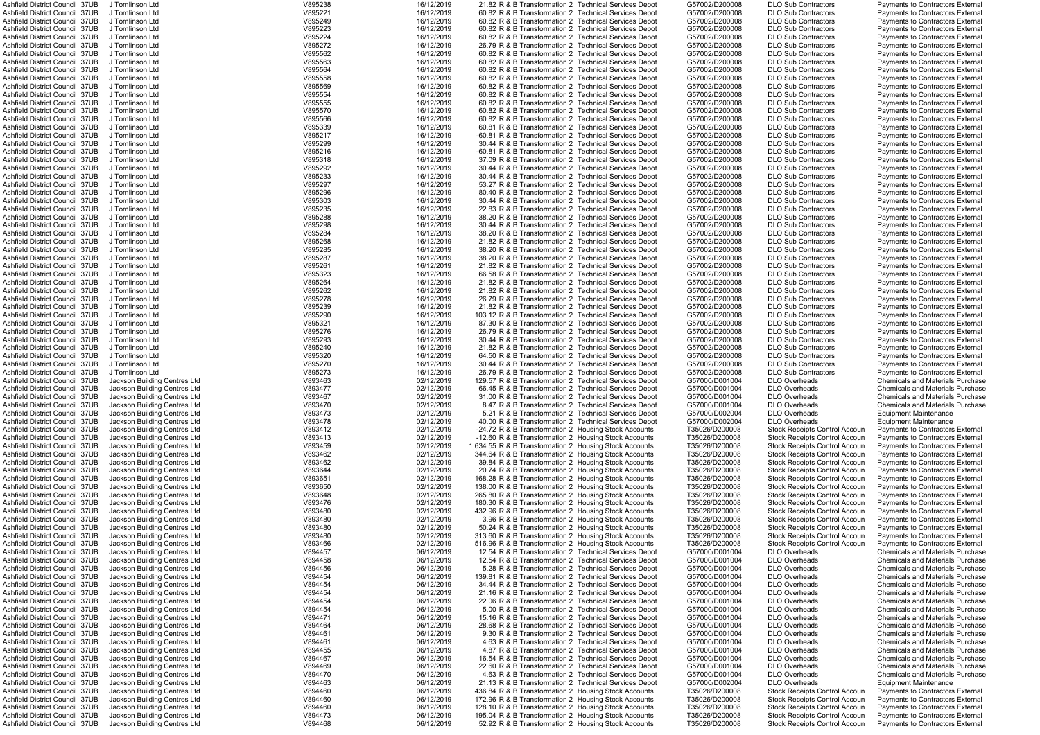| | | | | | | | | | | |
|---|---|---|---|---|---|---|---|---|---|---|
| Ashfield District Council | 37UB | J Tomlinson Ltd | V895238 | 16/12/2019 | 21.82 | R & B Transformation 2 | Technical Services Depot | G57002/D200008 | DLO Sub Contractors | Payments to Contractors External |
| Ashfield District Council | 37UB | J Tomlinson Ltd | V895221 | 16/12/2019 | 60.82 | R & B Transformation 2 | Technical Services Depot | G57002/D200008 | DLO Sub Contractors | Payments to Contractors External |
| Ashfield District Council | 37UB | J Tomlinson Ltd | V895249 | 16/12/2019 | 60.82 | R & B Transformation 2 | Technical Services Depot | G57002/D200008 | DLO Sub Contractors | Payments to Contractors External |
| Ashfield District Council | 37UB | J Tomlinson Ltd | V895223 | 16/12/2019 | 60.82 | R & B Transformation 2 | Technical Services Depot | G57002/D200008 | DLO Sub Contractors | Payments to Contractors External |
| Ashfield District Council | 37UB | J Tomlinson Ltd | V895224 | 16/12/2019 | 60.82 | R & B Transformation 2 | Technical Services Depot | G57002/D200008 | DLO Sub Contractors | Payments to Contractors External |
| Ashfield District Council | 37UB | J Tomlinson Ltd | V895272 | 16/12/2019 | 26.79 | R & B Transformation 2 | Technical Services Depot | G57002/D200008 | DLO Sub Contractors | Payments to Contractors External |
| Ashfield District Council | 37UB | J Tomlinson Ltd | V895562 | 16/12/2019 | 60.82 | R & B Transformation 2 | Technical Services Depot | G57002/D200008 | DLO Sub Contractors | Payments to Contractors External |
| Ashfield District Council | 37UB | J Tomlinson Ltd | V895563 | 16/12/2019 | 60.82 | R & B Transformation 2 | Technical Services Depot | G57002/D200008 | DLO Sub Contractors | Payments to Contractors External |
| Ashfield District Council | 37UB | J Tomlinson Ltd | V895564 | 16/12/2019 | 60.82 | R & B Transformation 2 | Technical Services Depot | G57002/D200008 | DLO Sub Contractors | Payments to Contractors External |
| Ashfield District Council | 37UB | J Tomlinson Ltd | V895558 | 16/12/2019 | 60.82 | R & B Transformation 2 | Technical Services Depot | G57002/D200008 | DLO Sub Contractors | Payments to Contractors External |
| Ashfield District Council | 37UB | J Tomlinson Ltd | V895569 | 16/12/2019 | 60.82 | R & B Transformation 2 | Technical Services Depot | G57002/D200008 | DLO Sub Contractors | Payments to Contractors External |
| Ashfield District Council | 37UB | J Tomlinson Ltd | V895554 | 16/12/2019 | 60.82 | R & B Transformation 2 | Technical Services Depot | G57002/D200008 | DLO Sub Contractors | Payments to Contractors External |
| Ashfield District Council | 37UB | J Tomlinson Ltd | V895555 | 16/12/2019 | 60.82 | R & B Transformation 2 | Technical Services Depot | G57002/D200008 | DLO Sub Contractors | Payments to Contractors External |
| Ashfield District Council | 37UB | J Tomlinson Ltd | V895570 | 16/12/2019 | 60.82 | R & B Transformation 2 | Technical Services Depot | G57002/D200008 | DLO Sub Contractors | Payments to Contractors External |
| Ashfield District Council | 37UB | J Tomlinson Ltd | V895566 | 16/12/2019 | 60.82 | R & B Transformation 2 | Technical Services Depot | G57002/D200008 | DLO Sub Contractors | Payments to Contractors External |
| Ashfield District Council | 37UB | J Tomlinson Ltd | V895339 | 16/12/2019 | 60.81 | R & B Transformation 2 | Technical Services Depot | G57002/D200008 | DLO Sub Contractors | Payments to Contractors External |
| Ashfield District Council | 37UB | J Tomlinson Ltd | V895217 | 16/12/2019 | -60.81 | R & B Transformation 2 | Technical Services Depot | G57002/D200008 | DLO Sub Contractors | Payments to Contractors External |
| Ashfield District Council | 37UB | J Tomlinson Ltd | V895299 | 16/12/2019 | 30.44 | R & B Transformation 2 | Technical Services Depot | G57002/D200008 | DLO Sub Contractors | Payments to Contractors External |
| Ashfield District Council | 37UB | J Tomlinson Ltd | V895216 | 16/12/2019 | -60.81 | R & B Transformation 2 | Technical Services Depot | G57002/D200008 | DLO Sub Contractors | Payments to Contractors External |
| Ashfield District Council | 37UB | J Tomlinson Ltd | V895318 | 16/12/2019 | 37.09 | R & B Transformation 2 | Technical Services Depot | G57002/D200008 | DLO Sub Contractors | Payments to Contractors External |
| Ashfield District Council | 37UB | J Tomlinson Ltd | V895292 | 16/12/2019 | 30.44 | R & B Transformation 2 | Technical Services Depot | G57002/D200008 | DLO Sub Contractors | Payments to Contractors External |
| Ashfield District Council | 37UB | J Tomlinson Ltd | V895233 | 16/12/2019 | 30.44 | R & B Transformation 2 | Technical Services Depot | G57002/D200008 | DLO Sub Contractors | Payments to Contractors External |
| Ashfield District Council | 37UB | J Tomlinson Ltd | V895297 | 16/12/2019 | 53.27 | R & B Transformation 2 | Technical Services Depot | G57002/D200008 | DLO Sub Contractors | Payments to Contractors External |
| Ashfield District Council | 37UB | J Tomlinson Ltd | V895296 | 16/12/2019 | 80.40 | R & B Transformation 2 | Technical Services Depot | G57002/D200008 | DLO Sub Contractors | Payments to Contractors External |
| Ashfield District Council | 37UB | J Tomlinson Ltd | V895303 | 16/12/2019 | 30.44 | R & B Transformation 2 | Technical Services Depot | G57002/D200008 | DLO Sub Contractors | Payments to Contractors External |
| Ashfield District Council | 37UB | J Tomlinson Ltd | V895235 | 16/12/2019 | 22.83 | R & B Transformation 2 | Technical Services Depot | G57002/D200008 | DLO Sub Contractors | Payments to Contractors External |
| Ashfield District Council | 37UB | J Tomlinson Ltd | V895288 | 16/12/2019 | 38.20 | R & B Transformation 2 | Technical Services Depot | G57002/D200008 | DLO Sub Contractors | Payments to Contractors External |
| Ashfield District Council | 37UB | J Tomlinson Ltd | V895298 | 16/12/2019 | 30.44 | R & B Transformation 2 | Technical Services Depot | G57002/D200008 | DLO Sub Contractors | Payments to Contractors External |
| Ashfield District Council | 37UB | J Tomlinson Ltd | V895284 | 16/12/2019 | 38.20 | R & B Transformation 2 | Technical Services Depot | G57002/D200008 | DLO Sub Contractors | Payments to Contractors External |
| Ashfield District Council | 37UB | J Tomlinson Ltd | V895268 | 16/12/2019 | 21.82 | R & B Transformation 2 | Technical Services Depot | G57002/D200008 | DLO Sub Contractors | Payments to Contractors External |
| Ashfield District Council | 37UB | J Tomlinson Ltd | V895285 | 16/12/2019 | 38.20 | R & B Transformation 2 | Technical Services Depot | G57002/D200008 | DLO Sub Contractors | Payments to Contractors External |
| Ashfield District Council | 37UB | J Tomlinson Ltd | V895287 | 16/12/2019 | 38.20 | R & B Transformation 2 | Technical Services Depot | G57002/D200008 | DLO Sub Contractors | Payments to Contractors External |
| Ashfield District Council | 37UB | J Tomlinson Ltd | V895261 | 16/12/2019 | 21.82 | R & B Transformation 2 | Technical Services Depot | G57002/D200008 | DLO Sub Contractors | Payments to Contractors External |
| Ashfield District Council | 37UB | J Tomlinson Ltd | V895323 | 16/12/2019 | 66.58 | R & B Transformation 2 | Technical Services Depot | G57002/D200008 | DLO Sub Contractors | Payments to Contractors External |
| Ashfield District Council | 37UB | J Tomlinson Ltd | V895264 | 16/12/2019 | 21.82 | R & B Transformation 2 | Technical Services Depot | G57002/D200008 | DLO Sub Contractors | Payments to Contractors External |
| Ashfield District Council | 37UB | J Tomlinson Ltd | V895262 | 16/12/2019 | 21.82 | R & B Transformation 2 | Technical Services Depot | G57002/D200008 | DLO Sub Contractors | Payments to Contractors External |
| Ashfield District Council | 37UB | J Tomlinson Ltd | V895278 | 16/12/2019 | 26.79 | R & B Transformation 2 | Technical Services Depot | G57002/D200008 | DLO Sub Contractors | Payments to Contractors External |
| Ashfield District Council | 37UB | J Tomlinson Ltd | V895239 | 16/12/2019 | 21.82 | R & B Transformation 2 | Technical Services Depot | G57002/D200008 | DLO Sub Contractors | Payments to Contractors External |
| Ashfield District Council | 37UB | J Tomlinson Ltd | V895290 | 16/12/2019 | 103.12 | R & B Transformation 2 | Technical Services Depot | G57002/D200008 | DLO Sub Contractors | Payments to Contractors External |
| Ashfield District Council | 37UB | J Tomlinson Ltd | V895321 | 16/12/2019 | 87.30 | R & B Transformation 2 | Technical Services Depot | G57002/D200008 | DLO Sub Contractors | Payments to Contractors External |
| Ashfield District Council | 37UB | J Tomlinson Ltd | V895276 | 16/12/2019 | 26.79 | R & B Transformation 2 | Technical Services Depot | G57002/D200008 | DLO Sub Contractors | Payments to Contractors External |
| Ashfield District Council | 37UB | J Tomlinson Ltd | V895293 | 16/12/2019 | 30.44 | R & B Transformation 2 | Technical Services Depot | G57002/D200008 | DLO Sub Contractors | Payments to Contractors External |
| Ashfield District Council | 37UB | J Tomlinson Ltd | V895240 | 16/12/2019 | 21.82 | R & B Transformation 2 | Technical Services Depot | G57002/D200008 | DLO Sub Contractors | Payments to Contractors External |
| Ashfield District Council | 37UB | J Tomlinson Ltd | V895320 | 16/12/2019 | 64.50 | R & B Transformation 2 | Technical Services Depot | G57002/D200008 | DLO Sub Contractors | Payments to Contractors External |
| Ashfield District Council | 37UB | J Tomlinson Ltd | V895270 | 16/12/2019 | 30.44 | R & B Transformation 2 | Technical Services Depot | G57002/D200008 | DLO Sub Contractors | Payments to Contractors External |
| Ashfield District Council | 37UB | J Tomlinson Ltd | V895273 | 16/12/2019 | 26.79 | R & B Transformation 2 | Technical Services Depot | G57002/D200008 | DLO Sub Contractors | Payments to Contractors External |
| Ashfield District Council | 37UB | Jackson Building Centres Ltd | V893463 | 02/12/2019 | 129.57 | R & B Transformation 2 | Technical Services Depot | G57000/D001004 | DLO Overheads | Chemicals and Materials Purchase |
| Ashfield District Council | 37UB | Jackson Building Centres Ltd | V893477 | 02/12/2019 | 66.45 | R & B Transformation 2 | Technical Services Depot | G57000/D001004 | DLO Overheads | Chemicals and Materials Purchase |
| Ashfield District Council | 37UB | Jackson Building Centres Ltd | V893467 | 02/12/2019 | 31.00 | R & B Transformation 2 | Technical Services Depot | G57000/D001004 | DLO Overheads | Chemicals and Materials Purchase |
| Ashfield District Council | 37UB | Jackson Building Centres Ltd | V893470 | 02/12/2019 | 8.47 | R & B Transformation 2 | Technical Services Depot | G57000/D001004 | DLO Overheads | Chemicals and Materials Purchase |
| Ashfield District Council | 37UB | Jackson Building Centres Ltd | V893473 | 02/12/2019 | 5.21 | R & B Transformation 2 | Technical Services Depot | G57000/D002004 | DLO Overheads | Equipment Maintenance |
| Ashfield District Council | 37UB | Jackson Building Centres Ltd | V893478 | 02/12/2019 | 40.00 | R & B Transformation 2 | Technical Services Depot | G57000/D002004 | DLO Overheads | Equipment Maintenance |
| Ashfield District Council | 37UB | Jackson Building Centres Ltd | V893412 | 02/12/2019 | -24.72 | R & B Transformation 2 | Housing Stock Accounts | T35026/D200008 | Stock Receipts Control Accoun | Payments to Contractors External |
| Ashfield District Council | 37UB | Jackson Building Centres Ltd | V893413 | 02/12/2019 | -12.60 | R & B Transformation 2 | Housing Stock Accounts | T35026/D200008 | Stock Receipts Control Accoun | Payments to Contractors External |
| Ashfield District Council | 37UB | Jackson Building Centres Ltd | V893459 | 02/12/2019 | 1,634.55 | R & B Transformation 2 | Housing Stock Accounts | T35026/D200008 | Stock Receipts Control Accoun | Payments to Contractors External |
| Ashfield District Council | 37UB | Jackson Building Centres Ltd | V893462 | 02/12/2019 | 344.64 | R & B Transformation 2 | Housing Stock Accounts | T35026/D200008 | Stock Receipts Control Accoun | Payments to Contractors External |
| Ashfield District Council | 37UB | Jackson Building Centres Ltd | V893462 | 02/12/2019 | 39.84 | R & B Transformation 2 | Housing Stock Accounts | T35026/D200008 | Stock Receipts Control Accoun | Payments to Contractors External |
| Ashfield District Council | 37UB | Jackson Building Centres Ltd | V893644 | 02/12/2019 | 20.74 | R & B Transformation 2 | Housing Stock Accounts | T35026/D200008 | Stock Receipts Control Accoun | Payments to Contractors External |
| Ashfield District Council | 37UB | Jackson Building Centres Ltd | V893651 | 02/12/2019 | 168.28 | R & B Transformation 2 | Housing Stock Accounts | T35026/D200008 | Stock Receipts Control Accoun | Payments to Contractors External |
| Ashfield District Council | 37UB | Jackson Building Centres Ltd | V893650 | 02/12/2019 | 138.00 | R & B Transformation 2 | Housing Stock Accounts | T35026/D200008 | Stock Receipts Control Accoun | Payments to Contractors External |
| Ashfield District Council | 37UB | Jackson Building Centres Ltd | V893648 | 02/12/2019 | 265.80 | R & B Transformation 2 | Housing Stock Accounts | T35026/D200008 | Stock Receipts Control Accoun | Payments to Contractors External |
| Ashfield District Council | 37UB | Jackson Building Centres Ltd | V893476 | 02/12/2019 | 180.30 | R & B Transformation 2 | Housing Stock Accounts | T35026/D200008 | Stock Receipts Control Accoun | Payments to Contractors External |
| Ashfield District Council | 37UB | Jackson Building Centres Ltd | V893480 | 02/12/2019 | 432.96 | R & B Transformation 2 | Housing Stock Accounts | T35026/D200008 | Stock Receipts Control Accoun | Payments to Contractors External |
| Ashfield District Council | 37UB | Jackson Building Centres Ltd | V893480 | 02/12/2019 | 3.96 | R & B Transformation 2 | Housing Stock Accounts | T35026/D200008 | Stock Receipts Control Accoun | Payments to Contractors External |
| Ashfield District Council | 37UB | Jackson Building Centres Ltd | V893480 | 02/12/2019 | 50.24 | R & B Transformation 2 | Housing Stock Accounts | T35026/D200008 | Stock Receipts Control Accoun | Payments to Contractors External |
| Ashfield District Council | 37UB | Jackson Building Centres Ltd | V893480 | 02/12/2019 | 313.60 | R & B Transformation 2 | Housing Stock Accounts | T35026/D200008 | Stock Receipts Control Accoun | Payments to Contractors External |
| Ashfield District Council | 37UB | Jackson Building Centres Ltd | V893466 | 02/12/2019 | 516.96 | R & B Transformation 2 | Housing Stock Accounts | T35026/D200008 | Stock Receipts Control Accoun | Payments to Contractors External |
| Ashfield District Council | 37UB | Jackson Building Centres Ltd | V894457 | 06/12/2019 | 12.54 | R & B Transformation 2 | Technical Services Depot | G57000/D001004 | DLO Overheads | Chemicals and Materials Purchase |
| Ashfield District Council | 37UB | Jackson Building Centres Ltd | V894458 | 06/12/2019 | 12.54 | R & B Transformation 2 | Technical Services Depot | G57000/D001004 | DLO Overheads | Chemicals and Materials Purchase |
| Ashfield District Council | 37UB | Jackson Building Centres Ltd | V894456 | 06/12/2019 | 5.28 | R & B Transformation 2 | Technical Services Depot | G57000/D001004 | DLO Overheads | Chemicals and Materials Purchase |
| Ashfield District Council | 37UB | Jackson Building Centres Ltd | V894454 | 06/12/2019 | 139.81 | R & B Transformation 2 | Technical Services Depot | G57000/D001004 | DLO Overheads | Chemicals and Materials Purchase |
| Ashfield District Council | 37UB | Jackson Building Centres Ltd | V894454 | 06/12/2019 | 34.44 | R & B Transformation 2 | Technical Services Depot | G57000/D001004 | DLO Overheads | Chemicals and Materials Purchase |
| Ashfield District Council | 37UB | Jackson Building Centres Ltd | V894454 | 06/12/2019 | 21.16 | R & B Transformation 2 | Technical Services Depot | G57000/D001004 | DLO Overheads | Chemicals and Materials Purchase |
| Ashfield District Council | 37UB | Jackson Building Centres Ltd | V894454 | 06/12/2019 | 22.06 | R & B Transformation 2 | Technical Services Depot | G57000/D001004 | DLO Overheads | Chemicals and Materials Purchase |
| Ashfield District Council | 37UB | Jackson Building Centres Ltd | V894454 | 06/12/2019 | 5.00 | R & B Transformation 2 | Technical Services Depot | G57000/D001004 | DLO Overheads | Chemicals and Materials Purchase |
| Ashfield District Council | 37UB | Jackson Building Centres Ltd | V894471 | 06/12/2019 | 15.16 | R & B Transformation 2 | Technical Services Depot | G57000/D001004 | DLO Overheads | Chemicals and Materials Purchase |
| Ashfield District Council | 37UB | Jackson Building Centres Ltd | V894464 | 06/12/2019 | 28.68 | R & B Transformation 2 | Technical Services Depot | G57000/D001004 | DLO Overheads | Chemicals and Materials Purchase |
| Ashfield District Council | 37UB | Jackson Building Centres Ltd | V894461 | 06/12/2019 | 9.30 | R & B Transformation 2 | Technical Services Depot | G57000/D001004 | DLO Overheads | Chemicals and Materials Purchase |
| Ashfield District Council | 37UB | Jackson Building Centres Ltd | V894461 | 06/12/2019 | 4.63 | R & B Transformation 2 | Technical Services Depot | G57000/D001004 | DLO Overheads | Chemicals and Materials Purchase |
| Ashfield District Council | 37UB | Jackson Building Centres Ltd | V894455 | 06/12/2019 | 4.87 | R & B Transformation 2 | Technical Services Depot | G57000/D001004 | DLO Overheads | Chemicals and Materials Purchase |
| Ashfield District Council | 37UB | Jackson Building Centres Ltd | V894467 | 06/12/2019 | 16.54 | R & B Transformation 2 | Technical Services Depot | G57000/D001004 | DLO Overheads | Chemicals and Materials Purchase |
| Ashfield District Council | 37UB | Jackson Building Centres Ltd | V894469 | 06/12/2019 | 22.60 | R & B Transformation 2 | Technical Services Depot | G57000/D001004 | DLO Overheads | Chemicals and Materials Purchase |
| Ashfield District Council | 37UB | Jackson Building Centres Ltd | V894470 | 06/12/2019 | 4.63 | R & B Transformation 2 | Technical Services Depot | G57000/D001004 | DLO Overheads | Chemicals and Materials Purchase |
| Ashfield District Council | 37UB | Jackson Building Centres Ltd | V894463 | 06/12/2019 | 21.13 | R & B Transformation 2 | Technical Services Depot | G57000/D002004 | DLO Overheads | Equipment Maintenance |
| Ashfield District Council | 37UB | Jackson Building Centres Ltd | V894460 | 06/12/2019 | 436.84 | R & B Transformation 2 | Housing Stock Accounts | T35026/D200008 | Stock Receipts Control Accoun | Payments to Contractors External |
| Ashfield District Council | 37UB | Jackson Building Centres Ltd | V894460 | 06/12/2019 | 172.96 | R & B Transformation 2 | Housing Stock Accounts | T35026/D200008 | Stock Receipts Control Accoun | Payments to Contractors External |
| Ashfield District Council | 37UB | Jackson Building Centres Ltd | V894460 | 06/12/2019 | 128.10 | R & B Transformation 2 | Housing Stock Accounts | T35026/D200008 | Stock Receipts Control Accoun | Payments to Contractors External |
| Ashfield District Council | 37UB | Jackson Building Centres Ltd | V894473 | 06/12/2019 | 195.04 | R & B Transformation 2 | Housing Stock Accounts | T35026/D200008 | Stock Receipts Control Accoun | Payments to Contractors External |
| Ashfield District Council | 37UB | Jackson Building Centres Ltd | V894468 | 06/12/2019 | 52.92 | R & B Transformation 2 | Housing Stock Accounts | T35026/D200008 | Stock Receipts Control Accoun | Payments to Contractors External |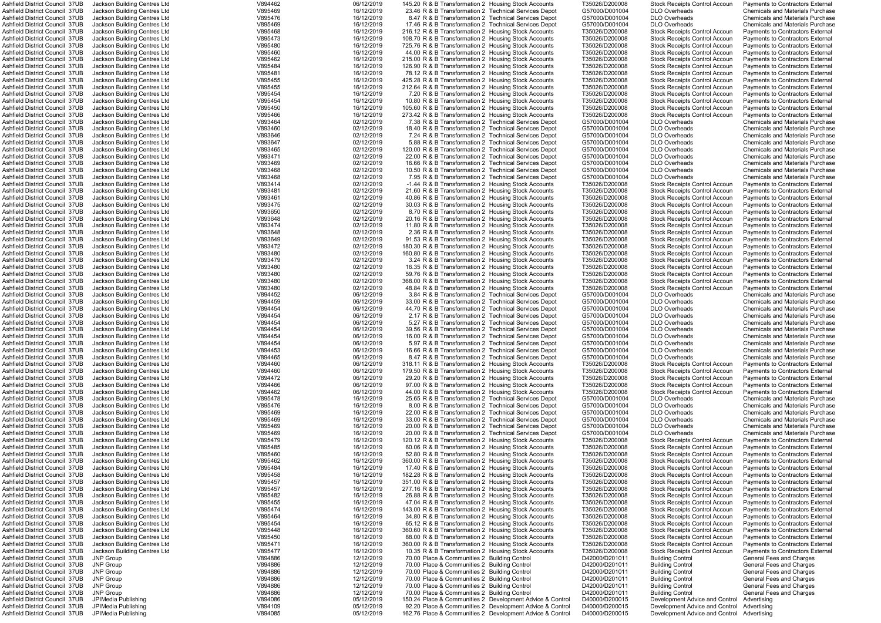| | | | | | | | | | |
|---|---|---|---|---|---|---|---|---|---|
| Ashfield District Council | 37UB | Jackson Building Centres Ltd | V894462 | 06/12/2019 | 145.20 | R & B Transformation 2 | Housing Stock Accounts | T35026/D200008 | Stock Receipts Control Accoun | Payments to Contractors External |
| Ashfield District Council | 37UB | Jackson Building Centres Ltd | V895469 | 16/12/2019 | 23.46 | R & B Transformation 2 | Technical Services Depot | G57000/D001004 | DLO Overheads | Chemicals and Materials Purchase |
| Ashfield District Council | 37UB | Jackson Building Centres Ltd | V895476 | 16/12/2019 | 8.47 | R & B Transformation 2 | Technical Services Depot | G57000/D001004 | DLO Overheads | Chemicals and Materials Purchase |
| Ashfield District Council | 37UB | Jackson Building Centres Ltd | V895469 | 16/12/2019 | 17.46 | R & B Transformation 2 | Technical Services Depot | G57000/D001004 | DLO Overheads | Chemicals and Materials Purchase |
| Ashfield District Council | 37UB | Jackson Building Centres Ltd | V895468 | 16/12/2019 | 216.12 | R & B Transformation 2 | Housing Stock Accounts | T35026/D200008 | Stock Receipts Control Accoun | Payments to Contractors External |
| Ashfield District Council | 37UB | Jackson Building Centres Ltd | V895473 | 16/12/2019 | 108.70 | R & B Transformation 2 | Housing Stock Accounts | T35026/D200008 | Stock Receipts Control Accoun | Payments to Contractors External |
| Ashfield District Council | 37UB | Jackson Building Centres Ltd | V895480 | 16/12/2019 | 725.76 | R & B Transformation 2 | Housing Stock Accounts | T35026/D200008 | Stock Receipts Control Accoun | Payments to Contractors External |
| Ashfield District Council | 37UB | Jackson Building Centres Ltd | V895460 | 16/12/2019 | 44.00 | R & B Transformation 2 | Housing Stock Accounts | T35026/D200008 | Stock Receipts Control Accoun | Payments to Contractors External |
| Ashfield District Council | 37UB | Jackson Building Centres Ltd | V895462 | 16/12/2019 | 215.00 | R & B Transformation 2 | Housing Stock Accounts | T35026/D200008 | Stock Receipts Control Accoun | Payments to Contractors External |
| Ashfield District Council | 37UB | Jackson Building Centres Ltd | V895484 | 16/12/2019 | 126.90 | R & B Transformation 2 | Housing Stock Accounts | T35026/D200008 | Stock Receipts Control Accoun | Payments to Contractors External |
| Ashfield District Council | 37UB | Jackson Building Centres Ltd | V895481 | 16/12/2019 | 78.12 | R & B Transformation 2 | Housing Stock Accounts | T35026/D200008 | Stock Receipts Control Accoun | Payments to Contractors External |
| Ashfield District Council | 37UB | Jackson Building Centres Ltd | V895455 | 16/12/2019 | 425.28 | R & B Transformation 2 | Housing Stock Accounts | T35026/D200008 | Stock Receipts Control Accoun | Payments to Contractors External |
| Ashfield District Council | 37UB | Jackson Building Centres Ltd | V895455 | 16/12/2019 | 212.64 | R & B Transformation 2 | Housing Stock Accounts | T35026/D200008 | Stock Receipts Control Accoun | Payments to Contractors External |
| Ashfield District Council | 37UB | Jackson Building Centres Ltd | V895454 | 16/12/2019 | 7.20 | R & B Transformation 2 | Housing Stock Accounts | T35026/D200008 | Stock Receipts Control Accoun | Payments to Contractors External |
| Ashfield District Council | 37UB | Jackson Building Centres Ltd | V895454 | 16/12/2019 | 10.80 | R & B Transformation 2 | Housing Stock Accounts | T35026/D200008 | Stock Receipts Control Accoun | Payments to Contractors External |
| Ashfield District Council | 37UB | Jackson Building Centres Ltd | V895450 | 16/12/2019 | 105.60 | R & B Transformation 2 | Housing Stock Accounts | T35026/D200008 | Stock Receipts Control Accoun | Payments to Contractors External |
| Ashfield District Council | 37UB | Jackson Building Centres Ltd | V895466 | 16/12/2019 | 273.42 | R & B Transformation 2 | Housing Stock Accounts | T35026/D200008 | Stock Receipts Control Accoun | Payments to Contractors External |
| Ashfield District Council | 37UB | Jackson Building Centres Ltd | V893464 | 02/12/2019 | 7.38 | R & B Transformation 2 | Technical Services Depot | G57000/D001004 | DLO Overheads | Chemicals and Materials Purchase |
| Ashfield District Council | 37UB | Jackson Building Centres Ltd | V893460 | 02/12/2019 | 18.40 | R & B Transformation 2 | Technical Services Depot | G57000/D001004 | DLO Overheads | Chemicals and Materials Purchase |
| Ashfield District Council | 37UB | Jackson Building Centres Ltd | V893646 | 02/12/2019 | 7.24 | R & B Transformation 2 | Technical Services Depot | G57000/D001004 | DLO Overheads | Chemicals and Materials Purchase |
| Ashfield District Council | 37UB | Jackson Building Centres Ltd | V893647 | 02/12/2019 | 5.88 | R & B Transformation 2 | Technical Services Depot | G57000/D001004 | DLO Overheads | Chemicals and Materials Purchase |
| Ashfield District Council | 37UB | Jackson Building Centres Ltd | V893465 | 02/12/2019 | 120.00 | R & B Transformation 2 | Technical Services Depot | G57000/D001004 | DLO Overheads | Chemicals and Materials Purchase |
| Ashfield District Council | 37UB | Jackson Building Centres Ltd | V893471 | 02/12/2019 | 22.00 | R & B Transformation 2 | Technical Services Depot | G57000/D001004 | DLO Overheads | Chemicals and Materials Purchase |
| Ashfield District Council | 37UB | Jackson Building Centres Ltd | V893469 | 02/12/2019 | 16.66 | R & B Transformation 2 | Technical Services Depot | G57000/D001004 | DLO Overheads | Chemicals and Materials Purchase |
| Ashfield District Council | 37UB | Jackson Building Centres Ltd | V893468 | 02/12/2019 | 10.50 | R & B Transformation 2 | Technical Services Depot | G57000/D001004 | DLO Overheads | Chemicals and Materials Purchase |
| Ashfield District Council | 37UB | Jackson Building Centres Ltd | V893468 | 02/12/2019 | 7.95 | R & B Transformation 2 | Technical Services Depot | G57000/D001004 | DLO Overheads | Chemicals and Materials Purchase |
| Ashfield District Council | 37UB | Jackson Building Centres Ltd | V893414 | 02/12/2019 | -1.44 | R & B Transformation 2 | Housing Stock Accounts | T35026/D200008 | Stock Receipts Control Accoun | Payments to Contractors External |
| Ashfield District Council | 37UB | Jackson Building Centres Ltd | V893481 | 02/12/2019 | 21.60 | R & B Transformation 2 | Housing Stock Accounts | T35026/D200008 | Stock Receipts Control Accoun | Payments to Contractors External |
| Ashfield District Council | 37UB | Jackson Building Centres Ltd | V893461 | 02/12/2019 | 40.86 | R & B Transformation 2 | Housing Stock Accounts | T35026/D200008 | Stock Receipts Control Accoun | Payments to Contractors External |
| Ashfield District Council | 37UB | Jackson Building Centres Ltd | V893475 | 02/12/2019 | 30.03 | R & B Transformation 2 | Housing Stock Accounts | T35026/D200008 | Stock Receipts Control Accoun | Payments to Contractors External |
| Ashfield District Council | 37UB | Jackson Building Centres Ltd | V893650 | 02/12/2019 | 8.70 | R & B Transformation 2 | Housing Stock Accounts | T35026/D200008 | Stock Receipts Control Accoun | Payments to Contractors External |
| Ashfield District Council | 37UB | Jackson Building Centres Ltd | V893648 | 02/12/2019 | 20.16 | R & B Transformation 2 | Housing Stock Accounts | T35026/D200008 | Stock Receipts Control Accoun | Payments to Contractors External |
| Ashfield District Council | 37UB | Jackson Building Centres Ltd | V893474 | 02/12/2019 | 11.80 | R & B Transformation 2 | Housing Stock Accounts | T35026/D200008 | Stock Receipts Control Accoun | Payments to Contractors External |
| Ashfield District Council | 37UB | Jackson Building Centres Ltd | V893648 | 02/12/2019 | 2.36 | R & B Transformation 2 | Housing Stock Accounts | T35026/D200008 | Stock Receipts Control Accoun | Payments to Contractors External |
| Ashfield District Council | 37UB | Jackson Building Centres Ltd | V893649 | 02/12/2019 | 91.53 | R & B Transformation 2 | Housing Stock Accounts | T35026/D200008 | Stock Receipts Control Accoun | Payments to Contractors External |
| Ashfield District Council | 37UB | Jackson Building Centres Ltd | V893472 | 02/12/2019 | 180.30 | R & B Transformation 2 | Housing Stock Accounts | T35026/D200008 | Stock Receipts Control Accoun | Payments to Contractors External |
| Ashfield District Council | 37UB | Jackson Building Centres Ltd | V893480 | 02/12/2019 | 160.80 | R & B Transformation 2 | Housing Stock Accounts | T35026/D200008 | Stock Receipts Control Accoun | Payments to Contractors External |
| Ashfield District Council | 37UB | Jackson Building Centres Ltd | V893479 | 02/12/2019 | 3.24 | R & B Transformation 2 | Housing Stock Accounts | T35026/D200008 | Stock Receipts Control Accoun | Payments to Contractors External |
| Ashfield District Council | 37UB | Jackson Building Centres Ltd | V893480 | 02/12/2019 | 16.35 | R & B Transformation 2 | Housing Stock Accounts | T35026/D200008 | Stock Receipts Control Accoun | Payments to Contractors External |
| Ashfield District Council | 37UB | Jackson Building Centres Ltd | V893480 | 02/12/2019 | 59.76 | R & B Transformation 2 | Housing Stock Accounts | T35026/D200008 | Stock Receipts Control Accoun | Payments to Contractors External |
| Ashfield District Council | 37UB | Jackson Building Centres Ltd | V893480 | 02/12/2019 | 368.00 | R & B Transformation 2 | Housing Stock Accounts | T35026/D200008 | Stock Receipts Control Accoun | Payments to Contractors External |
| Ashfield District Council | 37UB | Jackson Building Centres Ltd | V893480 | 02/12/2019 | 48.84 | R & B Transformation 2 | Housing Stock Accounts | T35026/D200008 | Stock Receipts Control Accoun | Payments to Contractors External |
| Ashfield District Council | 37UB | Jackson Building Centres Ltd | V894452 | 06/12/2019 | 3.84 | R & B Transformation 2 | Technical Services Depot | G57000/D001004 | DLO Overheads | Chemicals and Materials Purchase |
| Ashfield District Council | 37UB | Jackson Building Centres Ltd | V894459 | 06/12/2019 | 33.00 | R & B Transformation 2 | Technical Services Depot | G57000/D001004 | DLO Overheads | Chemicals and Materials Purchase |
| Ashfield District Council | 37UB | Jackson Building Centres Ltd | V894454 | 06/12/2019 | 44.70 | R & B Transformation 2 | Technical Services Depot | G57000/D001004 | DLO Overheads | Chemicals and Materials Purchase |
| Ashfield District Council | 37UB | Jackson Building Centres Ltd | V894454 | 06/12/2019 | 2.17 | R & B Transformation 2 | Technical Services Depot | G57000/D001004 | DLO Overheads | Chemicals and Materials Purchase |
| Ashfield District Council | 37UB | Jackson Building Centres Ltd | V894454 | 06/12/2019 | 5.27 | R & B Transformation 2 | Technical Services Depot | G57000/D001004 | DLO Overheads | Chemicals and Materials Purchase |
| Ashfield District Council | 37UB | Jackson Building Centres Ltd | V894454 | 06/12/2019 | 39.56 | R & B Transformation 2 | Technical Services Depot | G57000/D001004 | DLO Overheads | Chemicals and Materials Purchase |
| Ashfield District Council | 37UB | Jackson Building Centres Ltd | V894454 | 06/12/2019 | 16.00 | R & B Transformation 2 | Technical Services Depot | G57000/D001004 | DLO Overheads | Chemicals and Materials Purchase |
| Ashfield District Council | 37UB | Jackson Building Centres Ltd | V894454 | 06/12/2019 | 5.97 | R & B Transformation 2 | Technical Services Depot | G57000/D001004 | DLO Overheads | Chemicals and Materials Purchase |
| Ashfield District Council | 37UB | Jackson Building Centres Ltd | V894453 | 06/12/2019 | 16.66 | R & B Transformation 2 | Technical Services Depot | G57000/D001004 | DLO Overheads | Chemicals and Materials Purchase |
| Ashfield District Council | 37UB | Jackson Building Centres Ltd | V894465 | 06/12/2019 | 8.47 | R & B Transformation 2 | Technical Services Depot | G57000/D001004 | DLO Overheads | Chemicals and Materials Purchase |
| Ashfield District Council | 37UB | Jackson Building Centres Ltd | V894460 | 06/12/2019 | 318.11 | R & B Transformation 2 | Housing Stock Accounts | T35026/D200008 | Stock Receipts Control Accoun | Payments to Contractors External |
| Ashfield District Council | 37UB | Jackson Building Centres Ltd | V894460 | 06/12/2019 | 179.50 | R & B Transformation 2 | Housing Stock Accounts | T35026/D200008 | Stock Receipts Control Accoun | Payments to Contractors External |
| Ashfield District Council | 37UB | Jackson Building Centres Ltd | V894472 | 06/12/2019 | 29.20 | R & B Transformation 2 | Housing Stock Accounts | T35026/D200008 | Stock Receipts Control Accoun | Payments to Contractors External |
| Ashfield District Council | 37UB | Jackson Building Centres Ltd | V894466 | 06/12/2019 | 97.00 | R & B Transformation 2 | Housing Stock Accounts | T35026/D200008 | Stock Receipts Control Accoun | Payments to Contractors External |
| Ashfield District Council | 37UB | Jackson Building Centres Ltd | V894462 | 06/12/2019 | 44.00 | R & B Transformation 2 | Housing Stock Accounts | T35026/D200008 | Stock Receipts Control Accoun | Payments to Contractors External |
| Ashfield District Council | 37UB | Jackson Building Centres Ltd | V895478 | 16/12/2019 | 25.65 | R & B Transformation 2 | Technical Services Depot | G57000/D001004 | DLO Overheads | Chemicals and Materials Purchase |
| Ashfield District Council | 37UB | Jackson Building Centres Ltd | V895476 | 16/12/2019 | 8.00 | R & B Transformation 2 | Technical Services Depot | G57000/D001004 | DLO Overheads | Chemicals and Materials Purchase |
| Ashfield District Council | 37UB | Jackson Building Centres Ltd | V895469 | 16/12/2019 | 22.00 | R & B Transformation 2 | Technical Services Depot | G57000/D001004 | DLO Overheads | Chemicals and Materials Purchase |
| Ashfield District Council | 37UB | Jackson Building Centres Ltd | V895469 | 16/12/2019 | 33.00 | R & B Transformation 2 | Technical Services Depot | G57000/D001004 | DLO Overheads | Chemicals and Materials Purchase |
| Ashfield District Council | 37UB | Jackson Building Centres Ltd | V895469 | 16/12/2019 | 20.00 | R & B Transformation 2 | Technical Services Depot | G57000/D001004 | DLO Overheads | Chemicals and Materials Purchase |
| Ashfield District Council | 37UB | Jackson Building Centres Ltd | V895469 | 16/12/2019 | 20.00 | R & B Transformation 2 | Technical Services Depot | G57000/D001004 | DLO Overheads | Chemicals and Materials Purchase |
| Ashfield District Council | 37UB | Jackson Building Centres Ltd | V895479 | 16/12/2019 | 120.12 | R & B Transformation 2 | Housing Stock Accounts | T35026/D200008 | Stock Receipts Control Accoun | Payments to Contractors External |
| Ashfield District Council | 37UB | Jackson Building Centres Ltd | V895485 | 16/12/2019 | 60.06 | R & B Transformation 2 | Housing Stock Accounts | T35026/D200008 | Stock Receipts Control Accoun | Payments to Contractors External |
| Ashfield District Council | 37UB | Jackson Building Centres Ltd | V895460 | 16/12/2019 | 52.80 | R & B Transformation 2 | Housing Stock Accounts | T35026/D200008 | Stock Receipts Control Accoun | Payments to Contractors External |
| Ashfield District Council | 37UB | Jackson Building Centres Ltd | V895462 | 16/12/2019 | 360.00 | R & B Transformation 2 | Housing Stock Accounts | T35026/D200008 | Stock Receipts Control Accoun | Payments to Contractors External |
| Ashfield District Council | 37UB | Jackson Building Centres Ltd | V895484 | 16/12/2019 | 17.40 | R & B Transformation 2 | Housing Stock Accounts | T35026/D200008 | Stock Receipts Control Accoun | Payments to Contractors External |
| Ashfield District Council | 37UB | Jackson Building Centres Ltd | V895458 | 16/12/2019 | 182.28 | R & B Transformation 2 | Housing Stock Accounts | T35026/D200008 | Stock Receipts Control Accoun | Payments to Contractors External |
| Ashfield District Council | 37UB | Jackson Building Centres Ltd | V895457 | 16/12/2019 | 351.00 | R & B Transformation 2 | Housing Stock Accounts | T35026/D200008 | Stock Receipts Control Accoun | Payments to Contractors External |
| Ashfield District Council | 37UB | Jackson Building Centres Ltd | V895457 | 16/12/2019 | 277.16 | R & B Transformation 2 | Housing Stock Accounts | T35026/D200008 | Stock Receipts Control Accoun | Payments to Contractors External |
| Ashfield District Council | 37UB | Jackson Building Centres Ltd | V895482 | 16/12/2019 | 26.88 | R & B Transformation 2 | Housing Stock Accounts | T35026/D200008 | Stock Receipts Control Accoun | Payments to Contractors External |
| Ashfield District Council | 37UB | Jackson Building Centres Ltd | V895455 | 16/12/2019 | 47.04 | R & B Transformation 2 | Housing Stock Accounts | T35026/D200008 | Stock Receipts Control Accoun | Payments to Contractors External |
| Ashfield District Council | 37UB | Jackson Building Centres Ltd | V895474 | 16/12/2019 | 143.00 | R & B Transformation 2 | Housing Stock Accounts | T35026/D200008 | Stock Receipts Control Accoun | Payments to Contractors External |
| Ashfield District Council | 37UB | Jackson Building Centres Ltd | V895464 | 16/12/2019 | 34.80 | R & B Transformation 2 | Housing Stock Accounts | T35026/D200008 | Stock Receipts Control Accoun | Payments to Contractors External |
| Ashfield District Council | 37UB | Jackson Building Centres Ltd | V895454 | 16/12/2019 | 65.12 | R & B Transformation 2 | Housing Stock Accounts | T35026/D200008 | Stock Receipts Control Accoun | Payments to Contractors External |
| Ashfield District Council | 37UB | Jackson Building Centres Ltd | V895448 | 16/12/2019 | 360.60 | R & B Transformation 2 | Housing Stock Accounts | T35026/D200008 | Stock Receipts Control Accoun | Payments to Contractors External |
| Ashfield District Council | 37UB | Jackson Building Centres Ltd | V895450 | 16/12/2019 | 88.00 | R & B Transformation 2 | Housing Stock Accounts | T35026/D200008 | Stock Receipts Control Accoun | Payments to Contractors External |
| Ashfield District Council | 37UB | Jackson Building Centres Ltd | V895471 | 16/12/2019 | 360.00 | R & B Transformation 2 | Housing Stock Accounts | T35026/D200008 | Stock Receipts Control Accoun | Payments to Contractors External |
| Ashfield District Council | 37UB | Jackson Building Centres Ltd | V895477 | 16/12/2019 | 10.35 | R & B Transformation 2 | Housing Stock Accounts | T35026/D200008 | Stock Receipts Control Accoun | Payments to Contractors External |
| Ashfield District Council | 37UB | JNP Group | V894886 | 12/12/2019 | 70.00 | Place & Communities 2 | Building Control | D42000/D201011 | Building Control | General Fees and Charges |
| Ashfield District Council | 37UB | JNP Group | V894886 | 12/12/2019 | 70.00 | Place & Communities 2 | Building Control | D42000/D201011 | Building Control | General Fees and Charges |
| Ashfield District Council | 37UB | JNP Group | V894886 | 12/12/2019 | 70.00 | Place & Communities 2 | Building Control | D42000/D201011 | Building Control | General Fees and Charges |
| Ashfield District Council | 37UB | JNP Group | V894886 | 12/12/2019 | 70.00 | Place & Communities 2 | Building Control | D42000/D201011 | Building Control | General Fees and Charges |
| Ashfield District Council | 37UB | JNP Group | V894886 | 12/12/2019 | 70.00 | Place & Communities 2 | Building Control | D42000/D201011 | Building Control | General Fees and Charges |
| Ashfield District Council | 37UB | JNP Group | V894886 | 12/12/2019 | 70.00 | Place & Communities 2 | Building Control | D42000/D201011 | Building Control | General Fees and Charges |
| Ashfield District Council | 37UB | JPIMedia Publishing | V894086 | 05/12/2019 | 150.24 | Place & Communities 2 | Development Advice & Control | D40000/D200015 | Development Advice and Control | Advertising |
| Ashfield District Council | 37UB | JPIMedia Publishing | V894109 | 05/12/2019 | 92.20 | Place & Communities 2 | Development Advice & Control | D40000/D200015 | Development Advice and Control | Advertising |
| Ashfield District Council | 37UB | JPIMedia Publishing | V894085 | 05/12/2019 | 162.76 | Place & Communities 2 | Development Advice & Control | D40000/D200015 | Development Advice and Control | Advertising |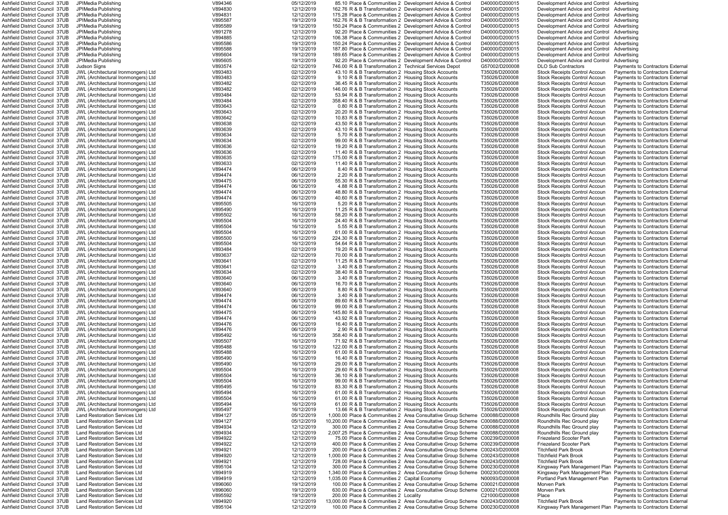| | | | | | | | | | | | |
|---|---|---|---|---|---|---|---|---|---|---|---|
| Ashfield District Council | 37UB | JPIMedia Publishing | V894346 | 05/12/2019 | 85.10 | Place & Communities 2 | Development Advice & Control | D40000/D200015 | Development Advice and Control | Advertising |
| Ashfield District Council | 37UB | JPIMedia Publishing | V894830 | 12/12/2019 | 162.76 | R & B Transformation 2 | Development Advice & Control | D40000/D200015 | Development Advice and Control | Advertising |
| Ashfield District Council | 37UB | JPIMedia Publishing | V894831 | 12/12/2019 | 175.28 | Place & Communities 2 | Development Advice & Control | D40000/D200015 | Development Advice and Control | Advertising |
| Ashfield District Council | 37UB | JPIMedia Publishing | V895587 | 19/12/2019 | 162.76 | R & B Transformation 2 | Development Advice & Control | D40000/D200015 | Development Advice and Control | Advertising |
| Ashfield District Council | 37UB | JPIMedia Publishing | V895589 | 19/12/2019 | 150.24 | Place & Communities 2 | Development Advice & Control | D40000/D200015 | Development Advice and Control | Advertising |
| Ashfield District Council | 37UB | JPIMedia Publishing | V891278 | 12/12/2019 | 92.20 | Place & Communities 2 | Development Advice & Control | D40000/D200015 | Development Advice and Control | Advertising |
| Ashfield District Council | 37UB | JPIMedia Publishing | V894885 | 12/12/2019 | 106.38 | Place & Communities 2 | Development Advice & Control | D40000/D200015 | Development Advice and Control | Advertising |
| Ashfield District Council | 37UB | JPIMedia Publishing | V895586 | 19/12/2019 | 150.24 | Place & Communities 2 | Development Advice & Control | D40000/D200015 | Development Advice and Control | Advertising |
| Ashfield District Council | 37UB | JPIMedia Publishing | V895588 | 19/12/2019 | 187.80 | Place & Communities 2 | Development Advice & Control | D40000/D200015 | Development Advice and Control | Advertising |
| Ashfield District Council | 37UB | JPIMedia Publishing | V895604 | 19/12/2019 | 189.65 | Place & Communities 2 | Development Advice & Control | D40000/D200015 | Development Advice and Control | Advertising |
| Ashfield District Council | 37UB | JPIMedia Publishing | V895605 | 19/12/2019 | 92.20 | Place & Communities 2 | Development Advice & Control | D40000/D200015 | Development Advice and Control | Advertising |
| Ashfield District Council | 37UB | Judson Signs | V893574 | 02/12/2019 | 746.00 | R & B Transformation 2 | Technical Services Depot | G57002/D200008 | DLO Sub Contractors | Payments to Contractors External |
| Ashfield District Council | 37UB | JWL (Architectural Ironmongers) Ltd | V893483 | 02/12/2019 | 43.10 | R & B Transformation 2 | Housing Stock Accounts | T35026/D200008 | Stock Receipts Control Accoun | Payments to Contractors External |
| Ashfield District Council | 37UB | JWL (Architectural Ironmongers) Ltd | V893483 | 02/12/2019 | 9.10 | R & B Transformation 2 | Housing Stock Accounts | T35026/D200008 | Stock Receipts Control Accoun | Payments to Contractors External |
| Ashfield District Council | 37UB | JWL (Architectural Ironmongers) Ltd | V893482 | 02/12/2019 | 36.45 | R & B Transformation 2 | Housing Stock Accounts | T35026/D200008 | Stock Receipts Control Accoun | Payments to Contractors External |
| Ashfield District Council | 37UB | JWL (Architectural Ironmongers) Ltd | V893482 | 02/12/2019 | 146.00 | R & B Transformation 2 | Housing Stock Accounts | T35026/D200008 | Stock Receipts Control Accoun | Payments to Contractors External |
| Ashfield District Council | 37UB | JWL (Architectural Ironmongers) Ltd | V893484 | 02/12/2019 | 53.94 | R & B Transformation 2 | Housing Stock Accounts | T35026/D200008 | Stock Receipts Control Accoun | Payments to Contractors External |
| Ashfield District Council | 37UB | JWL (Architectural Ironmongers) Ltd | V893484 | 02/12/2019 | 358.40 | R & B Transformation 2 | Housing Stock Accounts | T35026/D200008 | Stock Receipts Control Accoun | Payments to Contractors External |
| Ashfield District Council | 37UB | JWL (Architectural Ironmongers) Ltd | V893643 | 02/12/2019 | 0.80 | R & B Transformation 2 | Housing Stock Accounts | T35026/D200008 | Stock Receipts Control Accoun | Payments to Contractors External |
| Ashfield District Council | 37UB | JWL (Architectural Ironmongers) Ltd | V893643 | 02/12/2019 | 20.20 | R & B Transformation 2 | Housing Stock Accounts | T35026/D200008 | Stock Receipts Control Accoun | Payments to Contractors External |
| Ashfield District Council | 37UB | JWL (Architectural Ironmongers) Ltd | V893642 | 02/12/2019 | 10.83 | R & B Transformation 2 | Housing Stock Accounts | T35026/D200008 | Stock Receipts Control Accoun | Payments to Contractors External |
| Ashfield District Council | 37UB | JWL (Architectural Ironmongers) Ltd | V893638 | 02/12/2019 | 43.50 | R & B Transformation 2 | Housing Stock Accounts | T35026/D200008 | Stock Receipts Control Accoun | Payments to Contractors External |
| Ashfield District Council | 37UB | JWL (Architectural Ironmongers) Ltd | V893639 | 02/12/2019 | 43.10 | R & B Transformation 2 | Housing Stock Accounts | T35026/D200008 | Stock Receipts Control Accoun | Payments to Contractors External |
| Ashfield District Council | 37UB | JWL (Architectural Ironmongers) Ltd | V893634 | 02/12/2019 | 5.70 | R & B Transformation 2 | Housing Stock Accounts | T35026/D200008 | Stock Receipts Control Accoun | Payments to Contractors External |
| Ashfield District Council | 37UB | JWL (Architectural Ironmongers) Ltd | V893634 | 02/12/2019 | 99.00 | R & B Transformation 2 | Housing Stock Accounts | T35026/D200008 | Stock Receipts Control Accoun | Payments to Contractors External |
| Ashfield District Council | 37UB | JWL (Architectural Ironmongers) Ltd | V893636 | 02/12/2019 | 19.20 | R & B Transformation 2 | Housing Stock Accounts | T35026/D200008 | Stock Receipts Control Accoun | Payments to Contractors External |
| Ashfield District Council | 37UB | JWL (Architectural Ironmongers) Ltd | V893636 | 02/12/2019 | 11.40 | R & B Transformation 2 | Housing Stock Accounts | T35026/D200008 | Stock Receipts Control Accoun | Payments to Contractors External |
| Ashfield District Council | 37UB | JWL (Architectural Ironmongers) Ltd | V893635 | 02/12/2019 | 175.00 | R & B Transformation 2 | Housing Stock Accounts | T35026/D200008 | Stock Receipts Control Accoun | Payments to Contractors External |
| Ashfield District Council | 37UB | JWL (Architectural Ironmongers) Ltd | V893633 | 02/12/2019 | 11.40 | R & B Transformation 2 | Housing Stock Accounts | T35026/D200008 | Stock Receipts Control Accoun | Payments to Contractors External |
| Ashfield District Council | 37UB | JWL (Architectural Ironmongers) Ltd | V894474 | 06/12/2019 | 8.40 | R & B Transformation 2 | Housing Stock Accounts | T35026/D200008 | Stock Receipts Control Accoun | Payments to Contractors External |
| Ashfield District Council | 37UB | JWL (Architectural Ironmongers) Ltd | V894474 | 06/12/2019 | 2.20 | R & B Transformation 2 | Housing Stock Accounts | T35026/D200008 | Stock Receipts Control Accoun | Payments to Contractors External |
| Ashfield District Council | 37UB | JWL (Architectural Ironmongers) Ltd | V894475 | 06/12/2019 | 55.30 | R & B Transformation 2 | Housing Stock Accounts | T35026/D200008 | Stock Receipts Control Accoun | Payments to Contractors External |
| Ashfield District Council | 37UB | JWL (Architectural Ironmongers) Ltd | V894474 | 06/12/2019 | 4.88 | R & B Transformation 2 | Housing Stock Accounts | T35026/D200008 | Stock Receipts Control Accoun | Payments to Contractors External |
| Ashfield District Council | 37UB | JWL (Architectural Ironmongers) Ltd | V894474 | 06/12/2019 | 48.80 | R & B Transformation 2 | Housing Stock Accounts | T35026/D200008 | Stock Receipts Control Accoun | Payments to Contractors External |
| Ashfield District Council | 37UB | JWL (Architectural Ironmongers) Ltd | V894474 | 06/12/2019 | 40.60 | R & B Transformation 2 | Housing Stock Accounts | T35026/D200008 | Stock Receipts Control Accoun | Payments to Contractors External |
| Ashfield District Council | 37UB | JWL (Architectural Ironmongers) Ltd | V895505 | 16/12/2019 | 5.20 | R & B Transformation 2 | Housing Stock Accounts | T35026/D200008 | Stock Receipts Control Accoun | Payments to Contractors External |
| Ashfield District Council | 37UB | JWL (Architectural Ironmongers) Ltd | V895490 | 16/12/2019 | 11.25 | R & B Transformation 2 | Housing Stock Accounts | T35026/D200008 | Stock Receipts Control Accoun | Payments to Contractors External |
| Ashfield District Council | 37UB | JWL (Architectural Ironmongers) Ltd | V895502 | 16/12/2019 | 58.20 | R & B Transformation 2 | Housing Stock Accounts | T35026/D200008 | Stock Receipts Control Accoun | Payments to Contractors External |
| Ashfield District Council | 37UB | JWL (Architectural Ironmongers) Ltd | V895504 | 16/12/2019 | 24.40 | R & B Transformation 2 | Housing Stock Accounts | T35026/D200008 | Stock Receipts Control Accoun | Payments to Contractors External |
| Ashfield District Council | 37UB | JWL (Architectural Ironmongers) Ltd | V895504 | 16/12/2019 | 5.55 | R & B Transformation 2 | Housing Stock Accounts | T35026/D200008 | Stock Receipts Control Accoun | Payments to Contractors External |
| Ashfield District Council | 37UB | JWL (Architectural Ironmongers) Ltd | V895504 | 16/12/2019 | 61.00 | R & B Transformation 2 | Housing Stock Accounts | T35026/D200008 | Stock Receipts Control Accoun | Payments to Contractors External |
| Ashfield District Council | 37UB | JWL (Architectural Ironmongers) Ltd | V895500 | 16/12/2019 | 224.30 | R & B Transformation 2 | Housing Stock Accounts | T35026/D200008 | Stock Receipts Control Accoun | Payments to Contractors External |
| Ashfield District Council | 37UB | JWL (Architectural Ironmongers) Ltd | V895504 | 16/12/2019 | 54.64 | R & B Transformation 2 | Housing Stock Accounts | T35026/D200008 | Stock Receipts Control Accoun | Payments to Contractors External |
| Ashfield District Council | 37UB | JWL (Architectural Ironmongers) Ltd | V893484 | 02/12/2019 | 19.20 | R & B Transformation 2 | Housing Stock Accounts | T35026/D200008 | Stock Receipts Control Accoun | Payments to Contractors External |
| Ashfield District Council | 37UB | JWL (Architectural Ironmongers) Ltd | V893637 | 02/12/2019 | 70.00 | R & B Transformation 2 | Housing Stock Accounts | T35026/D200008 | Stock Receipts Control Accoun | Payments to Contractors External |
| Ashfield District Council | 37UB | JWL (Architectural Ironmongers) Ltd | V893641 | 02/12/2019 | 11.25 | R & B Transformation 2 | Housing Stock Accounts | T35026/D200008 | Stock Receipts Control Accoun | Payments to Contractors External |
| Ashfield District Council | 37UB | JWL (Architectural Ironmongers) Ltd | V893641 | 02/12/2019 | 3.40 | R & B Transformation 2 | Housing Stock Accounts | T35026/D200008 | Stock Receipts Control Accoun | Payments to Contractors External |
| Ashfield District Council | 37UB | JWL (Architectural Ironmongers) Ltd | V893634 | 02/12/2019 | 38.40 | R & B Transformation 2 | Housing Stock Accounts | T35026/D200008 | Stock Receipts Control Accoun | Payments to Contractors External |
| Ashfield District Council | 37UB | JWL (Architectural Ironmongers) Ltd | V893640 | 06/12/2019 | 3.40 | R & B Transformation 2 | Housing Stock Accounts | T35026/D200008 | Stock Receipts Control Accoun | Payments to Contractors External |
| Ashfield District Council | 37UB | JWL (Architectural Ironmongers) Ltd | V893640 | 06/12/2019 | 16.70 | R & B Transformation 2 | Housing Stock Accounts | T35026/D200008 | Stock Receipts Control Accoun | Payments to Contractors External |
| Ashfield District Council | 37UB | JWL (Architectural Ironmongers) Ltd | V893640 | 06/12/2019 | 8.80 | R & B Transformation 2 | Housing Stock Accounts | T35026/D200008 | Stock Receipts Control Accoun | Payments to Contractors External |
| Ashfield District Council | 37UB | JWL (Architectural Ironmongers) Ltd | V894474 | 06/12/2019 | 3.40 | R & B Transformation 2 | Housing Stock Accounts | T35026/D200008 | Stock Receipts Control Accoun | Payments to Contractors External |
| Ashfield District Council | 37UB | JWL (Architectural Ironmongers) Ltd | V894474 | 06/12/2019 | 89.60 | R & B Transformation 2 | Housing Stock Accounts | T35026/D200008 | Stock Receipts Control Accoun | Payments to Contractors External |
| Ashfield District Council | 37UB | JWL (Architectural Ironmongers) Ltd | V894474 | 06/12/2019 | 99.00 | R & B Transformation 2 | Housing Stock Accounts | T35026/D200008 | Stock Receipts Control Accoun | Payments to Contractors External |
| Ashfield District Council | 37UB | JWL (Architectural Ironmongers) Ltd | V894475 | 06/12/2019 | 145.80 | R & B Transformation 2 | Housing Stock Accounts | T35026/D200008 | Stock Receipts Control Accoun | Payments to Contractors External |
| Ashfield District Council | 37UB | JWL (Architectural Ironmongers) Ltd | V894474 | 06/12/2019 | 43.92 | R & B Transformation 2 | Housing Stock Accounts | T35026/D200008 | Stock Receipts Control Accoun | Payments to Contractors External |
| Ashfield District Council | 37UB | JWL (Architectural Ironmongers) Ltd | V894476 | 06/12/2019 | 16.40 | R & B Transformation 2 | Housing Stock Accounts | T35026/D200008 | Stock Receipts Control Accoun | Payments to Contractors External |
| Ashfield District Council | 37UB | JWL (Architectural Ironmongers) Ltd | V894476 | 06/12/2019 | 2.90 | R & B Transformation 2 | Housing Stock Accounts | T35026/D200008 | Stock Receipts Control Accoun | Payments to Contractors External |
| Ashfield District Council | 37UB | JWL (Architectural Ironmongers) Ltd | V895492 | 16/12/2019 | 358.40 | R & B Transformation 2 | Housing Stock Accounts | T35026/D200008 | Stock Receipts Control Accoun | Payments to Contractors External |
| Ashfield District Council | 37UB | JWL (Architectural Ironmongers) Ltd | V895507 | 16/12/2019 | 71.92 | R & B Transformation 2 | Housing Stock Accounts | T35026/D200008 | Stock Receipts Control Accoun | Payments to Contractors External |
| Ashfield District Council | 37UB | JWL (Architectural Ironmongers) Ltd | V895488 | 16/12/2019 | 122.00 | R & B Transformation 2 | Housing Stock Accounts | T35026/D200008 | Stock Receipts Control Accoun | Payments to Contractors External |
| Ashfield District Council | 37UB | JWL (Architectural Ironmongers) Ltd | V895488 | 16/12/2019 | 61.00 | R & B Transformation 2 | Housing Stock Accounts | T35026/D200008 | Stock Receipts Control Accoun | Payments to Contractors External |
| Ashfield District Council | 37UB | JWL (Architectural Ironmongers) Ltd | V895490 | 16/12/2019 | 16.40 | R & B Transformation 2 | Housing Stock Accounts | T35026/D200008 | Stock Receipts Control Accoun | Payments to Contractors External |
| Ashfield District Council | 37UB | JWL (Architectural Ironmongers) Ltd | V895490 | 16/12/2019 | 29.00 | R & B Transformation 2 | Housing Stock Accounts | T35026/D200008 | Stock Receipts Control Accoun | Payments to Contractors External |
| Ashfield District Council | 37UB | JWL (Architectural Ironmongers) Ltd | V895504 | 16/12/2019 | 29.60 | R & B Transformation 2 | Housing Stock Accounts | T35026/D200008 | Stock Receipts Control Accoun | Payments to Contractors External |
| Ashfield District Council | 37UB | JWL (Architectural Ironmongers) Ltd | V895504 | 16/12/2019 | 36.10 | R & B Transformation 2 | Housing Stock Accounts | T35026/D200008 | Stock Receipts Control Accoun | Payments to Contractors External |
| Ashfield District Council | 37UB | JWL (Architectural Ironmongers) Ltd | V895504 | 16/12/2019 | 99.00 | R & B Transformation 2 | Housing Stock Accounts | T35026/D200008 | Stock Receipts Control Accoun | Payments to Contractors External |
| Ashfield District Council | 37UB | JWL (Architectural Ironmongers) Ltd | V895495 | 16/12/2019 | 83.30 | R & B Transformation 2 | Housing Stock Accounts | T35026/D200008 | Stock Receipts Control Accoun | Payments to Contractors External |
| Ashfield District Council | 37UB | JWL (Architectural Ironmongers) Ltd | V895494 | 16/12/2019 | 61.00 | R & B Transformation 2 | Housing Stock Accounts | T35026/D200008 | Stock Receipts Control Accoun | Payments to Contractors External |
| Ashfield District Council | 37UB | JWL (Architectural Ironmongers) Ltd | V895504 | 16/12/2019 | 61.00 | R & B Transformation 2 | Housing Stock Accounts | T35026/D200008 | Stock Receipts Control Accoun | Payments to Contractors External |
| Ashfield District Council | 37UB | JWL (Architectural Ironmongers) Ltd | V895494 | 16/12/2019 | 61.00 | R & B Transformation 2 | Housing Stock Accounts | T35026/D200008 | Stock Receipts Control Accoun | Payments to Contractors External |
| Ashfield District Council | 37UB | JWL (Architectural Ironmongers) Ltd | V895497 | 16/12/2019 | 13.66 | R & B Transformation 2 | Housing Stock Accounts | T35026/D200008 | Stock Receipts Control Accoun | Payments to Contractors External |
| Ashfield District Council | 37UB | Land Restoration Services Ltd | V894127 | 05/12/2019 | 1,000.00 | Place & Communities 2 | Area Consultative Group Scheme | C00088/D200008 | Roundhills Rec Ground play | Payments to Contractors External |
| Ashfield District Council | 37UB | Land Restoration Services Ltd | V894127 | 05/12/2019 | 10,200.00 | Place & Communities 2 | Area Consultative Group Scheme | C00088/D200008 | Roundhills Rec Ground play | Payments to Contractors External |
| Ashfield District Council | 37UB | Land Restoration Services Ltd | V894934 | 12/12/2019 | 300.00 | Place & Communities 2 | Area Consultative Group Scheme | C00088/D200008 | Roundhills Rec Ground play | Payments to Contractors External |
| Ashfield District Council | 37UB | Land Restoration Services Ltd | V894934 | 12/12/2019 | 2,007.25 | Place & Communities 2 | Area Consultative Group Scheme | C00088/D200008 | Roundhills Rec Ground play | Payments to Contractors External |
| Ashfield District Council | 37UB | Land Restoration Services Ltd | V894922 | 12/12/2019 | 75.00 | Place & Communities 2 | Area Consultative Group Scheme | C00239/D200008 | Friezeland Scooter Park | Payments to Contractors External |
| Ashfield District Council | 37UB | Land Restoration Services Ltd | V894922 | 12/12/2019 | 400.00 | Place & Communities 2 | Area Consultative Group Scheme | C00239/D200008 | Friezeland Scooter Park | Payments to Contractors External |
| Ashfield District Council | 37UB | Land Restoration Services Ltd | V894921 | 12/12/2019 | 200.00 | Place & Communities 2 | Area Consultative Group Scheme | C00243/D200008 | Titchfield Park Brook | Payments to Contractors External |
| Ashfield District Council | 37UB | Land Restoration Services Ltd | V894920 | 12/12/2019 | 1,000.00 | Place & Communities 2 | Area Consultative Group Scheme | C00243/D200008 | Titchfield Park Brook | Payments to Contractors External |
| Ashfield District Council | 37UB | Land Restoration Services Ltd | V894921 | 12/12/2019 | 728.00 | Place & Communities 2 | Area Consultative Group Scheme | C00243/D200008 | Titchfield Park Brook | Payments to Contractors External |
| Ashfield District Council | 37UB | Land Restoration Services Ltd | V895104 | 12/12/2019 | 300.00 | Place & Communities 2 | Area Consultative Group Scheme | D00230/D200008 | Kingsway Park Management Plan | Payments to Contractors External |
| Ashfield District Council | 37UB | Land Restoration Services Ltd | V894919 | 12/12/2019 | 1,340.00 | Place & Communities 2 | Area Consultative Group Scheme | D00230/D200008 | Kingsway Park Management Plan | Payments to Contractors External |
| Ashfield District Council | 37UB | Land Restoration Services Ltd | V894919 | 12/12/2019 | 1,035.00 | Place & Communities 2 | Capital Economy | N00093/D200008 | Portland Park Management Plan | Payments to Contractors External |
| Ashfield District Council | 37UB | Land Restoration Services Ltd | V896060 | 19/12/2019 | 100.00 | Place & Communities 2 | Area Consultative Group Scheme | C00021/D200008 | Morven Park | Payments to Contractors External |
| Ashfield District Council | 37UB | Land Restoration Services Ltd | V896060 | 19/12/2019 | 630.00 | Place & Communities 2 | Area Consultative Group Scheme | C00021/D200008 | Morven Park | Payments to Contractors External |
| Ashfield District Council | 37UB | Land Restoration Services Ltd | V895592 | 19/12/2019 | 200.00 | Place & Communities 2 | Locality | C21000/D200008 | Place | Payments to Contractors External |
| Ashfield District Council | 37UB | Land Restoration Services Ltd | V894920 | 12/12/2019 | 13,000.00 | Place & Communities 2 | Area Consultative Group Scheme | C00243/D200008 | Titchfield Park Brook | Payments to Contractors External |
| Ashfield District Council | 37UB | Land Restoration Services Ltd | V895104 | 12/12/2019 | 100.00 | Place & Communities 2 | Area Consultative Group Scheme | D00230/D200008 | Kingsway Park Management Plan | Payments to Contractors External |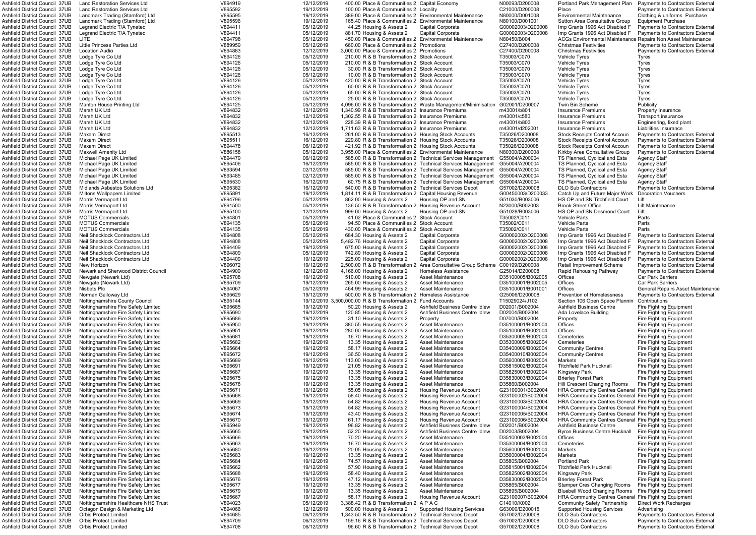| | | | | | | | | | | |
|---|---|---|---|---|---|---|---|---|---|---|
| Ashfield District Council | 37UB | Land Restoration Services Ltd | V894919 | 12/12/2019 | 400.00 | Place & Communities 2 | Capital Economy | N00093/D200008 | Portland Park Management Plan | Payments to Contractors External |
| Ashfield District Council | 37UB | Land Restoration Services Ltd | V895592 | 19/12/2019 | 100.00 | Place & Communities 2 | Locality | C21000/D200008 | Place | Payments to Contractors External |
| Ashfield District Council | 37UB | Landmark Trading (Stamford) Ltd | V895595 | 19/12/2019 | 389.00 | Place & Communities 2 | Environmental Maintenance | N80000/D001008 | Environmental Maintenance | Clothing & uniforms Purchase |
| Ashfield District Council | 37UB | Landmark Trading (Stamford) Ltd | V895596 | 19/12/2019 | 165.40 | Place & Communities 2 | Environmental Maintenance | N80100/D001001 | Sutton Area Consultative Group | Equipment Purchase |
| Ashfield District Council | 37UB | Legrand Electric T/A Tynetec | V894411 | 05/12/2019 | 44.25 | Housing & Assets 2 | Capital Corporate | G00002003/D200008 | Imp Grants 1996 Act Disabled F | Payments to Contractors External |
| Ashfield District Council | 37UB | Legrand Electric T/A Tynetec | V894411 | 05/12/2019 | 881.70 | Housing & Assets 2 | Capital Corporate | G00002003/D200008 | Imp Grants 1996 Act Disabled F | Payments to Contractors External |
| Ashfield District Council | 37UB | LITE | V894798 | 05/12/2019 | 450.00 | Place & Communities 2 | Environmental Maintenance | N80450/B004 | ACGs Environmental Maintenance | Repairs Non Asset Maintenance |
| Ashfield District Council | 37UB | Little Princess Parties Ltd | V889959 | 05/12/2019 | 660.00 | Place & Communities 2 | Promotions | C27400/D200008 | Christmas Festivities | Payments to Contractors External |
| Ashfield District Council | 37UB | Location Audio | V894883 | 12/12/2019 | 3,000.00 | Place & Communities 2 | Promotions | C27400/D200008 | Christmas Festivities | Payments to Contractors External |
| Ashfield District Council | 37UB | Lodge Tyre Co Ltd | V894126 | 05/12/2019 | 210.00 | R & B Transformation 2 | Stock Account | T35003/C070 | Vehicle Tyres | Tyres |
| Ashfield District Council | 37UB | Lodge Tyre Co Ltd | V894126 | 05/12/2019 | 210.00 | R & B Transformation 2 | Stock Account | T35003/C070 | Vehicle Tyres | Tyres |
| Ashfield District Council | 37UB | Lodge Tyre Co Ltd | V894126 | 05/12/2019 | 30.00 | R & B Transformation 2 | Stock Account | T35003/C070 | Vehicle Tyres | Tyres |
| Ashfield District Council | 37UB | Lodge Tyre Co Ltd | V894126 | 05/12/2019 | 10.00 | R & B Transformation 2 | Stock Account | T35003/C070 | Vehicle Tyres | Tyres |
| Ashfield District Council | 37UB | Lodge Tyre Co Ltd | V894126 | 05/12/2019 | 420.00 | R & B Transformation 2 | Stock Account | T35003/C070 | Vehicle Tyres | Tyres |
| Ashfield District Council | 37UB | Lodge Tyre Co Ltd | V894126 | 05/12/2019 | 60.00 | R & B Transformation 2 | Stock Account | T35003/C070 | Vehicle Tyres | Tyres |
| Ashfield District Council | 37UB | Lodge Tyre Co Ltd | V894126 | 05/12/2019 | 65.00 | R & B Transformation 2 | Stock Account | T35003/C070 | Vehicle Tyres | Tyres |
| Ashfield District Council | 37UB | Lodge Tyre Co Ltd | V894126 | 05/12/2019 | 25.00 | R & B Transformation 2 | Stock Account | T35003/C070 | Vehicle Tyres | Tyres |
| Ashfield District Council | 37UB | Manton House Printing Ltd | V894125 | 05/12/2019 | 4,096.00 | R & B Transformation 2 | Waste Management/Minimisation | G02001/D200007 | Twin Bin Scheme | Publicity |
| Ashfield District Council | 37UB | Marsh UK Ltd | V894832 | 12/12/2019 | 1,340.99 | R & B Transformation 2 | Insurance Premiums | m43001/b801 | Insurance Premiums | Property Insurance |
| Ashfield District Council | 37UB | Marsh UK Ltd | V894832 | 12/12/2019 | 1,302.55 | R & B Transformation 2 | Insurance Premiums | m43001/c580 | Insurance Premiums | Transport insurance |
| Ashfield District Council | 37UB | Marsh UK Ltd | V894832 | 12/12/2019 | 228.39 | R & B Transformation 2 | Insurance Premiums | m43001/b803 | Insurance Premiums | Engineering, fixed plant |
| Ashfield District Council | 37UB | Marsh UK Ltd | V894832 | 12/12/2019 | 1,711.63 | R & B Transformation 2 | Insurance Premiums | m43001/d202001 | Insurance Premiums | Liabilities Insurance |
| Ashfield District Council | 37UB | Maxam Direct | V895513 | 16/12/2019 | 261.00 | R & B Transformation 2 | Housing Stock Accounts | T35026/D200008 | Stock Receipts Control Accoun | Payments to Contractors External |
| Ashfield District Council | 37UB | Maxam Direct | V895511 | 16/12/2019 | 229.80 | R & B Transformation 2 | Housing Stock Accounts | T35026/D200008 | Stock Receipts Control Accoun | Payments to Contractors External |
| Ashfield District Council | 37UB | Maxam Direct | V894478 | 06/12/2019 | 421.92 | R & B Transformation 2 | Housing Stock Accounts | T35026/D200008 | Stock Receipts Control Accoun | Payments to Contractors External |
| Ashfield District Council | 37UB | Maxwell Amenity Ltd | V886158 | 05/12/2019 | 3,955.00 | Place & Communities 2 | Environmental Maintenance | N80300/D200008 | Kirkby Area Consultative Group | Payments to Contractors External |
| Ashfield District Council | 37UB | Michael Page UK Limited | V894479 | 06/12/2019 | 585.00 | R & B Transformation 2 | Technical Services Management | G55004/A200004 | TS Planned, Cyclical and Esta | Agency Staff |
| Ashfield District Council | 37UB | Michael Page UK Limited | V895406 | 16/12/2019 | 585.00 | R & B Transformation 2 | Technical Services Management | G55004/A200004 | TS Planned, Cyclical and Esta | Agency Staff |
| Ashfield District Council | 37UB | Michael Page UK Limited | V893594 | 02/12/2019 | 585.00 | R & B Transformation 2 | Technical Services Management | G55004/A200004 | TS Planned, Cyclical and Esta | Agency Staff |
| Ashfield District Council | 37UB | Michael Page UK Limited | V893485 | 02/12/2019 | 585.00 | R & B Transformation 2 | Technical Services Management | G55004/A200004 | TS Planned, Cyclical and Esta | Agency Staff |
| Ashfield District Council | 37UB | Michael Page UK Limited | V895530 | 16/12/2019 | 60.75 | R & B Transformation 2 | Technical Services Management | G55004/A200004 | TS Planned, Cyclical and Esta | Agency Staff |
| Ashfield District Council | 37UB | Midlands Asbestos Solutions Ltd | V895382 | 16/12/2019 | 540.00 | R & B Transformation 2 | Technical Services Depot | G57002/D200008 | DLO Sub Contractors | Payments to Contractors External |
| Ashfield District Council | 37UB | Miltons Wallpapers Limited | V895891 | 19/12/2019 | 1,814.11 | R & B Transformation 2 | Capital Housing Revenue | G00450003/D200033 | Catch Up and Future Major Work | Decoration Vouchers |
| Ashfield District Council | 37UB | Morris Vermaport Ltd | V894796 | 05/12/2019 | 862.00 | Housing & Assets 2 | Housing OP and SN | G51030/B003006 | HS OP and SN Titchfield Court | Lift |
| Ashfield District Council | 37UB | Morris Vermaport Ltd | V891500 | 05/12/2019 | 136.50 | R & B Transformation 2 | Housing Revenue Account | N23000/B002003 | Brook Street Office | Lift Maintenance |
| Ashfield District Council | 37UB | Morris Vermaport Ltd | V895100 | 12/12/2019 | 999.00 | Housing & Assets 2 | Housing OP and SN | G51028/B003006 | HS OP and SN Desmond Court | Lift |
| Ashfield District Council | 37UB | MOTUS Commercials | V894801 | 05/12/2019 | 41.02 | Place & Communities 2 | Stock Account | T35002/C011 | Vehicle Parts | Parts |
| Ashfield District Council | 37UB | MOTUS Commercials | V894135 | 05/12/2019 | 94.50 | Place & Communities 2 | Stock Account | T35002/C011 | Vehicle Parts | Parts |
| Ashfield District Council | 37UB | MOTUS Commercials | V894135 | 05/12/2019 | 430.00 | Place & Communities 2 | Stock Account | T35002/C011 | Vehicle Parts | Parts |
| Ashfield District Council | 37UB | Neil Shacklock Contractors Ltd | V894808 | 05/12/2019 | 684.30 | Housing & Assets 2 | Capital Corporate | G00002002/D200008 | Imp Grants 1996 Act Disabled F | Payments to Contractors External |
| Ashfield District Council | 37UB | Neil Shacklock Contractors Ltd | V894808 | 05/12/2019 | 5,482.76 | Housing & Assets 2 | Capital Corporate | G00002002/D200008 | Imp Grants 1996 Act Disabled F | Payments to Contractors External |
| Ashfield District Council | 37UB | Neil Shacklock Contractors Ltd | V894409 | 19/12/2019 | 675.00 | Housing & Assets 2 | Capital Corporate | G00002002/D200008 | Imp Grants 1996 Act Disabled F | Payments to Contractors External |
| Ashfield District Council | 37UB | Neil Shacklock Contractors Ltd | V894809 | 05/12/2019 | 742.89 | Housing & Assets 2 | Capital Corporate | G00002002/D200008 | Imp Grants 1996 Act Disabled F | Payments to Contractors External |
| Ashfield District Council | 37UB | Neil Shacklock Contractors Ltd | V894409 | 19/12/2019 | 225.00 | Housing & Assets 2 | Capital Corporate | G00002002/D200008 | Imp Grants 1996 Act Disabled F | Payments to Contractors External |
| Ashfield District Council | 37UB | New Horizon | V896072 | 19/12/2019 | 2,500.00 | R & B Transformation 2 | Area Consultative Group Scheme | C00199/D200008 | Retail Improvement Scheme | Payments to Contractors External |
| Ashfield District Council | 37UB | Newark and Sherwood District Council | V894909 | 12/12/2019 | 4,166.00 | Housing & Assets 2 | Homeless Assistance | G25014/D200008 | Rapid Rehousing Pathway | Payments to Contractors External |
| Ashfield District Council | 37UB | Newgate (Newark Ltd) | V895708 | 19/12/2019 | 510.00 | Housing & Assets 2 | Asset Maintenance | D35100005/B002005 | Offices | Car Park Barriers |
| Ashfield District Council | 37UB | Newgate (Newark Ltd) | V895709 | 19/12/2019 | 265.00 | Housing & Assets 2 | Asset Maintenance | D35100001/B002005 | Offices | Car Park Barriers |
| Ashfield District Council | 37UB | Nisbets Plc | V894067 | 05/12/2019 | 464.99 | Housing & Assets 2 | Asset Maintenance | D35100001/B001001 | Offices | General Repairs Asset Maintenance |
| Ashfield District Council | 37UB | Norman Galloway Ltd | V895629 | 19/12/2019 | 500.00 | R & B Transformation 2 | Homeless Assistance | G25006/D200008 | Prevention of Homelessness | Payments to Contractors External |
| Ashfield District Council | 37UB | Nottinghamshire County Council | V895144 | 19/12/2019 | 3,500,000.00 | R & B Transformation 2 | Fund Accounts | T15029024/J102 | Section 106 Open Space Plannin | Contributions |
| Ashfield District Council | 37UB | Nottinghamshire Fire Safety Limited | V895685 | 19/12/2019 | 50.20 | Housing & Assets 2 | Ashfield Business Centre Idlew | D02001/B002004 | Ashfield Business Centre | Fire Fighting Equipment |
| Ashfield District Council | 37UB | Nottinghamshire Fire Safety Limited | V895690 | 19/12/2019 | 120.85 | Housing & Assets 2 | Ashfield Business Centre Idlew | D02004/B002004 | Ada Lovelace Building | Fire Fighting Equipment |
| Ashfield District Council | 37UB | Nottinghamshire Fire Safety Limited | V895686 | 19/12/2019 | 31.10 | Housing & Assets 2 | Property | D07000/B002004 | Property | Fire Fighting Equipment |
| Ashfield District Council | 37UB | Nottinghamshire Fire Safety Limited | V895950 | 19/12/2019 | 380.55 | Housing & Assets 2 | Asset Maintenance | D35100001/B002004 | Offices | Fire Fighting Equipment |
| Ashfield District Council | 37UB | Nottinghamshire Fire Safety Limited | V895951 | 19/12/2019 | 280.00 | Housing & Assets 2 | Asset Maintenance | D35100001/B002004 | Offices | Fire Fighting Equipment |
| Ashfield District Council | 37UB | Nottinghamshire Fire Safety Limited | V895681 | 19/12/2019 | 16.70 | Housing & Assets 2 | Asset Maintenance | D35300005/B002004 | Cemeteries | Fire Fighting Equipment |
| Ashfield District Council | 37UB | Nottinghamshire Fire Safety Limited | V895682 | 19/12/2019 | 13.35 | Housing & Assets 2 | Asset Maintenance | D35300005/B002004 | Cemeteries | Fire Fighting Equipment |
| Ashfield District Council | 37UB | Nottinghamshire Fire Safety Limited | V895664 | 19/12/2019 | 58.17 | Housing & Assets 2 | Asset Maintenance | D35400009/B002004 | Community Centres | Fire Fighting Equipment |
| Ashfield District Council | 37UB | Nottinghamshire Fire Safety Limited | V895672 | 19/12/2019 | 36.50 | Housing & Assets 2 | Asset Maintenance | D35400010/B002004 | Community Centres | Fire Fighting Equipment |
| Ashfield District Council | 37UB | Nottinghamshire Fire Safety Limited | V895689 | 19/12/2019 | 113.00 | Housing & Assets 2 | Asset Maintenance | D35600003/B002004 | Markets | Fire Fighting Equipment |
| Ashfield District Council | 37UB | Nottinghamshire Fire Safety Limited | V895691 | 19/12/2019 | 21.05 | Housing & Assets 2 | Asset Maintenance | D35815002/B002004 | Titchfield Park Hucknall | Fire Fighting Equipment |
| Ashfield District Council | 37UB | Nottinghamshire Fire Safety Limited | V895687 | 19/12/2019 | 13.35 | Housing & Assets 2 | Asset Maintenance | D35825001/B002004 | Kingsway Park | Fire Fighting Equipment |
| Ashfield District Council | 37UB | Nottinghamshire Fire Safety Limited | V895675 | 19/12/2019 | 13.35 | Housing & Assets 2 | Asset Maintenance | D35830003/B002004 | Brierley Forest Park | Fire Fighting Equipment |
| Ashfield District Council | 37UB | Nottinghamshire Fire Safety Limited | V895678 | 19/12/2019 | 13.35 | Housing & Assets 2 | Asset Maintenance | D35860/B002004 | Hill Crescent Changing Rooms | Fire Fighting Equipment |
| Ashfield District Council | 37UB | Nottinghamshire Fire Safety Limited | V895671 | 19/12/2019 | 55.05 | Housing & Assets 2 | Housing Revenue Account | G23100001/B002004 | HRA Community Centres General | Fire Fighting Equipment |
| Ashfield District Council | 37UB | Nottinghamshire Fire Safety Limited | V895668 | 19/12/2019 | 58.40 | Housing & Assets 2 | Housing Revenue Account | G23100002/B002004 | HRA Community Centres General | Fire Fighting Equipment |
| Ashfield District Council | 37UB | Nottinghamshire Fire Safety Limited | V895669 | 19/12/2019 | 54.82 | Housing & Assets 2 | Housing Revenue Account | G23100003/B002004 | HRA Community Centres General | Fire Fighting Equipment |
| Ashfield District Council | 37UB | Nottinghamshire Fire Safety Limited | V895673 | 19/12/2019 | 54.82 | Housing & Assets 2 | Housing Revenue Account | G23100004/B002004 | HRA Community Centres General | Fire Fighting Equipment |
| Ashfield District Council | 37UB | Nottinghamshire Fire Safety Limited | V895674 | 19/12/2019 | 43.40 | Housing & Assets 2 | Housing Revenue Account | G23100005/B002004 | HRA Community Centres General | Fire Fighting Equipment |
| Ashfield District Council | 37UB | Nottinghamshire Fire Safety Limited | V895670 | 19/12/2019 | 61.17 | Housing & Assets 2 | Housing Revenue Account | G23100006/B002004 | HRA Community Centres General | Fire Fighting Equipment |
| Ashfield District Council | 37UB | Nottinghamshire Fire Safety Limited | V895949 | 19/12/2019 | 96.82 | Housing & Assets 2 | Ashfield Business Centre Idlew | D02001/B002004 | Ashfield Business Centre | Fire Fighting Equipment |
| Ashfield District Council | 37UB | Nottinghamshire Fire Safety Limited | V895665 | 19/12/2019 | 52.20 | Housing & Assets 2 | Ashfield Business Centre Idlew | D02003/B002004 | Byron Business Centre Hucknall | Fire Fighting Equipment |
| Ashfield District Council | 37UB | Nottinghamshire Fire Safety Limited | V895666 | 19/12/2019 | 70.20 | Housing & Assets 2 | Asset Maintenance | D35100003/B002004 | Offices | Fire Fighting Equipment |
| Ashfield District Council | 37UB | Nottinghamshire Fire Safety Limited | V895663 | 19/12/2019 | 16.70 | Housing & Assets 2 | Asset Maintenance | D35300004/B002004 | Cemeteries | Fire Fighting Equipment |
| Ashfield District Council | 37UB | Nottinghamshire Fire Safety Limited | V895680 | 19/12/2019 | 20.05 | Housing & Assets 2 | Asset Maintenance | D35600001/B002004 | Markets | Fire Fighting Equipment |
| Ashfield District Council | 37UB | Nottinghamshire Fire Safety Limited | V895683 | 19/12/2019 | 13.35 | Housing & Assets 2 | Asset Maintenance | D35600004/B002004 | Markets | Fire Fighting Equipment |
| Ashfield District Council | 37UB | Nottinghamshire Fire Safety Limited | V895684 | 19/12/2019 | 74.57 | Housing & Assets 2 | Asset Maintenance | D35805/B002004 | Portland Park | Fire Fighting Equipment |
| Ashfield District Council | 37UB | Nottinghamshire Fire Safety Limited | V895662 | 19/12/2019 | 57.90 | Housing & Assets 2 | Asset Maintenance | D35815001/B002004 | Titchfield Park Hucknall | Fire Fighting Equipment |
| Ashfield District Council | 37UB | Nottinghamshire Fire Safety Limited | V895688 | 19/12/2019 | 58.40 | Housing & Assets 2 | Asset Maintenance | D35825002/B002004 | Kingsway Park | Fire Fighting Equipment |
| Ashfield District Council | 37UB | Nottinghamshire Fire Safety Limited | V895676 | 19/12/2019 | 47.12 | Housing & Assets 2 | Asset Maintenance | D35830002/B002004 | Brierley Forest Park | Fire Fighting Equipment |
| Ashfield District Council | 37UB | Nottinghamshire Fire Safety Limited | V895677 | 19/12/2019 | 13.35 | Housing & Assets 2 | Asset Maintenance | D35865/B002004 | Stamper Cres Changing Rooms | Fire Fighting Equipment |
| Ashfield District Council | 37UB | Nottinghamshire Fire Safety Limited | V895679 | 19/12/2019 | 13.35 | Housing & Assets 2 | Asset Maintenance | D35895/B002004 | Bluebell Wood Changing Rooms | Fire Fighting Equipment |
| Ashfield District Council | 37UB | Nottinghamshire Fire Safety Limited | V895667 | 19/12/2019 | 58.17 | Housing & Assets 2 | Housing Revenue Account | G23100007/B002004 | HRA Community Centres General | Fire Fighting Equipment |
| Ashfield District Council | 37UB | Nottinghamshire Healthcare NHS Trust | V894023 | 05/12/2019 | 3,388.42 | R & B Transformation 2 | A P A C | C14010/K002 | Community Safety Partnership | Direct Work Recharges |
| Ashfield District Council | 37UB | Octagon Design & Marketing Ltd | V894066 | 12/12/2019 | 500.00 | Housing & Assets 2 | Supported Housing Services | G63000/D200015 | Supported Housing Services | Advertising |
| Ashfield District Council | 37UB | Orbis Protect Limited | V894685 | 06/12/2019 | 1,343.50 | R & B Transformation 2 | Technical Services Depot | G57002/D200008 | DLO Sub Contractors | Payments to Contractors External |
| Ashfield District Council | 37UB | Orbis Protect Limited | V894709 | 06/12/2019 | 159.16 | R & B Transformation 2 | Technical Services Depot | G57002/D200008 | DLO Sub Contractors | Payments to Contractors External |
| Ashfield District Council | 37UB | Orbis Protect Limited | V894708 | 06/12/2019 | 96.60 | R & B Transformation 2 | Technical Services Depot | G57002/D200008 | DLO Sub Contractors | Payments to Contractors External |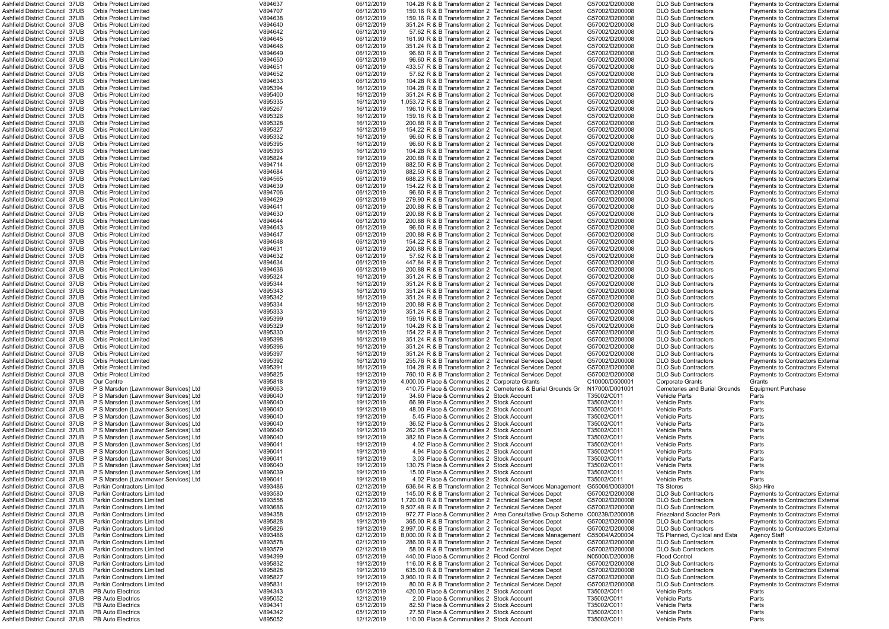| | | | | | | | | | | |
|---|---|---|---|---|---|---|---|---|---|---|
| Ashfield District Council | 37UB | Orbis Protect Limited | V894637 | 06/12/2019 | 104.28 | R & B Transformation 2 | Technical Services Depot | G57002/D200008 | DLO Sub Contractors | Payments to Contractors External |
| Ashfield District Council | 37UB | Orbis Protect Limited | V894707 | 06/12/2019 | 159.16 | R & B Transformation 2 | Technical Services Depot | G57002/D200008 | DLO Sub Contractors | Payments to Contractors External |
| Ashfield District Council | 37UB | Orbis Protect Limited | V894638 | 06/12/2019 | 159.16 | R & B Transformation 2 | Technical Services Depot | G57002/D200008 | DLO Sub Contractors | Payments to Contractors External |
| Ashfield District Council | 37UB | Orbis Protect Limited | V894640 | 06/12/2019 | 351.24 | R & B Transformation 2 | Technical Services Depot | G57002/D200008 | DLO Sub Contractors | Payments to Contractors External |
| Ashfield District Council | 37UB | Orbis Protect Limited | V894642 | 06/12/2019 | 57.62 | R & B Transformation 2 | Technical Services Depot | G57002/D200008 | DLO Sub Contractors | Payments to Contractors External |
| Ashfield District Council | 37UB | Orbis Protect Limited | V894645 | 06/12/2019 | 161.90 | R & B Transformation 2 | Technical Services Depot | G57002/D200008 | DLO Sub Contractors | Payments to Contractors External |
| Ashfield District Council | 37UB | Orbis Protect Limited | V894646 | 06/12/2019 | 351.24 | R & B Transformation 2 | Technical Services Depot | G57002/D200008 | DLO Sub Contractors | Payments to Contractors External |
| Ashfield District Council | 37UB | Orbis Protect Limited | V894649 | 06/12/2019 | 96.60 | R & B Transformation 2 | Technical Services Depot | G57002/D200008 | DLO Sub Contractors | Payments to Contractors External |
| Ashfield District Council | 37UB | Orbis Protect Limited | V894650 | 06/12/2019 | 96.60 | R & B Transformation 2 | Technical Services Depot | G57002/D200008 | DLO Sub Contractors | Payments to Contractors External |
| Ashfield District Council | 37UB | Orbis Protect Limited | V894651 | 06/12/2019 | 433.57 | R & B Transformation 2 | Technical Services Depot | G57002/D200008 | DLO Sub Contractors | Payments to Contractors External |
| Ashfield District Council | 37UB | Orbis Protect Limited | V894652 | 06/12/2019 | 57.62 | R & B Transformation 2 | Technical Services Depot | G57002/D200008 | DLO Sub Contractors | Payments to Contractors External |
| Ashfield District Council | 37UB | Orbis Protect Limited | V894633 | 06/12/2019 | 104.28 | R & B Transformation 2 | Technical Services Depot | G57002/D200008 | DLO Sub Contractors | Payments to Contractors External |
| Ashfield District Council | 37UB | Orbis Protect Limited | V895394 | 16/12/2019 | 104.28 | R & B Transformation 2 | Technical Services Depot | G57002/D200008 | DLO Sub Contractors | Payments to Contractors External |
| Ashfield District Council | 37UB | Orbis Protect Limited | V895400 | 16/12/2019 | 351.24 | R & B Transformation 2 | Technical Services Depot | G57002/D200008 | DLO Sub Contractors | Payments to Contractors External |
| Ashfield District Council | 37UB | Orbis Protect Limited | V895335 | 16/12/2019 | 1,053.72 | R & B Transformation 2 | Technical Services Depot | G57002/D200008 | DLO Sub Contractors | Payments to Contractors External |
| Ashfield District Council | 37UB | Orbis Protect Limited | V895267 | 16/12/2019 | 196.10 | R & B Transformation 2 | Technical Services Depot | G57002/D200008 | DLO Sub Contractors | Payments to Contractors External |
| Ashfield District Council | 37UB | Orbis Protect Limited | V895326 | 16/12/2019 | 159.16 | R & B Transformation 2 | Technical Services Depot | G57002/D200008 | DLO Sub Contractors | Payments to Contractors External |
| Ashfield District Council | 37UB | Orbis Protect Limited | V895328 | 16/12/2019 | 200.88 | R & B Transformation 2 | Technical Services Depot | G57002/D200008 | DLO Sub Contractors | Payments to Contractors External |
| Ashfield District Council | 37UB | Orbis Protect Limited | V895327 | 16/12/2019 | 154.22 | R & B Transformation 2 | Technical Services Depot | G57002/D200008 | DLO Sub Contractors | Payments to Contractors External |
| Ashfield District Council | 37UB | Orbis Protect Limited | V895332 | 16/12/2019 | 96.60 | R & B Transformation 2 | Technical Services Depot | G57002/D200008 | DLO Sub Contractors | Payments to Contractors External |
| Ashfield District Council | 37UB | Orbis Protect Limited | V895395 | 16/12/2019 | 96.60 | R & B Transformation 2 | Technical Services Depot | G57002/D200008 | DLO Sub Contractors | Payments to Contractors External |
| Ashfield District Council | 37UB | Orbis Protect Limited | V895393 | 16/12/2019 | 104.28 | R & B Transformation 2 | Technical Services Depot | G57002/D200008 | DLO Sub Contractors | Payments to Contractors External |
| Ashfield District Council | 37UB | Orbis Protect Limited | V895824 | 19/12/2019 | 200.88 | R & B Transformation 2 | Technical Services Depot | G57002/D200008 | DLO Sub Contractors | Payments to Contractors External |
| Ashfield District Council | 37UB | Orbis Protect Limited | V894714 | 06/12/2019 | 882.50 | R & B Transformation 2 | Technical Services Depot | G57002/D200008 | DLO Sub Contractors | Payments to Contractors External |
| Ashfield District Council | 37UB | Orbis Protect Limited | V894684 | 06/12/2019 | 882.50 | R & B Transformation 2 | Technical Services Depot | G57002/D200008 | DLO Sub Contractors | Payments to Contractors External |
| Ashfield District Council | 37UB | Orbis Protect Limited | V894565 | 06/12/2019 | 688.23 | R & B Transformation 2 | Technical Services Depot | G57002/D200008 | DLO Sub Contractors | Payments to Contractors External |
| Ashfield District Council | 37UB | Orbis Protect Limited | V894639 | 06/12/2019 | 154.22 | R & B Transformation 2 | Technical Services Depot | G57002/D200008 | DLO Sub Contractors | Payments to Contractors External |
| Ashfield District Council | 37UB | Orbis Protect Limited | V894706 | 06/12/2019 | 96.60 | R & B Transformation 2 | Technical Services Depot | G57002/D200008 | DLO Sub Contractors | Payments to Contractors External |
| Ashfield District Council | 37UB | Orbis Protect Limited | V894629 | 06/12/2019 | 279.90 | R & B Transformation 2 | Technical Services Depot | G57002/D200008 | DLO Sub Contractors | Payments to Contractors External |
| Ashfield District Council | 37UB | Orbis Protect Limited | V894641 | 06/12/2019 | 200.88 | R & B Transformation 2 | Technical Services Depot | G57002/D200008 | DLO Sub Contractors | Payments to Contractors External |
| Ashfield District Council | 37UB | Orbis Protect Limited | V894630 | 06/12/2019 | 200.88 | R & B Transformation 2 | Technical Services Depot | G57002/D200008 | DLO Sub Contractors | Payments to Contractors External |
| Ashfield District Council | 37UB | Orbis Protect Limited | V894644 | 06/12/2019 | 200.88 | R & B Transformation 2 | Technical Services Depot | G57002/D200008 | DLO Sub Contractors | Payments to Contractors External |
| Ashfield District Council | 37UB | Orbis Protect Limited | V894643 | 06/12/2019 | 96.60 | R & B Transformation 2 | Technical Services Depot | G57002/D200008 | DLO Sub Contractors | Payments to Contractors External |
| Ashfield District Council | 37UB | Orbis Protect Limited | V894647 | 06/12/2019 | 200.88 | R & B Transformation 2 | Technical Services Depot | G57002/D200008 | DLO Sub Contractors | Payments to Contractors External |
| Ashfield District Council | 37UB | Orbis Protect Limited | V894648 | 06/12/2019 | 154.22 | R & B Transformation 2 | Technical Services Depot | G57002/D200008 | DLO Sub Contractors | Payments to Contractors External |
| Ashfield District Council | 37UB | Orbis Protect Limited | V894631 | 06/12/2019 | 200.88 | R & B Transformation 2 | Technical Services Depot | G57002/D200008 | DLO Sub Contractors | Payments to Contractors External |
| Ashfield District Council | 37UB | Orbis Protect Limited | V894632 | 06/12/2019 | 57.62 | R & B Transformation 2 | Technical Services Depot | G57002/D200008 | DLO Sub Contractors | Payments to Contractors External |
| Ashfield District Council | 37UB | Orbis Protect Limited | V894634 | 06/12/2019 | 447.84 | R & B Transformation 2 | Technical Services Depot | G57002/D200008 | DLO Sub Contractors | Payments to Contractors External |
| Ashfield District Council | 37UB | Orbis Protect Limited | V894636 | 06/12/2019 | 200.88 | R & B Transformation 2 | Technical Services Depot | G57002/D200008 | DLO Sub Contractors | Payments to Contractors External |
| Ashfield District Council | 37UB | Orbis Protect Limited | V895324 | 16/12/2019 | 351.24 | R & B Transformation 2 | Technical Services Depot | G57002/D200008 | DLO Sub Contractors | Payments to Contractors External |
| Ashfield District Council | 37UB | Orbis Protect Limited | V895344 | 16/12/2019 | 351.24 | R & B Transformation 2 | Technical Services Depot | G57002/D200008 | DLO Sub Contractors | Payments to Contractors External |
| Ashfield District Council | 37UB | Orbis Protect Limited | V895343 | 16/12/2019 | 351.24 | R & B Transformation 2 | Technical Services Depot | G57002/D200008 | DLO Sub Contractors | Payments to Contractors External |
| Ashfield District Council | 37UB | Orbis Protect Limited | V895342 | 16/12/2019 | 351.24 | R & B Transformation 2 | Technical Services Depot | G57002/D200008 | DLO Sub Contractors | Payments to Contractors External |
| Ashfield District Council | 37UB | Orbis Protect Limited | V895334 | 16/12/2019 | 200.88 | R & B Transformation 2 | Technical Services Depot | G57002/D200008 | DLO Sub Contractors | Payments to Contractors External |
| Ashfield District Council | 37UB | Orbis Protect Limited | V895333 | 16/12/2019 | 351.24 | R & B Transformation 2 | Technical Services Depot | G57002/D200008 | DLO Sub Contractors | Payments to Contractors External |
| Ashfield District Council | 37UB | Orbis Protect Limited | V895399 | 16/12/2019 | 159.16 | R & B Transformation 2 | Technical Services Depot | G57002/D200008 | DLO Sub Contractors | Payments to Contractors External |
| Ashfield District Council | 37UB | Orbis Protect Limited | V895329 | 16/12/2019 | 104.28 | R & B Transformation 2 | Technical Services Depot | G57002/D200008 | DLO Sub Contractors | Payments to Contractors External |
| Ashfield District Council | 37UB | Orbis Protect Limited | V895330 | 16/12/2019 | 154.22 | R & B Transformation 2 | Technical Services Depot | G57002/D200008 | DLO Sub Contractors | Payments to Contractors External |
| Ashfield District Council | 37UB | Orbis Protect Limited | V895398 | 16/12/2019 | 351.24 | R & B Transformation 2 | Technical Services Depot | G57002/D200008 | DLO Sub Contractors | Payments to Contractors External |
| Ashfield District Council | 37UB | Orbis Protect Limited | V895396 | 16/12/2019 | 351.24 | R & B Transformation 2 | Technical Services Depot | G57002/D200008 | DLO Sub Contractors | Payments to Contractors External |
| Ashfield District Council | 37UB | Orbis Protect Limited | V895397 | 16/12/2019 | 351.24 | R & B Transformation 2 | Technical Services Depot | G57002/D200008 | DLO Sub Contractors | Payments to Contractors External |
| Ashfield District Council | 37UB | Orbis Protect Limited | V895392 | 16/12/2019 | 255.76 | R & B Transformation 2 | Technical Services Depot | G57002/D200008 | DLO Sub Contractors | Payments to Contractors External |
| Ashfield District Council | 37UB | Orbis Protect Limited | V895391 | 16/12/2019 | 104.28 | R & B Transformation 2 | Technical Services Depot | G57002/D200008 | DLO Sub Contractors | Payments to Contractors External |
| Ashfield District Council | 37UB | Orbis Protect Limited | V895825 | 19/12/2019 | 760.10 | R & B Transformation 2 | Technical Services Depot | G57002/D200008 | DLO Sub Contractors | Payments to Contractors External |
| Ashfield District Council | 37UB | Our Centre | V895818 | 19/12/2019 | 4,000.00 | Place & Communities 2 | Corporate Grants | C10000/D500001 | Corporate Grants | Grants |
| Ashfield District Council | 37UB | P S Marsden (Lawnmower Services) Ltd | V896063 | 19/12/2019 | 410.75 | Place & Communities 2 | Cemeteries & Burial Grounds Gr | N17000/D001001 | Cemeteries and Burial Grounds | Equipment Purchase |
| Ashfield District Council | 37UB | P S Marsden (Lawnmower Services) Ltd | V896040 | 19/12/2019 | 34.60 | Place & Communities 2 | Stock Account | T35002/C011 | Vehicle Parts | Parts |
| Ashfield District Council | 37UB | P S Marsden (Lawnmower Services) Ltd | V896040 | 19/12/2019 | 66.99 | Place & Communities 2 | Stock Account | T35002/C011 | Vehicle Parts | Parts |
| Ashfield District Council | 37UB | P S Marsden (Lawnmower Services) Ltd | V896040 | 19/12/2019 | 48.00 | Place & Communities 2 | Stock Account | T35002/C011 | Vehicle Parts | Parts |
| Ashfield District Council | 37UB | P S Marsden (Lawnmower Services) Ltd | V896040 | 19/12/2019 | 5.45 | Place & Communities 2 | Stock Account | T35002/C011 | Vehicle Parts | Parts |
| Ashfield District Council | 37UB | P S Marsden (Lawnmower Services) Ltd | V896040 | 19/12/2019 | 36.52 | Place & Communities 2 | Stock Account | T35002/C011 | Vehicle Parts | Parts |
| Ashfield District Council | 37UB | P S Marsden (Lawnmower Services) Ltd | V896040 | 19/12/2019 | 262.05 | Place & Communities 2 | Stock Account | T35002/C011 | Vehicle Parts | Parts |
| Ashfield District Council | 37UB | P S Marsden (Lawnmower Services) Ltd | V896040 | 19/12/2019 | 382.80 | Place & Communities 2 | Stock Account | T35002/C011 | Vehicle Parts | Parts |
| Ashfield District Council | 37UB | P S Marsden (Lawnmower Services) Ltd | V896041 | 19/12/2019 | 4.02 | Place & Communities 2 | Stock Account | T35002/C011 | Vehicle Parts | Parts |
| Ashfield District Council | 37UB | P S Marsden (Lawnmower Services) Ltd | V896041 | 19/12/2019 | 4.94 | Place & Communities 2 | Stock Account | T35002/C011 | Vehicle Parts | Parts |
| Ashfield District Council | 37UB | P S Marsden (Lawnmower Services) Ltd | V896041 | 19/12/2019 | 3.03 | Place & Communities 2 | Stock Account | T35002/C011 | Vehicle Parts | Parts |
| Ashfield District Council | 37UB | P S Marsden (Lawnmower Services) Ltd | V896040 | 19/12/2019 | 130.75 | Place & Communities 2 | Stock Account | T35002/C011 | Vehicle Parts | Parts |
| Ashfield District Council | 37UB | P S Marsden (Lawnmower Services) Ltd | V896039 | 19/12/2019 | 15.00 | Place & Communities 2 | Stock Account | T35002/C011 | Vehicle Parts | Parts |
| Ashfield District Council | 37UB | P S Marsden (Lawnmower Services) Ltd | V896041 | 19/12/2019 | 4.02 | Place & Communities 2 | Stock Account | T35002/C011 | Vehicle Parts | Parts |
| Ashfield District Council | 37UB | Parkin Contractors Limited | V893486 | 02/12/2019 | 636.64 | R & B Transformation 2 | Technical Services Management | G55006/D003001 | TS Stores | Skip Hire |
| Ashfield District Council | 37UB | Parkin Contractors Limited | V893580 | 02/12/2019 | 145.00 | R & B Transformation 2 | Technical Services Depot | G57002/D200008 | DLO Sub Contractors | Payments to Contractors External |
| Ashfield District Council | 37UB | Parkin Contractors Limited | V893558 | 02/12/2019 | 1,720.00 | R & B Transformation 2 | Technical Services Depot | G57002/D200008 | DLO Sub Contractors | Payments to Contractors External |
| Ashfield District Council | 37UB | Parkin Contractors Limited | V893686 | 02/12/2019 | 9,507.48 | R & B Transformation 2 | Technical Services Depot | G57002/D200008 | DLO Sub Contractors | Payments to Contractors External |
| Ashfield District Council | 37UB | Parkin Contractors Limited | V894358 | 05/12/2019 | 972.77 | Place & Communities 2 | Area Consultative Group Scheme | C00239/D200008 | Friezeland Scooter Park | Payments to Contractors External |
| Ashfield District Council | 37UB | Parkin Contractors Limited | V895828 | 19/12/2019 | 365.00 | R & B Transformation 2 | Technical Services Depot | G57002/D200008 | DLO Sub Contractors | Payments to Contractors External |
| Ashfield District Council | 37UB | Parkin Contractors Limited | V895826 | 19/12/2019 | 2,997.00 | R & B Transformation 2 | Technical Services Depot | G57002/D200008 | DLO Sub Contractors | Payments to Contractors External |
| Ashfield District Council | 37UB | Parkin Contractors Limited | V893486 | 02/12/2019 | 8,000.00 | R & B Transformation 2 | Technical Services Management | G55004/A200004 | TS Planned, Cyclical and Esta | Agency Staff |
| Ashfield District Council | 37UB | Parkin Contractors Limited | V893578 | 02/12/2019 | 286.00 | R & B Transformation 2 | Technical Services Depot | G57002/D200008 | DLO Sub Contractors | Payments to Contractors External |
| Ashfield District Council | 37UB | Parkin Contractors Limited | V893579 | 02/12/2019 | 58.00 | R & B Transformation 2 | Technical Services Depot | G57002/D200008 | DLO Sub Contractors | Payments to Contractors External |
| Ashfield District Council | 37UB | Parkin Contractors Limited | V894399 | 05/12/2019 | 440.00 | Place & Communities 2 | Flood Control | N05000/D200008 | Flood Control | Payments to Contractors External |
| Ashfield District Council | 37UB | Parkin Contractors Limited | V895832 | 19/12/2019 | 116.00 | R & B Transformation 2 | Technical Services Depot | G57002/D200008 | DLO Sub Contractors | Payments to Contractors External |
| Ashfield District Council | 37UB | Parkin Contractors Limited | V895828 | 19/12/2019 | 635.00 | R & B Transformation 2 | Technical Services Depot | G57002/D200008 | DLO Sub Contractors | Payments to Contractors External |
| Ashfield District Council | 37UB | Parkin Contractors Limited | V895827 | 19/12/2019 | 3,960.10 | R & B Transformation 2 | Technical Services Depot | G57002/D200008 | DLO Sub Contractors | Payments to Contractors External |
| Ashfield District Council | 37UB | Parkin Contractors Limited | V895831 | 19/12/2019 | 80.00 | R & B Transformation 2 | Technical Services Depot | G57002/D200008 | DLO Sub Contractors | Payments to Contractors External |
| Ashfield District Council | 37UB | PB Auto Electrics | V894343 | 05/12/2019 | 420.00 | Place & Communities 2 | Stock Account | T35002/C011 | Vehicle Parts | Parts |
| Ashfield District Council | 37UB | PB Auto Electrics | V895052 | 12/12/2019 | 2.00 | Place & Communities 2 | Stock Account | T35002/C011 | Vehicle Parts | Parts |
| Ashfield District Council | 37UB | PB Auto Electrics | V894341 | 05/12/2019 | 82.50 | Place & Communities 2 | Stock Account | T35002/C011 | Vehicle Parts | Parts |
| Ashfield District Council | 37UB | PB Auto Electrics | V894342 | 05/12/2019 | 27.50 | Place & Communities 2 | Stock Account | T35002/C011 | Vehicle Parts | Parts |
| Ashfield District Council | 37UB | PB Auto Electrics | V895052 | 12/12/2019 | 110.00 | Place & Communities 2 | Stock Account | T35002/C011 | Vehicle Parts | Parts |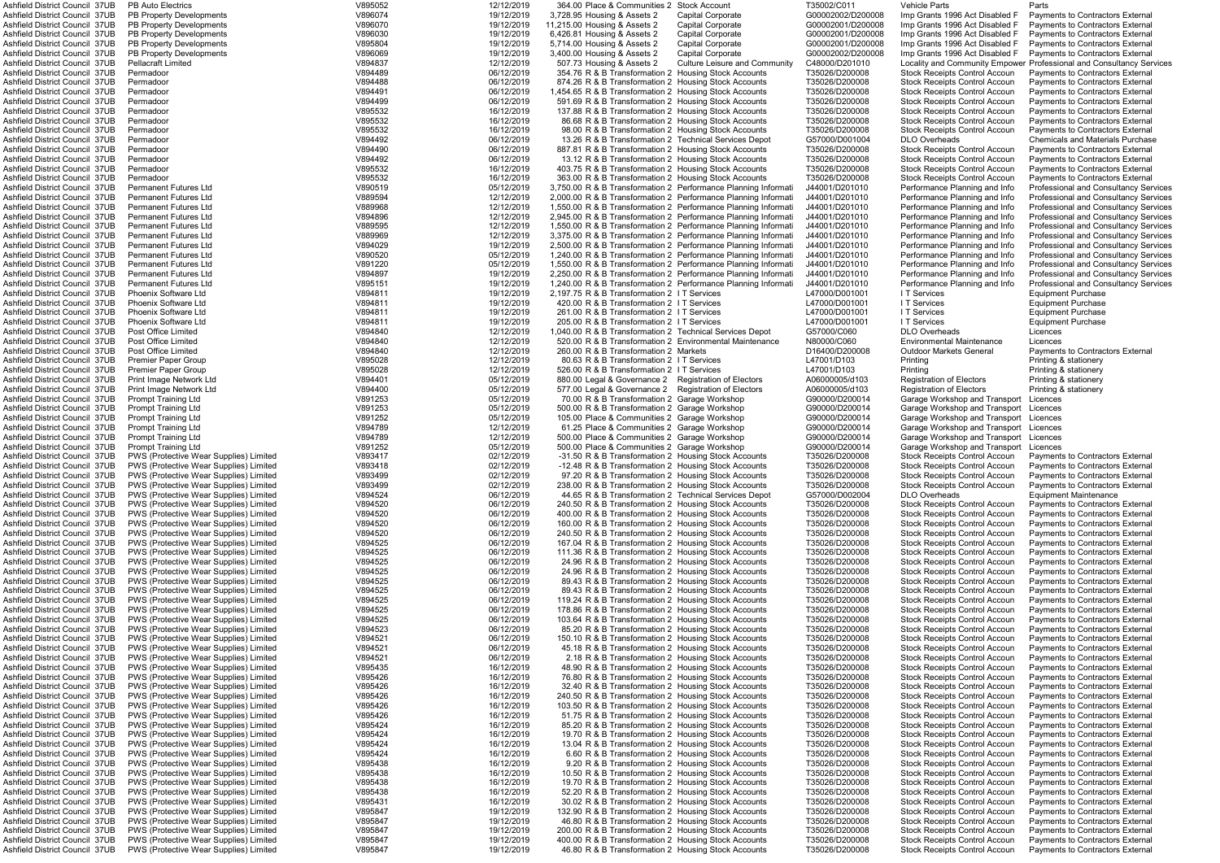| | | | | | | | | | |
|---|---|---|---|---|---|---|---|---|---|
| Ashfield District Council 37UB | PB Auto Electrics | V895052 | 12/12/2019 | 364.00 | Place & Communities 2 | Stock Account | T35002/C011 | Vehicle Parts | Parts |
| Ashfield District Council 37UB | PB Property Developments | V896074 | 19/12/2019 | 3,728.95 | Housing & Assets 2 | Capital Corporate | G00002002/D200008 | Imp Grants 1996 Act Disabled F | Payments to Contractors External |
| Ashfield District Council 37UB | PB Property Developments | V896070 | 19/12/2019 | 11,215.00 | Housing & Assets 2 | Capital Corporate | G00002001/D200008 | Imp Grants 1996 Act Disabled F | Payments to Contractors External |
| Ashfield District Council 37UB | PB Property Developments | V896030 | 19/12/2019 | 6,426.81 | Housing & Assets 2 | Capital Corporate | G00002001/D200008 | Imp Grants 1996 Act Disabled F | Payments to Contractors External |
| Ashfield District Council 37UB | PB Property Developments | V895804 | 19/12/2019 | 5,714.00 | Housing & Assets 2 | Capital Corporate | G00002001/D200008 | Imp Grants 1996 Act Disabled F | Payments to Contractors External |
| Ashfield District Council 37UB | PB Property Developments | V896069 | 19/12/2019 | 3,400.00 | Housing & Assets 2 | Capital Corporate | G00002002/D200008 | Imp Grants 1996 Act Disabled F | Payments to Contractors External |
| Ashfield District Council 37UB | Pellacraft Limited | V894837 | 12/12/2019 | 507.73 | Housing & Assets 2 | Culture Leisure and Community | C48000/D201010 | Locality and Community Empower | Professional and Consultancy Services |
| Ashfield District Council 37UB | Permadoor | V894489 | 06/12/2019 | 354.76 | R & B Transformation 2 | Housing Stock Accounts | T35026/D200008 | Stock Receipts Control Accoun | Payments to Contractors External |
| Ashfield District Council 37UB | Permadoor | V894488 | 06/12/2019 | 874.26 | R & B Transformation 2 | Housing Stock Accounts | T35026/D200008 | Stock Receipts Control Accoun | Payments to Contractors External |
| Ashfield District Council 37UB | Permadoor | V894491 | 06/12/2019 | 1,454.65 | R & B Transformation 2 | Housing Stock Accounts | T35026/D200008 | Stock Receipts Control Accoun | Payments to Contractors External |
| Ashfield District Council 37UB | Permadoor | V894499 | 06/12/2019 | 591.69 | R & B Transformation 2 | Housing Stock Accounts | T35026/D200008 | Stock Receipts Control Accoun | Payments to Contractors External |
| Ashfield District Council 37UB | Permadoor | V895532 | 16/12/2019 | 137.88 | R & B Transformation 2 | Housing Stock Accounts | T35026/D200008 | Stock Receipts Control Accoun | Payments to Contractors External |
| Ashfield District Council 37UB | Permadoor | V895532 | 16/12/2019 | 86.68 | R & B Transformation 2 | Housing Stock Accounts | T35026/D200008 | Stock Receipts Control Accoun | Payments to Contractors External |
| Ashfield District Council 37UB | Permadoor | V895532 | 16/12/2019 | 98.00 | R & B Transformation 2 | Housing Stock Accounts | T35026/D200008 | Stock Receipts Control Accoun | Payments to Contractors External |
| Ashfield District Council 37UB | Permadoor | V894492 | 06/12/2019 | 13.26 | R & B Transformation 2 | Technical Services Depot | G57000/D001004 | DLO Overheads | Chemicals and Materials Purchase |
| Ashfield District Council 37UB | Permadoor | V894490 | 06/12/2019 | 887.81 | R & B Transformation 2 | Housing Stock Accounts | T35026/D200008 | Stock Receipts Control Accoun | Payments to Contractors External |
| Ashfield District Council 37UB | Permadoor | V894492 | 06/12/2019 | 13.12 | R & B Transformation 2 | Housing Stock Accounts | T35026/D200008 | Stock Receipts Control Accoun | Payments to Contractors External |
| Ashfield District Council 37UB | Permadoor | V895532 | 16/12/2019 | 403.75 | R & B Transformation 2 | Housing Stock Accounts | T35026/D200008 | Stock Receipts Control Accoun | Payments to Contractors External |
| Ashfield District Council 37UB | Permadoor | V895532 | 16/12/2019 | 363.00 | R & B Transformation 2 | Housing Stock Accounts | T35026/D200008 | Stock Receipts Control Accoun | Payments to Contractors External |
| Ashfield District Council 37UB | Permanent Futures Ltd | V890519 | 05/12/2019 | 3,750.00 | R & B Transformation 2 | Performance Planning Informati | J44001/D201010 | Performance Planning and Info | Professional and Consultancy Services |
| Ashfield District Council 37UB | Permanent Futures Ltd | V889594 | 12/12/2019 | 2,000.00 | R & B Transformation 2 | Performance Planning Informati | J44001/D201010 | Performance Planning and Info | Professional and Consultancy Services |
| Ashfield District Council 37UB | Permanent Futures Ltd | V889968 | 12/12/2019 | 1,550.00 | R & B Transformation 2 | Performance Planning Informati | J44001/D201010 | Performance Planning and Info | Professional and Consultancy Services |
| Ashfield District Council 37UB | Permanent Futures Ltd | V894896 | 12/12/2019 | 2,945.00 | R & B Transformation 2 | Performance Planning Informati | J44001/D201010 | Performance Planning and Info | Professional and Consultancy Services |
| Ashfield District Council 37UB | Permanent Futures Ltd | V889595 | 12/12/2019 | 1,550.00 | R & B Transformation 2 | Performance Planning Informati | J44001/D201010 | Performance Planning and Info | Professional and Consultancy Services |
| Ashfield District Council 37UB | Permanent Futures Ltd | V889969 | 12/12/2019 | 3,375.00 | R & B Transformation 2 | Performance Planning Informati | J44001/D201010 | Performance Planning and Info | Professional and Consultancy Services |
| Ashfield District Council 37UB | Permanent Futures Ltd | V894029 | 19/12/2019 | 2,500.00 | R & B Transformation 2 | Performance Planning Informati | J44001/D201010 | Performance Planning and Info | Professional and Consultancy Services |
| Ashfield District Council 37UB | Permanent Futures Ltd | V890520 | 05/12/2019 | 1,240.00 | R & B Transformation 2 | Performance Planning Informati | J44001/D201010 | Performance Planning and Info | Professional and Consultancy Services |
| Ashfield District Council 37UB | Permanent Futures Ltd | V891220 | 05/12/2019 | 1,550.00 | R & B Transformation 2 | Performance Planning Informati | J44001/D201010 | Performance Planning and Info | Professional and Consultancy Services |
| Ashfield District Council 37UB | Permanent Futures Ltd | V894897 | 19/12/2019 | 2,250.00 | R & B Transformation 2 | Performance Planning Informati | J44001/D201010 | Performance Planning and Info | Professional and Consultancy Services |
| Ashfield District Council 37UB | Permanent Futures Ltd | V895151 | 19/12/2019 | 1,240.00 | R & B Transformation 2 | Performance Planning Informati | J44001/D201010 | Performance Planning and Info | Professional and Consultancy Services |
| Ashfield District Council 37UB | Phoenix Software Ltd | V894811 | 19/12/2019 | 2,197.75 | R & B Transformation 2 | I T Services | L47000/D001001 | I T Services | Equipment Purchase |
| Ashfield District Council 37UB | Phoenix Software Ltd | V894811 | 19/12/2019 | 420.00 | R & B Transformation 2 | I T Services | L47000/D001001 | I T Services | Equipment Purchase |
| Ashfield District Council 37UB | Phoenix Software Ltd | V894811 | 19/12/2019 | 261.00 | R & B Transformation 2 | I T Services | L47000/D001001 | I T Services | Equipment Purchase |
| Ashfield District Council 37UB | Phoenix Software Ltd | V894811 | 19/12/2019 | 205.00 | R & B Transformation 2 | I T Services | L47000/D001001 | I T Services | Equipment Purchase |
| Ashfield District Council 37UB | Post Office Limited | V894840 | 12/12/2019 | 1,040.00 | R & B Transformation 2 | Technical Services Depot | G57000/C060 | DLO Overheads | Licences |
| Ashfield District Council 37UB | Post Office Limited | V894840 | 12/12/2019 | 520.00 | R & B Transformation 2 | Environmental Maintenance | N80000/C060 | Environmental Maintenance | Licences |
| Ashfield District Council 37UB | Post Office Limited | V894840 | 12/12/2019 | 260.00 | R & B Transformation 2 | Markets | D16400/D200008 | Outdoor Markets General | Payments to Contractors External |
| Ashfield District Council 37UB | Premier Paper Group | V895028 | 12/12/2019 | 80.63 | R & B Transformation 2 | I T Services | L47001/D103 | Printing | Printing & stationery |
| Ashfield District Council 37UB | Premier Paper Group | V895028 | 12/12/2019 | 526.00 | R & B Transformation 2 | I T Services | L47001/D103 | Printing | Printing & stationery |
| Ashfield District Council 37UB | Print Image Network Ltd | V894401 | 05/12/2019 | 880.00 | Legal & Governance 2 | Registration of Electors | A06000005/d103 | Registration of Electors | Printing & stationery |
| Ashfield District Council 37UB | Print Image Network Ltd | V894400 | 05/12/2019 | 577.00 | Legal & Governance 2 | Registration of Electors | A06000005/d103 | Registration of Electors | Printing & stationery |
| Ashfield District Council 37UB | Prompt Training Ltd | V891253 | 05/12/2019 | 70.00 | R & B Transformation 2 | Garage Workshop | G90000/D200014 | Garage Workshop and Transport | Licences |
| Ashfield District Council 37UB | Prompt Training Ltd | V891253 | 05/12/2019 | 500.00 | R & B Transformation 2 | Garage Workshop | G90000/D200014 | Garage Workshop and Transport | Licences |
| Ashfield District Council 37UB | Prompt Training Ltd | V891252 | 05/12/2019 | 105.00 | Place & Communities 2 | Garage Workshop | G90000/D200014 | Garage Workshop and Transport | Licences |
| Ashfield District Council 37UB | Prompt Training Ltd | V894789 | 12/12/2019 | 61.25 | Place & Communities 2 | Garage Workshop | G90000/D200014 | Garage Workshop and Transport | Licences |
| Ashfield District Council 37UB | Prompt Training Ltd | V894789 | 12/12/2019 | 500.00 | Place & Communities 2 | Garage Workshop | G90000/D200014 | Garage Workshop and Transport | Licences |
| Ashfield District Council 37UB | Prompt Training Ltd | V891252 | 05/12/2019 | 500.00 | Place & Communities 2 | Garage Workshop | G90000/D200014 | Garage Workshop and Transport | Licences |
| Ashfield District Council 37UB | PWS (Protective Wear Supplies) Limited | V893417 | 02/12/2019 | -31.50 | R & B Transformation 2 | Housing Stock Accounts | T35026/D200008 | Stock Receipts Control Accoun | Payments to Contractors External |
| Ashfield District Council 37UB | PWS (Protective Wear Supplies) Limited | V893418 | 02/12/2019 | -12.48 | R & B Transformation 2 | Housing Stock Accounts | T35026/D200008 | Stock Receipts Control Accoun | Payments to Contractors External |
| Ashfield District Council 37UB | PWS (Protective Wear Supplies) Limited | V893499 | 02/12/2019 | 97.20 | R & B Transformation 2 | Housing Stock Accounts | T35026/D200008 | Stock Receipts Control Accoun | Payments to Contractors External |
| Ashfield District Council 37UB | PWS (Protective Wear Supplies) Limited | V893499 | 02/12/2019 | 238.00 | R & B Transformation 2 | Housing Stock Accounts | T35026/D200008 | Stock Receipts Control Accoun | Payments to Contractors External |
| Ashfield District Council 37UB | PWS (Protective Wear Supplies) Limited | V894524 | 06/12/2019 | 44.65 | R & B Transformation 2 | Technical Services Depot | G57000/D002004 | DLO Overheads | Equipment Maintenance |
| Ashfield District Council 37UB | PWS (Protective Wear Supplies) Limited | V894520 | 06/12/2019 | 240.50 | R & B Transformation 2 | Housing Stock Accounts | T35026/D200008 | Stock Receipts Control Accoun | Payments to Contractors External |
| Ashfield District Council 37UB | PWS (Protective Wear Supplies) Limited | V894520 | 06/12/2019 | 400.00 | R & B Transformation 2 | Housing Stock Accounts | T35026/D200008 | Stock Receipts Control Accoun | Payments to Contractors External |
| Ashfield District Council 37UB | PWS (Protective Wear Supplies) Limited | V894520 | 06/12/2019 | 160.00 | R & B Transformation 2 | Housing Stock Accounts | T35026/D200008 | Stock Receipts Control Accoun | Payments to Contractors External |
| Ashfield District Council 37UB | PWS (Protective Wear Supplies) Limited | V894520 | 06/12/2019 | 240.50 | R & B Transformation 2 | Housing Stock Accounts | T35026/D200008 | Stock Receipts Control Accoun | Payments to Contractors External |
| Ashfield District Council 37UB | PWS (Protective Wear Supplies) Limited | V894525 | 06/12/2019 | 167.04 | R & B Transformation 2 | Housing Stock Accounts | T35026/D200008 | Stock Receipts Control Accoun | Payments to Contractors External |
| Ashfield District Council 37UB | PWS (Protective Wear Supplies) Limited | V894525 | 06/12/2019 | 111.36 | R & B Transformation 2 | Housing Stock Accounts | T35026/D200008 | Stock Receipts Control Accoun | Payments to Contractors External |
| Ashfield District Council 37UB | PWS (Protective Wear Supplies) Limited | V894525 | 06/12/2019 | 24.96 | R & B Transformation 2 | Housing Stock Accounts | T35026/D200008 | Stock Receipts Control Accoun | Payments to Contractors External |
| Ashfield District Council 37UB | PWS (Protective Wear Supplies) Limited | V894525 | 06/12/2019 | 24.96 | R & B Transformation 2 | Housing Stock Accounts | T35026/D200008 | Stock Receipts Control Accoun | Payments to Contractors External |
| Ashfield District Council 37UB | PWS (Protective Wear Supplies) Limited | V894525 | 06/12/2019 | 89.43 | R & B Transformation 2 | Housing Stock Accounts | T35026/D200008 | Stock Receipts Control Accoun | Payments to Contractors External |
| Ashfield District Council 37UB | PWS (Protective Wear Supplies) Limited | V894525 | 06/12/2019 | 89.43 | R & B Transformation 2 | Housing Stock Accounts | T35026/D200008 | Stock Receipts Control Accoun | Payments to Contractors External |
| Ashfield District Council 37UB | PWS (Protective Wear Supplies) Limited | V894525 | 06/12/2019 | 119.24 | R & B Transformation 2 | Housing Stock Accounts | T35026/D200008 | Stock Receipts Control Accoun | Payments to Contractors External |
| Ashfield District Council 37UB | PWS (Protective Wear Supplies) Limited | V894525 | 06/12/2019 | 178.86 | R & B Transformation 2 | Housing Stock Accounts | T35026/D200008 | Stock Receipts Control Accoun | Payments to Contractors External |
| Ashfield District Council 37UB | PWS (Protective Wear Supplies) Limited | V894525 | 06/12/2019 | 103.64 | R & B Transformation 2 | Housing Stock Accounts | T35026/D200008 | Stock Receipts Control Accoun | Payments to Contractors External |
| Ashfield District Council 37UB | PWS (Protective Wear Supplies) Limited | V894523 | 06/12/2019 | 85.20 | R & B Transformation 2 | Housing Stock Accounts | T35026/D200008 | Stock Receipts Control Accoun | Payments to Contractors External |
| Ashfield District Council 37UB | PWS (Protective Wear Supplies) Limited | V894521 | 06/12/2019 | 150.10 | R & B Transformation 2 | Housing Stock Accounts | T35026/D200008 | Stock Receipts Control Accoun | Payments to Contractors External |
| Ashfield District Council 37UB | PWS (Protective Wear Supplies) Limited | V894521 | 06/12/2019 | 45.18 | R & B Transformation 2 | Housing Stock Accounts | T35026/D200008 | Stock Receipts Control Accoun | Payments to Contractors External |
| Ashfield District Council 37UB | PWS (Protective Wear Supplies) Limited | V894521 | 06/12/2019 | 2.18 | R & B Transformation 2 | Housing Stock Accounts | T35026/D200008 | Stock Receipts Control Accoun | Payments to Contractors External |
| Ashfield District Council 37UB | PWS (Protective Wear Supplies) Limited | V895435 | 16/12/2019 | 48.90 | R & B Transformation 2 | Housing Stock Accounts | T35026/D200008 | Stock Receipts Control Accoun | Payments to Contractors External |
| Ashfield District Council 37UB | PWS (Protective Wear Supplies) Limited | V895426 | 16/12/2019 | 76.80 | R & B Transformation 2 | Housing Stock Accounts | T35026/D200008 | Stock Receipts Control Accoun | Payments to Contractors External |
| Ashfield District Council 37UB | PWS (Protective Wear Supplies) Limited | V895426 | 16/12/2019 | 32.40 | R & B Transformation 2 | Housing Stock Accounts | T35026/D200008 | Stock Receipts Control Accoun | Payments to Contractors External |
| Ashfield District Council 37UB | PWS (Protective Wear Supplies) Limited | V895426 | 16/12/2019 | 240.50 | R & B Transformation 2 | Housing Stock Accounts | T35026/D200008 | Stock Receipts Control Accoun | Payments to Contractors External |
| Ashfield District Council 37UB | PWS (Protective Wear Supplies) Limited | V895426 | 16/12/2019 | 103.50 | R & B Transformation 2 | Housing Stock Accounts | T35026/D200008 | Stock Receipts Control Accoun | Payments to Contractors External |
| Ashfield District Council 37UB | PWS (Protective Wear Supplies) Limited | V895426 | 16/12/2019 | 51.75 | R & B Transformation 2 | Housing Stock Accounts | T35026/D200008 | Stock Receipts Control Accoun | Payments to Contractors External |
| Ashfield District Council 37UB | PWS (Protective Wear Supplies) Limited | V895424 | 16/12/2019 | 85.20 | R & B Transformation 2 | Housing Stock Accounts | T35026/D200008 | Stock Receipts Control Accoun | Payments to Contractors External |
| Ashfield District Council 37UB | PWS (Protective Wear Supplies) Limited | V895424 | 16/12/2019 | 19.70 | R & B Transformation 2 | Housing Stock Accounts | T35026/D200008 | Stock Receipts Control Accoun | Payments to Contractors External |
| Ashfield District Council 37UB | PWS (Protective Wear Supplies) Limited | V895424 | 16/12/2019 | 13.04 | R & B Transformation 2 | Housing Stock Accounts | T35026/D200008 | Stock Receipts Control Accoun | Payments to Contractors External |
| Ashfield District Council 37UB | PWS (Protective Wear Supplies) Limited | V895424 | 16/12/2019 | 6.60 | R & B Transformation 2 | Housing Stock Accounts | T35026/D200008 | Stock Receipts Control Accoun | Payments to Contractors External |
| Ashfield District Council 37UB | PWS (Protective Wear Supplies) Limited | V895438 | 16/12/2019 | 9.20 | R & B Transformation 2 | Housing Stock Accounts | T35026/D200008 | Stock Receipts Control Accoun | Payments to Contractors External |
| Ashfield District Council 37UB | PWS (Protective Wear Supplies) Limited | V895438 | 16/12/2019 | 10.50 | R & B Transformation 2 | Housing Stock Accounts | T35026/D200008 | Stock Receipts Control Accoun | Payments to Contractors External |
| Ashfield District Council 37UB | PWS (Protective Wear Supplies) Limited | V895438 | 16/12/2019 | 19.70 | R & B Transformation 2 | Housing Stock Accounts | T35026/D200008 | Stock Receipts Control Accoun | Payments to Contractors External |
| Ashfield District Council 37UB | PWS (Protective Wear Supplies) Limited | V895438 | 16/12/2019 | 52.20 | R & B Transformation 2 | Housing Stock Accounts | T35026/D200008 | Stock Receipts Control Accoun | Payments to Contractors External |
| Ashfield District Council 37UB | PWS (Protective Wear Supplies) Limited | V895431 | 16/12/2019 | 30.02 | R & B Transformation 2 | Housing Stock Accounts | T35026/D200008 | Stock Receipts Control Accoun | Payments to Contractors External |
| Ashfield District Council 37UB | PWS (Protective Wear Supplies) Limited | V895847 | 19/12/2019 | 132.90 | R & B Transformation 2 | Housing Stock Accounts | T35026/D200008 | Stock Receipts Control Accoun | Payments to Contractors External |
| Ashfield District Council 37UB | PWS (Protective Wear Supplies) Limited | V895847 | 19/12/2019 | 46.80 | R & B Transformation 2 | Housing Stock Accounts | T35026/D200008 | Stock Receipts Control Accoun | Payments to Contractors External |
| Ashfield District Council 37UB | PWS (Protective Wear Supplies) Limited | V895847 | 19/12/2019 | 200.00 | R & B Transformation 2 | Housing Stock Accounts | T35026/D200008 | Stock Receipts Control Accoun | Payments to Contractors External |
| Ashfield District Council 37UB | PWS (Protective Wear Supplies) Limited | V895847 | 19/12/2019 | 400.00 | R & B Transformation 2 | Housing Stock Accounts | T35026/D200008 | Stock Receipts Control Accoun | Payments to Contractors External |
| Ashfield District Council 37UB | PWS (Protective Wear Supplies) Limited | V895847 | 19/12/2019 | 46.80 | R & B Transformation 2 | Housing Stock Accounts | T35026/D200008 | Stock Receipts Control Accoun | Payments to Contractors External |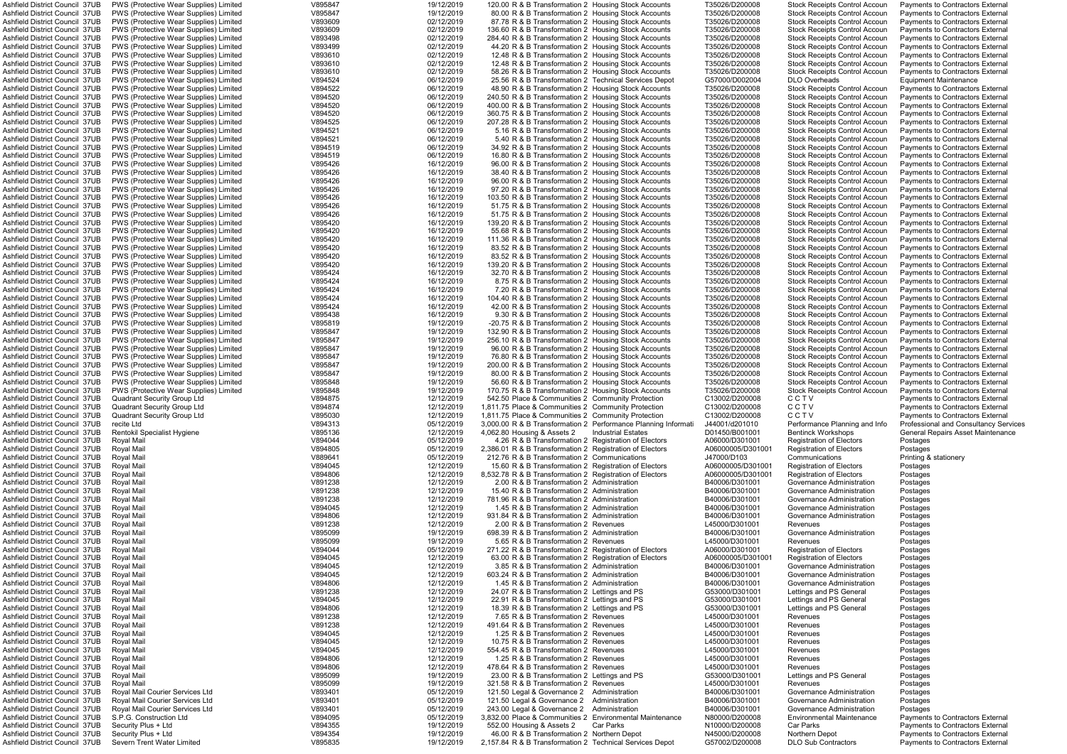| | | | | | | | | | | | |
|---|---|---|---|---|---|---|---|---|---|---|---|
| Ashfield District Council | 37UB | PWS (Protective Wear Supplies) Limited | V895847 | 19/12/2019 | 120.00 | R & B Transformation 2 | Housing Stock Accounts | T35026/D200008 | Stock Receipts Control Accoun | Payments to Contractors External |
| Ashfield District Council | 37UB | PWS (Protective Wear Supplies) Limited | V895847 | 19/12/2019 | 80.00 | R & B Transformation 2 | Housing Stock Accounts | T35026/D200008 | Stock Receipts Control Accoun | Payments to Contractors External |
| Ashfield District Council | 37UB | PWS (Protective Wear Supplies) Limited | V893609 | 02/12/2019 | 87.78 | R & B Transformation 2 | Housing Stock Accounts | T35026/D200008 | Stock Receipts Control Accoun | Payments to Contractors External |
| Ashfield District Council | 37UB | PWS (Protective Wear Supplies) Limited | V893609 | 02/12/2019 | 136.60 | R & B Transformation 2 | Housing Stock Accounts | T35026/D200008 | Stock Receipts Control Accoun | Payments to Contractors External |
| Ashfield District Council | 37UB | PWS (Protective Wear Supplies) Limited | V893498 | 02/12/2019 | 284.40 | R & B Transformation 2 | Housing Stock Accounts | T35026/D200008 | Stock Receipts Control Accoun | Payments to Contractors External |
| Ashfield District Council | 37UB | PWS (Protective Wear Supplies) Limited | V893499 | 02/12/2019 | 44.20 | R & B Transformation 2 | Housing Stock Accounts | T35026/D200008 | Stock Receipts Control Accoun | Payments to Contractors External |
| Ashfield District Council | 37UB | PWS (Protective Wear Supplies) Limited | V893610 | 02/12/2019 | 12.48 | R & B Transformation 2 | Housing Stock Accounts | T35026/D200008 | Stock Receipts Control Accoun | Payments to Contractors External |
| Ashfield District Council | 37UB | PWS (Protective Wear Supplies) Limited | V893610 | 02/12/2019 | 12.48 | R & B Transformation 2 | Housing Stock Accounts | T35026/D200008 | Stock Receipts Control Accoun | Payments to Contractors External |
| Ashfield District Council | 37UB | PWS (Protective Wear Supplies) Limited | V893610 | 02/12/2019 | 58.26 | R & B Transformation 2 | Housing Stock Accounts | T35026/D200008 | Stock Receipts Control Accoun | Payments to Contractors External |
| Ashfield District Council | 37UB | PWS (Protective Wear Supplies) Limited | V894524 | 06/12/2019 | 25.56 | R & B Transformation 2 | Technical Services Depot | G57000/D002004 | DLO Overheads | Equipment Maintenance |
| Ashfield District Council | 37UB | PWS (Protective Wear Supplies) Limited | V894522 | 06/12/2019 | 48.90 | R & B Transformation 2 | Housing Stock Accounts | T35026/D200008 | Stock Receipts Control Accoun | Payments to Contractors External |
| Ashfield District Council | 37UB | PWS (Protective Wear Supplies) Limited | V894520 | 06/12/2019 | 240.50 | R & B Transformation 2 | Housing Stock Accounts | T35026/D200008 | Stock Receipts Control Accoun | Payments to Contractors External |
| Ashfield District Council | 37UB | PWS (Protective Wear Supplies) Limited | V894520 | 06/12/2019 | 400.00 | R & B Transformation 2 | Housing Stock Accounts | T35026/D200008 | Stock Receipts Control Accoun | Payments to Contractors External |
| Ashfield District Council | 37UB | PWS (Protective Wear Supplies) Limited | V894520 | 06/12/2019 | 360.75 | R & B Transformation 2 | Housing Stock Accounts | T35026/D200008 | Stock Receipts Control Accoun | Payments to Contractors External |
| Ashfield District Council | 37UB | PWS (Protective Wear Supplies) Limited | V894525 | 06/12/2019 | 207.28 | R & B Transformation 2 | Housing Stock Accounts | T35026/D200008 | Stock Receipts Control Accoun | Payments to Contractors External |
| Ashfield District Council | 37UB | PWS (Protective Wear Supplies) Limited | V894521 | 06/12/2019 | 5.16 | R & B Transformation 2 | Housing Stock Accounts | T35026/D200008 | Stock Receipts Control Accoun | Payments to Contractors External |
| Ashfield District Council | 37UB | PWS (Protective Wear Supplies) Limited | V894521 | 06/12/2019 | 5.40 | R & B Transformation 2 | Housing Stock Accounts | T35026/D200008 | Stock Receipts Control Accoun | Payments to Contractors External |
| Ashfield District Council | 37UB | PWS (Protective Wear Supplies) Limited | V894519 | 06/12/2019 | 34.92 | R & B Transformation 2 | Housing Stock Accounts | T35026/D200008 | Stock Receipts Control Accoun | Payments to Contractors External |
| Ashfield District Council | 37UB | PWS (Protective Wear Supplies) Limited | V894519 | 06/12/2019 | 16.80 | R & B Transformation 2 | Housing Stock Accounts | T35026/D200008 | Stock Receipts Control Accoun | Payments to Contractors External |
| Ashfield District Council | 37UB | PWS (Protective Wear Supplies) Limited | V895426 | 16/12/2019 | 96.00 | R & B Transformation 2 | Housing Stock Accounts | T35026/D200008 | Stock Receipts Control Accoun | Payments to Contractors External |
| Ashfield District Council | 37UB | PWS (Protective Wear Supplies) Limited | V895426 | 16/12/2019 | 38.40 | R & B Transformation 2 | Housing Stock Accounts | T35026/D200008 | Stock Receipts Control Accoun | Payments to Contractors External |
| Ashfield District Council | 37UB | PWS (Protective Wear Supplies) Limited | V895426 | 16/12/2019 | 96.00 | R & B Transformation 2 | Housing Stock Accounts | T35026/D200008 | Stock Receipts Control Accoun | Payments to Contractors External |
| Ashfield District Council | 37UB | PWS (Protective Wear Supplies) Limited | V895426 | 16/12/2019 | 97.20 | R & B Transformation 2 | Housing Stock Accounts | T35026/D200008 | Stock Receipts Control Accoun | Payments to Contractors External |
| Ashfield District Council | 37UB | PWS (Protective Wear Supplies) Limited | V895426 | 16/12/2019 | 103.50 | R & B Transformation 2 | Housing Stock Accounts | T35026/D200008 | Stock Receipts Control Accoun | Payments to Contractors External |
| Ashfield District Council | 37UB | PWS (Protective Wear Supplies) Limited | V895426 | 16/12/2019 | 51.75 | R & B Transformation 2 | Housing Stock Accounts | T35026/D200008 | Stock Receipts Control Accoun | Payments to Contractors External |
| Ashfield District Council | 37UB | PWS (Protective Wear Supplies) Limited | V895426 | 16/12/2019 | 51.75 | R & B Transformation 2 | Housing Stock Accounts | T35026/D200008 | Stock Receipts Control Accoun | Payments to Contractors External |
| Ashfield District Council | 37UB | PWS (Protective Wear Supplies) Limited | V895420 | 16/12/2019 | 139.20 | R & B Transformation 2 | Housing Stock Accounts | T35026/D200008 | Stock Receipts Control Accoun | Payments to Contractors External |
| Ashfield District Council | 37UB | PWS (Protective Wear Supplies) Limited | V895420 | 16/12/2019 | 55.68 | R & B Transformation 2 | Housing Stock Accounts | T35026/D200008 | Stock Receipts Control Accoun | Payments to Contractors External |
| Ashfield District Council | 37UB | PWS (Protective Wear Supplies) Limited | V895420 | 16/12/2019 | 111.36 | R & B Transformation 2 | Housing Stock Accounts | T35026/D200008 | Stock Receipts Control Accoun | Payments to Contractors External |
| Ashfield District Council | 37UB | PWS (Protective Wear Supplies) Limited | V895420 | 16/12/2019 | 83.52 | R & B Transformation 2 | Housing Stock Accounts | T35026/D200008 | Stock Receipts Control Accoun | Payments to Contractors External |
| Ashfield District Council | 37UB | PWS (Protective Wear Supplies) Limited | V895420 | 16/12/2019 | 83.52 | R & B Transformation 2 | Housing Stock Accounts | T35026/D200008 | Stock Receipts Control Accoun | Payments to Contractors External |
| Ashfield District Council | 37UB | PWS (Protective Wear Supplies) Limited | V895420 | 16/12/2019 | 139.20 | R & B Transformation 2 | Housing Stock Accounts | T35026/D200008 | Stock Receipts Control Accoun | Payments to Contractors External |
| Ashfield District Council | 37UB | PWS (Protective Wear Supplies) Limited | V895424 | 16/12/2019 | 32.70 | R & B Transformation 2 | Housing Stock Accounts | T35026/D200008 | Stock Receipts Control Accoun | Payments to Contractors External |
| Ashfield District Council | 37UB | PWS (Protective Wear Supplies) Limited | V895424 | 16/12/2019 | 8.75 | R & B Transformation 2 | Housing Stock Accounts | T35026/D200008 | Stock Receipts Control Accoun | Payments to Contractors External |
| Ashfield District Council | 37UB | PWS (Protective Wear Supplies) Limited | V895424 | 16/12/2019 | 7.20 | R & B Transformation 2 | Housing Stock Accounts | T35026/D200008 | Stock Receipts Control Accoun | Payments to Contractors External |
| Ashfield District Council | 37UB | PWS (Protective Wear Supplies) Limited | V895424 | 16/12/2019 | 104.40 | R & B Transformation 2 | Housing Stock Accounts | T35026/D200008 | Stock Receipts Control Accoun | Payments to Contractors External |
| Ashfield District Council | 37UB | PWS (Protective Wear Supplies) Limited | V895424 | 16/12/2019 | 42.00 | R & B Transformation 2 | Housing Stock Accounts | T35026/D200008 | Stock Receipts Control Accoun | Payments to Contractors External |
| Ashfield District Council | 37UB | PWS (Protective Wear Supplies) Limited | V895438 | 16/12/2019 | 9.30 | R & B Transformation 2 | Housing Stock Accounts | T35026/D200008 | Stock Receipts Control Accoun | Payments to Contractors External |
| Ashfield District Council | 37UB | PWS (Protective Wear Supplies) Limited | V895819 | 19/12/2019 | -20.75 | R & B Transformation 2 | Housing Stock Accounts | T35026/D200008 | Stock Receipts Control Accoun | Payments to Contractors External |
| Ashfield District Council | 37UB | PWS (Protective Wear Supplies) Limited | V895847 | 19/12/2019 | 132.90 | R & B Transformation 2 | Housing Stock Accounts | T35026/D200008 | Stock Receipts Control Accoun | Payments to Contractors External |
| Ashfield District Council | 37UB | PWS (Protective Wear Supplies) Limited | V895847 | 19/12/2019 | 256.10 | R & B Transformation 2 | Housing Stock Accounts | T35026/D200008 | Stock Receipts Control Accoun | Payments to Contractors External |
| Ashfield District Council | 37UB | PWS (Protective Wear Supplies) Limited | V895847 | 19/12/2019 | 96.00 | R & B Transformation 2 | Housing Stock Accounts | T35026/D200008 | Stock Receipts Control Accoun | Payments to Contractors External |
| Ashfield District Council | 37UB | PWS (Protective Wear Supplies) Limited | V895847 | 19/12/2019 | 76.80 | R & B Transformation 2 | Housing Stock Accounts | T35026/D200008 | Stock Receipts Control Accoun | Payments to Contractors External |
| Ashfield District Council | 37UB | PWS (Protective Wear Supplies) Limited | V895847 | 19/12/2019 | 200.00 | R & B Transformation 2 | Housing Stock Accounts | T35026/D200008 | Stock Receipts Control Accoun | Payments to Contractors External |
| Ashfield District Council | 37UB | PWS (Protective Wear Supplies) Limited | V895847 | 19/12/2019 | 80.00 | R & B Transformation 2 | Housing Stock Accounts | T35026/D200008 | Stock Receipts Control Accoun | Payments to Contractors External |
| Ashfield District Council | 37UB | PWS (Protective Wear Supplies) Limited | V895848 | 19/12/2019 | 56.60 | R & B Transformation 2 | Housing Stock Accounts | T35026/D200008 | Stock Receipts Control Accoun | Payments to Contractors External |
| Ashfield District Council | 37UB | PWS (Protective Wear Supplies) Limited | V895848 | 19/12/2019 | 170.75 | R & B Transformation 2 | Housing Stock Accounts | T35026/D200008 | Stock Receipts Control Accoun | Payments to Contractors External |
| Ashfield District Council | 37UB | Quadrant Security Group Ltd | V894875 | 12/12/2019 | 542.50 | Place & Communities 2 | Community Protection | C13002/D200008 | C C T V | Payments to Contractors External |
| Ashfield District Council | 37UB | Quadrant Security Group Ltd | V894874 | 12/12/2019 | 1,811.75 | Place & Communities 2 | Community Protection | C13002/D200008 | C C T V | Payments to Contractors External |
| Ashfield District Council | 37UB | Quadrant Security Group Ltd | V895030 | 12/12/2019 | 1,811.75 | Place & Communities 2 | Community Protection | C13002/D200008 | C C T V | Payments to Contractors External |
| Ashfield District Council | 37UB | recite Ltd | V894313 | 05/12/2019 | 3,000.00 | R & B Transformation 2 | Performance Planning Informati | J44001/d201010 | Performance Planning and Info | Professional and Consultancy Services |
| Ashfield District Council | 37UB | Rentokil Specialist Hygiene | V895136 | 12/12/2019 | 4,062.80 | Housing & Assets 2 | Industrial Estates | D01450/B001001 | Bentinck Workshops | General Repairs Asset Maintenance |
| Ashfield District Council | 37UB | Royal Mail | V894044 | 05/12/2019 | 4.26 | R & B Transformation 2 | Registration of Electors | A06000/D301001 | Registration of Electors | Postages |
| Ashfield District Council | 37UB | Royal Mail | V894805 | 05/12/2019 | 2,386.01 | R & B Transformation 2 | Registration of Electors | A06000005/D301001 | Registration of Electors | Postages |
| Ashfield District Council | 37UB | Royal Mail | V889641 | 05/12/2019 | 212.76 | R & B Transformation 2 | Communications | J47000/D103 | Communications | Printing & stationery |
| Ashfield District Council | 37UB | Royal Mail | V894045 | 12/12/2019 | 15.60 | R & B Transformation 2 | Registration of Electors | A06000005/D301001 | Registration of Electors | Postages |
| Ashfield District Council | 37UB | Royal Mail | V894806 | 12/12/2019 | 8,532.78 | R & B Transformation 2 | Registration of Electors | A06000005/D301001 | Registration of Electors | Postages |
| Ashfield District Council | 37UB | Royal Mail | V891238 | 12/12/2019 | 2.00 | R & B Transformation 2 | Administration | B40006/D301001 | Governance Administration | Postages |
| Ashfield District Council | 37UB | Royal Mail | V891238 | 12/12/2019 | 15.40 | R & B Transformation 2 | Administration | B40006/D301001 | Governance Administration | Postages |
| Ashfield District Council | 37UB | Royal Mail | V891238 | 12/12/2019 | 781.96 | R & B Transformation 2 | Administration | B40006/D301001 | Governance Administration | Postages |
| Ashfield District Council | 37UB | Royal Mail | V894045 | 12/12/2019 | 1.45 | R & B Transformation 2 | Administration | B40006/D301001 | Governance Administration | Postages |
| Ashfield District Council | 37UB | Royal Mail | V894806 | 12/12/2019 | 931.84 | R & B Transformation 2 | Administration | B40006/D301001 | Governance Administration | Postages |
| Ashfield District Council | 37UB | Royal Mail | V891238 | 12/12/2019 | 2.00 | R & B Transformation 2 | Revenues | L45000/D301001 | Revenues | Postages |
| Ashfield District Council | 37UB | Royal Mail | V895099 | 19/12/2019 | 698.39 | R & B Transformation 2 | Administration | B40006/D301001 | Governance Administration | Postages |
| Ashfield District Council | 37UB | Royal Mail | V895099 | 19/12/2019 | 5.65 | R & B Transformation 2 | Revenues | L45000/D301001 | Revenues | Postages |
| Ashfield District Council | 37UB | Royal Mail | V894044 | 05/12/2019 | 271.22 | R & B Transformation 2 | Registration of Electors | A06000/D301001 | Registration of Electors | Postages |
| Ashfield District Council | 37UB | Royal Mail | V894045 | 12/12/2019 | 63.00 | R & B Transformation 2 | Registration of Electors | A06000005/D301001 | Registration of Electors | Postages |
| Ashfield District Council | 37UB | Royal Mail | V894045 | 12/12/2019 | 3.85 | R & B Transformation 2 | Administration | B40006/D301001 | Governance Administration | Postages |
| Ashfield District Council | 37UB | Royal Mail | V894045 | 12/12/2019 | 603.24 | R & B Transformation 2 | Administration | B40006/D301001 | Governance Administration | Postages |
| Ashfield District Council | 37UB | Royal Mail | V894806 | 12/12/2019 | 1.45 | R & B Transformation 2 | Administration | B40006/D301001 | Governance Administration | Postages |
| Ashfield District Council | 37UB | Royal Mail | V891238 | 12/12/2019 | 24.07 | R & B Transformation 2 | Lettings and PS | G53000/D301001 | Lettings and PS General | Postages |
| Ashfield District Council | 37UB | Royal Mail | V894045 | 12/12/2019 | 22.91 | R & B Transformation 2 | Lettings and PS | G53000/D301001 | Lettings and PS General | Postages |
| Ashfield District Council | 37UB | Royal Mail | V894806 | 12/12/2019 | 18.39 | R & B Transformation 2 | Lettings and PS | G53000/D301001 | Lettings and PS General | Postages |
| Ashfield District Council | 37UB | Royal Mail | V891238 | 12/12/2019 | 7.65 | R & B Transformation 2 | Revenues | L45000/D301001 | Revenues | Postages |
| Ashfield District Council | 37UB | Royal Mail | V891238 | 12/12/2019 | 491.64 | R & B Transformation 2 | Revenues | L45000/D301001 | Revenues | Postages |
| Ashfield District Council | 37UB | Royal Mail | V894045 | 12/12/2019 | 1.25 | R & B Transformation 2 | Revenues | L45000/D301001 | Revenues | Postages |
| Ashfield District Council | 37UB | Royal Mail | V894045 | 12/12/2019 | 10.75 | R & B Transformation 2 | Revenues | L45000/D301001 | Revenues | Postages |
| Ashfield District Council | 37UB | Royal Mail | V894045 | 12/12/2019 | 554.45 | R & B Transformation 2 | Revenues | L45000/D301001 | Revenues | Postages |
| Ashfield District Council | 37UB | Royal Mail | V894806 | 12/12/2019 | 1.25 | R & B Transformation 2 | Revenues | L45000/D301001 | Revenues | Postages |
| Ashfield District Council | 37UB | Royal Mail | V894806 | 12/12/2019 | 478.64 | R & B Transformation 2 | Revenues | L45000/D301001 | Revenues | Postages |
| Ashfield District Council | 37UB | Royal Mail | V895099 | 19/12/2019 | 23.00 | R & B Transformation 2 | Lettings and PS | G53000/D301001 | Lettings and PS General | Postages |
| Ashfield District Council | 37UB | Royal Mail | V895099 | 19/12/2019 | 321.58 | R & B Transformation 2 | Revenues | L45000/D301001 | Revenues | Postages |
| Ashfield District Council | 37UB | Royal Mail Courier Services Ltd | V893401 | 05/12/2019 | 121.50 | Legal & Governance 2 | Administration | B40006/D301001 | Governance Administration | Postages |
| Ashfield District Council | 37UB | Royal Mail Courier Services Ltd | V893401 | 05/12/2019 | 121.50 | Legal & Governance 2 | Administration | B40006/D301001 | Governance Administration | Postages |
| Ashfield District Council | 37UB | Royal Mail Courier Services Ltd | V893401 | 05/12/2019 | 243.00 | Legal & Governance 2 | Administration | B40006/D301001 | Governance Administration | Postages |
| Ashfield District Council | 37UB | S.P.G. Construction Ltd | V894095 | 05/12/2019 | 3,832.00 | Place & Communities 2 | Environmental Maintenance | N80000/D200008 | Environmental Maintenance | Payments to Contractors External |
| Ashfield District Council | 37UB | Security Plus + Ltd | V894355 | 19/12/2019 | 552.00 | Housing & Assets 2 | Car Parks | N10000/D200008 | Car Parks | Payments to Contractors External |
| Ashfield District Council | 37UB | Security Plus + Ltd | V894354 | 19/12/2019 | 46.00 | R & B Transformation 2 | Northern Depot | N45000/D200008 | Northern Depot | Payments to Contractors External |
| Ashfield District Council | 37UB | Severn Trent Water Limited | V895835 | 19/12/2019 | 2,157.84 | R & B Transformation 2 | Technical Services Depot | G57002/D200008 | DLO Sub Contractors | Payments to Contractors External |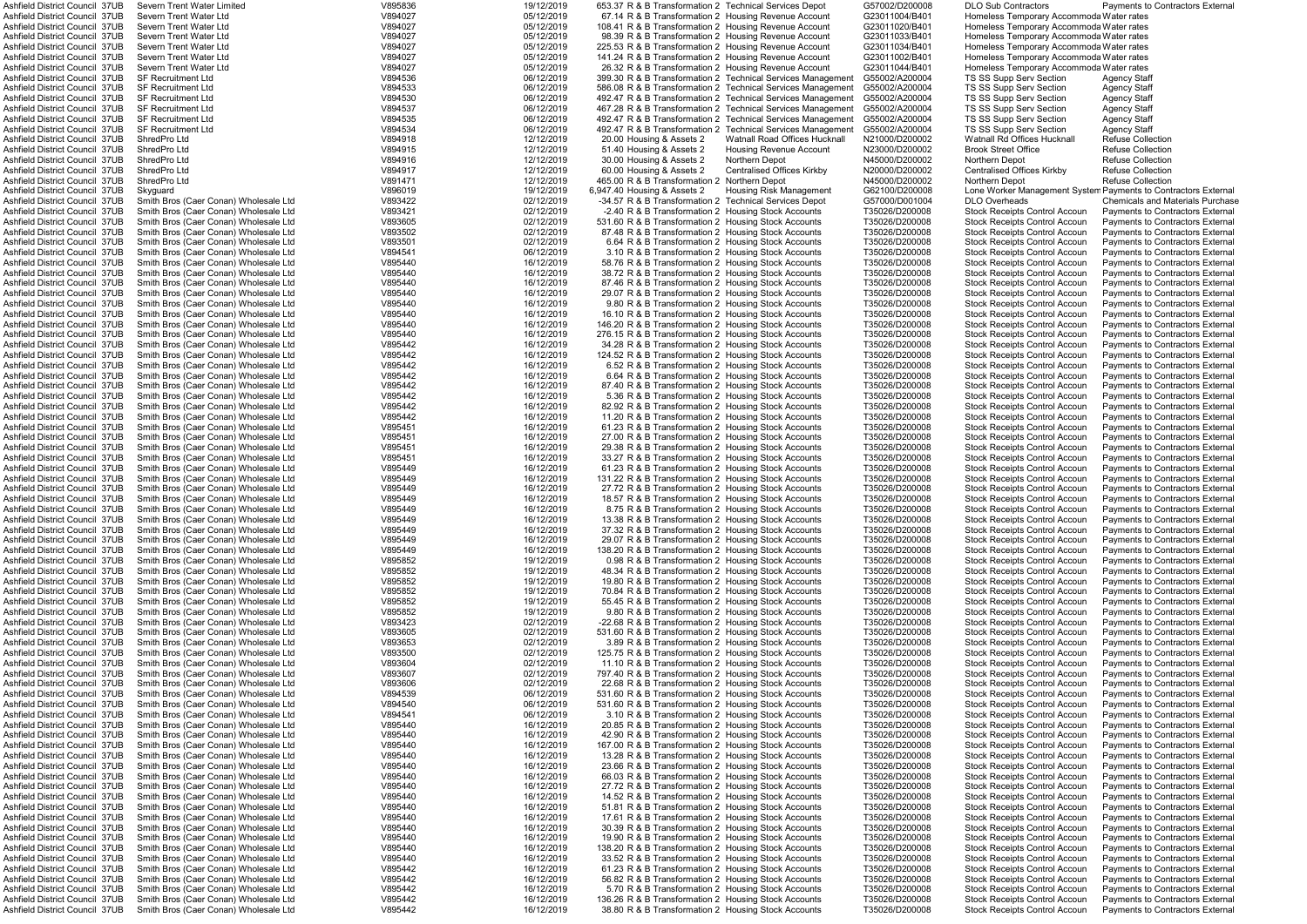| | | | | | | | | | | | |
|---|---|---|---|---|---|---|---|---|---|---|---|
| Ashfield District Council | 37UB | Severn Trent Water Limited | V895836 | 19/12/2019 | 653.37 | R & B Transformation 2 | Technical Services Depot | G57002/D200008 | DLO Sub Contractors | Payments to Contractors External |
| Ashfield District Council | 37UB | Severn Trent Water Ltd | V894027 | 05/12/2019 | 67.14 | R & B Transformation 2 | Housing Revenue Account | G23011004/B401 | Homeless Temporary Accommoda | Water rates |
| Ashfield District Council | 37UB | Severn Trent Water Ltd | V894027 | 05/12/2019 | 108.41 | R & B Transformation 2 | Housing Revenue Account | G23011020/B401 | Homeless Temporary Accommoda | Water rates |
| Ashfield District Council | 37UB | Severn Trent Water Ltd | V894027 | 05/12/2019 | 98.39 | R & B Transformation 2 | Housing Revenue Account | G23011033/B401 | Homeless Temporary Accommoda | Water rates |
| Ashfield District Council | 37UB | Severn Trent Water Ltd | V894027 | 05/12/2019 | 225.53 | R & B Transformation 2 | Housing Revenue Account | G23011034/B401 | Homeless Temporary Accommoda | Water rates |
| Ashfield District Council | 37UB | Severn Trent Water Ltd | V894027 | 05/12/2019 | 141.24 | R & B Transformation 2 | Housing Revenue Account | G23011002/B401 | Homeless Temporary Accommoda | Water rates |
| Ashfield District Council | 37UB | Severn Trent Water Ltd | V894027 | 05/12/2019 | 26.32 | R & B Transformation 2 | Housing Revenue Account | G23011044/B401 | Homeless Temporary Accommoda | Water rates |
| Ashfield District Council | 37UB | SF Recruitment Ltd | V894536 | 06/12/2019 | 399.30 | R & B Transformation 2 | Technical Services Management | G55002/A200004 | TS SS Supp Serv Section | Agency Staff |
| Ashfield District Council | 37UB | SF Recruitment Ltd | V894533 | 06/12/2019 | 586.08 | R & B Transformation 2 | Technical Services Management | G55002/A200004 | TS SS Supp Serv Section | Agency Staff |
| Ashfield District Council | 37UB | SF Recruitment Ltd | V894530 | 06/12/2019 | 492.47 | R & B Transformation 2 | Technical Services Management | G55002/A200004 | TS SS Supp Serv Section | Agency Staff |
| Ashfield District Council | 37UB | SF Recruitment Ltd | V894537 | 06/12/2019 | 467.28 | R & B Transformation 2 | Technical Services Management | G55002/A200004 | TS SS Supp Serv Section | Agency Staff |
| Ashfield District Council | 37UB | SF Recruitment Ltd | V894535 | 06/12/2019 | 492.47 | R & B Transformation 2 | Technical Services Management | G55002/A200004 | TS SS Supp Serv Section | Agency Staff |
| Ashfield District Council | 37UB | SF Recruitment Ltd | V894534 | 06/12/2019 | 492.47 | R & B Transformation 2 | Technical Services Management | G55002/A200004 | TS SS Supp Serv Section | Agency Staff |
| Ashfield District Council | 37UB | ShredPro Ltd | V894918 | 12/12/2019 | 20.00 | Housing & Assets 2 | Watnall Road Offices Hucknall | N21000/D200002 | Watnall Rd Offices Hucknall | Refuse Collection |
| Ashfield District Council | 37UB | ShredPro Ltd | V894915 | 12/12/2019 | 51.40 | Housing & Assets 2 | Housing Revenue Account | N23000/D200002 | Brook Street Office | Refuse Collection |
| Ashfield District Council | 37UB | ShredPro Ltd | V894916 | 12/12/2019 | 30.00 | Housing & Assets 2 | Northern Depot | N45000/D200002 | Northern Depot | Refuse Collection |
| Ashfield District Council | 37UB | ShredPro Ltd | V894917 | 12/12/2019 | 60.00 | Housing & Assets 2 | Centralised Offices Kirkby | N20000/D200002 | Centralised Offices Kirkby | Refuse Collection |
| Ashfield District Council | 37UB | ShredPro Ltd | V891471 | 12/12/2019 | 465.00 | R & B Transformation 2 | Northern Depot | N45000/D200002 | Northern Depot | Refuse Collection |
| Ashfield District Council | 37UB | Skyguard | V896019 | 19/12/2019 | 6,947.40 | Housing & Assets 2 | Housing Risk Management | G62100/D200008 | Lone Worker Management System | Payments to Contractors External |
| Ashfield District Council | 37UB | Smith Bros (Caer Conan) Wholesale Ltd | V893422 | 02/12/2019 | -34.57 | R & B Transformation 2 | Technical Services Depot | G57000/D001004 | DLO Overheads | Chemicals and Materials Purchase |
| Ashfield District Council | 37UB | Smith Bros (Caer Conan) Wholesale Ltd | V893421 | 02/12/2019 | -2.40 | R & B Transformation 2 | Housing Stock Accounts | T35026/D200008 | Stock Receipts Control Accoun | Payments to Contractors External |
| Ashfield District Council | 37UB | Smith Bros (Caer Conan) Wholesale Ltd | V893605 | 02/12/2019 | 531.60 | R & B Transformation 2 | Housing Stock Accounts | T35026/D200008 | Stock Receipts Control Accoun | Payments to Contractors External |
| Ashfield District Council | 37UB | Smith Bros (Caer Conan) Wholesale Ltd | V893502 | 02/12/2019 | 87.48 | R & B Transformation 2 | Housing Stock Accounts | T35026/D200008 | Stock Receipts Control Accoun | Payments to Contractors External |
| Ashfield District Council | 37UB | Smith Bros (Caer Conan) Wholesale Ltd | V893501 | 02/12/2019 | 6.64 | R & B Transformation 2 | Housing Stock Accounts | T35026/D200008 | Stock Receipts Control Accoun | Payments to Contractors External |
| Ashfield District Council | 37UB | Smith Bros (Caer Conan) Wholesale Ltd | V894541 | 06/12/2019 | 3.10 | R & B Transformation 2 | Housing Stock Accounts | T35026/D200008 | Stock Receipts Control Accoun | Payments to Contractors External |
| Ashfield District Council | 37UB | Smith Bros (Caer Conan) Wholesale Ltd | V895440 | 16/12/2019 | 58.76 | R & B Transformation 2 | Housing Stock Accounts | T35026/D200008 | Stock Receipts Control Accoun | Payments to Contractors External |
| Ashfield District Council | 37UB | Smith Bros (Caer Conan) Wholesale Ltd | V895440 | 16/12/2019 | 38.72 | R & B Transformation 2 | Housing Stock Accounts | T35026/D200008 | Stock Receipts Control Accoun | Payments to Contractors External |
| Ashfield District Council | 37UB | Smith Bros (Caer Conan) Wholesale Ltd | V895440 | 16/12/2019 | 87.46 | R & B Transformation 2 | Housing Stock Accounts | T35026/D200008 | Stock Receipts Control Accoun | Payments to Contractors External |
| Ashfield District Council | 37UB | Smith Bros (Caer Conan) Wholesale Ltd | V895440 | 16/12/2019 | 29.07 | R & B Transformation 2 | Housing Stock Accounts | T35026/D200008 | Stock Receipts Control Accoun | Payments to Contractors External |
| Ashfield District Council | 37UB | Smith Bros (Caer Conan) Wholesale Ltd | V895440 | 16/12/2019 | 9.80 | R & B Transformation 2 | Housing Stock Accounts | T35026/D200008 | Stock Receipts Control Accoun | Payments to Contractors External |
| Ashfield District Council | 37UB | Smith Bros (Caer Conan) Wholesale Ltd | V895440 | 16/12/2019 | 16.10 | R & B Transformation 2 | Housing Stock Accounts | T35026/D200008 | Stock Receipts Control Accoun | Payments to Contractors External |
| Ashfield District Council | 37UB | Smith Bros (Caer Conan) Wholesale Ltd | V895440 | 16/12/2019 | 146.20 | R & B Transformation 2 | Housing Stock Accounts | T35026/D200008 | Stock Receipts Control Accoun | Payments to Contractors External |
| Ashfield District Council | 37UB | Smith Bros (Caer Conan) Wholesale Ltd | V895440 | 16/12/2019 | 276.15 | R & B Transformation 2 | Housing Stock Accounts | T35026/D200008 | Stock Receipts Control Accoun | Payments to Contractors External |
| Ashfield District Council | 37UB | Smith Bros (Caer Conan) Wholesale Ltd | V895442 | 16/12/2019 | 34.28 | R & B Transformation 2 | Housing Stock Accounts | T35026/D200008 | Stock Receipts Control Accoun | Payments to Contractors External |
| Ashfield District Council | 37UB | Smith Bros (Caer Conan) Wholesale Ltd | V895442 | 16/12/2019 | 124.52 | R & B Transformation 2 | Housing Stock Accounts | T35026/D200008 | Stock Receipts Control Accoun | Payments to Contractors External |
| Ashfield District Council | 37UB | Smith Bros (Caer Conan) Wholesale Ltd | V895442 | 16/12/2019 | 6.52 | R & B Transformation 2 | Housing Stock Accounts | T35026/D200008 | Stock Receipts Control Accoun | Payments to Contractors External |
| Ashfield District Council | 37UB | Smith Bros (Caer Conan) Wholesale Ltd | V895442 | 16/12/2019 | 6.64 | R & B Transformation 2 | Housing Stock Accounts | T35026/D200008 | Stock Receipts Control Accoun | Payments to Contractors External |
| Ashfield District Council | 37UB | Smith Bros (Caer Conan) Wholesale Ltd | V895442 | 16/12/2019 | 87.40 | R & B Transformation 2 | Housing Stock Accounts | T35026/D200008 | Stock Receipts Control Accoun | Payments to Contractors External |
| Ashfield District Council | 37UB | Smith Bros (Caer Conan) Wholesale Ltd | V895442 | 16/12/2019 | 5.36 | R & B Transformation 2 | Housing Stock Accounts | T35026/D200008 | Stock Receipts Control Accoun | Payments to Contractors External |
| Ashfield District Council | 37UB | Smith Bros (Caer Conan) Wholesale Ltd | V895442 | 16/12/2019 | 82.92 | R & B Transformation 2 | Housing Stock Accounts | T35026/D200008 | Stock Receipts Control Accoun | Payments to Contractors External |
| Ashfield District Council | 37UB | Smith Bros (Caer Conan) Wholesale Ltd | V895442 | 16/12/2019 | 11.20 | R & B Transformation 2 | Housing Stock Accounts | T35026/D200008 | Stock Receipts Control Accoun | Payments to Contractors External |
| Ashfield District Council | 37UB | Smith Bros (Caer Conan) Wholesale Ltd | V895451 | 16/12/2019 | 61.23 | R & B Transformation 2 | Housing Stock Accounts | T35026/D200008 | Stock Receipts Control Accoun | Payments to Contractors External |
| Ashfield District Council | 37UB | Smith Bros (Caer Conan) Wholesale Ltd | V895451 | 16/12/2019 | 27.00 | R & B Transformation 2 | Housing Stock Accounts | T35026/D200008 | Stock Receipts Control Accoun | Payments to Contractors External |
| Ashfield District Council | 37UB | Smith Bros (Caer Conan) Wholesale Ltd | V895451 | 16/12/2019 | 29.38 | R & B Transformation 2 | Housing Stock Accounts | T35026/D200008 | Stock Receipts Control Accoun | Payments to Contractors External |
| Ashfield District Council | 37UB | Smith Bros (Caer Conan) Wholesale Ltd | V895451 | 16/12/2019 | 33.27 | R & B Transformation 2 | Housing Stock Accounts | T35026/D200008 | Stock Receipts Control Accoun | Payments to Contractors External |
| Ashfield District Council | 37UB | Smith Bros (Caer Conan) Wholesale Ltd | V895449 | 16/12/2019 | 61.23 | R & B Transformation 2 | Housing Stock Accounts | T35026/D200008 | Stock Receipts Control Accoun | Payments to Contractors External |
| Ashfield District Council | 37UB | Smith Bros (Caer Conan) Wholesale Ltd | V895449 | 16/12/2019 | 131.22 | R & B Transformation 2 | Housing Stock Accounts | T35026/D200008 | Stock Receipts Control Accoun | Payments to Contractors External |
| Ashfield District Council | 37UB | Smith Bros (Caer Conan) Wholesale Ltd | V895449 | 16/12/2019 | 27.72 | R & B Transformation 2 | Housing Stock Accounts | T35026/D200008 | Stock Receipts Control Accoun | Payments to Contractors External |
| Ashfield District Council | 37UB | Smith Bros (Caer Conan) Wholesale Ltd | V895449 | 16/12/2019 | 18.57 | R & B Transformation 2 | Housing Stock Accounts | T35026/D200008 | Stock Receipts Control Accoun | Payments to Contractors External |
| Ashfield District Council | 37UB | Smith Bros (Caer Conan) Wholesale Ltd | V895449 | 16/12/2019 | 8.75 | R & B Transformation 2 | Housing Stock Accounts | T35026/D200008 | Stock Receipts Control Accoun | Payments to Contractors External |
| Ashfield District Council | 37UB | Smith Bros (Caer Conan) Wholesale Ltd | V895449 | 16/12/2019 | 13.38 | R & B Transformation 2 | Housing Stock Accounts | T35026/D200008 | Stock Receipts Control Accoun | Payments to Contractors External |
| Ashfield District Council | 37UB | Smith Bros (Caer Conan) Wholesale Ltd | V895449 | 16/12/2019 | 37.32 | R & B Transformation 2 | Housing Stock Accounts | T35026/D200008 | Stock Receipts Control Accoun | Payments to Contractors External |
| Ashfield District Council | 37UB | Smith Bros (Caer Conan) Wholesale Ltd | V895449 | 16/12/2019 | 29.07 | R & B Transformation 2 | Housing Stock Accounts | T35026/D200008 | Stock Receipts Control Accoun | Payments to Contractors External |
| Ashfield District Council | 37UB | Smith Bros (Caer Conan) Wholesale Ltd | V895449 | 16/12/2019 | 138.20 | R & B Transformation 2 | Housing Stock Accounts | T35026/D200008 | Stock Receipts Control Accoun | Payments to Contractors External |
| Ashfield District Council | 37UB | Smith Bros (Caer Conan) Wholesale Ltd | V895852 | 19/12/2019 | 0.98 | R & B Transformation 2 | Housing Stock Accounts | T35026/D200008 | Stock Receipts Control Accoun | Payments to Contractors External |
| Ashfield District Council | 37UB | Smith Bros (Caer Conan) Wholesale Ltd | V895852 | 19/12/2019 | 48.34 | R & B Transformation 2 | Housing Stock Accounts | T35026/D200008 | Stock Receipts Control Accoun | Payments to Contractors External |
| Ashfield District Council | 37UB | Smith Bros (Caer Conan) Wholesale Ltd | V895852 | 19/12/2019 | 19.80 | R & B Transformation 2 | Housing Stock Accounts | T35026/D200008 | Stock Receipts Control Accoun | Payments to Contractors External |
| Ashfield District Council | 37UB | Smith Bros (Caer Conan) Wholesale Ltd | V895852 | 19/12/2019 | 70.84 | R & B Transformation 2 | Housing Stock Accounts | T35026/D200008 | Stock Receipts Control Accoun | Payments to Contractors External |
| Ashfield District Council | 37UB | Smith Bros (Caer Conan) Wholesale Ltd | V895852 | 19/12/2019 | 55.45 | R & B Transformation 2 | Housing Stock Accounts | T35026/D200008 | Stock Receipts Control Accoun | Payments to Contractors External |
| Ashfield District Council | 37UB | Smith Bros (Caer Conan) Wholesale Ltd | V895852 | 19/12/2019 | 9.80 | R & B Transformation 2 | Housing Stock Accounts | T35026/D200008 | Stock Receipts Control Accoun | Payments to Contractors External |
| Ashfield District Council | 37UB | Smith Bros (Caer Conan) Wholesale Ltd | V893423 | 02/12/2019 | -22.68 | R & B Transformation 2 | Housing Stock Accounts | T35026/D200008 | Stock Receipts Control Accoun | Payments to Contractors External |
| Ashfield District Council | 37UB | Smith Bros (Caer Conan) Wholesale Ltd | V893605 | 02/12/2019 | 531.60 | R & B Transformation 2 | Housing Stock Accounts | T35026/D200008 | Stock Receipts Control Accoun | Payments to Contractors External |
| Ashfield District Council | 37UB | Smith Bros (Caer Conan) Wholesale Ltd | V893653 | 02/12/2019 | 3.89 | R & B Transformation 2 | Housing Stock Accounts | T35026/D200008 | Stock Receipts Control Accoun | Payments to Contractors External |
| Ashfield District Council | 37UB | Smith Bros (Caer Conan) Wholesale Ltd | V893500 | 02/12/2019 | 125.75 | R & B Transformation 2 | Housing Stock Accounts | T35026/D200008 | Stock Receipts Control Accoun | Payments to Contractors External |
| Ashfield District Council | 37UB | Smith Bros (Caer Conan) Wholesale Ltd | V893604 | 02/12/2019 | 11.10 | R & B Transformation 2 | Housing Stock Accounts | T35026/D200008 | Stock Receipts Control Accoun | Payments to Contractors External |
| Ashfield District Council | 37UB | Smith Bros (Caer Conan) Wholesale Ltd | V893607 | 02/12/2019 | 797.40 | R & B Transformation 2 | Housing Stock Accounts | T35026/D200008 | Stock Receipts Control Accoun | Payments to Contractors External |
| Ashfield District Council | 37UB | Smith Bros (Caer Conan) Wholesale Ltd | V893606 | 02/12/2019 | 22.68 | R & B Transformation 2 | Housing Stock Accounts | T35026/D200008 | Stock Receipts Control Accoun | Payments to Contractors External |
| Ashfield District Council | 37UB | Smith Bros (Caer Conan) Wholesale Ltd | V894539 | 06/12/2019 | 531.60 | R & B Transformation 2 | Housing Stock Accounts | T35026/D200008 | Stock Receipts Control Accoun | Payments to Contractors External |
| Ashfield District Council | 37UB | Smith Bros (Caer Conan) Wholesale Ltd | V894540 | 06/12/2019 | 531.60 | R & B Transformation 2 | Housing Stock Accounts | T35026/D200008 | Stock Receipts Control Accoun | Payments to Contractors External |
| Ashfield District Council | 37UB | Smith Bros (Caer Conan) Wholesale Ltd | V894541 | 06/12/2019 | 3.10 | R & B Transformation 2 | Housing Stock Accounts | T35026/D200008 | Stock Receipts Control Accoun | Payments to Contractors External |
| Ashfield District Council | 37UB | Smith Bros (Caer Conan) Wholesale Ltd | V895440 | 16/12/2019 | 20.85 | R & B Transformation 2 | Housing Stock Accounts | T35026/D200008 | Stock Receipts Control Accoun | Payments to Contractors External |
| Ashfield District Council | 37UB | Smith Bros (Caer Conan) Wholesale Ltd | V895440 | 16/12/2019 | 42.90 | R & B Transformation 2 | Housing Stock Accounts | T35026/D200008 | Stock Receipts Control Accoun | Payments to Contractors External |
| Ashfield District Council | 37UB | Smith Bros (Caer Conan) Wholesale Ltd | V895440 | 16/12/2019 | 167.00 | R & B Transformation 2 | Housing Stock Accounts | T35026/D200008 | Stock Receipts Control Accoun | Payments to Contractors External |
| Ashfield District Council | 37UB | Smith Bros (Caer Conan) Wholesale Ltd | V895440 | 16/12/2019 | 13.28 | R & B Transformation 2 | Housing Stock Accounts | T35026/D200008 | Stock Receipts Control Accoun | Payments to Contractors External |
| Ashfield District Council | 37UB | Smith Bros (Caer Conan) Wholesale Ltd | V895440 | 16/12/2019 | 23.66 | R & B Transformation 2 | Housing Stock Accounts | T35026/D200008 | Stock Receipts Control Accoun | Payments to Contractors External |
| Ashfield District Council | 37UB | Smith Bros (Caer Conan) Wholesale Ltd | V895440 | 16/12/2019 | 66.03 | R & B Transformation 2 | Housing Stock Accounts | T35026/D200008 | Stock Receipts Control Accoun | Payments to Contractors External |
| Ashfield District Council | 37UB | Smith Bros (Caer Conan) Wholesale Ltd | V895440 | 16/12/2019 | 27.72 | R & B Transformation 2 | Housing Stock Accounts | T35026/D200008 | Stock Receipts Control Accoun | Payments to Contractors External |
| Ashfield District Council | 37UB | Smith Bros (Caer Conan) Wholesale Ltd | V895440 | 16/12/2019 | 14.52 | R & B Transformation 2 | Housing Stock Accounts | T35026/D200008 | Stock Receipts Control Accoun | Payments to Contractors External |
| Ashfield District Council | 37UB | Smith Bros (Caer Conan) Wholesale Ltd | V895440 | 16/12/2019 | 51.81 | R & B Transformation 2 | Housing Stock Accounts | T35026/D200008 | Stock Receipts Control Accoun | Payments to Contractors External |
| Ashfield District Council | 37UB | Smith Bros (Caer Conan) Wholesale Ltd | V895440 | 16/12/2019 | 17.61 | R & B Transformation 2 | Housing Stock Accounts | T35026/D200008 | Stock Receipts Control Accoun | Payments to Contractors External |
| Ashfield District Council | 37UB | Smith Bros (Caer Conan) Wholesale Ltd | V895440 | 16/12/2019 | 30.39 | R & B Transformation 2 | Housing Stock Accounts | T35026/D200008 | Stock Receipts Control Accoun | Payments to Contractors External |
| Ashfield District Council | 37UB | Smith Bros (Caer Conan) Wholesale Ltd | V895440 | 16/12/2019 | 19.90 | R & B Transformation 2 | Housing Stock Accounts | T35026/D200008 | Stock Receipts Control Accoun | Payments to Contractors External |
| Ashfield District Council | 37UB | Smith Bros (Caer Conan) Wholesale Ltd | V895440 | 16/12/2019 | 138.20 | R & B Transformation 2 | Housing Stock Accounts | T35026/D200008 | Stock Receipts Control Accoun | Payments to Contractors External |
| Ashfield District Council | 37UB | Smith Bros (Caer Conan) Wholesale Ltd | V895440 | 16/12/2019 | 33.52 | R & B Transformation 2 | Housing Stock Accounts | T35026/D200008 | Stock Receipts Control Accoun | Payments to Contractors External |
| Ashfield District Council | 37UB | Smith Bros (Caer Conan) Wholesale Ltd | V895442 | 16/12/2019 | 61.23 | R & B Transformation 2 | Housing Stock Accounts | T35026/D200008 | Stock Receipts Control Accoun | Payments to Contractors External |
| Ashfield District Council | 37UB | Smith Bros (Caer Conan) Wholesale Ltd | V895442 | 16/12/2019 | 56.82 | R & B Transformation 2 | Housing Stock Accounts | T35026/D200008 | Stock Receipts Control Accoun | Payments to Contractors External |
| Ashfield District Council | 37UB | Smith Bros (Caer Conan) Wholesale Ltd | V895442 | 16/12/2019 | 5.70 | R & B Transformation 2 | Housing Stock Accounts | T35026/D200008 | Stock Receipts Control Accoun | Payments to Contractors External |
| Ashfield District Council | 37UB | Smith Bros (Caer Conan) Wholesale Ltd | V895442 | 16/12/2019 | 136.26 | R & B Transformation 2 | Housing Stock Accounts | T35026/D200008 | Stock Receipts Control Accoun | Payments to Contractors External |
| Ashfield District Council | 37UB | Smith Bros (Caer Conan) Wholesale Ltd | V895442 | 16/12/2019 | 38.80 | R & B Transformation 2 | Housing Stock Accounts | T35026/D200008 | Stock Receipts Control Accoun | Payments to Contractors External |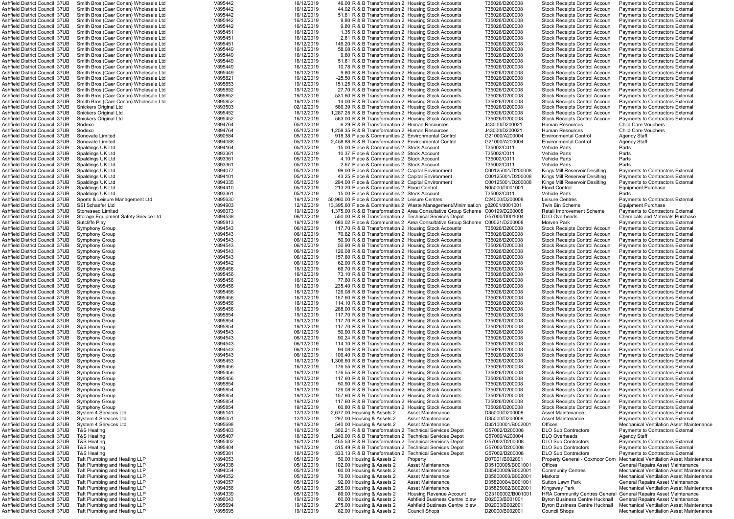| | | | | | | | | | | |
|---|---|---|---|---|---|---|---|---|---|---|
| Ashfield District Council | 37UB | Smith Bros (Caer Conan) Wholesale Ltd | V895442 | 16/12/2019 | 46.00 | R & B Transformation 2 | Housing Stock Accounts | T35026/D200008 | Stock Receipts Control Accoun | Payments to Contractors External |
| Ashfield District Council | 37UB | Smith Bros (Caer Conan) Wholesale Ltd | V895442 | 16/12/2019 | 44.02 | R & B Transformation 2 | Housing Stock Accounts | T35026/D200008 | Stock Receipts Control Accoun | Payments to Contractors External |
| Ashfield District Council | 37UB | Smith Bros (Caer Conan) Wholesale Ltd | V895442 | 16/12/2019 | 51.81 | R & B Transformation 2 | Housing Stock Accounts | T35026/D200008 | Stock Receipts Control Accoun | Payments to Contractors External |
| Ashfield District Council | 37UB | Smith Bros (Caer Conan) Wholesale Ltd | V895442 | 16/12/2019 | 9.80 | R & B Transformation 2 | Housing Stock Accounts | T35026/D200008 | Stock Receipts Control Accoun | Payments to Contractors External |
| Ashfield District Council | 37UB | Smith Bros (Caer Conan) Wholesale Ltd | V895442 | 16/12/2019 | 9.80 | R & B Transformation 2 | Housing Stock Accounts | T35026/D200008 | Stock Receipts Control Accoun | Payments to Contractors External |
| Ashfield District Council | 37UB | Smith Bros (Caer Conan) Wholesale Ltd | V895451 | 16/12/2019 | 1.35 | R & B Transformation 2 | Housing Stock Accounts | T35026/D200008 | Stock Receipts Control Accoun | Payments to Contractors External |
| Ashfield District Council | 37UB | Smith Bros (Caer Conan) Wholesale Ltd | V895451 | 16/12/2019 | 2.81 | R & B Transformation 2 | Housing Stock Accounts | T35026/D200008 | Stock Receipts Control Accoun | Payments to Contractors External |
| Ashfield District Council | 37UB | Smith Bros (Caer Conan) Wholesale Ltd | V895451 | 16/12/2019 | 146.20 | R & B Transformation 2 | Housing Stock Accounts | T35026/D200008 | Stock Receipts Control Accoun | Payments to Contractors External |
| Ashfield District Council | 37UB | Smith Bros (Caer Conan) Wholesale Ltd | V895449 | 16/12/2019 | 58.08 | R & B Transformation 2 | Housing Stock Accounts | T35026/D200008 | Stock Receipts Control Accoun | Payments to Contractors External |
| Ashfield District Council | 37UB | Smith Bros (Caer Conan) Wholesale Ltd | V895449 | 16/12/2019 | 9.60 | R & B Transformation 2 | Housing Stock Accounts | T35026/D200008 | Stock Receipts Control Accoun | Payments to Contractors External |
| Ashfield District Council | 37UB | Smith Bros (Caer Conan) Wholesale Ltd | V895449 | 16/12/2019 | 51.81 | R & B Transformation 2 | Housing Stock Accounts | T35026/D200008 | Stock Receipts Control Accoun | Payments to Contractors External |
| Ashfield District Council | 37UB | Smith Bros (Caer Conan) Wholesale Ltd | V895449 | 16/12/2019 | 10.78 | R & B Transformation 2 | Housing Stock Accounts | T35026/D200008 | Stock Receipts Control Accoun | Payments to Contractors External |
| Ashfield District Council | 37UB | Smith Bros (Caer Conan) Wholesale Ltd | V895449 | 16/12/2019 | 9.80 | R & B Transformation 2 | Housing Stock Accounts | T35026/D200008 | Stock Receipts Control Accoun | Payments to Contractors External |
| Ashfield District Council | 37UB | Smith Bros (Caer Conan) Wholesale Ltd | V895821 | 19/12/2019 | -25.50 | R & B Transformation 2 | Housing Stock Accounts | T35026/D200008 | Stock Receipts Control Accoun | Payments to Contractors External |
| Ashfield District Council | 37UB | Smith Bros (Caer Conan) Wholesale Ltd | V895853 | 19/12/2019 | 151.25 | R & B Transformation 2 | Housing Stock Accounts | T35026/D200008 | Stock Receipts Control Accoun | Payments to Contractors External |
| Ashfield District Council | 37UB | Smith Bros (Caer Conan) Wholesale Ltd | V895852 | 19/12/2019 | 27.70 | R & B Transformation 2 | Housing Stock Accounts | T35026/D200008 | Stock Receipts Control Accoun | Payments to Contractors External |
| Ashfield District Council | 37UB | Smith Bros (Caer Conan) Wholesale Ltd | V895852 | 19/12/2019 | 531.60 | R & B Transformation 2 | Housing Stock Accounts | T35026/D200008 | Stock Receipts Control Accoun | Payments to Contractors External |
| Ashfield District Council | 37UB | Smith Bros (Caer Conan) Wholesale Ltd | V895852 | 19/12/2019 | 14.00 | R & B Transformation 2 | Housing Stock Accounts | T35026/D200008 | Stock Receipts Control Accoun | Payments to Contractors External |
| Ashfield District Council | 37UB | Snickers Original Ltd | V893503 | 02/12/2019 | 566.39 | R & B Transformation 2 | Housing Stock Accounts | T35026/D200008 | Stock Receipts Control Accoun | Payments to Contractors External |
| Ashfield District Council | 37UB | Snickers Original Ltd | V895452 | 16/12/2019 | 1,287.25 | R & B Transformation 2 | Housing Stock Accounts | T35026/D200008 | Stock Receipts Control Accoun | Payments to Contractors External |
| Ashfield District Council | 37UB | Snickers Original Ltd | V895452 | 16/12/2019 | 563.00 | R & B Transformation 2 | Housing Stock Accounts | T35026/D200008 | Stock Receipts Control Accoun | Payments to Contractors External |
| Ashfield District Council | 37UB | Sodexo | V894764 | 05/12/2019 | 6.29 | R & B Transformation 2 | Human Resources | J43000/D200021 | Human Resources | Child Care Vouchers |
| Ashfield District Council | 37UB | Sodexo | V894764 | 05/12/2019 | 1,258.35 | R & B Transformation 2 | Human Resources | J43000/D200021 | Human Resources | Child Care Vouchers |
| Ashfield District Council | 37UB | Sonovate Limited | V890584 | 05/12/2019 | 918.38 | Place & Communities 2 | Environmental Control | G21000/A200004 | Environmental Control | Agency Staff |
| Ashfield District Council | 37UB | Sonovate Limited | V894088 | 05/12/2019 | 2,458.88 | R & B Transformation 2 | Environmental Control | G21000/A200004 | Environmental Control | Agency Staff |
| Ashfield District Council | 37UB | Spaldings UK Ltd | V894164 | 05/12/2019 | -15.00 | Place & Communities 2 | Stock Account | T35002/C011 | Vehicle Parts | Parts |
| Ashfield District Council | 37UB | Spaldings UK Ltd | V893361 | 05/12/2019 | 10.37 | Place & Communities 2 | Stock Account | T35002/C011 | Vehicle Parts | Parts |
| Ashfield District Council | 37UB | Spaldings UK Ltd | V893361 | 05/12/2019 | 4.10 | Place & Communities 2 | Stock Account | T35002/C011 | Vehicle Parts | Parts |
| Ashfield District Council | 37UB | Spaldings UK Ltd | V893361 | 05/12/2019 | 2.67 | Place & Communities 2 | Stock Account | T35002/C011 | Vehicle Parts | Parts |
| Ashfield District Council | 37UB | Spaldings UK Ltd | V894077 | 05/12/2019 | 99.00 | Place & Communities 2 | Capital Environment | C00125001/D200008 | Kings Mill Reservoir Desilting | Payments to Contractors External |
| Ashfield District Council | 37UB | Spaldings UK Ltd | V894101 | 05/12/2019 | 43.25 | Place & Communities 2 | Capital Environment | C00125001/D200008 | Kings Mill Reservoir Desilting | Payments to Contractors External |
| Ashfield District Council | 37UB | Spaldings UK Ltd | V894335 | 05/12/2019 | 294.00 | Place & Communities 2 | Capital Environment | C00125001/D200008 | Kings Mill Reservoir Desilting | Payments to Contractors External |
| Ashfield District Council | 37UB | Spaldings UK Ltd | V894410 | 05/12/2019 | 213.20 | Place & Communities 2 | Flood Control | N05000/D001001 | Flood Control | Equipment Purchase |
| Ashfield District Council | 37UB | Spaldings UK Ltd | V893361 | 05/12/2019 | 15.00 | Place & Communities 2 | Stock Account | T35002/C011 | Vehicle Parts | Parts |
| Ashfield District Council | 37UB | Sports & Leisure Management Ltd | V895630 | 19/12/2019 | 50,960.00 | Place & Communities 2 | Leisure Centres | C24000/D200008 | Leisure Centres | Payments to Contractors External |
| Ashfield District Council | 37UB | SSI Schaefer Ltd | V894903 | 12/12/2019 | 13,395.60 | Place & Communities 2 | Waste Management/Minimisation | g02001/d001001 | Twin Bin Scheme | Equipment Purchase |
| Ashfield District Council | 37UB | Stoneseed Limited | V896073 | 19/12/2019 | 1,375.00 | R & B Transformation 2 | Area Consultative Group Scheme | C00199/D200008 | Retail Improvement Scheme | Payments to Contractors External |
| Ashfield District Council | 37UB | Storage Equipment Safety Service Ltd | V894538 | 06/12/2019 | 550.00 | R & B Transformation 2 | Technical Services Depot | G57000/D001004 | DLO Overheads | Chemicals and Materials Purchase |
| Ashfield District Council | 37UB | Sutcliffe Play | V895813 | 19/12/2019 | 680.02 | Place & Communities 2 | Area Consultative Group Scheme | C00021/D200008 | Morven Park | Payments to Contractors External |
| Ashfield District Council | 37UB | Symphony Group | V894543 | 06/12/2019 | 117.70 | R & B Transformation 2 | Housing Stock Accounts | T35026/D200008 | Stock Receipts Control Accoun | Payments to Contractors External |
| Ashfield District Council | 37UB | Symphony Group | V894543 | 06/12/2019 | 70.62 | R & B Transformation 2 | Housing Stock Accounts | T35026/D200008 | Stock Receipts Control Accoun | Payments to Contractors External |
| Ashfield District Council | 37UB | Symphony Group | V894543 | 06/12/2019 | 50.90 | R & B Transformation 2 | Housing Stock Accounts | T35026/D200008 | Stock Receipts Control Accoun | Payments to Contractors External |
| Ashfield District Council | 37UB | Symphony Group | V894543 | 06/12/2019 | 50.90 | R & B Transformation 2 | Housing Stock Accounts | T35026/D200008 | Stock Receipts Control Accoun | Payments to Contractors External |
| Ashfield District Council | 37UB | Symphony Group | V894543 | 06/12/2019 | 126.08 | R & B Transformation 2 | Housing Stock Accounts | T35026/D200008 | Stock Receipts Control Accoun | Payments to Contractors External |
| Ashfield District Council | 37UB | Symphony Group | V894543 | 06/12/2019 | 157.60 | R & B Transformation 2 | Housing Stock Accounts | T35026/D200008 | Stock Receipts Control Accoun | Payments to Contractors External |
| Ashfield District Council | 37UB | Symphony Group | V894542 | 06/12/2019 | 62.00 | R & B Transformation 2 | Housing Stock Accounts | T35026/D200008 | Stock Receipts Control Accoun | Payments to Contractors External |
| Ashfield District Council | 37UB | Symphony Group | V895456 | 16/12/2019 | 69.70 | R & B Transformation 2 | Housing Stock Accounts | T35026/D200008 | Stock Receipts Control Accoun | Payments to Contractors External |
| Ashfield District Council | 37UB | Symphony Group | V895456 | 16/12/2019 | 73.10 | R & B Transformation 2 | Housing Stock Accounts | T35026/D200008 | Stock Receipts Control Accoun | Payments to Contractors External |
| Ashfield District Council | 37UB | Symphony Group | V895456 | 16/12/2019 | 77.60 | R & B Transformation 2 | Housing Stock Accounts | T35026/D200008 | Stock Receipts Control Accoun | Payments to Contractors External |
| Ashfield District Council | 37UB | Symphony Group | V895456 | 16/12/2019 | 235.40 | R & B Transformation 2 | Housing Stock Accounts | T35026/D200008 | Stock Receipts Control Accoun | Payments to Contractors External |
| Ashfield District Council | 37UB | Symphony Group | V895456 | 16/12/2019 | 126.08 | R & B Transformation 2 | Housing Stock Accounts | T35026/D200008 | Stock Receipts Control Accoun | Payments to Contractors External |
| Ashfield District Council | 37UB | Symphony Group | V895456 | 16/12/2019 | 157.60 | R & B Transformation 2 | Housing Stock Accounts | T35026/D200008 | Stock Receipts Control Accoun | Payments to Contractors External |
| Ashfield District Council | 37UB | Symphony Group | V895456 | 16/12/2019 | 114.10 | R & B Transformation 2 | Housing Stock Accounts | T35026/D200008 | Stock Receipts Control Accoun | Payments to Contractors External |
| Ashfield District Council | 37UB | Symphony Group | V895456 | 16/12/2019 | 268.00 | R & B Transformation 2 | Housing Stock Accounts | T35026/D200008 | Stock Receipts Control Accoun | Payments to Contractors External |
| Ashfield District Council | 37UB | Symphony Group | V895854 | 19/12/2019 | 117.70 | R & B Transformation 2 | Housing Stock Accounts | T35026/D200008 | Stock Receipts Control Accoun | Payments to Contractors External |
| Ashfield District Council | 37UB | Symphony Group | V895854 | 19/12/2019 | 117.70 | R & B Transformation 2 | Housing Stock Accounts | T35026/D200008 | Stock Receipts Control Accoun | Payments to Contractors External |
| Ashfield District Council | 37UB | Symphony Group | V895854 | 19/12/2019 | 117.70 | R & B Transformation 2 | Housing Stock Accounts | T35026/D200008 | Stock Receipts Control Accoun | Payments to Contractors External |
| Ashfield District Council | 37UB | Symphony Group | V894543 | 06/12/2019 | 50.90 | R & B Transformation 2 | Housing Stock Accounts | T35026/D200008 | Stock Receipts Control Accoun | Payments to Contractors External |
| Ashfield District Council | 37UB | Symphony Group | V894543 | 06/12/2019 | 90.24 | R & B Transformation 2 | Housing Stock Accounts | T35026/D200008 | Stock Receipts Control Accoun | Payments to Contractors External |
| Ashfield District Council | 37UB | Symphony Group | V894543 | 06/12/2019 | 114.10 | R & B Transformation 2 | Housing Stock Accounts | T35026/D200008 | Stock Receipts Control Accoun | Payments to Contractors External |
| Ashfield District Council | 37UB | Symphony Group | V894543 | 06/12/2019 | 94.08 | R & B Transformation 2 | Housing Stock Accounts | T35026/D200008 | Stock Receipts Control Accoun | Payments to Contractors External |
| Ashfield District Council | 37UB | Symphony Group | V894543 | 06/12/2019 | 106.40 | R & B Transformation 2 | Housing Stock Accounts | T35026/D200008 | Stock Receipts Control Accoun | Payments to Contractors External |
| Ashfield District Council | 37UB | Symphony Group | V895453 | 16/12/2019 | 1,306.60 | R & B Transformation 2 | Housing Stock Accounts | T35026/D200008 | Stock Receipts Control Accoun | Payments to Contractors External |
| Ashfield District Council | 37UB | Symphony Group | V895456 | 16/12/2019 | 176.55 | R & B Transformation 2 | Housing Stock Accounts | T35026/D200008 | Stock Receipts Control Accoun | Payments to Contractors External |
| Ashfield District Council | 37UB | Symphony Group | V895456 | 16/12/2019 | 176.55 | R & B Transformation 2 | Housing Stock Accounts | T35026/D200008 | Stock Receipts Control Accoun | Payments to Contractors External |
| Ashfield District Council | 37UB | Symphony Group | V895456 | 16/12/2019 | 117.60 | R & B Transformation 2 | Housing Stock Accounts | T35026/D200008 | Stock Receipts Control Accoun | Payments to Contractors External |
| Ashfield District Council | 37UB | Symphony Group | V895854 | 19/12/2019 | 50.90 | R & B Transformation 2 | Housing Stock Accounts | T35026/D200008 | Stock Receipts Control Accoun | Payments to Contractors External |
| Ashfield District Council | 37UB | Symphony Group | V895854 | 19/12/2019 | 126.08 | R & B Transformation 2 | Housing Stock Accounts | T35026/D200008 | Stock Receipts Control Accoun | Payments to Contractors External |
| Ashfield District Council | 37UB | Symphony Group | V895854 | 19/12/2019 | 157.60 | R & B Transformation 2 | Housing Stock Accounts | T35026/D200008 | Stock Receipts Control Accoun | Payments to Contractors External |
| Ashfield District Council | 37UB | Symphony Group | V895854 | 19/12/2019 | 117.60 | R & B Transformation 2 | Housing Stock Accounts | T35026/D200008 | Stock Receipts Control Accoun | Payments to Contractors External |
| Ashfield District Council | 37UB | Symphony Group | V895854 | 19/12/2019 | 60.80 | R & B Transformation 2 | Housing Stock Accounts | T35026/D200008 | Stock Receipts Control Accoun | Payments to Contractors External |
| Ashfield District Council | 37UB | System 4 Services Ltd | V895141 | 12/12/2019 | 2,677.00 | Housing & Assets 2 | Asset Maintenance | D35000/D200008 | Asset Maintenance | Payments to Contractors External |
| Ashfield District Council | 37UB | System 4 Services Ltd | V895051 | 12/12/2019 | 297.00 | Housing & Assets 2 | Asset Maintenance | D35000/D200008 | Asset Maintenance | Payments to Contractors External |
| Ashfield District Council | 37UB | System 4 Services Ltd | V895698 | 19/12/2019 | 540.00 | Housing & Assets 2 | Asset Maintenance | D35100001/B002001 | Offices | Mechanical Ventilation Asset Maintenance |
| Ashfield District Council | 37UB | T&S Heating | V895403 | 16/12/2019 | 302.21 | R & B Transformation 2 | Technical Services Depot | G57002/D200008 | DLO Sub Contractors | Payments to Contractors External |
| Ashfield District Council | 37UB | T&S Heating | V895407 | 16/12/2019 | 1,240.00 | R & B Transformation 2 | Technical Services Depot | G57000/A200004 | DLO Overheads | Agency Staff |
| Ashfield District Council | 37UB | T&S Heating | V895402 | 16/12/2019 | 455.53 | R & B Transformation 2 | Technical Services Depot | G57002/D200008 | DLO Sub Contractors | Payments to Contractors External |
| Ashfield District Council | 37UB | T&S Heating | V895404 | 16/12/2019 | 515.49 | R & B Transformation 2 | Technical Services Depot | G57002/D200008 | DLO Sub Contractors | Payments to Contractors External |
| Ashfield District Council | 37UB | T&S Heating | V895381 | 16/12/2019 | 333.13 | R & B Transformation 2 | Technical Services Depot | G57002/D200008 | DLO Sub Contractors | Payments to Contractors External |
| Ashfield District Council | 37UB | Taft Plumbing and Heating LLP | V894053 | 05/12/2019 | 50.00 | Housing & Assets 2 | Property | D07001/B002001 | Property General - Coxmoor Com | Mechanical Ventilation Asset Maintenance |
| Ashfield District Council | 37UB | Taft Plumbing and Heating LLP | V894338 | 05/12/2019 | 102.00 | Housing & Assets 2 | Asset Maintenance | D35100005/B001001 | Offices | General Repairs Asset Maintenance |
| Ashfield District Council | 37UB | Taft Plumbing and Heating LLP | V894054 | 05/12/2019 | 60.00 | Housing & Assets 2 | Asset Maintenance | D35400009/B002001 | Community Centres | Mechanical Ventilation Asset Maintenance |
| Ashfield District Council | 37UB | Taft Plumbing and Heating LLP | V894052 | 05/12/2019 | 70.00 | Housing & Assets 2 | Asset Maintenance | D35600003/B002001 | Markets | Mechanical Ventilation Asset Maintenance |
| Ashfield District Council | 37UB | Taft Plumbing and Heating LLP | V894057 | 05/12/2019 | 92.00 | Housing & Assets 2 | Asset Maintenance | D35820004/B001001 | Sutton Lawn Park | General Repairs Asset Maintenance |
| Ashfield District Council | 37UB | Taft Plumbing and Heating LLP | V894056 | 05/12/2019 | 265.00 | Housing & Assets 2 | Asset Maintenance | D35825002/B002001 | Kingsway Park | Mechanical Ventilation Asset Maintenance |
| Ashfield District Council | 37UB | Taft Plumbing and Heating LLP | V894339 | 05/12/2019 | 86.00 | Housing & Assets 2 | Housing Revenue Account | G23100002/B001001 | HRA Community Centres General | General Repairs Asset Maintenance |
| Ashfield District Council | 37UB | Taft Plumbing and Heating LLP | V896043 | 19/12/2019 | 60.00 | Housing & Assets 2 | Ashfield Business Centre Idlew | D02003/B001001 | Byron Business Centre Hucknall | General Repairs Asset Maintenance |
| Ashfield District Council | 37UB | Taft Plumbing and Heating LLP | V895694 | 19/12/2019 | 275.00 | Housing & Assets 2 | Ashfield Business Centre Idlew | D02003/B002001 | Byron Business Centre Hucknall | Mechanical Ventilation Asset Maintenance |
| Ashfield District Council | 37UB | Taft Plumbing and Heating LLP | V895695 | 19/12/2019 | 82.00 | Housing & Assets 2 | Council Shops | D20000/B002001 | Council Shops | Mechanical Ventilation Asset Maintenance |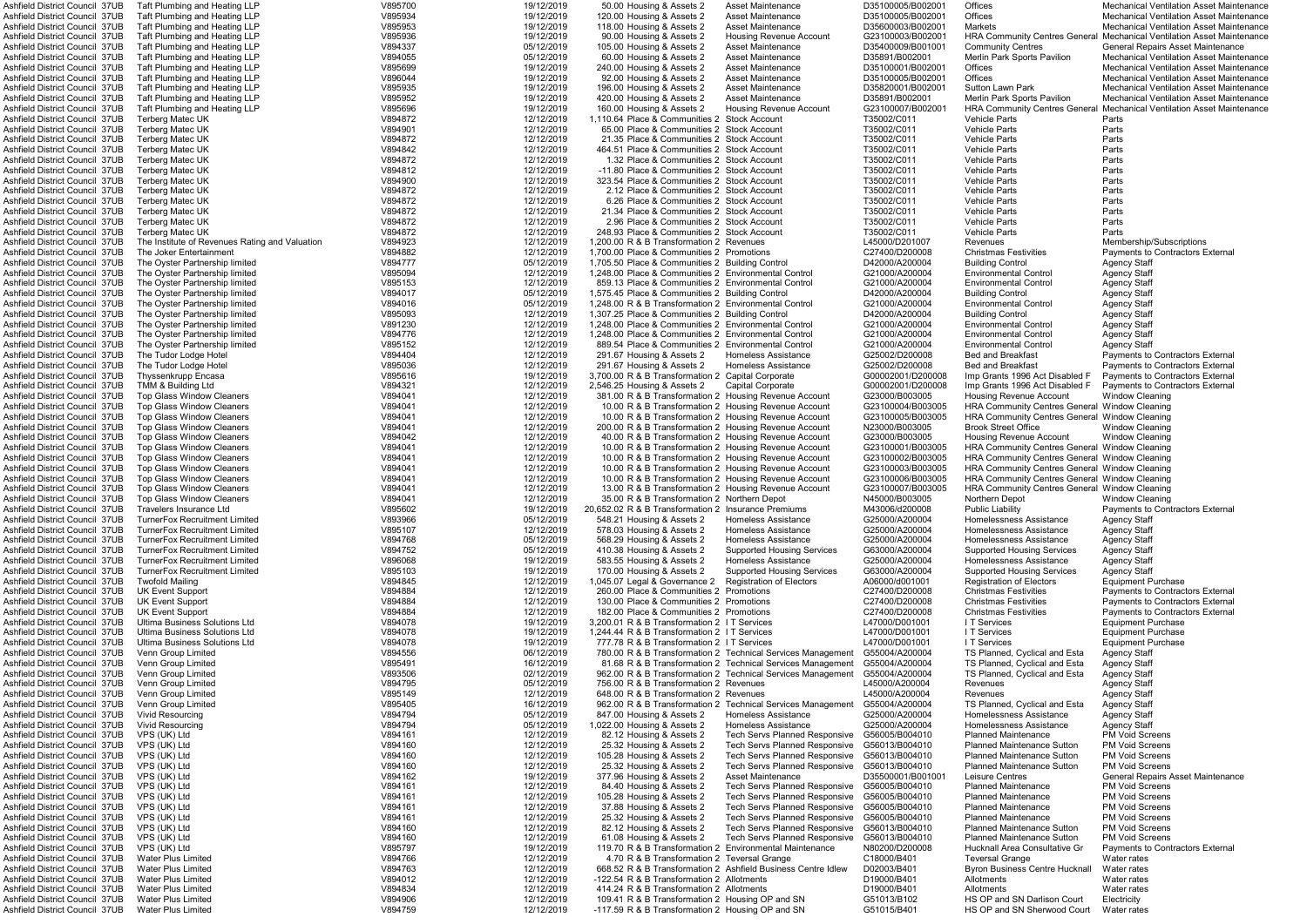| | | | | | | | | | | |
|---|---|---|---|---|---|---|---|---|---|---|
| Ashfield District Council | 37UB | Taft Plumbing and Heating LLP | V895700 | 19/12/2019 | 50.00 | Housing & Assets 2 | Asset Maintenance | D35100005/B002001 | Offices | Mechanical Ventilation Asset Maintenance |
| Ashfield District Council | 37UB | Taft Plumbing and Heating LLP | V895934 | 19/12/2019 | 120.00 | Housing & Assets 2 | Asset Maintenance | D35100005/B002001 | Offices | Mechanical Ventilation Asset Maintenance |
| Ashfield District Council | 37UB | Taft Plumbing and Heating LLP | V895953 | 19/12/2019 | 118.00 | Housing & Assets 2 | Asset Maintenance | D35600003/B002001 | Markets | Mechanical Ventilation Asset Maintenance |
| Ashfield District Council | 37UB | Taft Plumbing and Heating LLP | V895936 | 19/12/2019 | 90.00 | Housing & Assets 2 | Housing Revenue Account | G23100003/B002001 | HRA Community Centres General | Mechanical Ventilation Asset Maintenance |
| Ashfield District Council | 37UB | Taft Plumbing and Heating LLP | V894337 | 05/12/2019 | 105.00 | Housing & Assets 2 | Asset Maintenance | D35400009/B001001 | Community Centres | General Repairs Asset Maintenance |
| Ashfield District Council | 37UB | Taft Plumbing and Heating LLP | V894055 | 05/12/2019 | 60.00 | Housing & Assets 2 | Asset Maintenance | D35891/B002001 | Merlin Park Sports Pavilion | Mechanical Ventilation Asset Maintenance |
| Ashfield District Council | 37UB | Taft Plumbing and Heating LLP | V895699 | 19/12/2019 | 240.00 | Housing & Assets 2 | Asset Maintenance | D35100001/B002001 | Offices | Mechanical Ventilation Asset Maintenance |
| Ashfield District Council | 37UB | Taft Plumbing and Heating LLP | V896044 | 19/12/2019 | 92.00 | Housing & Assets 2 | Asset Maintenance | D35100005/B002001 | Offices | Mechanical Ventilation Asset Maintenance |
| Ashfield District Council | 37UB | Taft Plumbing and Heating LLP | V895935 | 19/12/2019 | 196.00 | Housing & Assets 2 | Asset Maintenance | D35820001/B002001 | Sutton Lawn Park | Mechanical Ventilation Asset Maintenance |
| Ashfield District Council | 37UB | Taft Plumbing and Heating LLP | V895952 | 19/12/2019 | 420.00 | Housing & Assets 2 | Asset Maintenance | D35891/B002001 | Merlin Park Sports Pavilion | Mechanical Ventilation Asset Maintenance |
| Ashfield District Council | 37UB | Taft Plumbing and Heating LLP | V895696 | 19/12/2019 | 160.00 | Housing & Assets 2 | Housing Revenue Account | G23100007/B002001 | HRA Community Centres General | Mechanical Ventilation Asset Maintenance |
| Ashfield District Council | 37UB | Terberg Matec UK | V894872 | 12/12/2019 | 1,110.64 | Place & Communities 2 | Stock Account | T35002/C011 | Vehicle Parts | Parts |
| Ashfield District Council | 37UB | Terberg Matec UK | V894901 | 12/12/2019 | 65.00 | Place & Communities 2 | Stock Account | T35002/C011 | Vehicle Parts | Parts |
| Ashfield District Council | 37UB | Terberg Matec UK | V894872 | 12/12/2019 | 21.35 | Place & Communities 2 | Stock Account | T35002/C011 | Vehicle Parts | Parts |
| Ashfield District Council | 37UB | Terberg Matec UK | V894842 | 12/12/2019 | 464.51 | Place & Communities 2 | Stock Account | T35002/C011 | Vehicle Parts | Parts |
| Ashfield District Council | 37UB | Terberg Matec UK | V894872 | 12/12/2019 | 1.32 | Place & Communities 2 | Stock Account | T35002/C011 | Vehicle Parts | Parts |
| Ashfield District Council | 37UB | Terberg Matec UK | V894812 | 12/12/2019 | -11.80 | Place & Communities 2 | Stock Account | T35002/C011 | Vehicle Parts | Parts |
| Ashfield District Council | 37UB | Terberg Matec UK | V894900 | 12/12/2019 | 323.54 | Place & Communities 2 | Stock Account | T35002/C011 | Vehicle Parts | Parts |
| Ashfield District Council | 37UB | Terberg Matec UK | V894872 | 12/12/2019 | 2.12 | Place & Communities 2 | Stock Account | T35002/C011 | Vehicle Parts | Parts |
| Ashfield District Council | 37UB | Terberg Matec UK | V894872 | 12/12/2019 | 6.26 | Place & Communities 2 | Stock Account | T35002/C011 | Vehicle Parts | Parts |
| Ashfield District Council | 37UB | Terberg Matec UK | V894872 | 12/12/2019 | 21.34 | Place & Communities 2 | Stock Account | T35002/C011 | Vehicle Parts | Parts |
| Ashfield District Council | 37UB | Terberg Matec UK | V894872 | 12/12/2019 | 2.96 | Place & Communities 2 | Stock Account | T35002/C011 | Vehicle Parts | Parts |
| Ashfield District Council | 37UB | Terberg Matec UK | V894872 | 12/12/2019 | 248.93 | Place & Communities 2 | Stock Account | T35002/C011 | Vehicle Parts | Parts |
| Ashfield District Council | 37UB | The Institute of Revenues Rating and Valuation | V894923 | 12/12/2019 | 1,200.00 | R & B Transformation 2 | Revenues | L45000/D201007 | Revenues | Membership/Subscriptions |
| Ashfield District Council | 37UB | The Joker Entertainment | V894882 | 12/12/2019 | 1,700.00 | Place & Communities 2 | Promotions | C27400/D200008 | Christmas Festivities | Payments to Contractors External |
| Ashfield District Council | 37UB | The Oyster Partnership limited | V894777 | 05/12/2019 | 1,705.50 | Place & Communities 2 | Building Control | D42000/A200004 | Building Control | Agency Staff |
| Ashfield District Council | 37UB | The Oyster Partnership limited | V895094 | 12/12/2019 | 1,248.00 | Place & Communities 2 | Environmental Control | G21000/A200004 | Environmental Control | Agency Staff |
| Ashfield District Council | 37UB | The Oyster Partnership limited | V895153 | 12/12/2019 | 859.13 | Place & Communities 2 | Environmental Control | G21000/A200004 | Environmental Control | Agency Staff |
| Ashfield District Council | 37UB | The Oyster Partnership limited | V894017 | 05/12/2019 | 1,575.45 | Place & Communities 2 | Building Control | D42000/A200004 | Building Control | Agency Staff |
| Ashfield District Council | 37UB | The Oyster Partnership limited | V894016 | 05/12/2019 | 1,248.00 | R & B Transformation 2 | Environmental Control | G21000/A200004 | Environmental Control | Agency Staff |
| Ashfield District Council | 37UB | The Oyster Partnership limited | V895093 | 12/12/2019 | 1,307.25 | Place & Communities 2 | Building Control | D42000/A200004 | Building Control | Agency Staff |
| Ashfield District Council | 37UB | The Oyster Partnership limited | V891230 | 12/12/2019 | 1,248.00 | Place & Communities 2 | Environmental Control | G21000/A200004 | Environmental Control | Agency Staff |
| Ashfield District Council | 37UB | The Oyster Partnership limited | V894776 | 12/12/2019 | 1,248.00 | Place & Communities 2 | Environmental Control | G21000/A200004 | Environmental Control | Agency Staff |
| Ashfield District Council | 37UB | The Oyster Partnership limited | V895152 | 12/12/2019 | 889.54 | Place & Communities 2 | Environmental Control | G21000/A200004 | Environmental Control | Agency Staff |
| Ashfield District Council | 37UB | The Tudor Lodge Hotel | V894404 | 12/12/2019 | 291.67 | Housing & Assets 2 | Homeless Assistance | G25002/D200008 | Bed and Breakfast | Payments to Contractors External |
| Ashfield District Council | 37UB | The Tudor Lodge Hotel | V895036 | 12/12/2019 | 291.67 | Housing & Assets 2 | Homeless Assistance | G25002/D200008 | Bed and Breakfast | Payments to Contractors External |
| Ashfield District Council | 37UB | Thyssenkrupp Encasa | V895616 | 19/12/2019 | 3,700.00 | R & B Transformation 2 | Capital Corporate | G00002001/D200008 | Imp Grants 1996 Act Disabled F | Payments to Contractors External |
| Ashfield District Council | 37UB | TMM & Building Ltd | V894321 | 12/12/2019 | 2,546.25 | Housing & Assets 2 | Capital Corporate | G00002001/D200008 | Imp Grants 1996 Act Disabled F | Payments to Contractors External |
| Ashfield District Council | 37UB | Top Glass Window Cleaners | V894041 | 12/12/2019 | 381.00 | R & B Transformation 2 | Housing Revenue Account | G23000/B003005 | Housing Revenue Account | Window Cleaning |
| Ashfield District Council | 37UB | Top Glass Window Cleaners | V894041 | 12/12/2019 | 10.00 | R & B Transformation 2 | Housing Revenue Account | G23100004/B003005 | HRA Community Centres General | Window Cleaning |
| Ashfield District Council | 37UB | Top Glass Window Cleaners | V894041 | 12/12/2019 | 10.00 | R & B Transformation 2 | Housing Revenue Account | G23100005/B003005 | HRA Community Centres General | Window Cleaning |
| Ashfield District Council | 37UB | Top Glass Window Cleaners | V894041 | 12/12/2019 | 200.00 | R & B Transformation 2 | Housing Revenue Account | N23000/B003005 | Brook Street Office | Window Cleaning |
| Ashfield District Council | 37UB | Top Glass Window Cleaners | V894042 | 12/12/2019 | 40.00 | R & B Transformation 2 | Housing Revenue Account | G23000/B003005 | Housing Revenue Account | Window Cleaning |
| Ashfield District Council | 37UB | Top Glass Window Cleaners | V894041 | 12/12/2019 | 10.00 | R & B Transformation 2 | Housing Revenue Account | G23100001/B003005 | HRA Community Centres General | Window Cleaning |
| Ashfield District Council | 37UB | Top Glass Window Cleaners | V894041 | 12/12/2019 | 10.00 | R & B Transformation 2 | Housing Revenue Account | G23100002/B003005 | HRA Community Centres General | Window Cleaning |
| Ashfield District Council | 37UB | Top Glass Window Cleaners | V894041 | 12/12/2019 | 10.00 | R & B Transformation 2 | Housing Revenue Account | G23100003/B003005 | HRA Community Centres General | Window Cleaning |
| Ashfield District Council | 37UB | Top Glass Window Cleaners | V894041 | 12/12/2019 | 10.00 | R & B Transformation 2 | Housing Revenue Account | G23100006/B003005 | HRA Community Centres General | Window Cleaning |
| Ashfield District Council | 37UB | Top Glass Window Cleaners | V894041 | 12/12/2019 | 13.00 | R & B Transformation 2 | Housing Revenue Account | G23100007/B003005 | HRA Community Centres General | Window Cleaning |
| Ashfield District Council | 37UB | Top Glass Window Cleaners | V894041 | 12/12/2019 | 35.00 | R & B Transformation 2 | Northern Depot | N45000/B003005 | Northern Depot | Window Cleaning |
| Ashfield District Council | 37UB | Travelers Insurance Ltd | V895602 | 19/12/2019 | 20,652.02 | R & B Transformation 2 | Insurance Premiums | M43006/d200008 | Public Liability | Payments to Contractors External |
| Ashfield District Council | 37UB | TurnerFox Recruitment Limited | V893966 | 05/12/2019 | 548.21 | Housing & Assets 2 | Homeless Assistance | G25000/A200004 | Homelessness Assistance | Agency Staff |
| Ashfield District Council | 37UB | TurnerFox Recruitment Limited | V895107 | 12/12/2019 | 578.03 | Housing & Assets 2 | Homeless Assistance | G25000/A200004 | Homelessness Assistance | Agency Staff |
| Ashfield District Council | 37UB | TurnerFox Recruitment Limited | V894768 | 05/12/2019 | 568.29 | Housing & Assets 2 | Homeless Assistance | G25000/A200004 | Homelessness Assistance | Agency Staff |
| Ashfield District Council | 37UB | TurnerFox Recruitment Limited | V894752 | 05/12/2019 | 410.38 | Housing & Assets 2 | Supported Housing Services | G63000/A200004 | Supported Housing Services | Agency Staff |
| Ashfield District Council | 37UB | TurnerFox Recruitment Limited | V896068 | 19/12/2019 | 583.55 | Housing & Assets 2 | Homeless Assistance | G25000/A200004 | Homelessness Assistance | Agency Staff |
| Ashfield District Council | 37UB | TurnerFox Recruitment Limited | V895103 | 19/12/2019 | 170.00 | Housing & Assets 2 | Supported Housing Services | G63000/A200004 | Supported Housing Services | Agency Staff |
| Ashfield District Council | 37UB | Twofold Mailing | V894845 | 12/12/2019 | 1,045.07 | Legal & Governance 2 | Registration of Electors | A06000/d001001 | Registration of Electors | Equipment Purchase |
| Ashfield District Council | 37UB | UK Event Support | V894884 | 12/12/2019 | 260.00 | Place & Communities 2 | Promotions | C27400/D200008 | Christmas Festivities | Payments to Contractors External |
| Ashfield District Council | 37UB | UK Event Support | V894884 | 12/12/2019 | 130.00 | Place & Communities 2 | Promotions | C27400/D200008 | Christmas Festivities | Payments to Contractors External |
| Ashfield District Council | 37UB | UK Event Support | V894884 | 12/12/2019 | 182.00 | Place & Communities 2 | Promotions | C27400/D200008 | Christmas Festivities | Payments to Contractors External |
| Ashfield District Council | 37UB | Ultima Business Solutions Ltd | V894078 | 19/12/2019 | 3,200.01 | R & B Transformation 2 | I T Services | L47000/D001001 | I T Services | Equipment Purchase |
| Ashfield District Council | 37UB | Ultima Business Solutions Ltd | V894078 | 19/12/2019 | 1,244.44 | R & B Transformation 2 | I T Services | L47000/D001001 | I T Services | Equipment Purchase |
| Ashfield District Council | 37UB | Ultima Business Solutions Ltd | V894078 | 19/12/2019 | 777.78 | R & B Transformation 2 | I T Services | L47000/D001001 | I T Services | Equipment Purchase |
| Ashfield District Council | 37UB | Venn Group Limited | V894556 | 06/12/2019 | 780.00 | R & B Transformation 2 | Technical Services Management | G55004/A200004 | TS Planned, Cyclical and Esta | Agency Staff |
| Ashfield District Council | 37UB | Venn Group Limited | V895491 | 16/12/2019 | 81.68 | R & B Transformation 2 | Technical Services Management | G55004/A200004 | TS Planned, Cyclical and Esta | Agency Staff |
| Ashfield District Council | 37UB | Venn Group Limited | V893506 | 02/12/2019 | 962.00 | R & B Transformation 2 | Technical Services Management | G55004/A200004 | TS Planned, Cyclical and Esta | Agency Staff |
| Ashfield District Council | 37UB | Venn Group Limited | V894795 | 05/12/2019 | 756.00 | R & B Transformation 2 | Revenues | L45000/A200004 | Revenues | Agency Staff |
| Ashfield District Council | 37UB | Venn Group Limited | V895149 | 12/12/2019 | 648.00 | R & B Transformation 2 | Revenues | L45000/A200004 | Revenues | Agency Staff |
| Ashfield District Council | 37UB | Venn Group Limited | V895405 | 16/12/2019 | 962.00 | R & B Transformation 2 | Technical Services Management | G55004/A200004 | TS Planned, Cyclical and Esta | Agency Staff |
| Ashfield District Council | 37UB | Vivid Resourcing | V894794 | 05/12/2019 | 847.00 | Housing & Assets 2 | Homeless Assistance | G25000/A200004 | Homelessness Assistance | Agency Staff |
| Ashfield District Council | 37UB | Vivid Resourcing | V894794 | 05/12/2019 | 1,022.00 | Housing & Assets 2 | Homeless Assistance | G25000/A200004 | Homelessness Assistance | Agency Staff |
| Ashfield District Council | 37UB | VPS (UK) Ltd | V894161 | 12/12/2019 | 82.12 | Housing & Assets 2 | Tech Servs Planned Responsive | G56005/B004010 | Planned Maintenance | PM Void Screens |
| Ashfield District Council | 37UB | VPS (UK) Ltd | V894160 | 12/12/2019 | 25.32 | Housing & Assets 2 | Tech Servs Planned Responsive | G56013/B004010 | Planned Maintenance Sutton | PM Void Screens |
| Ashfield District Council | 37UB | VPS (UK) Ltd | V894160 | 12/12/2019 | 105.28 | Housing & Assets 2 | Tech Servs Planned Responsive | G56013/B004010 | Planned Maintenance Sutton | PM Void Screens |
| Ashfield District Council | 37UB | VPS (UK) Ltd | V894160 | 12/12/2019 | 25.32 | Housing & Assets 2 | Tech Servs Planned Responsive | G56013/B004010 | Planned Maintenance Sutton | PM Void Screens |
| Ashfield District Council | 37UB | VPS (UK) Ltd | V894162 | 19/12/2019 | 377.96 | Housing & Assets 2 | Asset Maintenance | D35500001/B001001 | Leisure Centres | General Repairs Asset Maintenance |
| Ashfield District Council | 37UB | VPS (UK) Ltd | V894161 | 12/12/2019 | 84.40 | Housing & Assets 2 | Tech Servs Planned Responsive | G56005/B004010 | Planned Maintenance | PM Void Screens |
| Ashfield District Council | 37UB | VPS (UK) Ltd | V894161 | 12/12/2019 | 105.28 | Housing & Assets 2 | Tech Servs Planned Responsive | G56005/B004010 | Planned Maintenance | PM Void Screens |
| Ashfield District Council | 37UB | VPS (UK) Ltd | V894161 | 12/12/2019 | 37.88 | Housing & Assets 2 | Tech Servs Planned Responsive | G56005/B004010 | Planned Maintenance | PM Void Screens |
| Ashfield District Council | 37UB | VPS (UK) Ltd | V894161 | 12/12/2019 | 25.32 | Housing & Assets 2 | Tech Servs Planned Responsive | G56005/B004010 | Planned Maintenance | PM Void Screens |
| Ashfield District Council | 37UB | VPS (UK) Ltd | V894160 | 12/12/2019 | 82.12 | Housing & Assets 2 | Tech Servs Planned Responsive | G56013/B004010 | Planned Maintenance Sutton | PM Void Screens |
| Ashfield District Council | 37UB | VPS (UK) Ltd | V894160 | 12/12/2019 | 61.08 | Housing & Assets 2 | Tech Servs Planned Responsive | G56013/B004010 | Planned Maintenance Sutton | PM Void Screens |
| Ashfield District Council | 37UB | VPS (UK) Ltd | V895797 | 19/12/2019 | 119.70 | R & B Transformation 2 | Environmental Maintenance | N80200/D200008 | Hucknall Area Consultative Gr | Payments to Contractors External |
| Ashfield District Council | 37UB | Water Plus Limited | V894766 | 12/12/2019 | 4.70 | R & B Transformation 2 | Teversal Grange | C18000/B401 | Teversal Grange | Water rates |
| Ashfield District Council | 37UB | Water Plus Limited | V894763 | 12/12/2019 | 668.52 | R & B Transformation 2 | Ashfield Business Centre Idlew | D02003/B401 | Byron Business Centre Hucknall | Water rates |
| Ashfield District Council | 37UB | Water Plus Limited | V894012 | 12/12/2019 | -122.54 | R & B Transformation 2 | Allotments | D19000/B401 | Allotments | Water rates |
| Ashfield District Council | 37UB | Water Plus Limited | V894834 | 12/12/2019 | 414.24 | R & B Transformation 2 | Allotments | D19000/B401 | Allotments | Water rates |
| Ashfield District Council | 37UB | Water Plus Limited | V894906 | 12/12/2019 | 109.41 | R & B Transformation 2 | Housing OP and SN | G51013/B102 | HS OP and SN Darlison Court | Electricity |
| Ashfield District Council | 37UB | Water Plus Limited | V894759 | 12/12/2019 | -117.59 | R & B Transformation 2 | Housing OP and SN | G51015/B401 | HS OP and SN Sherwood Court | Water rates |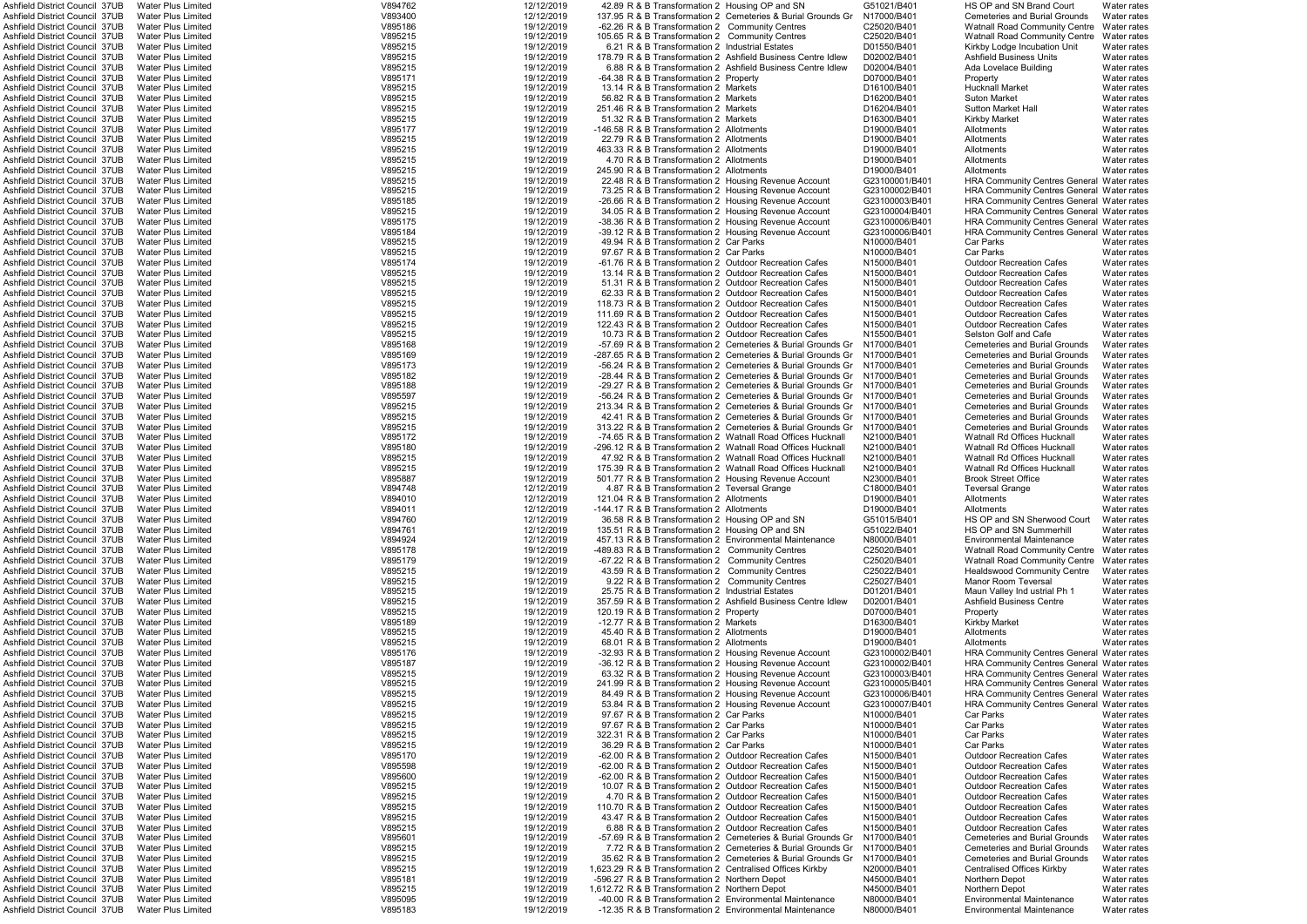| | | | | | | | | | | |
|---|---|---|---|---|---|---|---|---|---|---|
| Ashfield District Council | 37UB | Water Plus Limited | V894762 | 12/12/2019 | 42.89 | R & B Transformation 2 | Housing OP and SN | G51021/B401 | HS OP and SN Brand Court | Water rates |
| Ashfield District Council | 37UB | Water Plus Limited | V893400 | 12/12/2019 | 137.95 | R & B Transformation 2 | Cemeteries & Burial Grounds Gr | N17000/B401 | Cemeteries and Burial Grounds | Water rates |
| Ashfield District Council | 37UB | Water Plus Limited | V895186 | 19/12/2019 | -62.26 | R & B Transformation 2 | Community Centres | C25020/B401 | Watnall Road Community Centre | Water rates |
| Ashfield District Council | 37UB | Water Plus Limited | V895215 | 19/12/2019 | 105.65 | R & B Transformation 2 | Community Centres | C25020/B401 | Watnall Road Community Centre | Water rates |
| Ashfield District Council | 37UB | Water Plus Limited | V895215 | 19/12/2019 | 6.21 | R & B Transformation 2 | Industrial Estates | D01550/B401 | Kirkby Lodge Incubation Unit | Water rates |
| Ashfield District Council | 37UB | Water Plus Limited | V895215 | 19/12/2019 | 178.79 | R & B Transformation 2 | Ashfield Business Centre Idlew | D02002/B401 | Ashfield Business Units | Water rates |
| Ashfield District Council | 37UB | Water Plus Limited | V895215 | 19/12/2019 | 6.88 | R & B Transformation 2 | Ashfield Business Centre Idlew | D02004/B401 | Ada Lovelace Building | Water rates |
| Ashfield District Council | 37UB | Water Plus Limited | V895171 | 19/12/2019 | -64.38 | R & B Transformation 2 | Property | D07000/B401 | Property | Water rates |
| Ashfield District Council | 37UB | Water Plus Limited | V895215 | 19/12/2019 | 13.14 | R & B Transformation 2 | Markets | D16100/B401 | Hucknall Market | Water rates |
| Ashfield District Council | 37UB | Water Plus Limited | V895215 | 19/12/2019 | 56.82 | R & B Transformation 2 | Markets | D16200/B401 | Suton Market | Water rates |
| Ashfield District Council | 37UB | Water Plus Limited | V895215 | 19/12/2019 | 251.46 | R & B Transformation 2 | Markets | D16204/B401 | Sutton Market Hall | Water rates |
| Ashfield District Council | 37UB | Water Plus Limited | V895215 | 19/12/2019 | 51.32 | R & B Transformation 2 | Markets | D16300/B401 | Kirkby Market | Water rates |
| Ashfield District Council | 37UB | Water Plus Limited | V895177 | 19/12/2019 | -146.58 | R & B Transformation 2 | Allotments | D19000/B401 | Allotments | Water rates |
| Ashfield District Council | 37UB | Water Plus Limited | V895215 | 19/12/2019 | 22.79 | R & B Transformation 2 | Allotments | D19000/B401 | Allotments | Water rates |
| Ashfield District Council | 37UB | Water Plus Limited | V895215 | 19/12/2019 | 463.33 | R & B Transformation 2 | Allotments | D19000/B401 | Allotments | Water rates |
| Ashfield District Council | 37UB | Water Plus Limited | V895215 | 19/12/2019 | 4.70 | R & B Transformation 2 | Allotments | D19000/B401 | Allotments | Water rates |
| Ashfield District Council | 37UB | Water Plus Limited | V895215 | 19/12/2019 | 245.90 | R & B Transformation 2 | Allotments | D19000/B401 | Allotments | Water rates |
| Ashfield District Council | 37UB | Water Plus Limited | V895215 | 19/12/2019 | 22.48 | R & B Transformation 2 | Housing Revenue Account | G23100001/B401 | HRA Community Centres General | Water rates |
| Ashfield District Council | 37UB | Water Plus Limited | V895215 | 19/12/2019 | 73.25 | R & B Transformation 2 | Housing Revenue Account | G23100002/B401 | HRA Community Centres General | Water rates |
| Ashfield District Council | 37UB | Water Plus Limited | V895185 | 19/12/2019 | -26.66 | R & B Transformation 2 | Housing Revenue Account | G23100003/B401 | HRA Community Centres General | Water rates |
| Ashfield District Council | 37UB | Water Plus Limited | V895215 | 19/12/2019 | 34.05 | R & B Transformation 2 | Housing Revenue Account | G23100004/B401 | HRA Community Centres General | Water rates |
| Ashfield District Council | 37UB | Water Plus Limited | V895175 | 19/12/2019 | -38.36 | R & B Transformation 2 | Housing Revenue Account | G23100006/B401 | HRA Community Centres General | Water rates |
| Ashfield District Council | 37UB | Water Plus Limited | V895184 | 19/12/2019 | -39.12 | R & B Transformation 2 | Housing Revenue Account | G23100006/B401 | HRA Community Centres General | Water rates |
| Ashfield District Council | 37UB | Water Plus Limited | V895215 | 19/12/2019 | 49.94 | R & B Transformation 2 | Car Parks | N10000/B401 | Car Parks | Water rates |
| Ashfield District Council | 37UB | Water Plus Limited | V895215 | 19/12/2019 | 97.67 | R & B Transformation 2 | Car Parks | N10000/B401 | Car Parks | Water rates |
| Ashfield District Council | 37UB | Water Plus Limited | V895174 | 19/12/2019 | -61.76 | R & B Transformation 2 | Outdoor Recreation Cafes | N15000/B401 | Outdoor Recreation Cafes | Water rates |
| Ashfield District Council | 37UB | Water Plus Limited | V895215 | 19/12/2019 | 13.14 | R & B Transformation 2 | Outdoor Recreation Cafes | N15000/B401 | Outdoor Recreation Cafes | Water rates |
| Ashfield District Council | 37UB | Water Plus Limited | V895215 | 19/12/2019 | 51.31 | R & B Transformation 2 | Outdoor Recreation Cafes | N15000/B401 | Outdoor Recreation Cafes | Water rates |
| Ashfield District Council | 37UB | Water Plus Limited | V895215 | 19/12/2019 | 62.33 | R & B Transformation 2 | Outdoor Recreation Cafes | N15000/B401 | Outdoor Recreation Cafes | Water rates |
| Ashfield District Council | 37UB | Water Plus Limited | V895215 | 19/12/2019 | 118.73 | R & B Transformation 2 | Outdoor Recreation Cafes | N15000/B401 | Outdoor Recreation Cafes | Water rates |
| Ashfield District Council | 37UB | Water Plus Limited | V895215 | 19/12/2019 | 111.69 | R & B Transformation 2 | Outdoor Recreation Cafes | N15000/B401 | Outdoor Recreation Cafes | Water rates |
| Ashfield District Council | 37UB | Water Plus Limited | V895215 | 19/12/2019 | 122.43 | R & B Transformation 2 | Outdoor Recreation Cafes | N15000/B401 | Outdoor Recreation Cafes | Water rates |
| Ashfield District Council | 37UB | Water Plus Limited | V895215 | 19/12/2019 | 10.73 | R & B Transformation 2 | Outdoor Recreation Cafes | N15500/B401 | Selston Golf and Cafe | Water rates |
| Ashfield District Council | 37UB | Water Plus Limited | V895168 | 19/12/2019 | -57.69 | R & B Transformation 2 | Cemeteries & Burial Grounds Gr | N17000/B401 | Cemeteries and Burial Grounds | Water rates |
| Ashfield District Council | 37UB | Water Plus Limited | V895169 | 19/12/2019 | -287.65 | R & B Transformation 2 | Cemeteries & Burial Grounds Gr | N17000/B401 | Cemeteries and Burial Grounds | Water rates |
| Ashfield District Council | 37UB | Water Plus Limited | V895173 | 19/12/2019 | -56.24 | R & B Transformation 2 | Cemeteries & Burial Grounds Gr | N17000/B401 | Cemeteries and Burial Grounds | Water rates |
| Ashfield District Council | 37UB | Water Plus Limited | V895182 | 19/12/2019 | -28.44 | R & B Transformation 2 | Cemeteries & Burial Grounds Gr | N17000/B401 | Cemeteries and Burial Grounds | Water rates |
| Ashfield District Council | 37UB | Water Plus Limited | V895188 | 19/12/2019 | -29.27 | R & B Transformation 2 | Cemeteries & Burial Grounds Gr | N17000/B401 | Cemeteries and Burial Grounds | Water rates |
| Ashfield District Council | 37UB | Water Plus Limited | V895597 | 19/12/2019 | -56.24 | R & B Transformation 2 | Cemeteries & Burial Grounds Gr | N17000/B401 | Cemeteries and Burial Grounds | Water rates |
| Ashfield District Council | 37UB | Water Plus Limited | V895215 | 19/12/2019 | 213.34 | R & B Transformation 2 | Cemeteries & Burial Grounds Gr | N17000/B401 | Cemeteries and Burial Grounds | Water rates |
| Ashfield District Council | 37UB | Water Plus Limited | V895215 | 19/12/2019 | 42.41 | R & B Transformation 2 | Cemeteries & Burial Grounds Gr | N17000/B401 | Cemeteries and Burial Grounds | Water rates |
| Ashfield District Council | 37UB | Water Plus Limited | V895215 | 19/12/2019 | 313.22 | R & B Transformation 2 | Cemeteries & Burial Grounds Gr | N17000/B401 | Cemeteries and Burial Grounds | Water rates |
| Ashfield District Council | 37UB | Water Plus Limited | V895172 | 19/12/2019 | -74.65 | R & B Transformation 2 | Watnall Road Offices Hucknall | N21000/B401 | Watnall Rd Offices Hucknall | Water rates |
| Ashfield District Council | 37UB | Water Plus Limited | V895180 | 19/12/2019 | -296.12 | R & B Transformation 2 | Watnall Road Offices Hucknall | N21000/B401 | Watnall Rd Offices Hucknall | Water rates |
| Ashfield District Council | 37UB | Water Plus Limited | V895215 | 19/12/2019 | 47.92 | R & B Transformation 2 | Watnall Road Offices Hucknall | N21000/B401 | Watnall Rd Offices Hucknall | Water rates |
| Ashfield District Council | 37UB | Water Plus Limited | V895215 | 19/12/2019 | 175.39 | R & B Transformation 2 | Watnall Road Offices Hucknall | N21000/B401 | Watnall Rd Offices Hucknall | Water rates |
| Ashfield District Council | 37UB | Water Plus Limited | V895887 | 19/12/2019 | 501.77 | R & B Transformation 2 | Housing Revenue Account | N23000/B401 | Brook Street Office | Water rates |
| Ashfield District Council | 37UB | Water Plus Limited | V894748 | 12/12/2019 | 4.87 | R & B Transformation 2 | Teversal Grange | C18000/B401 | Teversal Grange | Water rates |
| Ashfield District Council | 37UB | Water Plus Limited | V894010 | 12/12/2019 | 121.04 | R & B Transformation 2 | Allotments | D19000/B401 | Allotments | Water rates |
| Ashfield District Council | 37UB | Water Plus Limited | V894011 | 12/12/2019 | -144.17 | R & B Transformation 2 | Allotments | D19000/B401 | Allotments | Water rates |
| Ashfield District Council | 37UB | Water Plus Limited | V894760 | 12/12/2019 | 36.58 | R & B Transformation 2 | Housing OP and SN | G51015/B401 | HS OP and SN Sherwood Court | Water rates |
| Ashfield District Council | 37UB | Water Plus Limited | V894761 | 12/12/2019 | 135.51 | R & B Transformation 2 | Housing OP and SN | G51022/B401 | HS OP and SN Summerhill | Water rates |
| Ashfield District Council | 37UB | Water Plus Limited | V894924 | 12/12/2019 | 457.13 | R & B Transformation 2 | Environmental Maintenance | N80000/B401 | Environmental Maintenance | Water rates |
| Ashfield District Council | 37UB | Water Plus Limited | V895178 | 19/12/2019 | -489.83 | R & B Transformation 2 | Community Centres | C25020/B401 | Watnall Road Community Centre | Water rates |
| Ashfield District Council | 37UB | Water Plus Limited | V895179 | 19/12/2019 | -67.22 | R & B Transformation 2 | Community Centres | C25020/B401 | Watnall Road Community Centre | Water rates |
| Ashfield District Council | 37UB | Water Plus Limited | V895215 | 19/12/2019 | 43.59 | R & B Transformation 2 | Community Centres | C25022/B401 | Healdswood Community Centre | Water rates |
| Ashfield District Council | 37UB | Water Plus Limited | V895215 | 19/12/2019 | 9.22 | R & B Transformation 2 | Community Centres | C25027/B401 | Manor Room Teversal | Water rates |
| Ashfield District Council | 37UB | Water Plus Limited | V895215 | 19/12/2019 | 25.75 | R & B Transformation 2 | Industrial Estates | D01201/B401 | Maun Valley Ind ustrial Ph 1 | Water rates |
| Ashfield District Council | 37UB | Water Plus Limited | V895215 | 19/12/2019 | 357.59 | R & B Transformation 2 | Ashfield Business Centre Idlew | D02001/B401 | Ashfield Business Centre | Water rates |
| Ashfield District Council | 37UB | Water Plus Limited | V895215 | 19/12/2019 | 120.19 | R & B Transformation 2 | Property | D07000/B401 | Property | Water rates |
| Ashfield District Council | 37UB | Water Plus Limited | V895189 | 19/12/2019 | -12.77 | R & B Transformation 2 | Markets | D16300/B401 | Kirkby Market | Water rates |
| Ashfield District Council | 37UB | Water Plus Limited | V895215 | 19/12/2019 | 45.40 | R & B Transformation 2 | Allotments | D19000/B401 | Allotments | Water rates |
| Ashfield District Council | 37UB | Water Plus Limited | V895215 | 19/12/2019 | 68.01 | R & B Transformation 2 | Allotments | D19000/B401 | Allotments | Water rates |
| Ashfield District Council | 37UB | Water Plus Limited | V895176 | 19/12/2019 | -32.93 | R & B Transformation 2 | Housing Revenue Account | G23100002/B401 | HRA Community Centres General | Water rates |
| Ashfield District Council | 37UB | Water Plus Limited | V895187 | 19/12/2019 | -36.12 | R & B Transformation 2 | Housing Revenue Account | G23100002/B401 | HRA Community Centres General | Water rates |
| Ashfield District Council | 37UB | Water Plus Limited | V895215 | 19/12/2019 | 63.32 | R & B Transformation 2 | Housing Revenue Account | G23100003/B401 | HRA Community Centres General | Water rates |
| Ashfield District Council | 37UB | Water Plus Limited | V895215 | 19/12/2019 | 241.99 | R & B Transformation 2 | Housing Revenue Account | G23100005/B401 | HRA Community Centres General | Water rates |
| Ashfield District Council | 37UB | Water Plus Limited | V895215 | 19/12/2019 | 84.49 | R & B Transformation 2 | Housing Revenue Account | G23100006/B401 | HRA Community Centres General | Water rates |
| Ashfield District Council | 37UB | Water Plus Limited | V895215 | 19/12/2019 | 53.84 | R & B Transformation 2 | Housing Revenue Account | G23100007/B401 | HRA Community Centres General | Water rates |
| Ashfield District Council | 37UB | Water Plus Limited | V895215 | 19/12/2019 | 97.67 | R & B Transformation 2 | Car Parks | N10000/B401 | Car Parks | Water rates |
| Ashfield District Council | 37UB | Water Plus Limited | V895215 | 19/12/2019 | 97.67 | R & B Transformation 2 | Car Parks | N10000/B401 | Car Parks | Water rates |
| Ashfield District Council | 37UB | Water Plus Limited | V895215 | 19/12/2019 | 322.31 | R & B Transformation 2 | Car Parks | N10000/B401 | Car Parks | Water rates |
| Ashfield District Council | 37UB | Water Plus Limited | V895215 | 19/12/2019 | 36.29 | R & B Transformation 2 | Car Parks | N10000/B401 | Car Parks | Water rates |
| Ashfield District Council | 37UB | Water Plus Limited | V895170 | 19/12/2019 | -62.00 | R & B Transformation 2 | Outdoor Recreation Cafes | N15000/B401 | Outdoor Recreation Cafes | Water rates |
| Ashfield District Council | 37UB | Water Plus Limited | V895598 | 19/12/2019 | -62.00 | R & B Transformation 2 | Outdoor Recreation Cafes | N15000/B401 | Outdoor Recreation Cafes | Water rates |
| Ashfield District Council | 37UB | Water Plus Limited | V895600 | 19/12/2019 | -62.00 | R & B Transformation 2 | Outdoor Recreation Cafes | N15000/B401 | Outdoor Recreation Cafes | Water rates |
| Ashfield District Council | 37UB | Water Plus Limited | V895215 | 19/12/2019 | 10.07 | R & B Transformation 2 | Outdoor Recreation Cafes | N15000/B401 | Outdoor Recreation Cafes | Water rates |
| Ashfield District Council | 37UB | Water Plus Limited | V895215 | 19/12/2019 | 4.70 | R & B Transformation 2 | Outdoor Recreation Cafes | N15000/B401 | Outdoor Recreation Cafes | Water rates |
| Ashfield District Council | 37UB | Water Plus Limited | V895215 | 19/12/2019 | 110.70 | R & B Transformation 2 | Outdoor Recreation Cafes | N15000/B401 | Outdoor Recreation Cafes | Water rates |
| Ashfield District Council | 37UB | Water Plus Limited | V895215 | 19/12/2019 | 43.47 | R & B Transformation 2 | Outdoor Recreation Cafes | N15000/B401 | Outdoor Recreation Cafes | Water rates |
| Ashfield District Council | 37UB | Water Plus Limited | V895215 | 19/12/2019 | 6.88 | R & B Transformation 2 | Outdoor Recreation Cafes | N15000/B401 | Outdoor Recreation Cafes | Water rates |
| Ashfield District Council | 37UB | Water Plus Limited | V895601 | 19/12/2019 | -57.69 | R & B Transformation 2 | Cemeteries & Burial Grounds Gr | N17000/B401 | Cemeteries and Burial Grounds | Water rates |
| Ashfield District Council | 37UB | Water Plus Limited | V895215 | 19/12/2019 | 7.72 | R & B Transformation 2 | Cemeteries & Burial Grounds Gr | N17000/B401 | Cemeteries and Burial Grounds | Water rates |
| Ashfield District Council | 37UB | Water Plus Limited | V895215 | 19/12/2019 | 35.62 | R & B Transformation 2 | Cemeteries & Burial Grounds Gr | N17000/B401 | Cemeteries and Burial Grounds | Water rates |
| Ashfield District Council | 37UB | Water Plus Limited | V895215 | 19/12/2019 | 1,623.29 | R & B Transformation 2 | Centralised Offices Kirkby | N20000/B401 | Centralised Offices Kirkby | Water rates |
| Ashfield District Council | 37UB | Water Plus Limited | V895181 | 19/12/2019 | -596.27 | R & B Transformation 2 | Northern Depot | N45000/B401 | Northern Depot | Water rates |
| Ashfield District Council | 37UB | Water Plus Limited | V895215 | 19/12/2019 | 1,612.72 | R & B Transformation 2 | Northern Depot | N45000/B401 | Northern Depot | Water rates |
| Ashfield District Council | 37UB | Water Plus Limited | V895095 | 19/12/2019 | -40.00 | R & B Transformation 2 | Environmental Maintenance | N80000/B401 | Environmental Maintenance | Water rates |
| Ashfield District Council | 37UB | Water Plus Limited | V895183 | 19/12/2019 | -12.35 | R & B Transformation 2 | Environmental Maintenance | N80000/B401 | Environmental Maintenance | Water rates |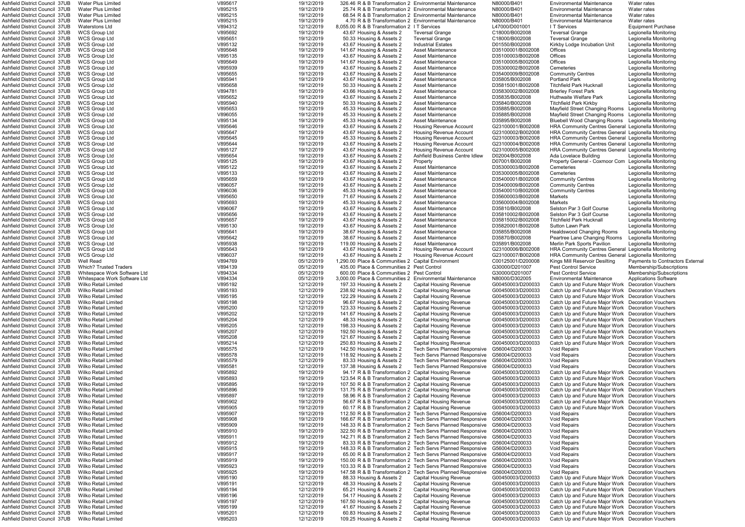| | | | | | | | | | | |
|---|---|---|---|---|---|---|---|---|---|---|
| Ashfield District Council | 37UB | Water Plus Limited | V895617 | 19/12/2019 | 326.46 | R & B Transformation 2 | Environmental Maintenance | N80000/B401 | Environmental Maintenance | Water rates |
| Ashfield District Council | 37UB | Water Plus Limited | V895215 | 19/12/2019 | 25.74 | R & B Transformation 2 | Environmental Maintenance | N80000/B401 | Environmental Maintenance | Water rates |
| Ashfield District Council | 37UB | Water Plus Limited | V895215 | 19/12/2019 | 68.54 | R & B Transformation 2 | Environmental Maintenance | N80000/B401 | Environmental Maintenance | Water rates |
| Ashfield District Council | 37UB | Water Plus Limited | V895215 | 19/12/2019 | 4.70 | R & B Transformation 2 | Environmental Maintenance | N80000/B401 | Environmental Maintenance | Water rates |
| Ashfield District Council | 37UB | Waterstons Ltd | V894312 | 12/12/2019 | 8,055.00 | R & B Transformation 2 | I T Services | L47000/D001001 | I T Services | Equipment Purchase |
| Ashfield District Council | 37UB | WCS Group Ltd | V895692 | 19/12/2019 | 43.67 | Housing & Assets 2 | Teversal Grange | C18000/B002008 | Teversal Grange | Legionella Monitoring |
| Ashfield District Council | 37UB | WCS Group Ltd | V895651 | 19/12/2019 | 50.33 | Housing & Assets 2 | Teversal Grange | C18000/B002008 | Teversal Grange | Legionella Monitoring |
| Ashfield District Council | 37UB | WCS Group Ltd | V895132 | 19/12/2019 | 43.67 | Housing & Assets 2 | Industrial Estates | D01550/B002008 | Kirkby Lodge Incubation Unit | Legionella Monitoring |
| Ashfield District Council | 37UB | WCS Group Ltd | V895648 | 19/12/2019 | 141.67 | Housing & Assets 2 | Asset Maintenance | D35100001/B002008 | Offices | Legionella Monitoring |
| Ashfield District Council | 37UB | WCS Group Ltd | V895135 | 19/12/2019 | 43.67 | Housing & Assets 2 | Asset Maintenance | D35100003/B002008 | Offices | Legionella Monitoring |
| Ashfield District Council | 37UB | WCS Group Ltd | V895649 | 19/12/2019 | 141.67 | Housing & Assets 2 | Asset Maintenance | D35100005/B002008 | Offices | Legionella Monitoring |
| Ashfield District Council | 37UB | WCS Group Ltd | V895939 | 19/12/2019 | 43.67 | Housing & Assets 2 | Asset Maintenance | D35300002/B002008 | Cemeteries | Legionella Monitoring |
| Ashfield District Council | 37UB | WCS Group Ltd | V895655 | 19/12/2019 | 43.67 | Housing & Assets 2 | Asset Maintenance | D35400009/B002008 | Community Centres | Legionella Monitoring |
| Ashfield District Council | 37UB | WCS Group Ltd | V895941 | 19/12/2019 | 43.67 | Housing & Assets 2 | Asset Maintenance | D35805/B002008 | Portland Park | Legionella Monitoring |
| Ashfield District Council | 37UB | WCS Group Ltd | V895658 | 19/12/2019 | 50.33 | Housing & Assets 2 | Asset Maintenance | D35815001/B002008 | Titchfield Park Hucknall | Legionella Monitoring |
| Ashfield District Council | 37UB | WCS Group Ltd | V894781 | 19/12/2019 | 43.66 | Housing & Assets 2 | Asset Maintenance | D35830002/B002008 | Brierley Forest Park | Legionella Monitoring |
| Ashfield District Council | 37UB | WCS Group Ltd | V895652 | 19/12/2019 | 43.67 | Housing & Assets 2 | Asset Maintenance | D35835/B002008 | Huthwaite Welfare Park | Legionella Monitoring |
| Ashfield District Council | 37UB | WCS Group Ltd | V895940 | 19/12/2019 | 50.33 | Housing & Assets 2 | Asset Maintenance | D35840/B002008 | Titchfield Park Kirkby | Legionella Monitoring |
| Ashfield District Council | 37UB | WCS Group Ltd | V895653 | 19/12/2019 | 45.33 | Housing & Assets 2 | Asset Maintenance | D35885/B002008 | Mayfield Street Changing Rooms | Legionella Monitoring |
| Ashfield District Council | 37UB | WCS Group Ltd | V896055 | 19/12/2019 | 45.33 | Housing & Assets 2 | Asset Maintenance | D35885/B002008 | Mayfield Street Changing Rooms | Legionella Monitoring |
| Ashfield District Council | 37UB | WCS Group Ltd | V895134 | 19/12/2019 | 45.33 | Housing & Assets 2 | Asset Maintenance | D35895/B002008 | Bluebell Wood Changing Rooms | Legionella Monitoring |
| Ashfield District Council | 37UB | WCS Group Ltd | V895646 | 19/12/2019 | 43.67 | Housing & Assets 2 | Housing Revenue Account | G23100001/B002008 | HRA Community Centres General | Legionella Monitoring |
| Ashfield District Council | 37UB | WCS Group Ltd | V895647 | 19/12/2019 | 43.67 | Housing & Assets 2 | Housing Revenue Account | G23100002/B002008 | HRA Community Centres General | Legionella Monitoring |
| Ashfield District Council | 37UB | WCS Group Ltd | V895645 | 19/12/2019 | 45.33 | Housing & Assets 2 | Housing Revenue Account | G23100003/B002008 | HRA Community Centres General | Legionella Monitoring |
| Ashfield District Council | 37UB | WCS Group Ltd | V895644 | 19/12/2019 | 43.67 | Housing & Assets 2 | Housing Revenue Account | G23100004/B002008 | HRA Community Centres General | Legionella Monitoring |
| Ashfield District Council | 37UB | WCS Group Ltd | V895127 | 19/12/2019 | 43.67 | Housing & Assets 2 | Housing Revenue Account | G23100005/B002008 | HRA Community Centres General | Legionella Monitoring |
| Ashfield District Council | 37UB | WCS Group Ltd | V895654 | 19/12/2019 | 43.67 | Housing & Assets 2 | Ashfield Business Centre Idlew | D02004/B002008 | Ada Lovelace Building | Legionella Monitoring |
| Ashfield District Council | 37UB | WCS Group Ltd | V895125 | 19/12/2019 | 43.67 | Housing & Assets 2 | Property | D07001/B002008 | Property General - Coxmoor Com | Legionella Monitoring |
| Ashfield District Council | 37UB | WCS Group Ltd | V895122 | 19/12/2019 | 43.67 | Housing & Assets 2 | Asset Maintenance | D35300003/B002008 | Cemeteries | Legionella Monitoring |
| Ashfield District Council | 37UB | WCS Group Ltd | V895133 | 19/12/2019 | 43.67 | Housing & Assets 2 | Asset Maintenance | D35300005/B002008 | Cemeteries | Legionella Monitoring |
| Ashfield District Council | 37UB | WCS Group Ltd | V895659 | 19/12/2019 | 43.67 | Housing & Assets 2 | Asset Maintenance | D35400001/B002008 | Community Centres | Legionella Monitoring |
| Ashfield District Council | 37UB | WCS Group Ltd | V896057 | 19/12/2019 | 43.67 | Housing & Assets 2 | Asset Maintenance | D35400009/B002008 | Community Centres | Legionella Monitoring |
| Ashfield District Council | 37UB | WCS Group Ltd | V896036 | 19/12/2019 | 45.33 | Housing & Assets 2 | Asset Maintenance | D35400010/B002008 | Community Centres | Legionella Monitoring |
| Ashfield District Council | 37UB | WCS Group Ltd | V895650 | 19/12/2019 | 71.67 | Housing & Assets 2 | Asset Maintenance | D35600003/B002008 | Markets | Legionella Monitoring |
| Ashfield District Council | 37UB | WCS Group Ltd | V895693 | 19/12/2019 | 45.33 | Housing & Assets 2 | Asset Maintenance | D35600004/B002008 | Markets | Legionella Monitoring |
| Ashfield District Council | 37UB | WCS Group Ltd | V896067 | 19/12/2019 | 43.67 | Housing & Assets 2 | Asset Maintenance | D35810/B002008 | Selston Par 3 Golf Course | Legionella Monitoring |
| Ashfield District Council | 37UB | WCS Group Ltd | V895656 | 19/12/2019 | 43.67 | Housing & Assets 2 | Asset Maintenance | D35810002/B002008 | Selston Par 3 Golf Course | Legionella Monitoring |
| Ashfield District Council | 37UB | WCS Group Ltd | V895657 | 19/12/2019 | 43.67 | Housing & Assets 2 | Asset Maintenance | D35815002/B002008 | Titchfield Park Hucknall | Legionella Monitoring |
| Ashfield District Council | 37UB | WCS Group Ltd | V895130 | 19/12/2019 | 43.67 | Housing & Assets 2 | Asset Maintenance | D35820001/B002008 | Sutton Lawn Park | Legionella Monitoring |
| Ashfield District Council | 37UB | WCS Group Ltd | V895641 | 19/12/2019 | 38.67 | Housing & Assets 2 | Asset Maintenance | D35855/B002008 | Healdswood Changing Rooms | Legionella Monitoring |
| Ashfield District Council | 37UB | WCS Group Ltd | V895642 | 19/12/2019 | 38.67 | Housing & Assets 2 | Asset Maintenance | D35870/B002008 | Peartree Lane Changing Rooms | Legionella Monitoring |
| Ashfield District Council | 37UB | WCS Group Ltd | V895938 | 19/12/2019 | 119.00 | Housing & Assets 2 | Asset Maintenance | D35891/B002008 | Merlin Park Sports Pavilion | Legionella Monitoring |
| Ashfield District Council | 37UB | WCS Group Ltd | V895643 | 19/12/2019 | 43.67 | Housing & Assets 2 | Housing Revenue Account | G23100006/B002008 | HRA Community Centres General | Legionella Monitoring |
| Ashfield District Council | 37UB | WCS Group Ltd | V896037 | 19/12/2019 | 43.67 | Housing & Assets 2 | Housing Revenue Account | G23100007/B002008 | HRA Community Centres General | Legionella Monitoring |
| Ashfield District Council | 37UB | Well Read | V894769 | 05/12/2019 | 1,290.00 | Place & Communities 2 | Capital Environment | C00125001/D200008 | Kings Mill Reservoir Desilting | Payments to Contractors External |
| Ashfield District Council | 37UB | Which? Trusted Traders | V894139 | 05/12/2019 | 435.00 | Place & Communities 2 | Pest Control | G30000/D201007 | Pest Control Service | Membership/Subscriptions |
| Ashfield District Council | 37UB | Whitespace Work Software Ltd | V894334 | 05/12/2019 | 600.00 | Place & Communities 2 | Pest Control | G30000/D201007 | Pest Control Service | Membership/Subscriptions |
| Ashfield District Council | 37UB | Whitespace Work Software Ltd | V894334 | 05/12/2019 | 3,000.00 | Place & Communities 2 | Environmental Maintenance | N80000/D302005 | Environmental Maintenance | Applications Software |
| Ashfield District Council | 37UB | Wilko Retail Limited | V895192 | 12/12/2019 | 197.33 | Housing & Assets 2 | Capital Housing Revenue | G00450003/D200033 | Catch Up and Future Major Work | Decoration Vouchers |
| Ashfield District Council | 37UB | Wilko Retail Limited | V895193 | 12/12/2019 | 238.92 | Housing & Assets 2 | Capital Housing Revenue | G00450003/D200033 | Catch Up and Future Major Work | Decoration Vouchers |
| Ashfield District Council | 37UB | Wilko Retail Limited | V895195 | 12/12/2019 | 122.29 | Housing & Assets 2 | Capital Housing Revenue | G00450003/D200033 | Catch Up and Future Major Work | Decoration Vouchers |
| Ashfield District Council | 37UB | Wilko Retail Limited | V895198 | 12/12/2019 | 96.67 | Housing & Assets 2 | Capital Housing Revenue | G00450003/D200033 | Catch Up and Future Major Work | Decoration Vouchers |
| Ashfield District Council | 37UB | Wilko Retail Limited | V895200 | 12/12/2019 | 123.33 | Housing & Assets 2 | Capital Housing Revenue | G00450003/D200033 | Catch Up and Future Major Work | Decoration Vouchers |
| Ashfield District Council | 37UB | Wilko Retail Limited | V895202 | 12/12/2019 | 141.67 | Housing & Assets 2 | Capital Housing Revenue | G00450003/D200033 | Catch Up and Future Major Work | Decoration Vouchers |
| Ashfield District Council | 37UB | Wilko Retail Limited | V895204 | 12/12/2019 | 48.33 | Housing & Assets 2 | Capital Housing Revenue | G00450003/D200033 | Catch Up and Future Major Work | Decoration Vouchers |
| Ashfield District Council | 37UB | Wilko Retail Limited | V895205 | 12/12/2019 | 198.33 | Housing & Assets 2 | Capital Housing Revenue | G00450003/D200033 | Catch Up and Future Major Work | Decoration Vouchers |
| Ashfield District Council | 37UB | Wilko Retail Limited | V895207 | 12/12/2019 | 192.50 | Housing & Assets 2 | Capital Housing Revenue | G00450003/D200033 | Catch Up and Future Major Work | Decoration Vouchers |
| Ashfield District Council | 37UB | Wilko Retail Limited | V895208 | 12/12/2019 | 121.67 | Housing & Assets 2 | Capital Housing Revenue | G00450003/D200033 | Catch Up and Future Major Work | Decoration Vouchers |
| Ashfield District Council | 37UB | Wilko Retail Limited | V895214 | 12/12/2019 | 250.83 | Housing & Assets 2 | Capital Housing Revenue | G00450003/D200033 | Catch Up and Future Major Work | Decoration Vouchers |
| Ashfield District Council | 37UB | Wilko Retail Limited | V895575 | 12/12/2019 | 142.50 | Housing & Assets 2 | Tech Servs Planned Responsive | G56004/D200033 | Void Repairs | Decoration Vouchers |
| Ashfield District Council | 37UB | Wilko Retail Limited | V895578 | 12/12/2019 | 118.92 | Housing & Assets 2 | Tech Servs Planned Responsive | G56004/D200033 | Void Repairs | Decoration Vouchers |
| Ashfield District Council | 37UB | Wilko Retail Limited | V895579 | 12/12/2019 | 83.33 | Housing & Assets 2 | Tech Servs Planned Responsive | G56004/D200033 | Void Repairs | Decoration Vouchers |
| Ashfield District Council | 37UB | Wilko Retail Limited | V895581 | 12/12/2019 | 137.38 | Housing & Assets 2 | Tech Servs Planned Responsive | G56004/D200033 | Void Repairs | Decoration Vouchers |
| Ashfield District Council | 37UB | Wilko Retail Limited | V895892 | 19/12/2019 | 94.17 | R & B Transformation 2 | Capital Housing Revenue | G00450003/D200033 | Catch Up and Future Major Work | Decoration Vouchers |
| Ashfield District Council | 37UB | Wilko Retail Limited | V895893 | 19/12/2019 | 123.54 | R & B Transformation 2 | Capital Housing Revenue | G00450003/D200033 | Catch Up and Future Major Work | Decoration Vouchers |
| Ashfield District Council | 37UB | Wilko Retail Limited | V895895 | 19/12/2019 | 107.50 | R & B Transformation 2 | Capital Housing Revenue | G00450003/D200033 | Catch Up and Future Major Work | Decoration Vouchers |
| Ashfield District Council | 37UB | Wilko Retail Limited | V895896 | 19/12/2019 | 131.75 | R & B Transformation 2 | Capital Housing Revenue | G00450003/D200033 | Catch Up and Future Major Work | Decoration Vouchers |
| Ashfield District Council | 37UB | Wilko Retail Limited | V895897 | 19/12/2019 | 58.96 | R & B Transformation 2 | Capital Housing Revenue | G00450003/D200033 | Catch Up and Future Major Work | Decoration Vouchers |
| Ashfield District Council | 37UB | Wilko Retail Limited | V895902 | 19/12/2019 | 56.67 | R & B Transformation 2 | Capital Housing Revenue | G00450003/D200033 | Catch Up and Future Major Work | Decoration Vouchers |
| Ashfield District Council | 37UB | Wilko Retail Limited | V895905 | 19/12/2019 | 60.17 | R & B Transformation 2 | Capital Housing Revenue | G00450003/D200033 | Catch Up and Future Major Work | Decoration Vouchers |
| Ashfield District Council | 37UB | Wilko Retail Limited | V895907 | 19/12/2019 | 112.50 | R & B Transformation 2 | Tech Servs Planned Responsive | G56004/D200033 | Void Repairs | Decoration Vouchers |
| Ashfield District Council | 37UB | Wilko Retail Limited | V895908 | 19/12/2019 | 166.67 | R & B Transformation 2 | Tech Servs Planned Responsive | G56004/D200033 | Void Repairs | Decoration Vouchers |
| Ashfield District Council | 37UB | Wilko Retail Limited | V895909 | 19/12/2019 | 148.33 | R & B Transformation 2 | Tech Servs Planned Responsive | G56004/D200033 | Void Repairs | Decoration Vouchers |
| Ashfield District Council | 37UB | Wilko Retail Limited | V895910 | 19/12/2019 | 322.50 | R & B Transformation 2 | Tech Servs Planned Responsive | G56004/D200033 | Void Repairs | Decoration Vouchers |
| Ashfield District Council | 37UB | Wilko Retail Limited | V895911 | 19/12/2019 | 142.71 | R & B Transformation 2 | Tech Servs Planned Responsive | G56004/D200033 | Void Repairs | Decoration Vouchers |
| Ashfield District Council | 37UB | Wilko Retail Limited | V895912 | 19/12/2019 | 83.33 | R & B Transformation 2 | Tech Servs Planned Responsive | G56004/D200033 | Void Repairs | Decoration Vouchers |
| Ashfield District Council | 37UB | Wilko Retail Limited | V895915 | 19/12/2019 | 148.33 | R & B Transformation 2 | Tech Servs Planned Responsive | G56004/D200033 | Void Repairs | Decoration Vouchers |
| Ashfield District Council | 37UB | Wilko Retail Limited | V895917 | 19/12/2019 | 65.00 | R & B Transformation 2 | Tech Servs Planned Responsive | G56004/D200033 | Void Repairs | Decoration Vouchers |
| Ashfield District Council | 37UB | Wilko Retail Limited | V895919 | 19/12/2019 | 150.00 | R & B Transformation 2 | Tech Servs Planned Responsive | G56004/D200033 | Void Repairs | Decoration Vouchers |
| Ashfield District Council | 37UB | Wilko Retail Limited | V895923 | 19/12/2019 | 103.33 | R & B Transformation 2 | Tech Servs Planned Responsive | G56004/D200033 | Void Repairs | Decoration Vouchers |
| Ashfield District Council | 37UB | Wilko Retail Limited | V895925 | 19/12/2019 | 147.58 | R & B Transformation 2 | Tech Servs Planned Responsive | G56004/D200033 | Void Repairs | Decoration Vouchers |
| Ashfield District Council | 37UB | Wilko Retail Limited | V895190 | 12/12/2019 | 88.33 | Housing & Assets 2 | Capital Housing Revenue | G00450003/D200033 | Catch Up and Future Major Work | Decoration Vouchers |
| Ashfield District Council | 37UB | Wilko Retail Limited | V895191 | 12/12/2019 | 48.33 | Housing & Assets 2 | Capital Housing Revenue | G00450003/D200033 | Catch Up and Future Major Work | Decoration Vouchers |
| Ashfield District Council | 37UB | Wilko Retail Limited | V895194 | 12/12/2019 | 65.21 | Housing & Assets 2 | Capital Housing Revenue | G00450003/D200033 | Catch Up and Future Major Work | Decoration Vouchers |
| Ashfield District Council | 37UB | Wilko Retail Limited | V895196 | 12/12/2019 | 54.17 | Housing & Assets 2 | Capital Housing Revenue | G00450003/D200033 | Catch Up and Future Major Work | Decoration Vouchers |
| Ashfield District Council | 37UB | Wilko Retail Limited | V895197 | 12/12/2019 | 167.50 | Housing & Assets 2 | Capital Housing Revenue | G00450003/D200033 | Catch Up and Future Major Work | Decoration Vouchers |
| Ashfield District Council | 37UB | Wilko Retail Limited | V895199 | 12/12/2019 | 41.67 | Housing & Assets 2 | Capital Housing Revenue | G00450003/D200033 | Catch Up and Future Major Work | Decoration Vouchers |
| Ashfield District Council | 37UB | Wilko Retail Limited | V895201 | 12/12/2019 | 60.83 | Housing & Assets 2 | Capital Housing Revenue | G00450003/D200033 | Catch Up and Future Major Work | Decoration Vouchers |
| Ashfield District Council | 37UB | Wilko Retail Limited | V895203 | 12/12/2019 | 109.25 | Housing & Assets 2 | Capital Housing Revenue | G00450003/D200033 | Catch Up and Future Major Work | Decoration Vouchers |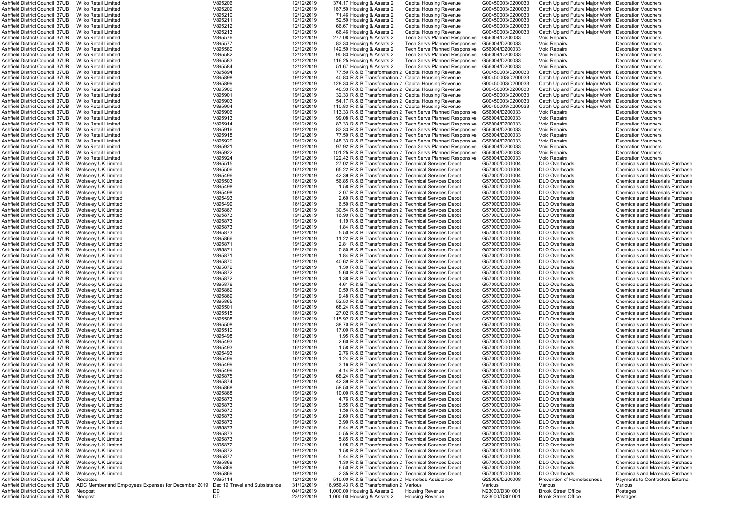| | | | | | | | | | | |
|---|---|---|---|---|---|---|---|---|---|---|
| Ashfield District Council | 37UB | Wilko Retail Limited | V895206 | 12/12/2019 | 374.17 | Housing & Assets 2 | Capital Housing Revenue | G00450003/D200033 | Catch Up and Future Major Work | Decoration Vouchers |
| Ashfield District Council | 37UB | Wilko Retail Limited | V895209 | 12/12/2019 | 167.50 | Housing & Assets 2 | Capital Housing Revenue | G00450003/D200033 | Catch Up and Future Major Work | Decoration Vouchers |
| Ashfield District Council | 37UB | Wilko Retail Limited | V895210 | 12/12/2019 | 71.46 | Housing & Assets 2 | Capital Housing Revenue | G00450003/D200033 | Catch Up and Future Major Work | Decoration Vouchers |
| Ashfield District Council | 37UB | Wilko Retail Limited | V895211 | 12/12/2019 | 52.50 | Housing & Assets 2 | Capital Housing Revenue | G00450003/D200033 | Catch Up and Future Major Work | Decoration Vouchers |
| Ashfield District Council | 37UB | Wilko Retail Limited | V895212 | 12/12/2019 | 66.67 | Housing & Assets 2 | Capital Housing Revenue | G00450003/D200033 | Catch Up and Future Major Work | Decoration Vouchers |
| Ashfield District Council | 37UB | Wilko Retail Limited | V895213 | 12/12/2019 | 66.46 | Housing & Assets 2 | Capital Housing Revenue | G00450003/D200033 | Catch Up and Future Major Work | Decoration Vouchers |
| Ashfield District Council | 37UB | Wilko Retail Limited | V895576 | 12/12/2019 | 277.08 | Housing & Assets 2 | Tech Servs Planned Responsive | G56004/D200033 | Void Repairs | Decoration Vouchers |
| Ashfield District Council | 37UB | Wilko Retail Limited | V895577 | 12/12/2019 | 83.33 | Housing & Assets 2 | Tech Servs Planned Responsive | G56004/D200033 | Void Repairs | Decoration Vouchers |
| Ashfield District Council | 37UB | Wilko Retail Limited | V895580 | 12/12/2019 | 142.50 | Housing & Assets 2 | Tech Servs Planned Responsive | G56004/D200033 | Void Repairs | Decoration Vouchers |
| Ashfield District Council | 37UB | Wilko Retail Limited | V895582 | 12/12/2019 | 90.83 | Housing & Assets 2 | Tech Servs Planned Responsive | G56004/D200033 | Void Repairs | Decoration Vouchers |
| Ashfield District Council | 37UB | Wilko Retail Limited | V895583 | 12/12/2019 | 116.25 | Housing & Assets 2 | Tech Servs Planned Responsive | G56004/D200033 | Void Repairs | Decoration Vouchers |
| Ashfield District Council | 37UB | Wilko Retail Limited | V895584 | 12/12/2019 | 51.67 | Housing & Assets 2 | Tech Servs Planned Responsive | G56004/D200033 | Void Repairs | Decoration Vouchers |
| Ashfield District Council | 37UB | Wilko Retail Limited | V895894 | 19/12/2019 | 77.50 | R & B Transformation 2 | Capital Housing Revenue | G00450003/D200033 | Catch Up and Future Major Work | Decoration Vouchers |
| Ashfield District Council | 37UB | Wilko Retail Limited | V895898 | 19/12/2019 | 40.83 | R & B Transformation 2 | Capital Housing Revenue | G00450003/D200033 | Catch Up and Future Major Work | Decoration Vouchers |
| Ashfield District Council | 37UB | Wilko Retail Limited | V895899 | 19/12/2019 | 128.33 | R & B Transformation 2 | Capital Housing Revenue | G00450003/D200033 | Catch Up and Future Major Work | Decoration Vouchers |
| Ashfield District Council | 37UB | Wilko Retail Limited | V895900 | 19/12/2019 | 48.33 | R & B Transformation 2 | Capital Housing Revenue | G00450003/D200033 | Catch Up and Future Major Work | Decoration Vouchers |
| Ashfield District Council | 37UB | Wilko Retail Limited | V895901 | 19/12/2019 | 32.33 | R & B Transformation 2 | Capital Housing Revenue | G00450003/D200033 | Catch Up and Future Major Work | Decoration Vouchers |
| Ashfield District Council | 37UB | Wilko Retail Limited | V895903 | 19/12/2019 | 54.17 | R & B Transformation 2 | Capital Housing Revenue | G00450003/D200033 | Catch Up and Future Major Work | Decoration Vouchers |
| Ashfield District Council | 37UB | Wilko Retail Limited | V895904 | 19/12/2019 | 110.83 | R & B Transformation 2 | Capital Housing Revenue | G00450003/D200033 | Catch Up and Future Major Work | Decoration Vouchers |
| Ashfield District Council | 37UB | Wilko Retail Limited | V895906 | 19/12/2019 | 113.33 | R & B Transformation 2 | Tech Servs Planned Responsive | G56004/D200033 | Void Repairs | Decoration Vouchers |
| Ashfield District Council | 37UB | Wilko Retail Limited | V895913 | 19/12/2019 | 99.08 | R & B Transformation 2 | Tech Servs Planned Responsive | G56004/D200033 | Void Repairs | Decoration Vouchers |
| Ashfield District Council | 37UB | Wilko Retail Limited | V895914 | 19/12/2019 | 83.33 | R & B Transformation 2 | Tech Servs Planned Responsive | G56004/D200033 | Void Repairs | Decoration Vouchers |
| Ashfield District Council | 37UB | Wilko Retail Limited | V895916 | 19/12/2019 | 83.33 | R & B Transformation 2 | Tech Servs Planned Responsive | G56004/D200033 | Void Repairs | Decoration Vouchers |
| Ashfield District Council | 37UB | Wilko Retail Limited | V895918 | 19/12/2019 | 77.50 | R & B Transformation 2 | Tech Servs Planned Responsive | G56004/D200033 | Void Repairs | Decoration Vouchers |
| Ashfield District Council | 37UB | Wilko Retail Limited | V895920 | 19/12/2019 | 148.33 | R & B Transformation 2 | Tech Servs Planned Responsive | G56004/D200033 | Void Repairs | Decoration Vouchers |
| Ashfield District Council | 37UB | Wilko Retail Limited | V895921 | 19/12/2019 | 97.92 | R & B Transformation 2 | Tech Servs Planned Responsive | G56004/D200033 | Void Repairs | Decoration Vouchers |
| Ashfield District Council | 37UB | Wilko Retail Limited | V895922 | 19/12/2019 | 101.25 | R & B Transformation 2 | Tech Servs Planned Responsive | G56004/D200033 | Void Repairs | Decoration Vouchers |
| Ashfield District Council | 37UB | Wilko Retail Limited | V895924 | 19/12/2019 | 122.42 | R & B Transformation 2 | Tech Servs Planned Responsive | G56004/D200033 | Void Repairs | Decoration Vouchers |
| Ashfield District Council | 37UB | Wolseley UK Limited | V895515 | 16/12/2019 | 27.02 | R & B Transformation 2 | Technical Services Depot | G57000/D001004 | DLO Overheads | Chemicals and Materials Purchase |
| Ashfield District Council | 37UB | Wolseley UK Limited | V895506 | 16/12/2019 | 65.22 | R & B Transformation 2 | Technical Services Depot | G57000/D001004 | DLO Overheads | Chemicals and Materials Purchase |
| Ashfield District Council | 37UB | Wolseley UK Limited | V895496 | 16/12/2019 | 42.39 | R & B Transformation 2 | Technical Services Depot | G57000/D001004 | DLO Overheads | Chemicals and Materials Purchase |
| Ashfield District Council | 37UB | Wolseley UK Limited | V895503 | 16/12/2019 | 56.85 | R & B Transformation 2 | Technical Services Depot | G57000/D001004 | DLO Overheads | Chemicals and Materials Purchase |
| Ashfield District Council | 37UB | Wolseley UK Limited | V895498 | 16/12/2019 | 1.58 | R & B Transformation 2 | Technical Services Depot | G57000/D001004 | DLO Overheads | Chemicals and Materials Purchase |
| Ashfield District Council | 37UB | Wolseley UK Limited | V895498 | 16/12/2019 | 2.07 | R & B Transformation 2 | Technical Services Depot | G57000/D001004 | DLO Overheads | Chemicals and Materials Purchase |
| Ashfield District Council | 37UB | Wolseley UK Limited | V895493 | 16/12/2019 | 2.60 | R & B Transformation 2 | Technical Services Depot | G57000/D001004 | DLO Overheads | Chemicals and Materials Purchase |
| Ashfield District Council | 37UB | Wolseley UK Limited | V895499 | 16/12/2019 | 6.50 | R & B Transformation 2 | Technical Services Depot | G57000/D001004 | DLO Overheads | Chemicals and Materials Purchase |
| Ashfield District Council | 37UB | Wolseley UK Limited | V895867 | 19/12/2019 | 30.54 | R & B Transformation 2 | Technical Services Depot | G57000/D001004 | DLO Overheads | Chemicals and Materials Purchase |
| Ashfield District Council | 37UB | Wolseley UK Limited | V895873 | 19/12/2019 | 16.99 | R & B Transformation 2 | Technical Services Depot | G57000/D001004 | DLO Overheads | Chemicals and Materials Purchase |
| Ashfield District Council | 37UB | Wolseley UK Limited | V895873 | 19/12/2019 | 1.19 | R & B Transformation 2 | Technical Services Depot | G57000/D001004 | DLO Overheads | Chemicals and Materials Purchase |
| Ashfield District Council | 37UB | Wolseley UK Limited | V895873 | 19/12/2019 | 1.84 | R & B Transformation 2 | Technical Services Depot | G57000/D001004 | DLO Overheads | Chemicals and Materials Purchase |
| Ashfield District Council | 37UB | Wolseley UK Limited | V895873 | 19/12/2019 | 5.50 | R & B Transformation 2 | Technical Services Depot | G57000/D001004 | DLO Overheads | Chemicals and Materials Purchase |
| Ashfield District Council | 37UB | Wolseley UK Limited | V895866 | 19/12/2019 | 11.22 | R & B Transformation 2 | Technical Services Depot | G57000/D001004 | DLO Overheads | Chemicals and Materials Purchase |
| Ashfield District Council | 37UB | Wolseley UK Limited | V895871 | 19/12/2019 | 2.81 | R & B Transformation 2 | Technical Services Depot | G57000/D001004 | DLO Overheads | Chemicals and Materials Purchase |
| Ashfield District Council | 37UB | Wolseley UK Limited | V895871 | 19/12/2019 | 0.80 | R & B Transformation 2 | Technical Services Depot | G57000/D001004 | DLO Overheads | Chemicals and Materials Purchase |
| Ashfield District Council | 37UB | Wolseley UK Limited | V895871 | 19/12/2019 | 1.84 | R & B Transformation 2 | Technical Services Depot | G57000/D001004 | DLO Overheads | Chemicals and Materials Purchase |
| Ashfield District Council | 37UB | Wolseley UK Limited | V895870 | 19/12/2019 | 40.62 | R & B Transformation 2 | Technical Services Depot | G57000/D001004 | DLO Overheads | Chemicals and Materials Purchase |
| Ashfield District Council | 37UB | Wolseley UK Limited | V895872 | 19/12/2019 | 1.30 | R & B Transformation 2 | Technical Services Depot | G57000/D001004 | DLO Overheads | Chemicals and Materials Purchase |
| Ashfield District Council | 37UB | Wolseley UK Limited | V895872 | 19/12/2019 | 5.60 | R & B Transformation 2 | Technical Services Depot | G57000/D001004 | DLO Overheads | Chemicals and Materials Purchase |
| Ashfield District Council | 37UB | Wolseley UK Limited | V895872 | 19/12/2019 | 1.38 | R & B Transformation 2 | Technical Services Depot | G57000/D001004 | DLO Overheads | Chemicals and Materials Purchase |
| Ashfield District Council | 37UB | Wolseley UK Limited | V895876 | 19/12/2019 | 4.61 | R & B Transformation 2 | Technical Services Depot | G57000/D001004 | DLO Overheads | Chemicals and Materials Purchase |
| Ashfield District Council | 37UB | Wolseley UK Limited | V895869 | 19/12/2019 | 0.59 | R & B Transformation 2 | Technical Services Depot | G57000/D001004 | DLO Overheads | Chemicals and Materials Purchase |
| Ashfield District Council | 37UB | Wolseley UK Limited | V895869 | 19/12/2019 | 9.48 | R & B Transformation 2 | Technical Services Depot | G57000/D001004 | DLO Overheads | Chemicals and Materials Purchase |
| Ashfield District Council | 37UB | Wolseley UK Limited | V895865 | 19/12/2019 | 52.53 | R & B Transformation 2 | Technical Services Depot | G57000/D001004 | DLO Overheads | Chemicals and Materials Purchase |
| Ashfield District Council | 37UB | Wolseley UK Limited | V895501 | 16/12/2019 | 68.24 | R & B Transformation 2 | Technical Services Depot | G57000/D001004 | DLO Overheads | Chemicals and Materials Purchase |
| Ashfield District Council | 37UB | Wolseley UK Limited | V895515 | 16/12/2019 | 27.02 | R & B Transformation 2 | Technical Services Depot | G57000/D001004 | DLO Overheads | Chemicals and Materials Purchase |
| Ashfield District Council | 37UB | Wolseley UK Limited | V895508 | 16/12/2019 | 115.92 | R & B Transformation 2 | Technical Services Depot | G57000/D001004 | DLO Overheads | Chemicals and Materials Purchase |
| Ashfield District Council | 37UB | Wolseley UK Limited | V895508 | 16/12/2019 | 38.70 | R & B Transformation 2 | Technical Services Depot | G57000/D001004 | DLO Overheads | Chemicals and Materials Purchase |
| Ashfield District Council | 37UB | Wolseley UK Limited | V895510 | 16/12/2019 | 17.00 | R & B Transformation 2 | Technical Services Depot | G57000/D001004 | DLO Overheads | Chemicals and Materials Purchase |
| Ashfield District Council | 37UB | Wolseley UK Limited | V895498 | 16/12/2019 | 1.95 | R & B Transformation 2 | Technical Services Depot | G57000/D001004 | DLO Overheads | Chemicals and Materials Purchase |
| Ashfield District Council | 37UB | Wolseley UK Limited | V895493 | 16/12/2019 | 2.60 | R & B Transformation 2 | Technical Services Depot | G57000/D001004 | DLO Overheads | Chemicals and Materials Purchase |
| Ashfield District Council | 37UB | Wolseley UK Limited | V895493 | 16/12/2019 | 1.58 | R & B Transformation 2 | Technical Services Depot | G57000/D001004 | DLO Overheads | Chemicals and Materials Purchase |
| Ashfield District Council | 37UB | Wolseley UK Limited | V895493 | 16/12/2019 | 2.76 | R & B Transformation 2 | Technical Services Depot | G57000/D001004 | DLO Overheads | Chemicals and Materials Purchase |
| Ashfield District Council | 37UB | Wolseley UK Limited | V895499 | 16/12/2019 | 1.24 | R & B Transformation 2 | Technical Services Depot | G57000/D001004 | DLO Overheads | Chemicals and Materials Purchase |
| Ashfield District Council | 37UB | Wolseley UK Limited | V895499 | 16/12/2019 | 3.16 | R & B Transformation 2 | Technical Services Depot | G57000/D001004 | DLO Overheads | Chemicals and Materials Purchase |
| Ashfield District Council | 37UB | Wolseley UK Limited | V895499 | 16/12/2019 | 4.14 | R & B Transformation 2 | Technical Services Depot | G57000/D001004 | DLO Overheads | Chemicals and Materials Purchase |
| Ashfield District Council | 37UB | Wolseley UK Limited | V895875 | 19/12/2019 | 68.24 | R & B Transformation 2 | Technical Services Depot | G57000/D001004 | DLO Overheads | Chemicals and Materials Purchase |
| Ashfield District Council | 37UB | Wolseley UK Limited | V895874 | 19/12/2019 | 42.39 | R & B Transformation 2 | Technical Services Depot | G57000/D001004 | DLO Overheads | Chemicals and Materials Purchase |
| Ashfield District Council | 37UB | Wolseley UK Limited | V895868 | 19/12/2019 | 58.50 | R & B Transformation 2 | Technical Services Depot | G57000/D001004 | DLO Overheads | Chemicals and Materials Purchase |
| Ashfield District Council | 37UB | Wolseley UK Limited | V895868 | 19/12/2019 | 10.00 | R & B Transformation 2 | Technical Services Depot | G57000/D001004 | DLO Overheads | Chemicals and Materials Purchase |
| Ashfield District Council | 37UB | Wolseley UK Limited | V895873 | 19/12/2019 | 4.76 | R & B Transformation 2 | Technical Services Depot | G57000/D001004 | DLO Overheads | Chemicals and Materials Purchase |
| Ashfield District Council | 37UB | Wolseley UK Limited | V895873 | 19/12/2019 | 9.55 | R & B Transformation 2 | Technical Services Depot | G57000/D001004 | DLO Overheads | Chemicals and Materials Purchase |
| Ashfield District Council | 37UB | Wolseley UK Limited | V895873 | 19/12/2019 | 1.58 | R & B Transformation 2 | Technical Services Depot | G57000/D001004 | DLO Overheads | Chemicals and Materials Purchase |
| Ashfield District Council | 37UB | Wolseley UK Limited | V895873 | 19/12/2019 | 2.60 | R & B Transformation 2 | Technical Services Depot | G57000/D001004 | DLO Overheads | Chemicals and Materials Purchase |
| Ashfield District Council | 37UB | Wolseley UK Limited | V895873 | 19/12/2019 | 3.90 | R & B Transformation 2 | Technical Services Depot | G57000/D001004 | DLO Overheads | Chemicals and Materials Purchase |
| Ashfield District Council | 37UB | Wolseley UK Limited | V895873 | 19/12/2019 | 6.44 | R & B Transformation 2 | Technical Services Depot | G57000/D001004 | DLO Overheads | Chemicals and Materials Purchase |
| Ashfield District Council | 37UB | Wolseley UK Limited | V895873 | 19/12/2019 | 0.55 | R & B Transformation 2 | Technical Services Depot | G57000/D001004 | DLO Overheads | Chemicals and Materials Purchase |
| Ashfield District Council | 37UB | Wolseley UK Limited | V895873 | 19/12/2019 | 5.85 | R & B Transformation 2 | Technical Services Depot | G57000/D001004 | DLO Overheads | Chemicals and Materials Purchase |
| Ashfield District Council | 37UB | Wolseley UK Limited | V895872 | 19/12/2019 | 1.95 | R & B Transformation 2 | Technical Services Depot | G57000/D001004 | DLO Overheads | Chemicals and Materials Purchase |
| Ashfield District Council | 37UB | Wolseley UK Limited | V895872 | 19/12/2019 | 1.58 | R & B Transformation 2 | Technical Services Depot | G57000/D001004 | DLO Overheads | Chemicals and Materials Purchase |
| Ashfield District Council | 37UB | Wolseley UK Limited | V895877 | 19/12/2019 | 5.44 | R & B Transformation 2 | Technical Services Depot | G57000/D001004 | DLO Overheads | Chemicals and Materials Purchase |
| Ashfield District Council | 37UB | Wolseley UK Limited | V895869 | 19/12/2019 | 1.30 | R & B Transformation 2 | Technical Services Depot | G57000/D001004 | DLO Overheads | Chemicals and Materials Purchase |
| Ashfield District Council | 37UB | Wolseley UK Limited | V895869 | 19/12/2019 | 6.50 | R & B Transformation 2 | Technical Services Depot | G57000/D001004 | DLO Overheads | Chemicals and Materials Purchase |
| Ashfield District Council | 37UB | Wolseley UK Limited | V895869 | 19/12/2019 | 2.35 | R & B Transformation 2 | Technical Services Depot | G57000/D001004 | DLO Overheads | Chemicals and Materials Purchase |
| Ashfield District Council | 37UB | Redacted | V895114 | 12/12/2019 | 510.00 | R & B Transformation 2 | Homeless Assistance | G25006/D200008 | Prevention of Homelessness | Payments to Contractors External |
| Ashfield District Council | 37UB | ADC Member and Employees Expenses for December 2019 | Dec 19 Travel and Subsistence | 31/12/2019 | 16,956.43 | R & B Transformation 2 | Various | Various | Various | Various |
| Ashfield District Council | 37UB | Neopost | DD | 04/12/2019 | 1,000.00 | Housing & Assets 2 | Housing Revenue | N23000/D301001 | Brook Street Office | Postages |
| Ashfield District Council | 37UB | Neopost | DD | 23/12/2019 | 1,000.00 | Housing & Assets 2 | Housing Revenue | N23000/D301001 | Brook Street Office | Postages |